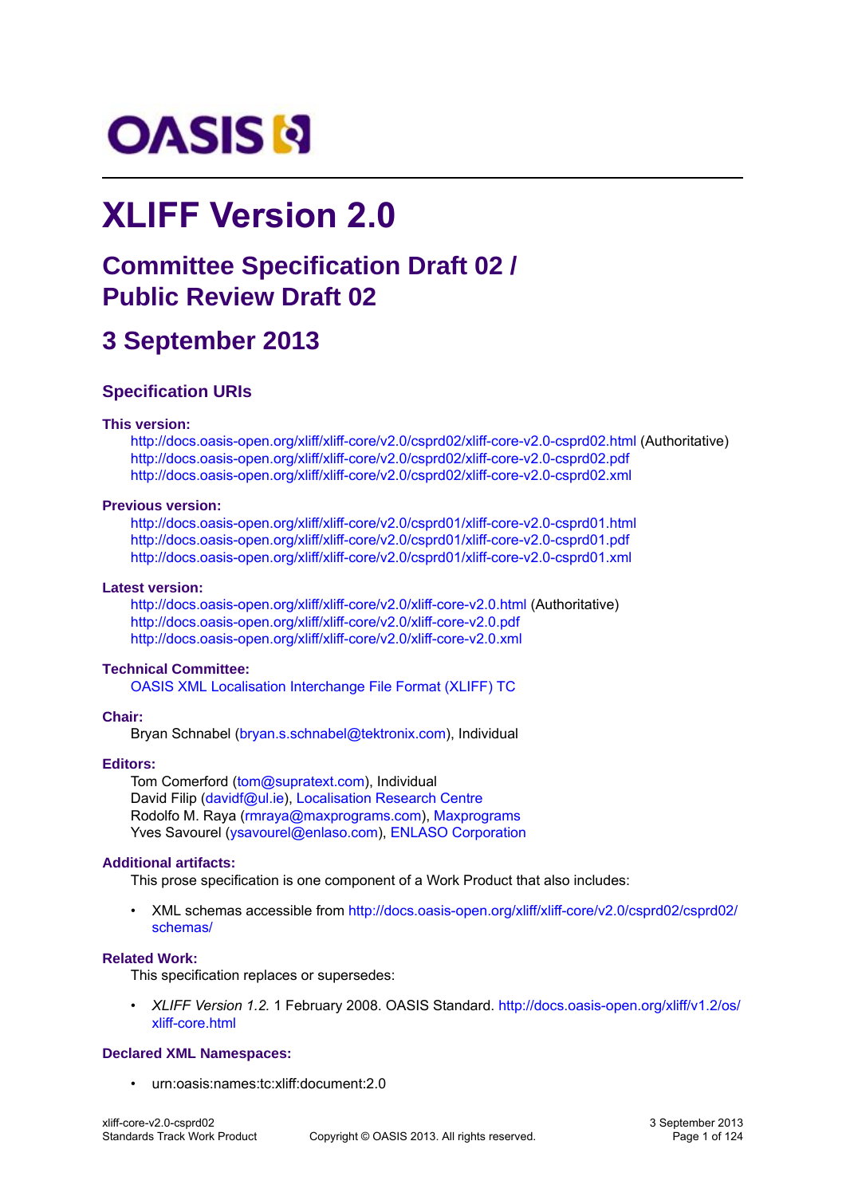OASIS

# XLIFF Version 2.0

## Committee Specification Draft 02 / Public Review Draft 02

## 3 September 2013

### Specification URIs

**This version:**

http://docs.oasis-open.org/xliff/xliff-core/v2.0/csprd02/xliff-core-v2.0-csprd02.html (Authoritative)
http://docs.oasis-open.org/xliff/xliff-core/v2.0/csprd02/xliff-core-v2.0-csprd02.pdf
http://docs.oasis-open.org/xliff/xliff-core/v2.0/csprd02/xliff-core-v2.0-csprd02.xml

**Previous version:**

http://docs.oasis-open.org/xliff/xliff-core/v2.0/csprd01/xliff-core-v2.0-csprd01.html
http://docs.oasis-open.org/xliff/xliff-core/v2.0/csprd01/xliff-core-v2.0-csprd01.pdf
http://docs.oasis-open.org/xliff/xliff-core/v2.0/csprd01/xliff-core-v2.0-csprd01.xml

**Latest version:**

http://docs.oasis-open.org/xliff/xliff-core/v2.0/xliff-core-v2.0.html (Authoritative)
http://docs.oasis-open.org/xliff/xliff-core/v2.0/xliff-core-v2.0.pdf
http://docs.oasis-open.org/xliff/xliff-core/v2.0/xliff-core-v2.0.xml

**Technical Committee:**

OASIS XML Localisation Interchange File Format (XLIFF) TC

**Chair:**

Bryan Schnabel (bryan.s.schnabel@tektronix.com), Individual

**Editors:**

Tom Comerford (tom@supratext.com), Individual
David Filip (davidf@ul.ie), Localisation Research Centre
Rodolfo M. Raya (rmraya@maxprograms.com), Maxprograms
Yves Savourel (ysavourel@enlaso.com), ENLASO Corporation

**Additional artifacts:**

This prose specification is one component of a Work Product that also includes:

- XML schemas accessible from http://docs.oasis-open.org/xliff/xliff-core/v2.0/csprd02/csprd02/schemas/

**Related Work:**

This specification replaces or supersedes:

- *XLIFF Version 1.2.* 1 February 2008. OASIS Standard. http://docs.oasis-open.org/xliff/v1.2/os/xliff-core.html

**Declared XML Namespaces:**

- urn:oasis:names:tc:xliff:document:2.0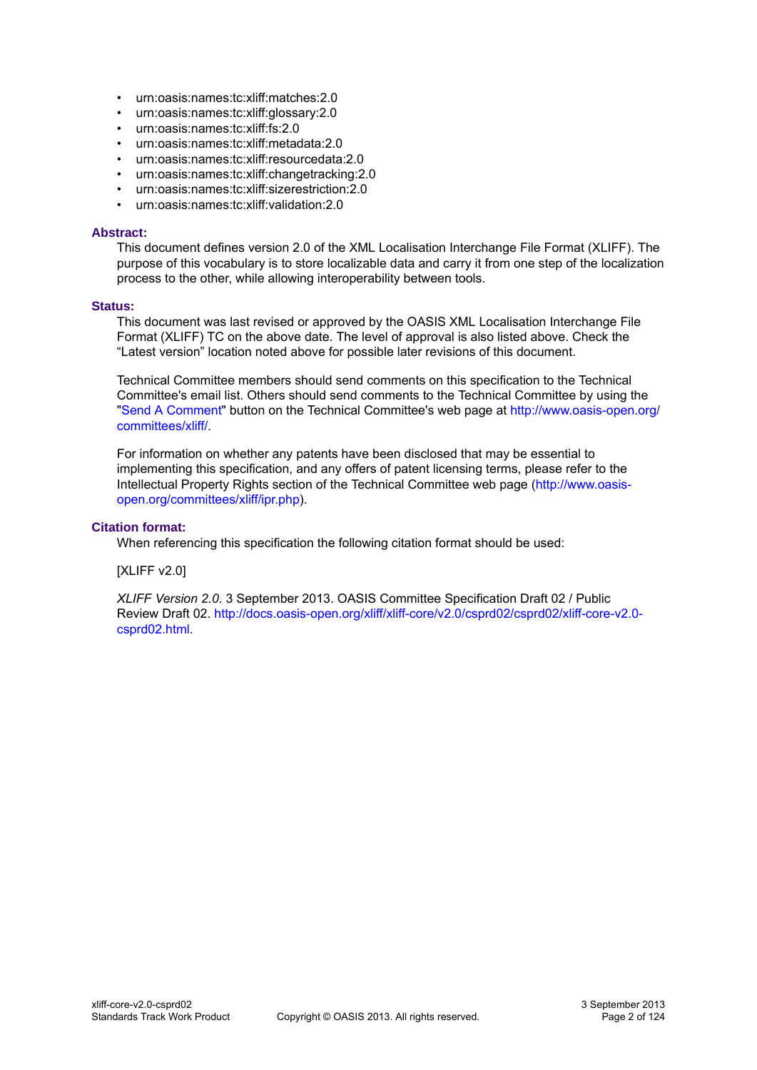- urn:oasis:names:tc:xliff:matches:2.0
- urn:oasis:names:tc:xliff:glossary:2.0
- urn:oasis:names:tc:xliff:fs:2.0
- urn:oasis:names:tc:xliff:metadata:2.0
- urn:oasis:names:tc:xliff:resourcedata:2.0
- urn:oasis:names:tc:xliff:changetracking:2.0
- urn:oasis:names:tc:xliff:sizerestriction:2.0
- urn:oasis:names:tc:xliff:validation:2.0

**Abstract:**

This document defines version 2.0 of the XML Localisation Interchange File Format (XLIFF). The purpose of this vocabulary is to store localizable data and carry it from one step of the localization process to the other, while allowing interoperability between tools.

**Status:**

This document was last revised or approved by the OASIS XML Localisation Interchange File Format (XLIFF) TC on the above date. The level of approval is also listed above. Check the “Latest version” location noted above for possible later revisions of this document.

Technical Committee members should send comments on this specification to the Technical Committee's email list. Others should send comments to the Technical Committee by using the "Send A Comment" button on the Technical Committee's web page at http://www.oasis-open.org/committees/xliff/.

For information on whether any patents have been disclosed that may be essential to implementing this specification, and any offers of patent licensing terms, please refer to the Intellectual Property Rights section of the Technical Committee web page (http://www.oasis-open.org/committees/xliff/ipr.php).

**Citation format:**

When referencing this specification the following citation format should be used:

[XLIFF v2.0]

*XLIFF Version 2.0*. 3 September 2013. OASIS Committee Specification Draft 02 / Public Review Draft 02. http://docs.oasis-open.org/xliff/xliff-core/v2.0/csprd02/csprd02/xliff-core-v2.0-csprd02.html.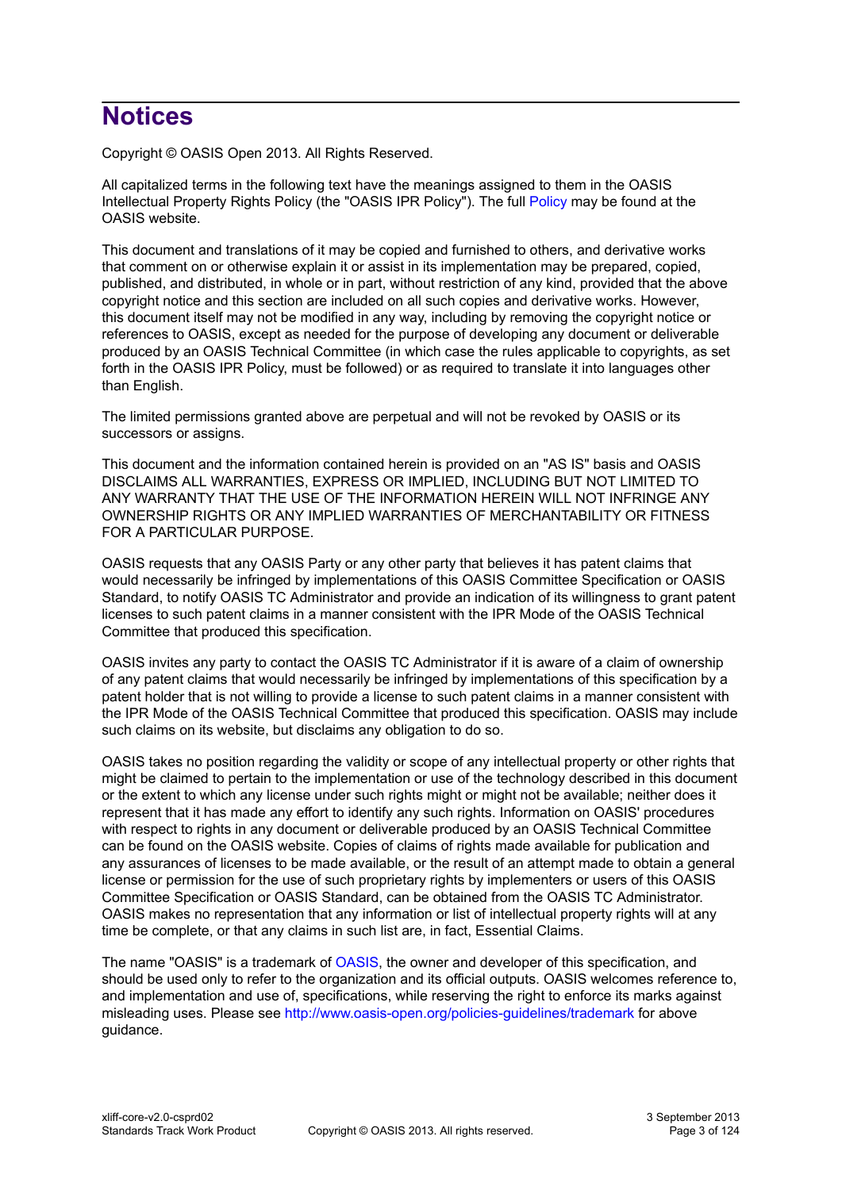# Notices

Copyright © OASIS Open 2013. All Rights Reserved.

All capitalized terms in the following text have the meanings assigned to them in the OASIS Intellectual Property Rights Policy (the "OASIS IPR Policy"). The full Policy may be found at the OASIS website.

This document and translations of it may be copied and furnished to others, and derivative works that comment on or otherwise explain it or assist in its implementation may be prepared, copied, published, and distributed, in whole or in part, without restriction of any kind, provided that the above copyright notice and this section are included on all such copies and derivative works. However, this document itself may not be modified in any way, including by removing the copyright notice or references to OASIS, except as needed for the purpose of developing any document or deliverable produced by an OASIS Technical Committee (in which case the rules applicable to copyrights, as set forth in the OASIS IPR Policy, must be followed) or as required to translate it into languages other than English.

The limited permissions granted above are perpetual and will not be revoked by OASIS or its successors or assigns.

This document and the information contained herein is provided on an "AS IS" basis and OASIS DISCLAIMS ALL WARRANTIES, EXPRESS OR IMPLIED, INCLUDING BUT NOT LIMITED TO ANY WARRANTY THAT THE USE OF THE INFORMATION HEREIN WILL NOT INFRINGE ANY OWNERSHIP RIGHTS OR ANY IMPLIED WARRANTIES OF MERCHANTABILITY OR FITNESS FOR A PARTICULAR PURPOSE.

OASIS requests that any OASIS Party or any other party that believes it has patent claims that would necessarily be infringed by implementations of this OASIS Committee Specification or OASIS Standard, to notify OASIS TC Administrator and provide an indication of its willingness to grant patent licenses to such patent claims in a manner consistent with the IPR Mode of the OASIS Technical Committee that produced this specification.

OASIS invites any party to contact the OASIS TC Administrator if it is aware of a claim of ownership of any patent claims that would necessarily be infringed by implementations of this specification by a patent holder that is not willing to provide a license to such patent claims in a manner consistent with the IPR Mode of the OASIS Technical Committee that produced this specification. OASIS may include such claims on its website, but disclaims any obligation to do so.

OASIS takes no position regarding the validity or scope of any intellectual property or other rights that might be claimed to pertain to the implementation or use of the technology described in this document or the extent to which any license under such rights might or might not be available; neither does it represent that it has made any effort to identify any such rights. Information on OASIS' procedures with respect to rights in any document or deliverable produced by an OASIS Technical Committee can be found on the OASIS website. Copies of claims of rights made available for publication and any assurances of licenses to be made available, or the result of an attempt made to obtain a general license or permission for the use of such proprietary rights by implementers or users of this OASIS Committee Specification or OASIS Standard, can be obtained from the OASIS TC Administrator. OASIS makes no representation that any information or list of intellectual property rights will at any time be complete, or that any claims in such list are, in fact, Essential Claims.

The name "OASIS" is a trademark of OASIS, the owner and developer of this specification, and should be used only to refer to the organization and its official outputs. OASIS welcomes reference to, and implementation and use of, specifications, while reserving the right to enforce its marks against misleading uses. Please see http://www.oasis-open.org/policies-guidelines/trademark for above guidance.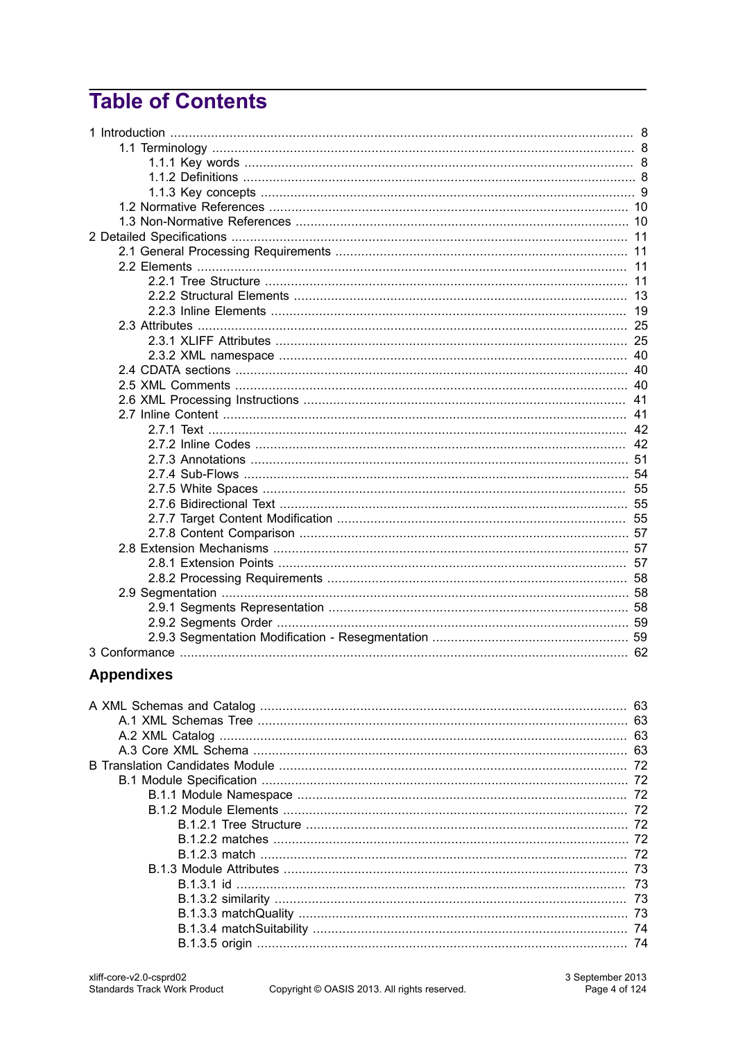# Table of Contents

- 1 Introduction ........ 8
  - 1.1 Terminology ........ 8
    - 1.1.1 Key words ........ 8
    - 1.1.2 Definitions ........ 8
    - 1.1.3 Key concepts ........ 9
  - 1.2 Normative References ........ 10
  - 1.3 Non-Normative References ........ 10
- 2 Detailed Specifications ........ 11
  - 2.1 General Processing Requirements ........ 11
  - 2.2 Elements ........ 11
    - 2.2.1 Tree Structure ........ 11
    - 2.2.2 Structural Elements ........ 13
    - 2.2.3 Inline Elements ........ 19
  - 2.3 Attributes ........ 25
    - 2.3.1 XLIFF Attributes ........ 25
    - 2.3.2 XML namespace ........ 40
  - 2.4 CDATA sections ........ 40
  - 2.5 XML Comments ........ 40
  - 2.6 XML Processing Instructions ........ 41
  - 2.7 Inline Content ........ 41
    - 2.7.1 Text ........ 42
    - 2.7.2 Inline Codes ........ 42
    - 2.7.3 Annotations ........ 51
    - 2.7.4 Sub-Flows ........ 54
    - 2.7.5 White Spaces ........ 55
    - 2.7.6 Bidirectional Text ........ 55
    - 2.7.7 Target Content Modification ........ 55
    - 2.7.8 Content Comparison ........ 57
  - 2.8 Extension Mechanisms ........ 57
    - 2.8.1 Extension Points ........ 57
    - 2.8.2 Processing Requirements ........ 58
  - 2.9 Segmentation ........ 58
    - 2.9.1 Segments Representation ........ 58
    - 2.9.2 Segments Order ........ 59
    - 2.9.3 Segmentation Modification - Resegmentation ........ 59
- 3 Conformance ........ 62

## Appendixes

- A XML Schemas and Catalog ........ 63
  - A.1 XML Schemas Tree ........ 63
  - A.2 XML Catalog ........ 63
  - A.3 Core XML Schema ........ 63
- B Translation Candidates Module ........ 72
  - B.1 Module Specification ........ 72
    - B.1.1 Module Namespace ........ 72
    - B.1.2 Module Elements ........ 72
      - B.1.2.1 Tree Structure ........ 72
      - B.1.2.2 matches ........ 72
      - B.1.2.3 match ........ 72
    - B.1.3 Module Attributes ........ 73
      - B.1.3.1 id ........ 73
      - B.1.3.2 similarity ........ 73
      - B.1.3.3 matchQuality ........ 73
      - B.1.3.4 matchSuitability ........ 74
      - B.1.3.5 origin ........ 74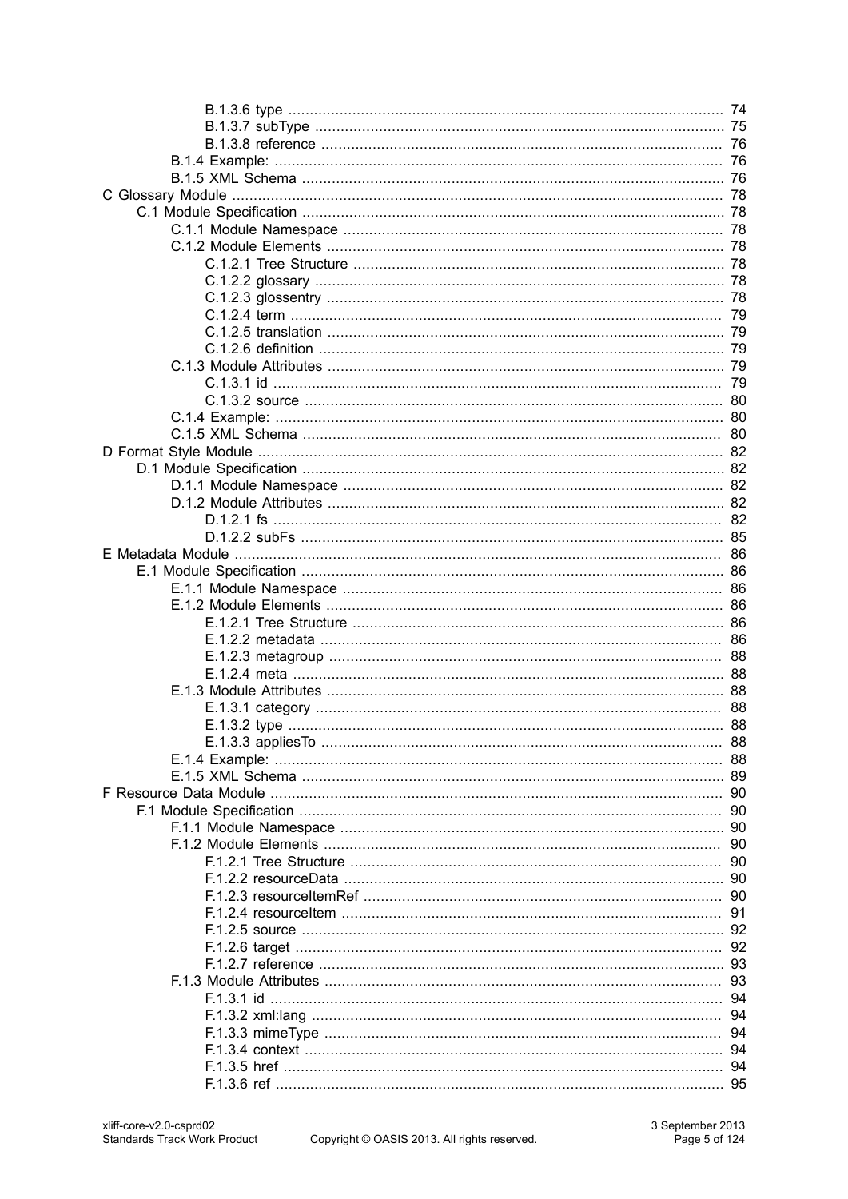- B.1.3.6 type ..... 74
- B.1.3.7 subType ..... 75
- B.1.3.8 reference ..... 76
- B.1.4 Example: ..... 76
- B.1.5 XML Schema ..... 76

C Glossary Module ..... 78
- C.1 Module Specification ..... 78
  - C.1.1 Module Namespace ..... 78
  - C.1.2 Module Elements ..... 78
    - C.1.2.1 Tree Structure ..... 78
    - C.1.2.2 glossary ..... 78
    - C.1.2.3 glossentry ..... 78
    - C.1.2.4 term ..... 79
    - C.1.2.5 translation ..... 79
    - C.1.2.6 definition ..... 79
  - C.1.3 Module Attributes ..... 79
    - C.1.3.1 id ..... 79
    - C.1.3.2 source ..... 80
  - C.1.4 Example: ..... 80
  - C.1.5 XML Schema ..... 80

D Format Style Module ..... 82
- D.1 Module Specification ..... 82
  - D.1.1 Module Namespace ..... 82
  - D.1.2 Module Attributes ..... 82
    - D.1.2.1 fs ..... 82
    - D.1.2.2 subFs ..... 85

E Metadata Module ..... 86
- E.1 Module Specification ..... 86
  - E.1.1 Module Namespace ..... 86
  - E.1.2 Module Elements ..... 86
    - E.1.2.1 Tree Structure ..... 86
    - E.1.2.2 metadata ..... 86
    - E.1.2.3 metagroup ..... 88
    - E.1.2.4 meta ..... 88
  - E.1.3 Module Attributes ..... 88
    - E.1.3.1 category ..... 88
    - E.1.3.2 type ..... 88
    - E.1.3.3 appliesTo ..... 88
  - E.1.4 Example: ..... 88
  - E.1.5 XML Schema ..... 89

F Resource Data Module ..... 90
- F.1 Module Specification ..... 90
  - F.1.1 Module Namespace ..... 90
  - F.1.2 Module Elements ..... 90
    - F.1.2.1 Tree Structure ..... 90
    - F.1.2.2 resourceData ..... 90
    - F.1.2.3 resourceItemRef ..... 90
    - F.1.2.4 resourceItem ..... 91
    - F.1.2.5 source ..... 92
    - F.1.2.6 target ..... 92
    - F.1.2.7 reference ..... 93
  - F.1.3 Module Attributes ..... 93
    - F.1.3.1 id ..... 94
    - F.1.3.2 xml:lang ..... 94
    - F.1.3.3 mimeType ..... 94
    - F.1.3.4 context ..... 94
    - F.1.3.5 href ..... 94
    - F.1.3.6 ref ..... 95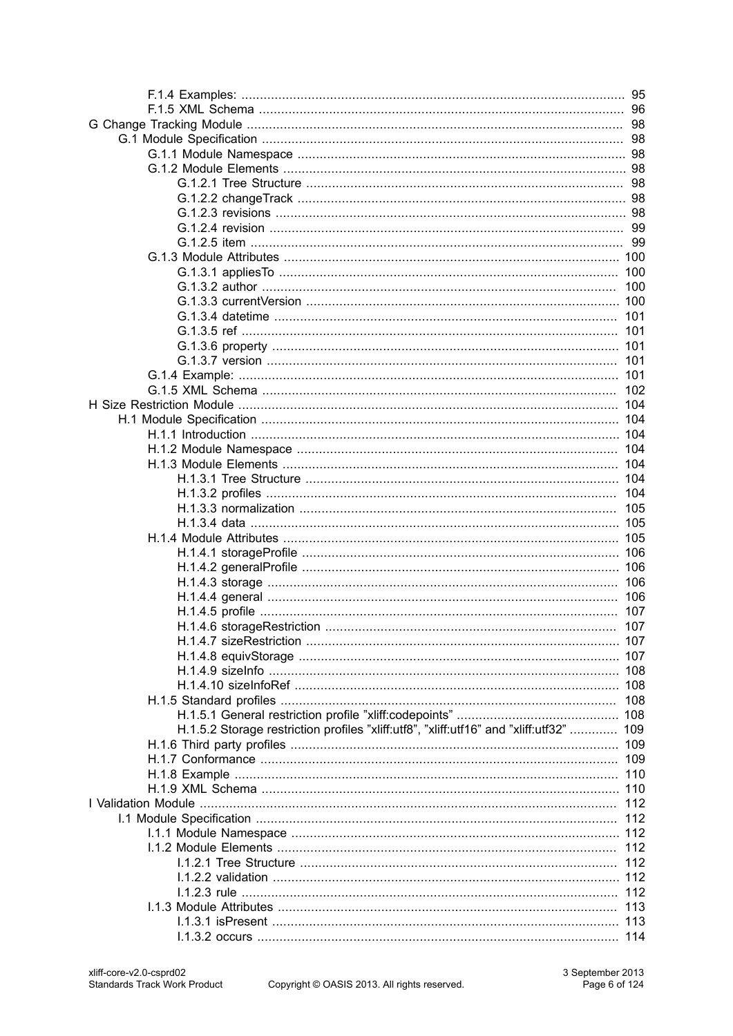- F.1.4 Examples: ..................................................................... 95
- F.1.5 XML Schema ..................................................................... 96
- G Change Tracking Module ..................................................................... 98
  - G.1 Module Specification ..................................................................... 98
    - G.1.1 Module Namespace ..................................................................... 98
    - G.1.2 Module Elements ..................................................................... 98
      - G.1.2.1 Tree Structure ..................................................................... 98
      - G.1.2.2 changeTrack ..................................................................... 98
      - G.1.2.3 revisions ..................................................................... 98
      - G.1.2.4 revision ..................................................................... 99
      - G.1.2.5 item ..................................................................... 99
    - G.1.3 Module Attributes ..................................................................... 100
      - G.1.3.1 appliesTo ..................................................................... 100
      - G.1.3.2 author ..................................................................... 100
      - G.1.3.3 currentVersion ..................................................................... 100
      - G.1.3.4 datetime ..................................................................... 101
      - G.1.3.5 ref ..................................................................... 101
      - G.1.3.6 property ..................................................................... 101
      - G.1.3.7 version ..................................................................... 101
    - G.1.4 Example: ..................................................................... 101
    - G.1.5 XML Schema ..................................................................... 102
- H Size Restriction Module ..................................................................... 104
  - H.1 Module Specification ..................................................................... 104
    - H.1.1 Introduction ..................................................................... 104
    - H.1.2 Module Namespace ..................................................................... 104
    - H.1.3 Module Elements ..................................................................... 104
      - H.1.3.1 Tree Structure ..................................................................... 104
      - H.1.3.2 profiles ..................................................................... 104
      - H.1.3.3 normalization ..................................................................... 105
      - H.1.3.4 data ..................................................................... 105
    - H.1.4 Module Attributes ..................................................................... 105
      - H.1.4.1 storageProfile ..................................................................... 106
      - H.1.4.2 generalProfile ..................................................................... 106
      - H.1.4.3 storage ..................................................................... 106
      - H.1.4.4 general ..................................................................... 106
      - H.1.4.5 profile ..................................................................... 107
      - H.1.4.6 storageRestriction ..................................................................... 107
      - H.1.4.7 sizeRestriction ..................................................................... 107
      - H.1.4.8 equivStorage ..................................................................... 107
      - H.1.4.9 sizeInfo ..................................................................... 108
      - H.1.4.10 sizeInfoRef ..................................................................... 108
    - H.1.5 Standard profiles ..................................................................... 108
      - H.1.5.1 General restriction profile ”xliff:codepoints” ..................................................................... 108
      - H.1.5.2 Storage restriction profiles ”xliff:utf8”, ”xliff:utf16” and ”xliff:utf32” ..................................................................... 109
    - H.1.6 Third party profiles ..................................................................... 109
    - H.1.7 Conformance ..................................................................... 109
    - H.1.8 Example ..................................................................... 110
    - H.1.9 XML Schema ..................................................................... 110
- I Validation Module ..................................................................... 112
  - I.1 Module Specification ..................................................................... 112
    - I.1.1 Module Namespace ..................................................................... 112
    - I.1.2 Module Elements ..................................................................... 112
      - I.1.2.1 Tree Structure ..................................................................... 112
      - I.1.2.2 validation ..................................................................... 112
      - I.1.2.3 rule ..................................................................... 112
    - I.1.3 Module Attributes ..................................................................... 113
      - I.1.3.1 isPresent ..................................................................... 113
      - I.1.3.2 occurs ..................................................................... 114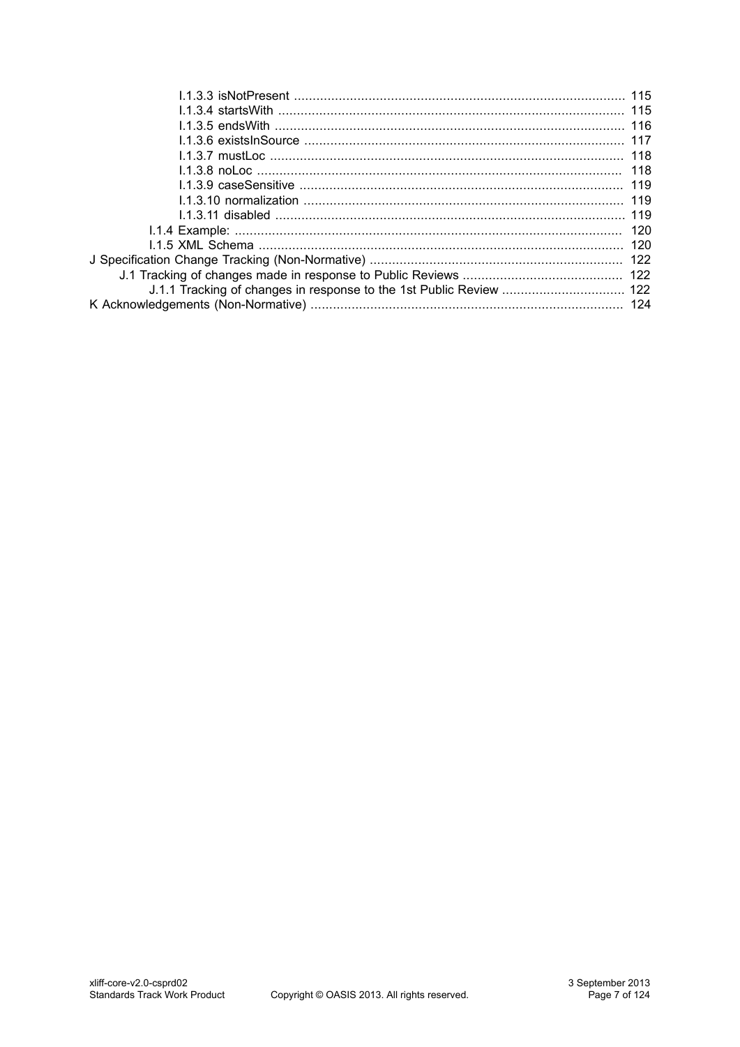- I.1.3.3 isNotPresent ........................................................................................ 115
- I.1.3.4 startsWith ........................................................................................... 115
- I.1.3.5 endsWith ............................................................................................. 116
- I.1.3.6 existsInSource ..................................................................................... 117
- I.1.3.7 mustLoc ............................................................................................... 118
- I.1.3.8 noLoc .................................................................................................. 118
- I.1.3.9 caseSensitive ...................................................................................... 119
- I.1.3.10 normalization ..................................................................................... 119
- I.1.3.11 disabled ............................................................................................. 119
- I.1.4 Example: ....................................................................................................... 120
- I.1.5 XML Schema ................................................................................................. 120
- J Specification Change Tracking (Non-Normative) .................................................................... 122
- J.1 Tracking of changes made in response to Public Reviews ........................................... 122
- J.1.1 Tracking of changes in response to the 1st Public Review ................................. 122
- K Acknowledgements (Non-Normative) .................................................................................... 124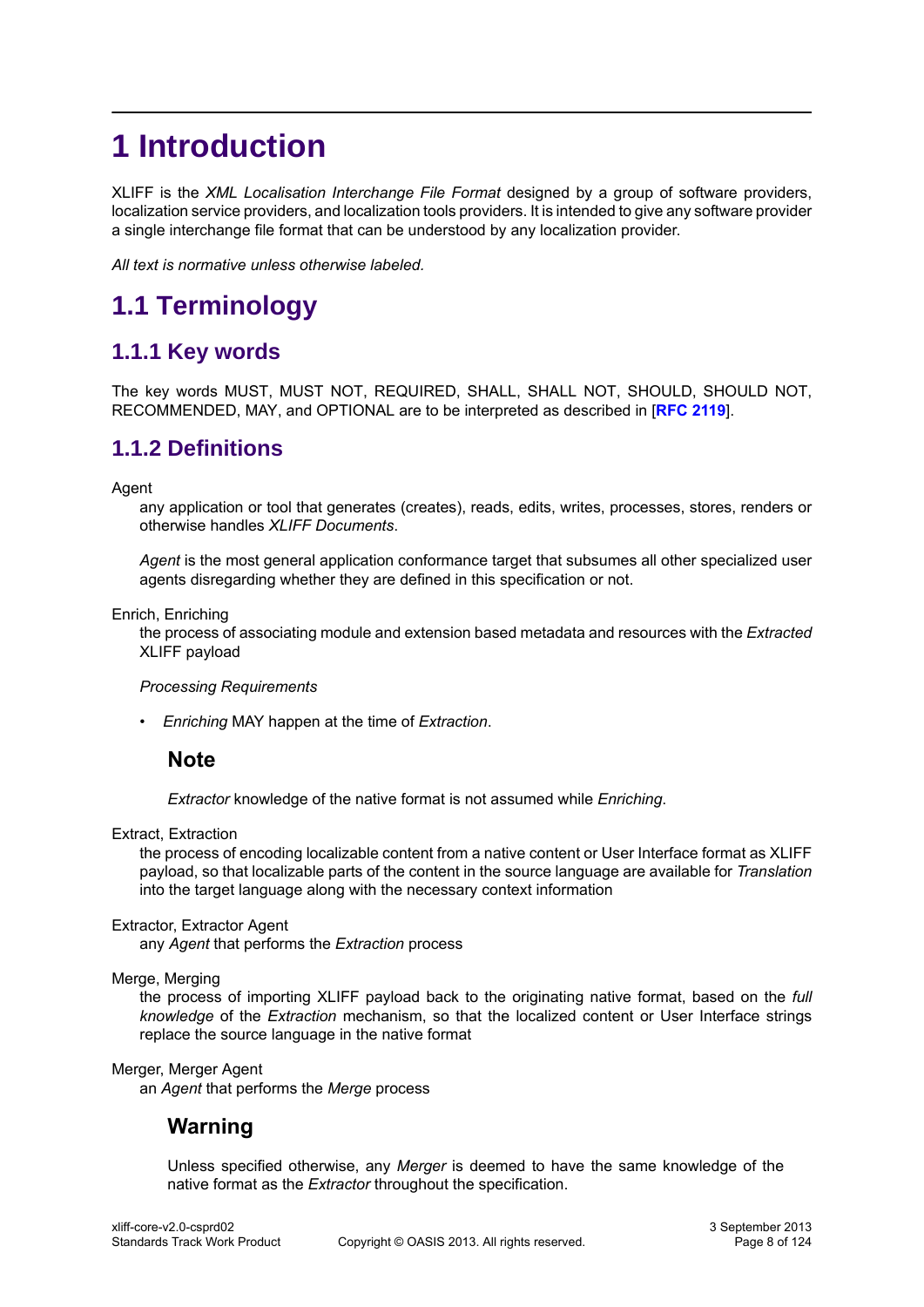# 1 Introduction

XLIFF is the *XML Localisation Interchange File Format* designed by a group of software providers, localization service providers, and localization tools providers. It is intended to give any software provider a single interchange file format that can be understood by any localization provider.

*All text is normative unless otherwise labeled.*

## 1.1 Terminology

### 1.1.1 Key words

The key words MUST, MUST NOT, REQUIRED, SHALL, SHALL NOT, SHOULD, SHOULD NOT, RECOMMENDED, MAY, and OPTIONAL are to be interpreted as described in [**RFC 2119**].

### 1.1.2 Definitions

Agent

any application or tool that generates (creates), reads, edits, writes, processes, stores, renders or otherwise handles *XLIFF Documents*.

*Agent* is the most general application conformance target that subsumes all other specialized user agents disregarding whether they are defined in this specification or not.

Enrich, Enriching

the process of associating module and extension based metadata and resources with the *Extracted* XLIFF payload

*Processing Requirements*

- *Enriching* MAY happen at the time of *Extraction*.

#### Note

*Extractor* knowledge of the native format is not assumed while *Enriching*.

Extract, Extraction

the process of encoding localizable content from a native content or User Interface format as XLIFF payload, so that localizable parts of the content in the source language are available for *Translation* into the target language along with the necessary context information

Extractor, Extractor Agent

any *Agent* that performs the *Extraction* process

Merge, Merging

the process of importing XLIFF payload back to the originating native format, based on the *full knowledge* of the *Extraction* mechanism, so that the localized content or User Interface strings replace the source language in the native format

Merger, Merger Agent

an *Agent* that performs the *Merge* process

#### Warning

Unless specified otherwise, any *Merger* is deemed to have the same knowledge of the native format as the *Extractor* throughout the specification.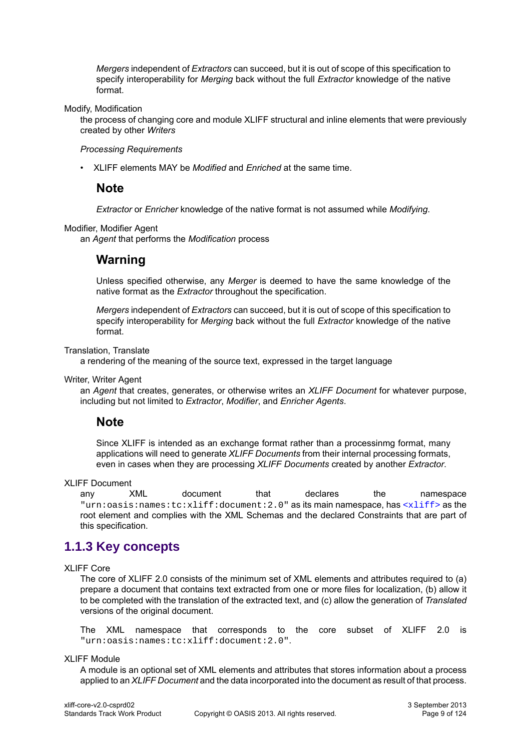*Mergers* independent of *Extractors* can succeed, but it is out of scope of this specification to specify interoperability for *Merging* back without the full *Extractor* knowledge of the native format.

Modify, Modification

the process of changing core and module XLIFF structural and inline elements that were previously created by other *Writers*

*Processing Requirements*

- XLIFF elements MAY be *Modified* and *Enriched* at the same time.

### Note

*Extractor* or *Enricher* knowledge of the native format is not assumed while *Modifying*.

Modifier, Modifier Agent

an *Agent* that performs the *Modification* process

### Warning

Unless specified otherwise, any *Merger* is deemed to have the same knowledge of the native format as the *Extractor* throughout the specification.

*Mergers* independent of *Extractors* can succeed, but it is out of scope of this specification to specify interoperability for *Merging* back without the full *Extractor* knowledge of the native format.

Translation, Translate

a rendering of the meaning of the source text, expressed in the target language

Writer, Writer Agent

an *Agent* that creates, generates, or otherwise writes an *XLIFF Document* for whatever purpose, including but not limited to *Extractor*, *Modifier*, and *Enricher Agents*.

### Note

Since XLIFF is intended as an exchange format rather than a processinmg format, many applications will need to generate *XLIFF Documents* from their internal processing formats, even in cases when they are processing *XLIFF Documents* created by another *Extractor*.

XLIFF Document

any XML document that declares the namespace `"urn:oasis:names:tc:xliff:document:2.0"` as its main namespace, has `<xliff>` as the root element and complies with the XML Schemas and the declared Constraints that are part of this specification.

## 1.1.3 Key concepts

XLIFF Core

The core of XLIFF 2.0 consists of the minimum set of XML elements and attributes required to (a) prepare a document that contains text extracted from one or more files for localization, (b) allow it to be completed with the translation of the extracted text, and (c) allow the generation of *Translated* versions of the original document.

The XML namespace that corresponds to the core subset of XLIFF 2.0 is `"urn:oasis:names:tc:xliff:document:2.0"`.

XLIFF Module

A module is an optional set of XML elements and attributes that stores information about a process applied to an *XLIFF Document* and the data incorporated into the document as result of that process.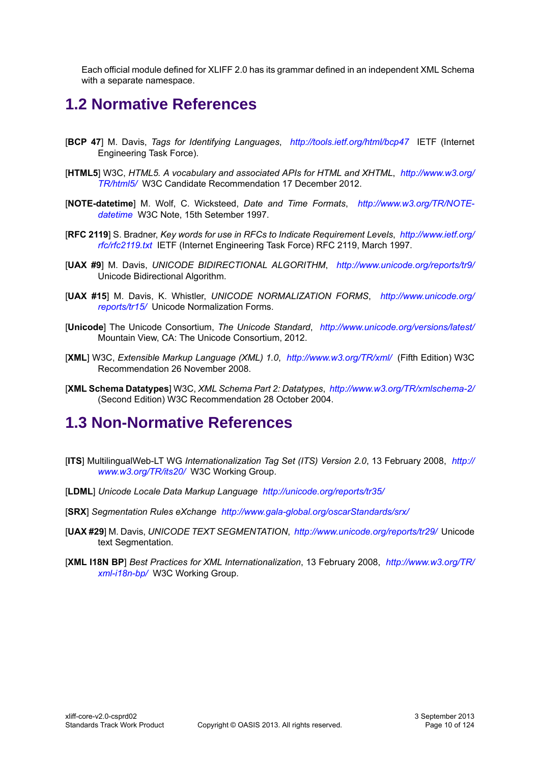Each official module defined for XLIFF 2.0 has its grammar defined in an independent XML Schema with a separate namespace.

## 1.2 Normative References

[**BCP 47**] M. Davis, *Tags for Identifying Languages*, *http://tools.ietf.org/html/bcp47* IETF (Internet Engineering Task Force).

[**HTML5**] W3C, *HTML5. A vocabulary and associated APIs for HTML and XHTML*, *http://www.w3.org/TR/html5/* W3C Candidate Recommendation 17 December 2012.

[**NOTE-datetime**] M. Wolf, C. Wicksteed, *Date and Time Formats*, *http://www.w3.org/TR/NOTE-datetime* W3C Note, 15th Setember 1997.

[**RFC 2119**] S. Bradner, *Key words for use in RFCs to Indicate Requirement Levels*, *http://www.ietf.org/rfc/rfc2119.txt* IETF (Internet Engineering Task Force) RFC 2119, March 1997.

[**UAX #9**] M. Davis, *UNICODE BIDIRECTIONAL ALGORITHM*, *http://www.unicode.org/reports/tr9/* Unicode Bidirectional Algorithm.

[**UAX #15**] M. Davis, K. Whistler, *UNICODE NORMALIZATION FORMS*, *http://www.unicode.org/reports/tr15/* Unicode Normalization Forms.

[**Unicode**] The Unicode Consortium, *The Unicode Standard*, *http://www.unicode.org/versions/latest/* Mountain View, CA: The Unicode Consortium, 2012.

[**XML**] W3C, *Extensible Markup Language (XML) 1.0*, *http://www.w3.org/TR/xml/* (Fifth Edition) W3C Recommendation 26 November 2008.

[**XML Schema Datatypes**] W3C, *XML Schema Part 2: Datatypes*, *http://www.w3.org/TR/xmlschema-2/* (Second Edition) W3C Recommendation 28 October 2004.

## 1.3 Non-Normative References

[**ITS**] MultilingualWeb-LT WG *Internationalization Tag Set (ITS) Version 2.0*, 13 February 2008, *http://www.w3.org/TR/its20/* W3C Working Group.

[**LDML**] *Unicode Locale Data Markup Language* *http://unicode.org/reports/tr35/*

[**SRX**] *Segmentation Rules eXchange* *http://www.gala-global.org/oscarStandards/srx/*

[**UAX #29**] M. Davis, *UNICODE TEXT SEGMENTATION*, *http://www.unicode.org/reports/tr29/* Unicode text Segmentation.

[**XML I18N BP**] *Best Practices for XML Internationalization*, 13 February 2008, *http://www.w3.org/TR/xml-i18n-bp/* W3C Working Group.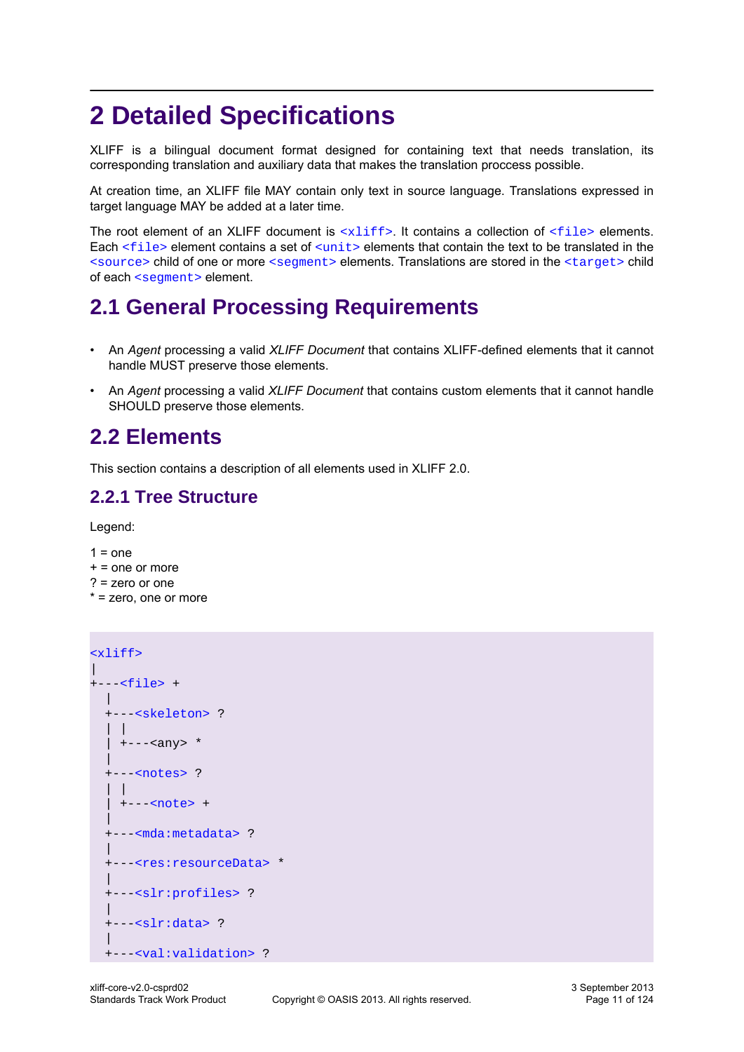# 2 Detailed Specifications

XLIFF is a bilingual document format designed for containing text that needs translation, its corresponding translation and auxiliary data that makes the translation proccess possible.

At creation time, an XLIFF file MAY contain only text in source language. Translations expressed in target language MAY be added at a later time.

The root element of an XLIFF document is `<xliff>`. It contains a collection of `<file>` elements. Each `<file>` element contains a set of `<unit>` elements that contain the text to be translated in the `<source>` child of one or more `<segment>` elements. Translations are stored in the `<target>` child of each `<segment>` element.

## 2.1 General Processing Requirements

- An *Agent* processing a valid *XLIFF Document* that contains XLIFF-defined elements that it cannot handle MUST preserve those elements.
- An *Agent* processing a valid *XLIFF Document* that contains custom elements that it cannot handle SHOULD preserve those elements.

## 2.2 Elements

This section contains a description of all elements used in XLIFF 2.0.

### 2.2.1 Tree Structure

Legend:

1 = one
+ = one or more
? = zero or one
* = zero, one or more

```
<xliff>
|
+---<file> +
  |
  +---<skeleton> ?
  | |
  | +---<any> *
  |
  +---<notes> ?
  | |
  | +---<note> +
  |
  +---<mda:metadata> ?
  |
  +---<res:resourceData> *
  |
  +---<slr:profiles> ?
  |
  +---<slr:data> ?
  |
  +---<val:validation> ?
```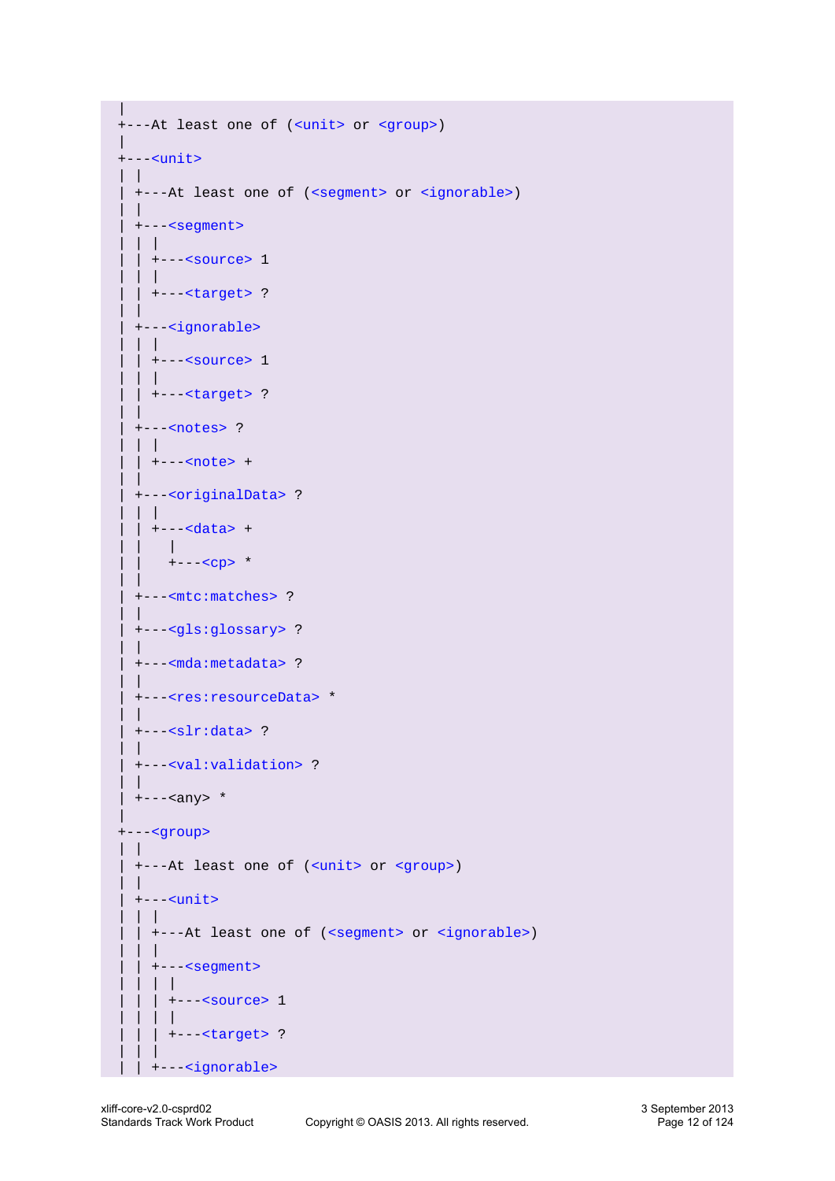```
|
+---At least one of (<unit> or <group>)
|
+---<unit>
| |
| +---At least one of (<segment> or <ignorable>)
| |
| +---<segment>
| | |
| | +---<source> 1
| | |
| | +---<target> ?
| |
| +---<ignorable>
| | |
| | +---<source> 1
| | |
| | +---<target> ?
| |
| +---<notes> ?
| | |
| | +---<note> +
| |
| +---<originalData> ?
| | |
| | +---<data> +
| |   |
| |   +---<cp> *
| |
| +---<mtc:matches> ?
| |
| +---<gls:glossary> ?
| |
| +---<mda:metadata> ?
| |
| +---<res:resourceData> *
| |
| +---<slr:data> ?
| |
| +---<val:validation> ?
| |
| +---<any> *
|
+---<group>
| |
| +---At least one of (<unit> or <group>)
| |
| +---<unit>
| | |
| | +---At least one of (<segment> or <ignorable>)
| | |
| | +---<segment>
| | | |
| | | +---<source> 1
| | | |
| | | +---<target> ?
| | |
| | +---<ignorable>
```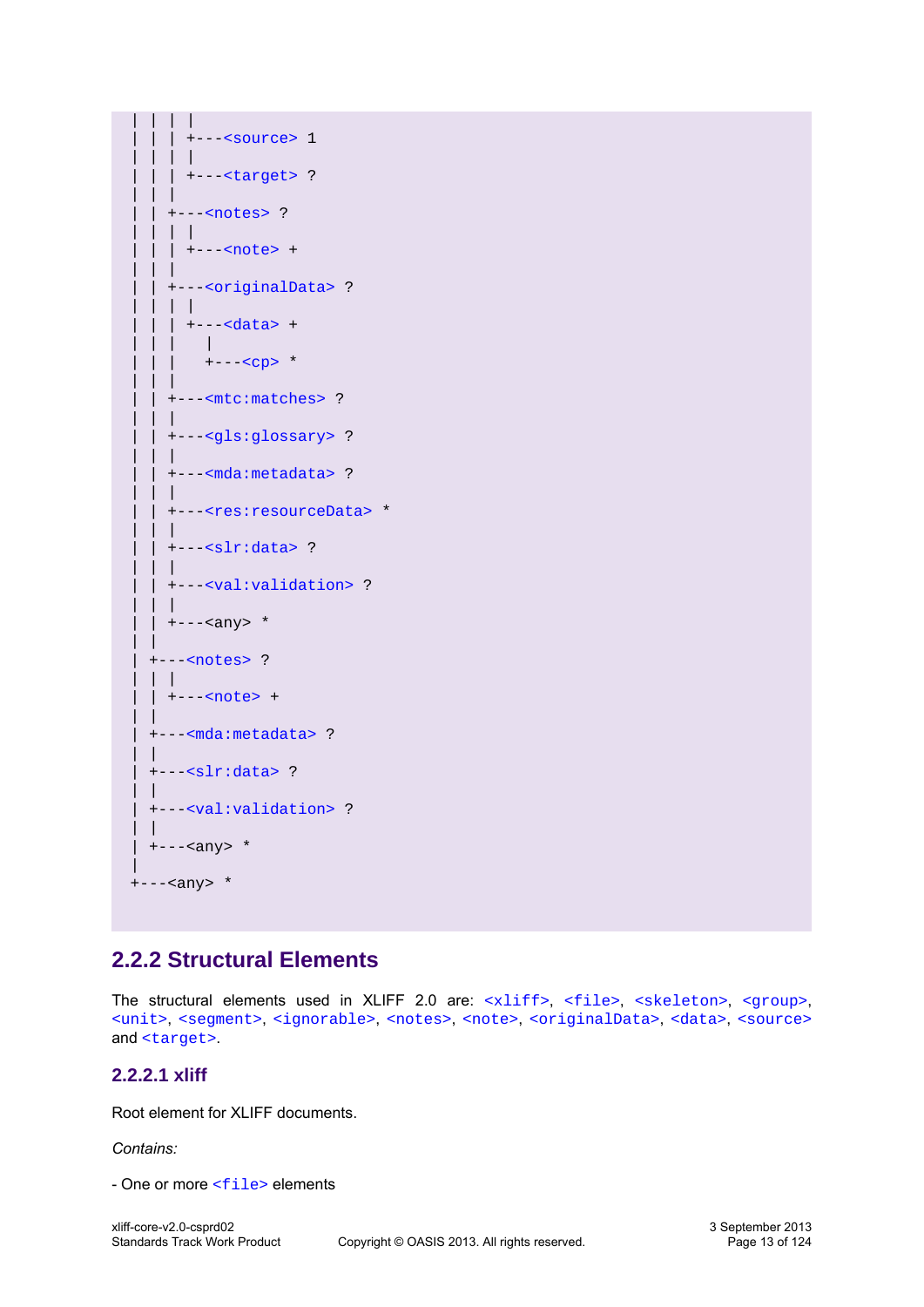```
| | | |
| | | +---<source> 1
| | | |
| | | +---<target> ?
| | |
| | +---<notes> ?
| | | |
| | | +---<note> +
| | |
| | +---<originalData> ?
| | | |
| | | +---<data> +
| | |   |
| | |   +---<cp> *
| | |
| | +---<mtc:matches> ?
| | |
| | +---<gls:glossary> ?
| | |
| | +---<mda:metadata> ?
| | |
| | +---<res:resourceData> *
| | |
| | +---<slr:data> ?
| | |
| | +---<val:validation> ?
| | |
| | +---<any> *
| |
| +---<notes> ?
| | |
| | +---<note> +
| |
| +---<mda:metadata> ?
| |
| +---<slr:data> ?
| |
| +---<val:validation> ?
| |
| +---<any> *
|
+---<any> *
```

### 2.2.2 Structural Elements

The structural elements used in XLIFF 2.0 are: `<xliff>`, `<file>`, `<skeleton>`, `<group>`, `<unit>`, `<segment>`, `<ignorable>`, `<notes>`, `<note>`, `<originalData>`, `<data>`, `<source>` and `<target>`.

#### 2.2.2.1 xliff

Root element for XLIFF documents.

*Contains:*

- One or more `<file>` elements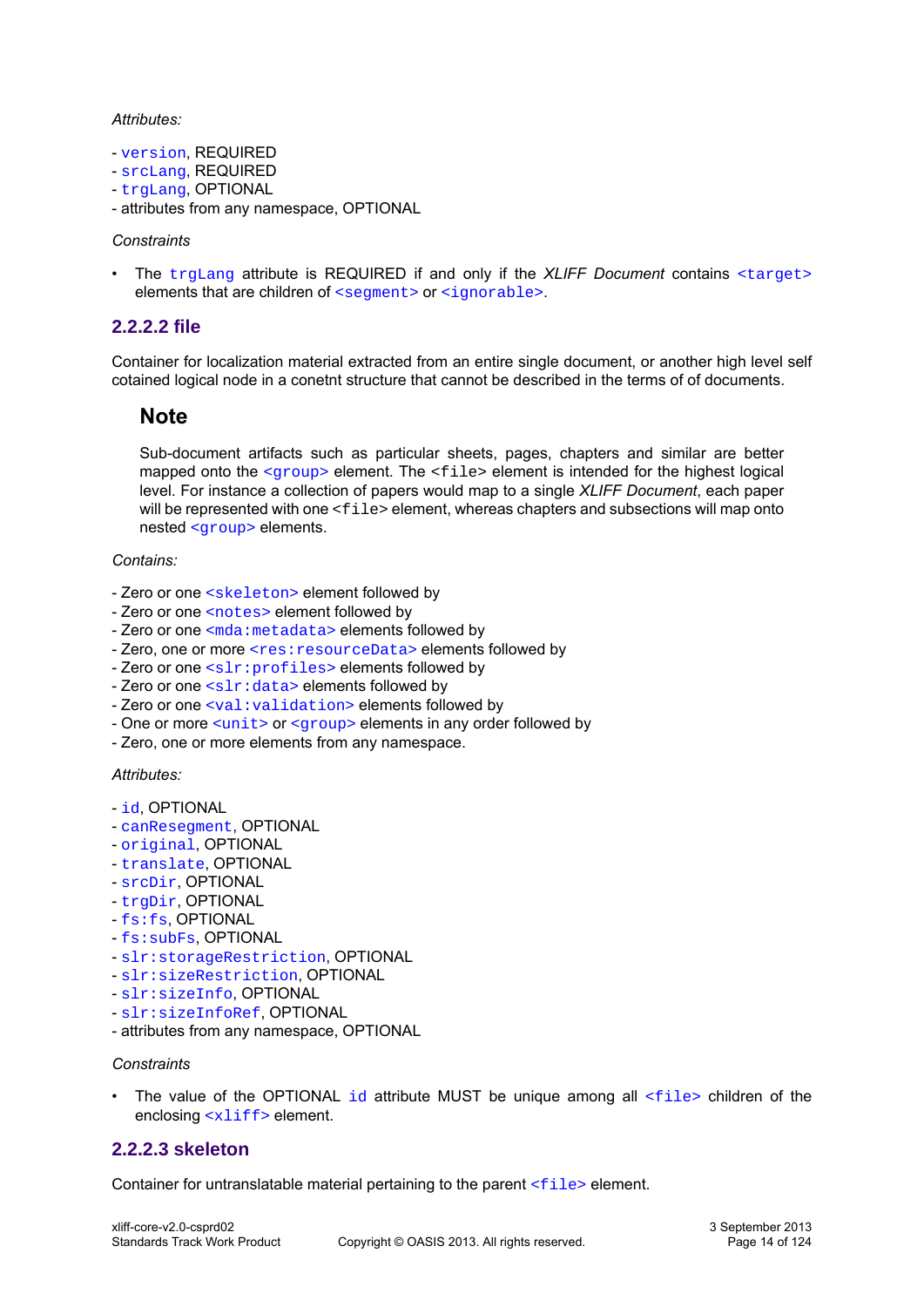*Attributes:*

- `version`, REQUIRED
- `srcLang`, REQUIRED
- `trgLang`, OPTIONAL
- attributes from any namespace, OPTIONAL

*Constraints*

- The `trgLang` attribute is REQUIRED if and only if the *XLIFF Document* contains `<target>` elements that are children of `<segment>` or `<ignorable>`.

### 2.2.2.2 file

Container for localization material extracted from an entire single document, or another high level self cotained logical node in a conetnt structure that cannot be described in the terms of of documents.

> **Note**
>
> Sub-document artifacts such as particular sheets, pages, chapters and similar are better mapped onto the `<group>` element. The `<file>` element is intended for the highest logical level. For instance a collection of papers would map to a single *XLIFF Document*, each paper will be represented with one `<file>` element, whereas chapters and subsections will map onto nested `<group>` elements.

*Contains:*

- Zero or one `<skeleton>` element followed by
- Zero or one `<notes>` element followed by
- Zero or one `<mda:metadata>` elements followed by
- Zero, one or more `<res:resourceData>` elements followed by
- Zero or one `<slr:profiles>` elements followed by
- Zero or one `<slr:data>` elements followed by
- Zero or one `<val:validation>` elements followed by
- One or more `<unit>` or `<group>` elements in any order followed by
- Zero, one or more elements from any namespace.

*Attributes:*

- `id`, OPTIONAL
- `canResegment`, OPTIONAL
- `original`, OPTIONAL
- `translate`, OPTIONAL
- `srcDir`, OPTIONAL
- `trgDir`, OPTIONAL
- `fs:fs`, OPTIONAL
- `fs:subFs`, OPTIONAL
- `slr:storageRestriction`, OPTIONAL
- `slr:sizeRestriction`, OPTIONAL
- `slr:sizeInfo`, OPTIONAL
- `slr:sizeInfoRef`, OPTIONAL
- attributes from any namespace, OPTIONAL

*Constraints*

- The value of the OPTIONAL `id` attribute MUST be unique among all `<file>` children of the enclosing `<xliff>` element.

### 2.2.2.3 skeleton

Container for untranslatable material pertaining to the parent `<file>` element.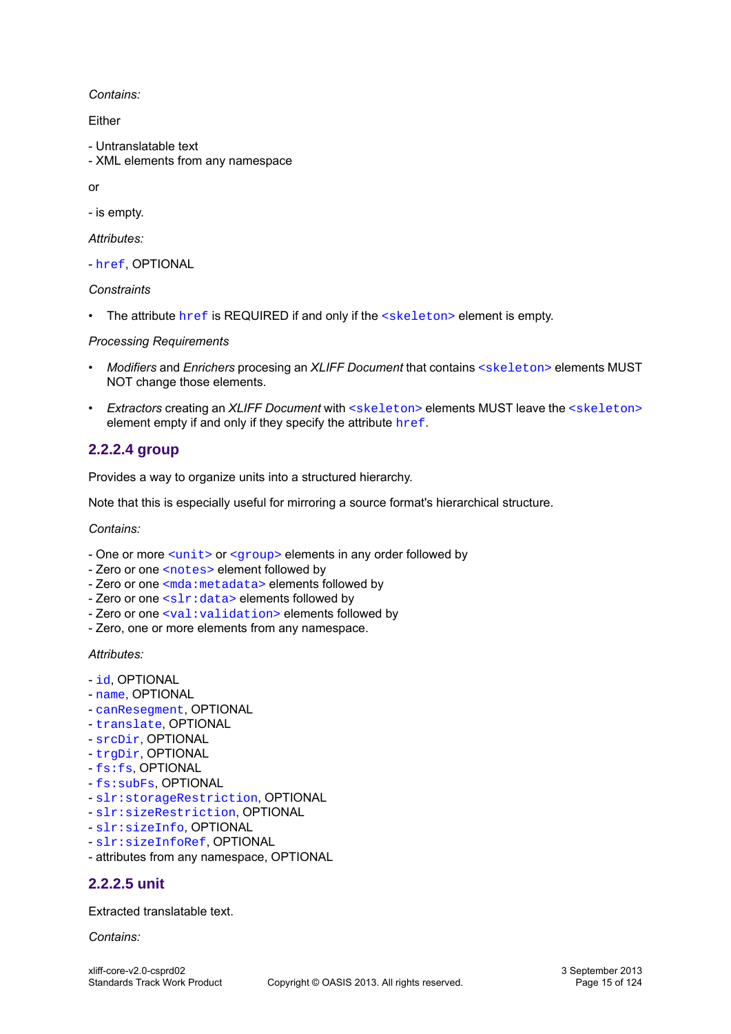*Contains:*

Either

- Untranslatable text
- XML elements from any namespace

or

- is empty.

*Attributes:*

- `href`, OPTIONAL

*Constraints*

- The attribute `href` is REQUIRED if and only if the `<skeleton>` element is empty.

*Processing Requirements*

- *Modifiers* and *Enrichers* procesing an *XLIFF Document* that contains `<skeleton>` elements MUST NOT change those elements.
- *Extractors* creating an *XLIFF Document* with `<skeleton>` elements MUST leave the `<skeleton>` element empty if and only if they specify the attribute `href`.

### 2.2.2.4 group

Provides a way to organize units into a structured hierarchy.

Note that this is especially useful for mirroring a source format's hierarchical structure.

*Contains:*

- One or more `<unit>` or `<group>` elements in any order followed by
- Zero or one `<notes>` element followed by
- Zero or one `<mda:metadata>` elements followed by
- Zero or one `<slr:data>` elements followed by
- Zero or one `<val:validation>` elements followed by
- Zero, one or more elements from any namespace.

*Attributes:*

- `id`, OPTIONAL
- `name`, OPTIONAL
- `canResegment`, OPTIONAL
- `translate`, OPTIONAL
- `srcDir`, OPTIONAL
- `trgDir`, OPTIONAL
- `fs:fs`, OPTIONAL
- `fs:subFs`, OPTIONAL
- `slr:storageRestriction`, OPTIONAL
- `slr:sizeRestriction`, OPTIONAL
- `slr:sizeInfo`, OPTIONAL
- `slr:sizeInfoRef`, OPTIONAL
- attributes from any namespace, OPTIONAL

### 2.2.2.5 unit

Extracted translatable text.

*Contains:*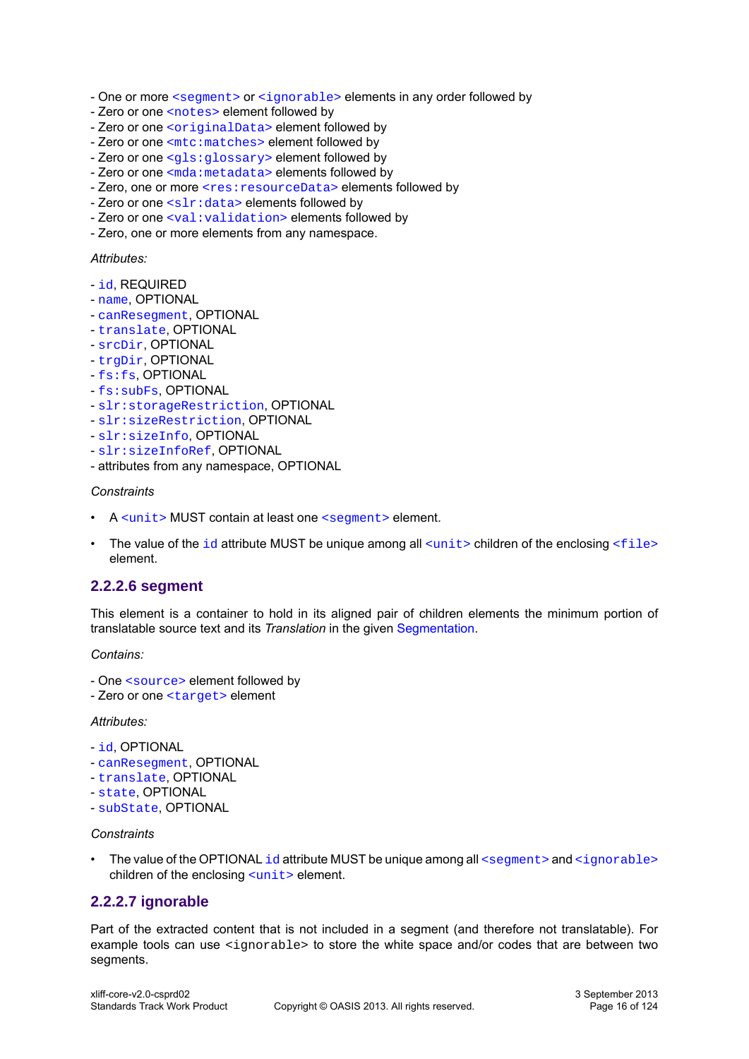- One or more `<segment>` or `<ignorable>` elements in any order followed by
- Zero or one `<notes>` element followed by
- Zero or one `<originalData>` element followed by
- Zero or one `<mtc:matches>` element followed by
- Zero or one `<gls:glossary>` element followed by
- Zero or one `<mda:metadata>` elements followed by
- Zero, one or more `<res:resourceData>` elements followed by
- Zero or one `<slr:data>` elements followed by
- Zero or one `<val:validation>` elements followed by
- Zero, one or more elements from any namespace.

*Attributes:*

- `id`, REQUIRED
- `name`, OPTIONAL
- `canResegment`, OPTIONAL
- `translate`, OPTIONAL
- `srcDir`, OPTIONAL
- `trgDir`, OPTIONAL
- `fs:fs`, OPTIONAL
- `fs:subFs`, OPTIONAL
- `slr:storageRestriction`, OPTIONAL
- `slr:sizeRestriction`, OPTIONAL
- `slr:sizeInfo`, OPTIONAL
- `slr:sizeInfoRef`, OPTIONAL
- attributes from any namespace, OPTIONAL

*Constraints*

- A `<unit>` MUST contain at least one `<segment>` element.
- The value of the `id` attribute MUST be unique among all `<unit>` children of the enclosing `<file>` element.

### 2.2.2.6 segment

This element is a container to hold in its aligned pair of children elements the minimum portion of translatable source text and its *Translation* in the given Segmentation.

*Contains:*

- One `<source>` element followed by
- Zero or one `<target>` element

*Attributes:*

- `id`, OPTIONAL
- `canResegment`, OPTIONAL
- `translate`, OPTIONAL
- `state`, OPTIONAL
- `subState`, OPTIONAL

*Constraints*

- The value of the OPTIONAL `id` attribute MUST be unique among all `<segment>` and `<ignorable>` children of the enclosing `<unit>` element.

### 2.2.2.7 ignorable

Part of the extracted content that is not included in a segment (and therefore not translatable). For example tools can use `<ignorable>` to store the white space and/or codes that are between two segments.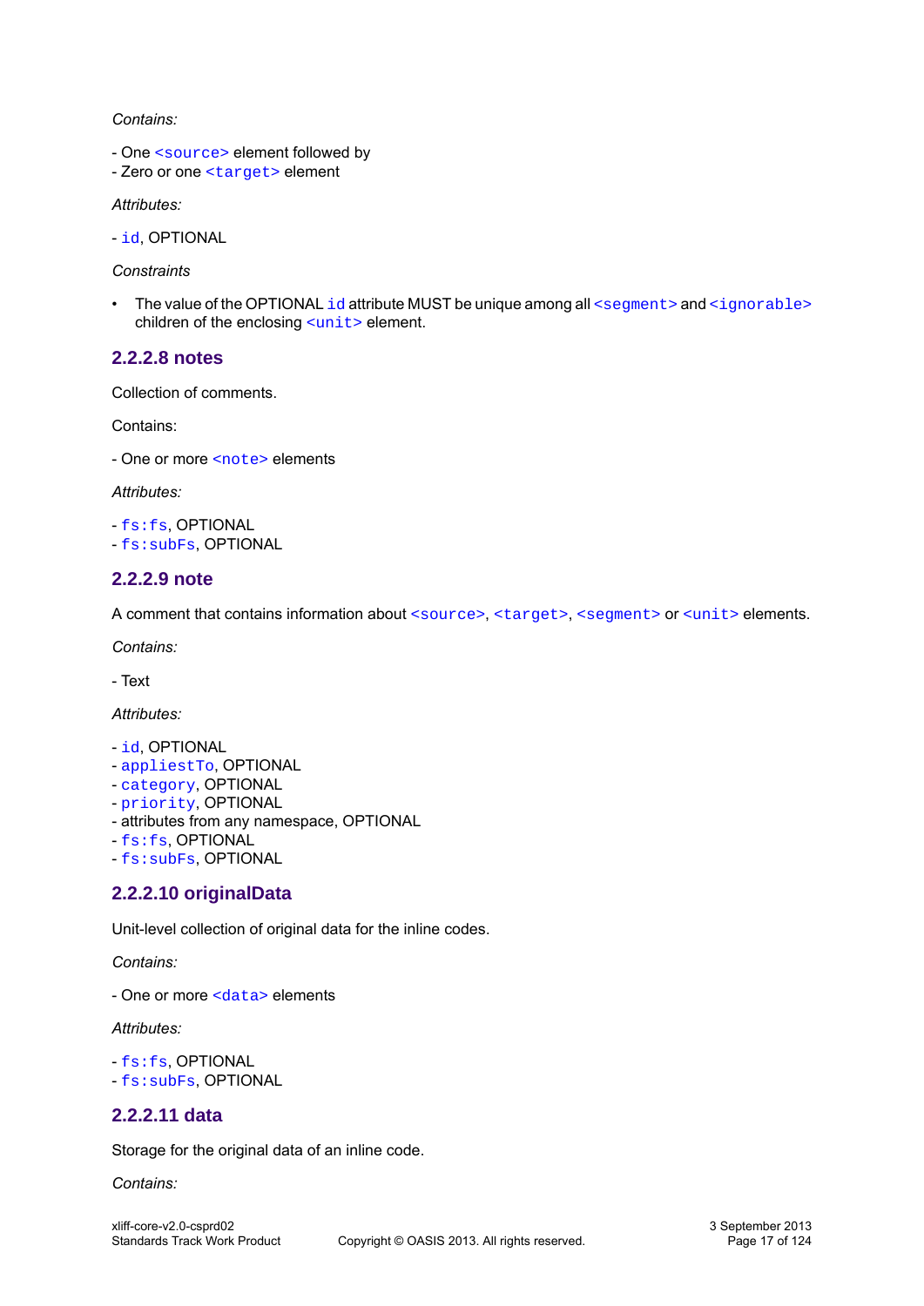*Contains:*

- One `<source>` element followed by
- Zero or one `<target>` element

*Attributes:*

- `id`, OPTIONAL

*Constraints*

- The value of the OPTIONAL `id` attribute MUST be unique among all `<segment>` and `<ignorable>` children of the enclosing `<unit>` element.

#### 2.2.2.8 notes

Collection of comments.

Contains:

- One or more `<note>` elements

*Attributes:*

- `fs:fs`, OPTIONAL
- `fs:subFs`, OPTIONAL

#### 2.2.2.9 note

A comment that contains information about `<source>`, `<target>`, `<segment>` or `<unit>` elements.

*Contains:*

- Text

*Attributes:*

- `id`, OPTIONAL
- `appliesTo`, OPTIONAL
- `category`, OPTIONAL
- `priority`, OPTIONAL
- attributes from any namespace, OPTIONAL
- `fs:fs`, OPTIONAL
- `fs:subFs`, OPTIONAL

#### 2.2.2.10 originalData

Unit-level collection of original data for the inline codes.

*Contains:*

- One or more `<data>` elements

*Attributes:*

- `fs:fs`, OPTIONAL
- `fs:subFs`, OPTIONAL

#### 2.2.2.11 data

Storage for the original data of an inline code.

*Contains:*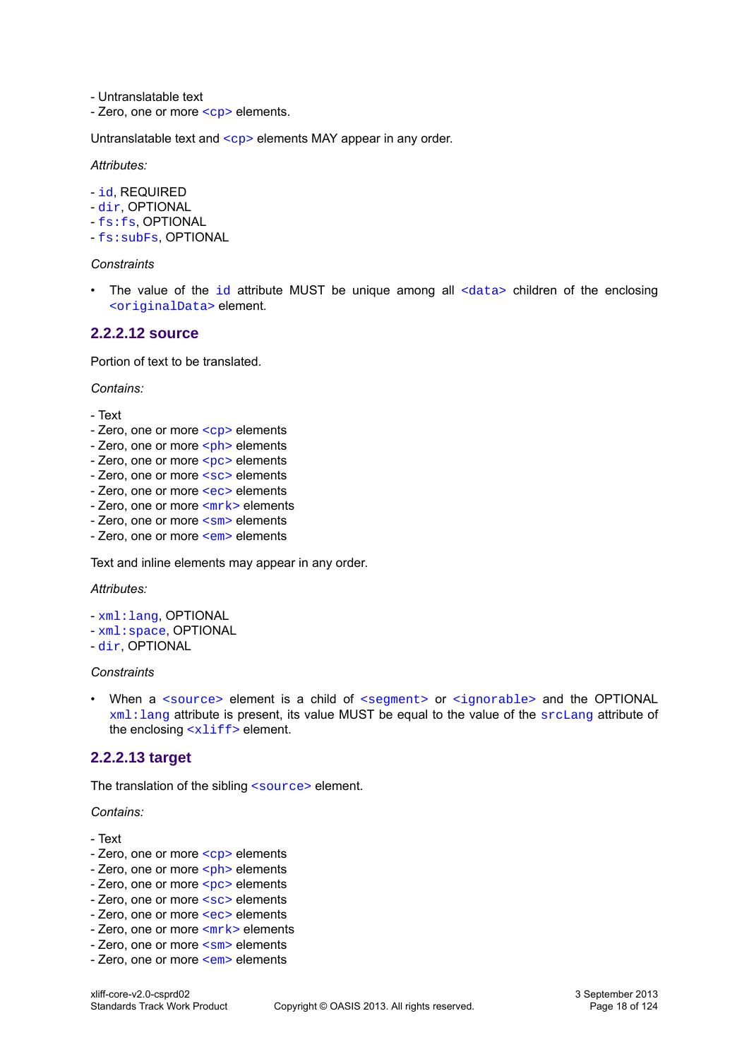- Untranslatable text
- Zero, one or more `<cp>` elements.

Untranslatable text and `<cp>` elements MAY appear in any order.

*Attributes:*

- `id`, REQUIRED
- `dir`, OPTIONAL
- `fs:fs`, OPTIONAL
- `fs:subFs`, OPTIONAL

*Constraints*

- The value of the `id` attribute MUST be unique among all `<data>` children of the enclosing `<originalData>` element.

### 2.2.2.12 source

Portion of text to be translated.

*Contains:*

- Text
- Zero, one or more `<cp>` elements
- Zero, one or more `<ph>` elements
- Zero, one or more `<pc>` elements
- Zero, one or more `<sc>` elements
- Zero, one or more `<ec>` elements
- Zero, one or more `<mrk>` elements
- Zero, one or more `<sm>` elements
- Zero, one or more `<em>` elements

Text and inline elements may appear in any order.

*Attributes:*

- `xml:lang`, OPTIONAL
- `xml:space`, OPTIONAL
- `dir`, OPTIONAL

*Constraints*

- When a `<source>` element is a child of `<segment>` or `<ignorable>` and the OPTIONAL `xml:lang` attribute is present, its value MUST be equal to the value of the `srcLang` attribute of the enclosing `<xliff>` element.

### 2.2.2.13 target

The translation of the sibling `<source>` element.

*Contains:*

- Text
- Zero, one or more `<cp>` elements
- Zero, one or more `<ph>` elements
- Zero, one or more `<pc>` elements
- Zero, one or more `<sc>` elements
- Zero, one or more `<ec>` elements
- Zero, one or more `<mrk>` elements
- Zero, one or more `<sm>` elements
- Zero, one or more `<em>` elements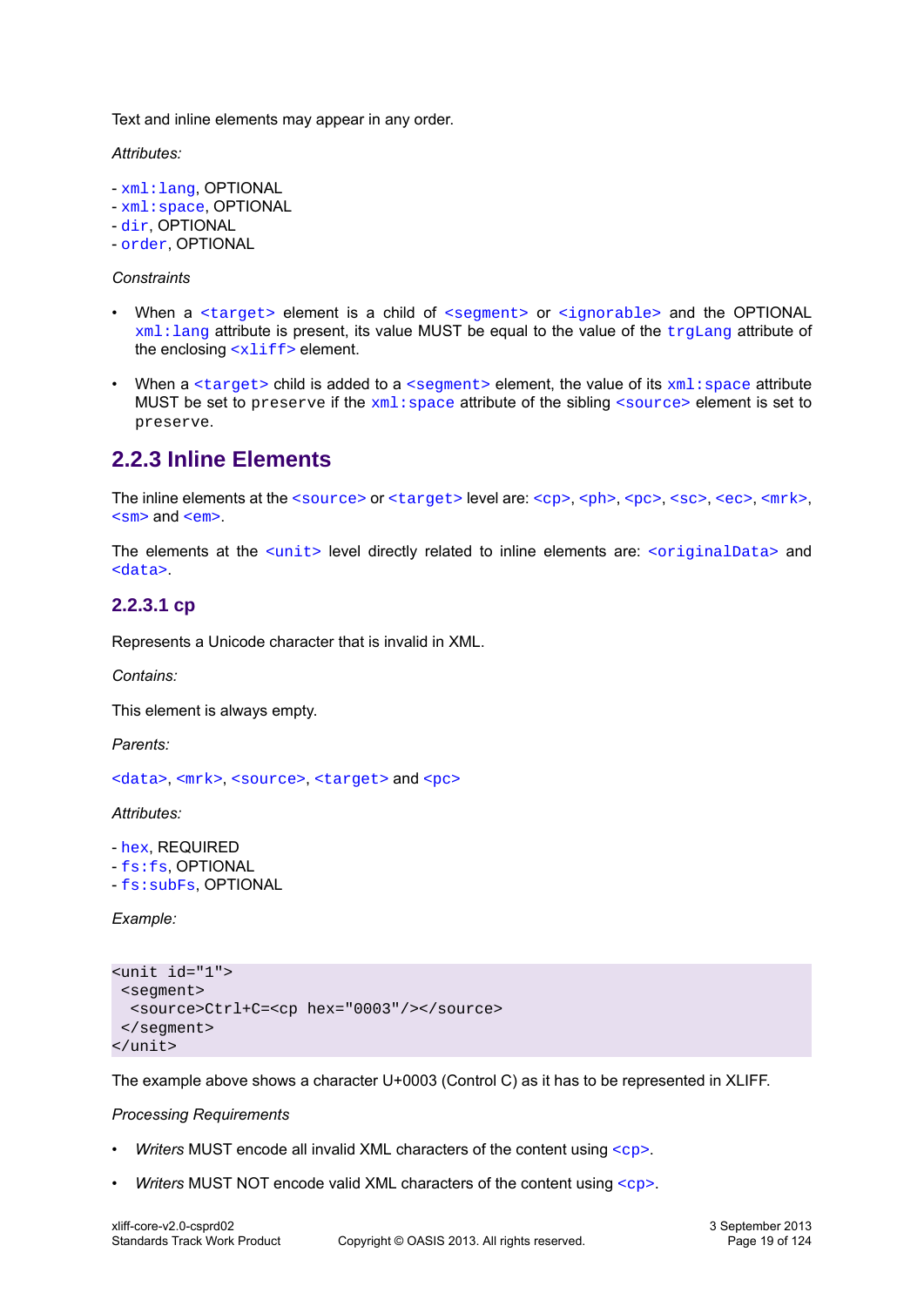Text and inline elements may appear in any order.

*Attributes:*

- `xml:lang`, OPTIONAL
- `xml:space`, OPTIONAL
- `dir`, OPTIONAL
- `order`, OPTIONAL

*Constraints*

- When a `<target>` element is a child of `<segment>` or `<ignorable>` and the OPTIONAL `xml:lang` attribute is present, its value MUST be equal to the value of the `trgLang` attribute of the enclosing `<xliff>` element.
- When a `<target>` child is added to a `<segment>` element, the value of its `xml:space` attribute MUST be set to `preserve` if the `xml:space` attribute of the sibling `<source>` element is set to `preserve`.

## 2.2.3 Inline Elements

The inline elements at the `<source>` or `<target>` level are: `<cp>`, `<ph>`, `<pc>`, `<sc>`, `<ec>`, `<mrk>`, `<sm>` and `<em>`.

The elements at the `<unit>` level directly related to inline elements are: `<originalData>` and `<data>`.

### 2.2.3.1 cp

Represents a Unicode character that is invalid in XML.

*Contains:*

This element is always empty.

*Parents:*

`<data>`, `<mrk>`, `<source>`, `<target>` and `<pc>`

*Attributes:*

- `hex`, REQUIRED
- `fs:fs`, OPTIONAL
- `fs:subFs`, OPTIONAL

*Example:*

```
<unit id="1">
 <segment>
  <source>Ctrl+C=<cp hex="0003"/></source>
 </segment>
</unit>
```

The example above shows a character U+0003 (Control C) as it has to be represented in XLIFF.

*Processing Requirements*

- *Writers* MUST encode all invalid XML characters of the content using `<cp>`.
- *Writers* MUST NOT encode valid XML characters of the content using `<cp>`.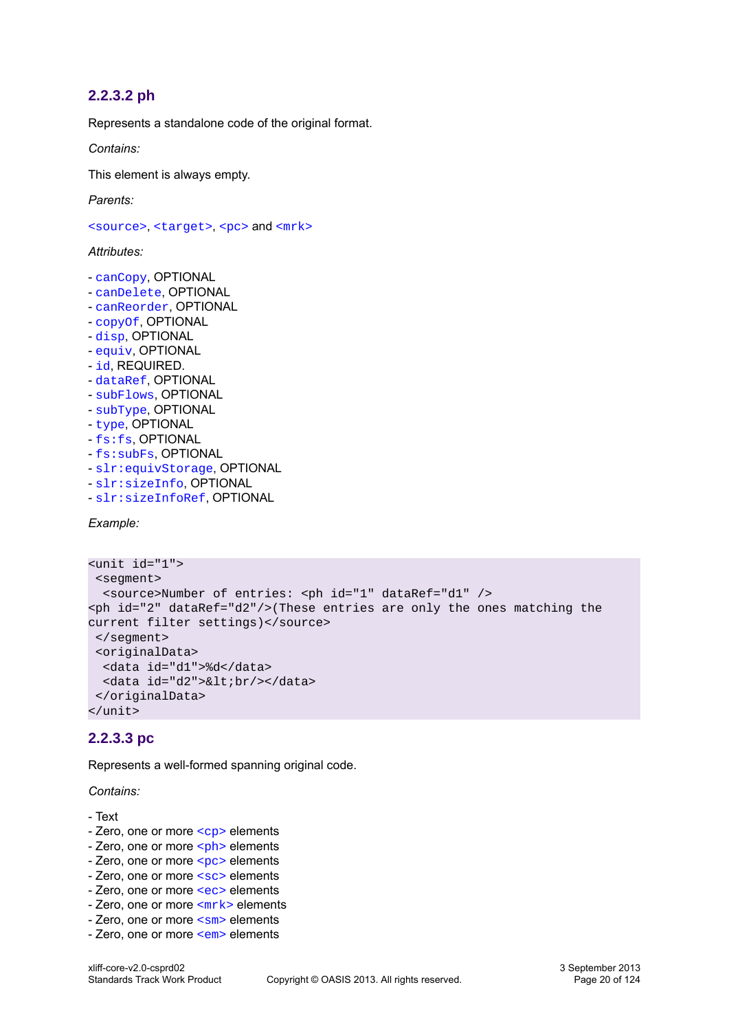#### 2.2.3.2 ph

Represents a standalone code of the original format.

*Contains:*

This element is always empty.

*Parents:*

`<source>`, `<target>`, `<pc>` and `<mrk>`

*Attributes:*

- `canCopy`, OPTIONAL
- `canDelete`, OPTIONAL
- `canReorder`, OPTIONAL
- `copyOf`, OPTIONAL
- `disp`, OPTIONAL
- `equiv`, OPTIONAL
- `id`, REQUIRED.
- `dataRef`, OPTIONAL
- `subFlows`, OPTIONAL
- `subType`, OPTIONAL
- `type`, OPTIONAL
- `fs:fs`, OPTIONAL
- `fs:subFs`, OPTIONAL
- `slr:equivStorage`, OPTIONAL
- `slr:sizeInfo`, OPTIONAL
- `slr:sizeInfoRef`, OPTIONAL

*Example:*

```
<unit id="1">
 <segment>
  <source>Number of entries: <ph id="1" dataRef="d1" />
<ph id="2" dataRef="d2"/>(These entries are only the ones matching the
current filter settings)</source>
 </segment>
 <originalData>
  <data id="d1">%d</data>
  <data id="d2">&lt;br/></data>
 </originalData>
</unit>
```

#### 2.2.3.3 pc

Represents a well-formed spanning original code.

*Contains:*

- Text
- Zero, one or more `<cp>` elements
- Zero, one or more `<ph>` elements
- Zero, one or more `<pc>` elements
- Zero, one or more `<sc>` elements
- Zero, one or more `<ec>` elements
- Zero, one or more `<mrk>` elements
- Zero, one or more `<sm>` elements
- Zero, one or more `<em>` elements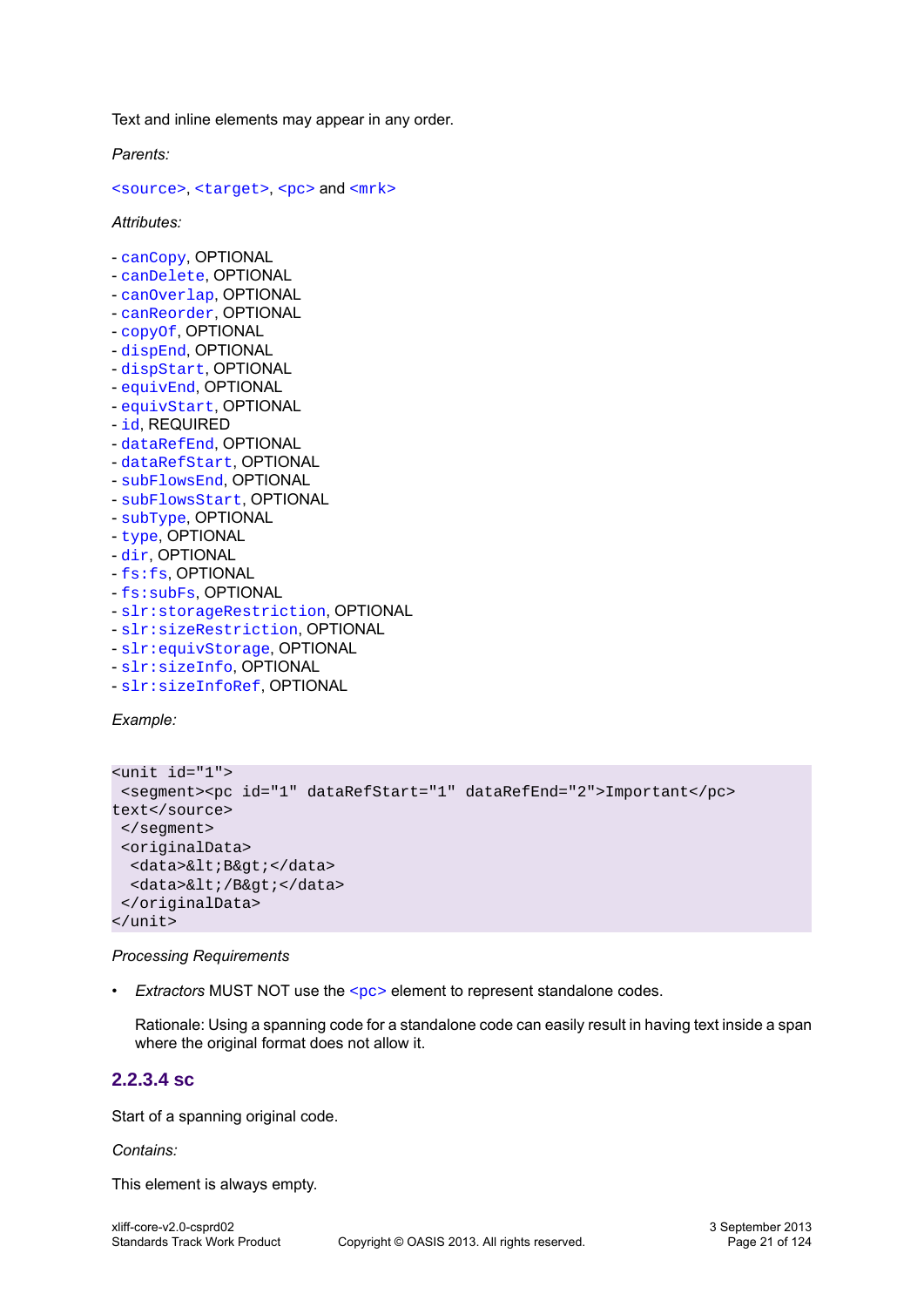Text and inline elements may appear in any order.

*Parents:*

`<source>`, `<target>`, `<pc>` and `<mrk>`

*Attributes:*

- `canCopy`, OPTIONAL
- `canDelete`, OPTIONAL
- `canOverlap`, OPTIONAL
- `canReorder`, OPTIONAL
- `copyOf`, OPTIONAL
- `dispEnd`, OPTIONAL
- `dispStart`, OPTIONAL
- `equivEnd`, OPTIONAL
- `equivStart`, OPTIONAL
- `id`, REQUIRED
- `dataRefEnd`, OPTIONAL
- `dataRefStart`, OPTIONAL
- `subFlowsEnd`, OPTIONAL
- `subFlowsStart`, OPTIONAL
- `subType`, OPTIONAL
- `type`, OPTIONAL
- `dir`, OPTIONAL
- `fs:fs`, OPTIONAL
- `fs:subFs`, OPTIONAL
- `slr:storageRestriction`, OPTIONAL
- `slr:sizeRestriction`, OPTIONAL
- `slr:equivStorage`, OPTIONAL
- `slr:sizeInfo`, OPTIONAL
- `slr:sizeInfoRef`, OPTIONAL

*Example:*

```
<unit id="1">
 <segment><pc id="1" dataRefStart="1" dataRefEnd="2">Important</pc>
text</source>
 </segment>
 <originalData>
  <data>&lt;B&gt;</data>
  <data>&lt;/B&gt;</data>
 </originalData>
</unit>
```

*Processing Requirements*

- *Extractors* MUST NOT use the `<pc>` element to represent standalone codes.

  Rationale: Using a spanning code for a standalone code can easily result in having text inside a span where the original format does not allow it.

### 2.2.3.4 sc

Start of a spanning original code.

*Contains:*

This element is always empty.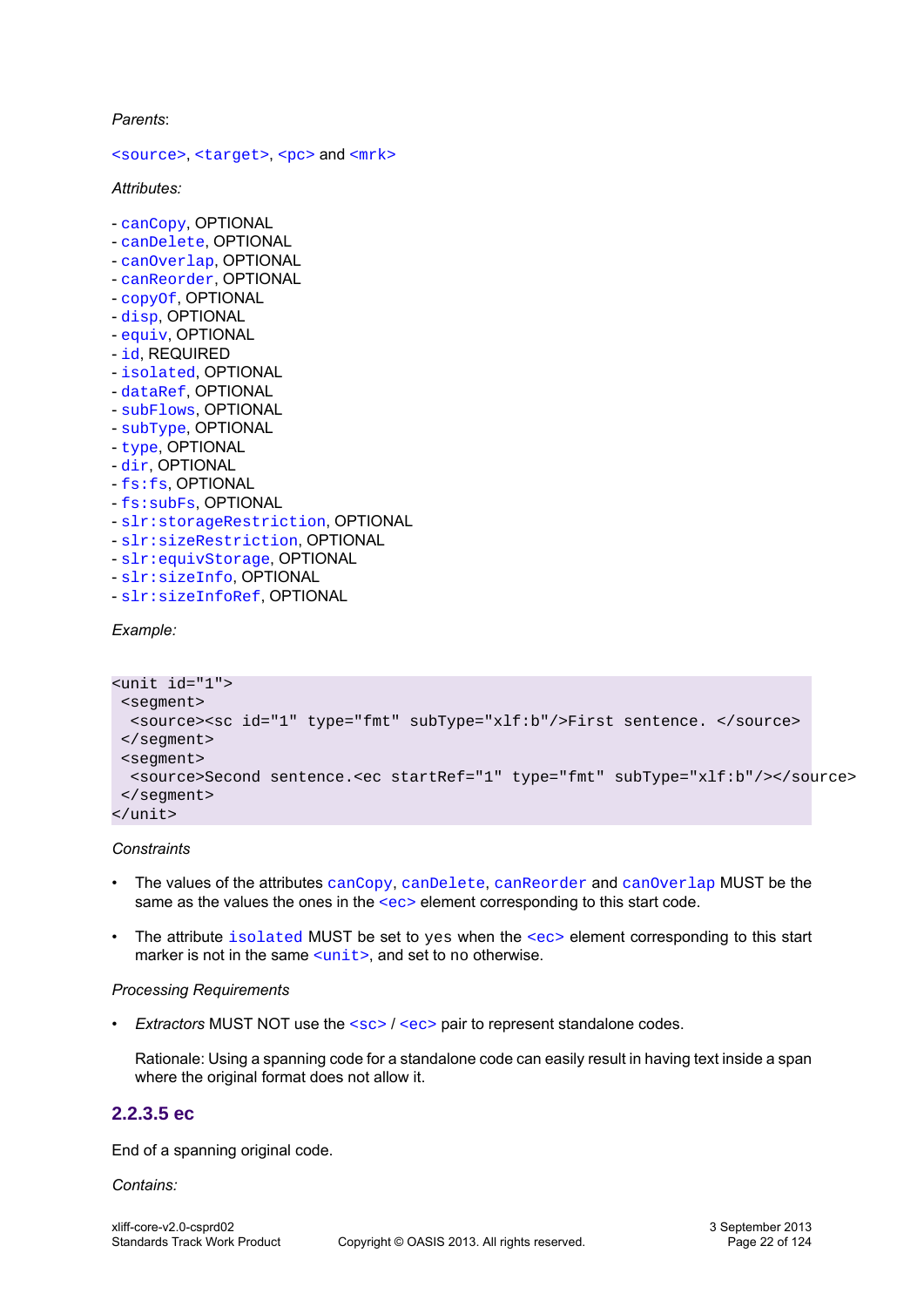*Parents*:

`<source>`, `<target>`, `<pc>` and `<mrk>`

*Attributes:*

- `canCopy`, OPTIONAL
- `canDelete`, OPTIONAL
- `canOverlap`, OPTIONAL
- `canReorder`, OPTIONAL
- `copyOf`, OPTIONAL
- `disp`, OPTIONAL
- `equiv`, OPTIONAL
- `id`, REQUIRED
- `isolated`, OPTIONAL
- `dataRef`, OPTIONAL
- `subFlows`, OPTIONAL
- `subType`, OPTIONAL
- `type`, OPTIONAL
- `dir`, OPTIONAL
- `fs:fs`, OPTIONAL
- `fs:subFs`, OPTIONAL
- `slr:storageRestriction`, OPTIONAL
- `slr:sizeRestriction`, OPTIONAL
- `slr:equivStorage`, OPTIONAL
- `slr:sizeInfo`, OPTIONAL
- `slr:sizeInfoRef`, OPTIONAL

*Example:*

```
<unit id="1">
 <segment>
  <source><sc id="1" type="fmt" subType="xlf:b"/>First sentence. </source>
 </segment>
 <segment>
  <source>Second sentence.<ec startRef="1" type="fmt" subType="xlf:b"/></source>
 </segment>
</unit>
```

*Constraints*

- The values of the attributes `canCopy`, `canDelete`, `canReorder` and `canOverlap` MUST be the same as the values the ones in the `<ec>` element corresponding to this start code.
- The attribute `isolated` MUST be set to `yes` when the `<ec>` element corresponding to this start marker is not in the same `<unit>`, and set to `no` otherwise.

*Processing Requirements*

- *Extractors* MUST NOT use the `<sc>` / `<ec>` pair to represent standalone codes.

  Rationale: Using a spanning code for a standalone code can easily result in having text inside a span where the original format does not allow it.

### 2.2.3.5 ec

End of a spanning original code.

*Contains:*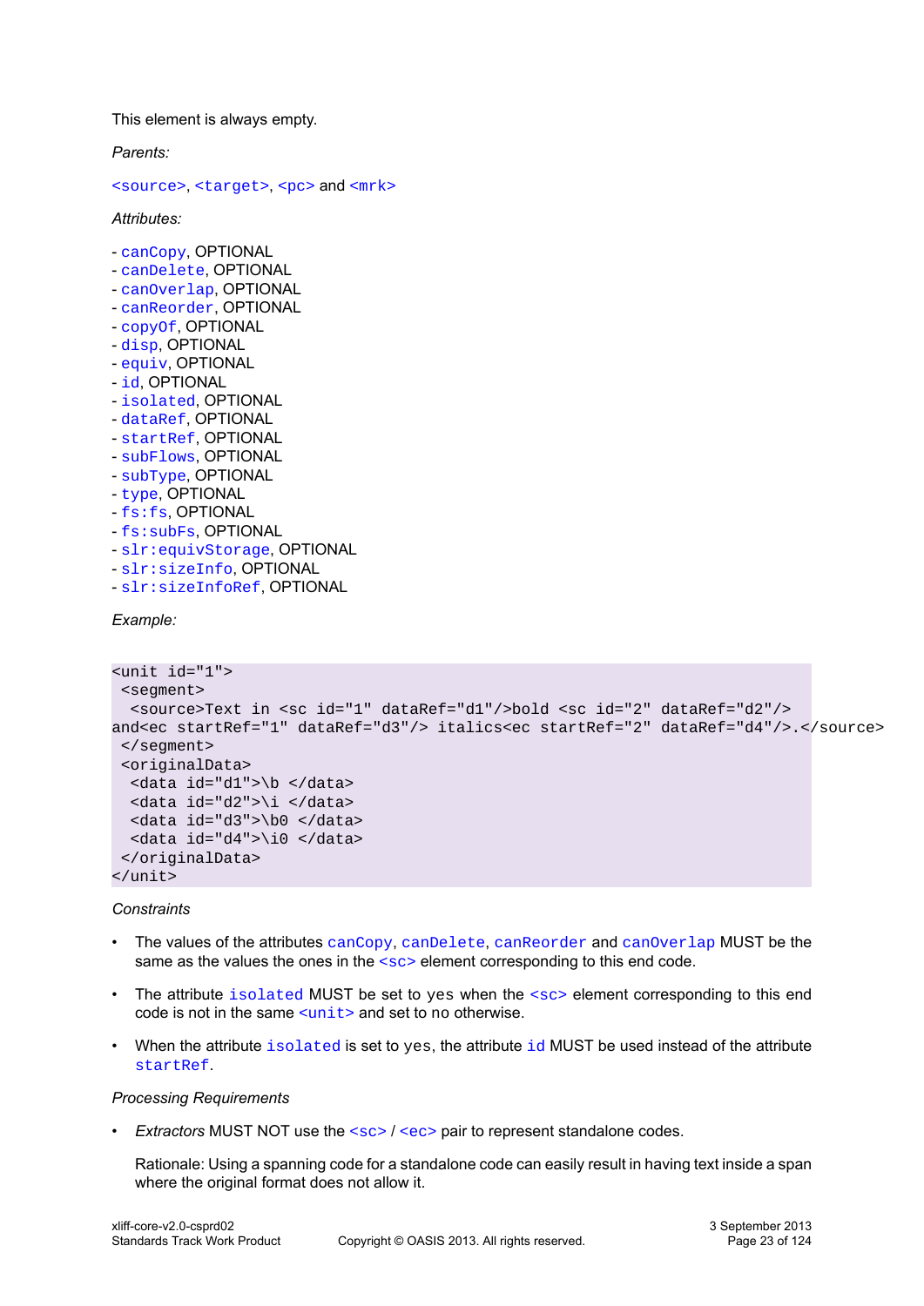This element is always empty.

*Parents:*

`<source>`, `<target>`, `<pc>` and `<mrk>`

*Attributes:*

- `canCopy`, OPTIONAL
- `canDelete`, OPTIONAL
- `canOverlap`, OPTIONAL
- `canReorder`, OPTIONAL
- `copyOf`, OPTIONAL
- `disp`, OPTIONAL
- `equiv`, OPTIONAL
- `id`, OPTIONAL
- `isolated`, OPTIONAL
- `dataRef`, OPTIONAL
- `startRef`, OPTIONAL
- `subFlows`, OPTIONAL
- `subType`, OPTIONAL
- `type`, OPTIONAL
- `fs:fs`, OPTIONAL
- `fs:subFs`, OPTIONAL
- `slr:equivStorage`, OPTIONAL
- `slr:sizeInfo`, OPTIONAL
- `slr:sizeInfoRef`, OPTIONAL

*Example:*

```
<unit id="1">
 <segment>
  <source>Text in <sc id="1" dataRef="d1"/>bold <sc id="2" dataRef="d2"/>
and<ec startRef="1" dataRef="d3"/> italics<ec startRef="2" dataRef="d4"/>.</source>
 </segment>
 <originalData>
  <data id="d1">\b </data>
  <data id="d2">\i </data>
  <data id="d3">\b0 </data>
  <data id="d4">\i0 </data>
 </originalData>
</unit>
```

*Constraints*

- The values of the attributes `canCopy`, `canDelete`, `canReorder` and `canOverlap` MUST be the same as the values the ones in the `<sc>` element corresponding to this end code.
- The attribute `isolated` MUST be set to `yes` when the `<sc>` element corresponding to this end code is not in the same `<unit>` and set to `no` otherwise.
- When the attribute `isolated` is set to `yes`, the attribute `id` MUST be used instead of the attribute `startRef`.

*Processing Requirements*

- *Extractors* MUST NOT use the `<sc>` / `<ec>` pair to represent standalone codes.

  Rationale: Using a spanning code for a standalone code can easily result in having text inside a span where the original format does not allow it.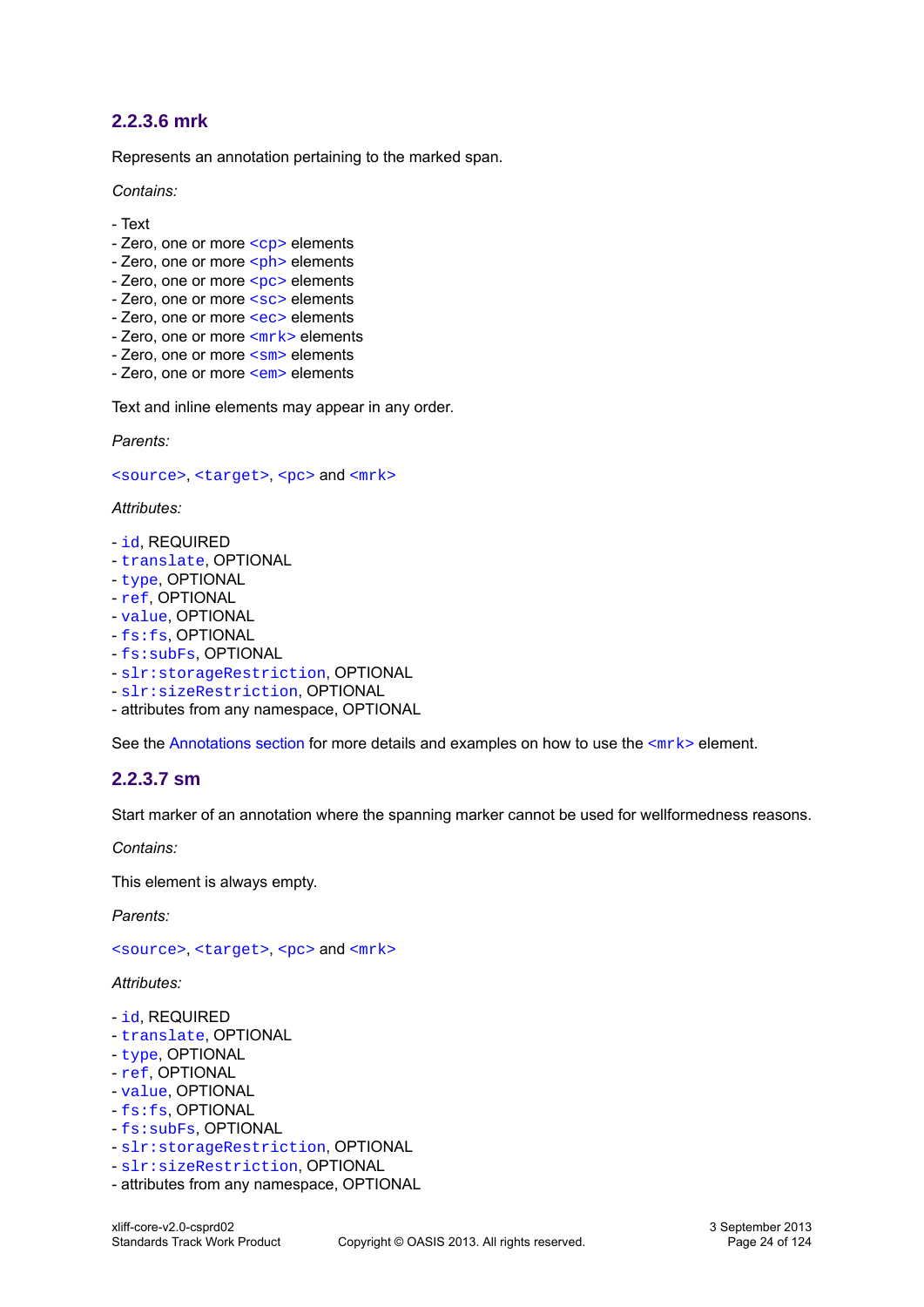#### 2.2.3.6 mrk

Represents an annotation pertaining to the marked span.

*Contains:*

- Text
- Zero, one or more `<cp>` elements
- Zero, one or more `<ph>` elements
- Zero, one or more `<pc>` elements
- Zero, one or more `<sc>` elements
- Zero, one or more `<ec>` elements
- Zero, one or more `<mrk>` elements
- Zero, one or more `<sm>` elements
- Zero, one or more `<em>` elements

Text and inline elements may appear in any order.

*Parents:*

`<source>`, `<target>`, `<pc>` and `<mrk>`

*Attributes:*

- `id`, REQUIRED
- `translate`, OPTIONAL
- `type`, OPTIONAL
- `ref`, OPTIONAL
- `value`, OPTIONAL
- `fs:fs`, OPTIONAL
- `fs:subFs`, OPTIONAL
- `slr:storageRestriction`, OPTIONAL
- `slr:sizeRestriction`, OPTIONAL
- attributes from any namespace, OPTIONAL

See the Annotations section for more details and examples on how to use the `<mrk>` element.

#### 2.2.3.7 sm

Start marker of an annotation where the spanning marker cannot be used for wellformedness reasons.

*Contains:*

This element is always empty.

*Parents:*

`<source>`, `<target>`, `<pc>` and `<mrk>`

*Attributes:*

- `id`, REQUIRED
- `translate`, OPTIONAL
- `type`, OPTIONAL
- `ref`, OPTIONAL
- `value`, OPTIONAL
- `fs:fs`, OPTIONAL
- `fs:subFs`, OPTIONAL
- `slr:storageRestriction`, OPTIONAL
- `slr:sizeRestriction`, OPTIONAL
- attributes from any namespace, OPTIONAL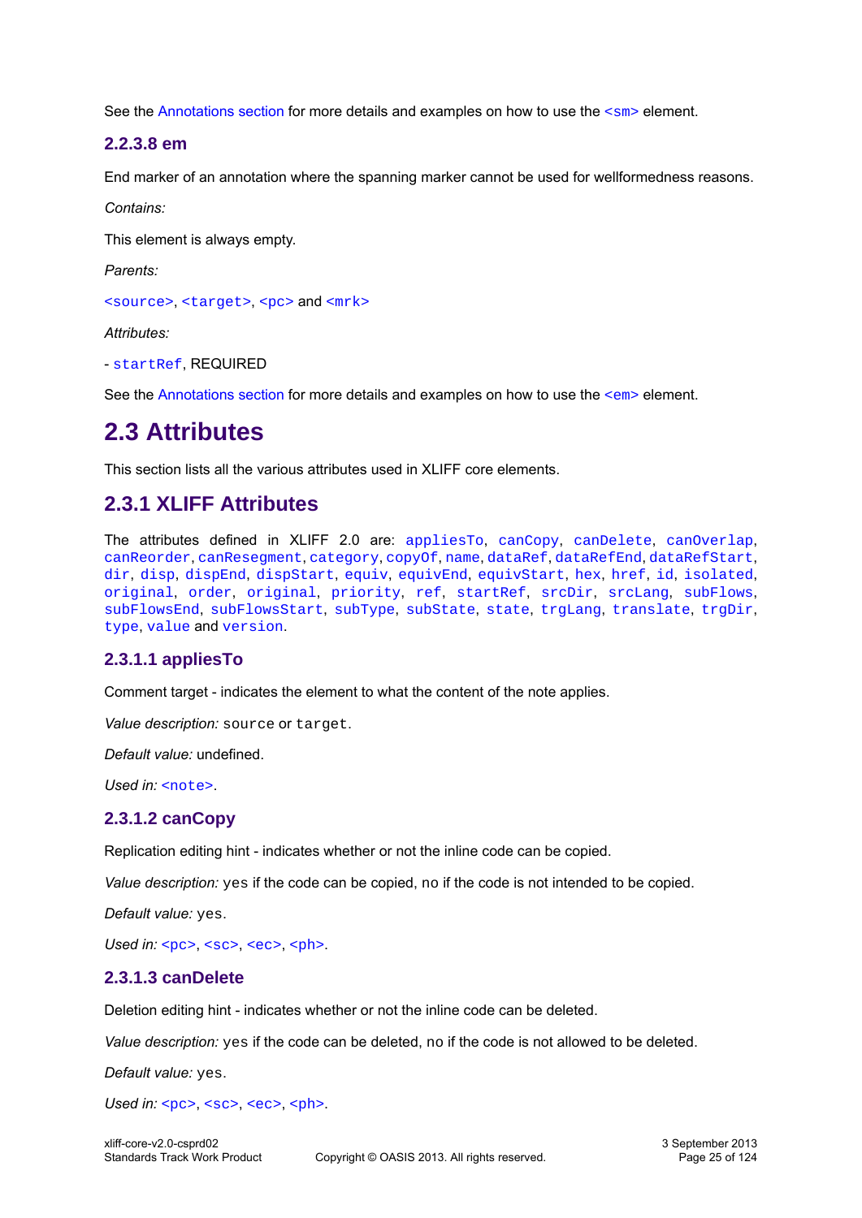See the Annotations section for more details and examples on how to use the `<sm>` element.

#### 2.2.3.8 em

End marker of an annotation where the spanning marker cannot be used for wellformedness reasons.

*Contains:*

This element is always empty.

*Parents:*

`<source>`, `<target>`, `<pc>` and `<mrk>`

*Attributes:*

- `startRef`, REQUIRED

See the Annotations section for more details and examples on how to use the `<em>` element.

# 2.3 Attributes

This section lists all the various attributes used in XLIFF core elements.

## 2.3.1 XLIFF Attributes

The attributes defined in XLIFF 2.0 are: `appliesTo`, `canCopy`, `canDelete`, `canOverlap`, `canReorder`, `canResegment`, `category`, `copyOf`, `name`, `dataRef`, `dataRefEnd`, `dataRefStart`, `dir`, `disp`, `dispEnd`, `dispStart`, `equiv`, `equivEnd`, `equivStart`, `hex`, `href`, `id`, `isolated`, `original`, `order`, `original`, `priority`, `ref`, `startRef`, `srcDir`, `srcLang`, `subFlows`, `subFlowsEnd`, `subFlowsStart`, `subType`, `subState`, `state`, `trgLang`, `translate`, `trgDir`, `type`, `value` and `version`.

### 2.3.1.1 appliesTo

Comment target - indicates the element to what the content of the note applies.

*Value description:* `source` or `target`.

*Default value:* undefined.

*Used in:* `<note>`.

### 2.3.1.2 canCopy

Replication editing hint - indicates whether or not the inline code can be copied.

*Value description:* `yes` if the code can be copied, `no` if the code is not intended to be copied.

*Default value:* `yes`.

*Used in:* `<pc>`, `<sc>`, `<ec>`, `<ph>`.

### 2.3.1.3 canDelete

Deletion editing hint - indicates whether or not the inline code can be deleted.

*Value description:* `yes` if the code can be deleted, `no` if the code is not allowed to be deleted.

*Default value:* `yes`.

*Used in:* `<pc>`, `<sc>`, `<ec>`, `<ph>`.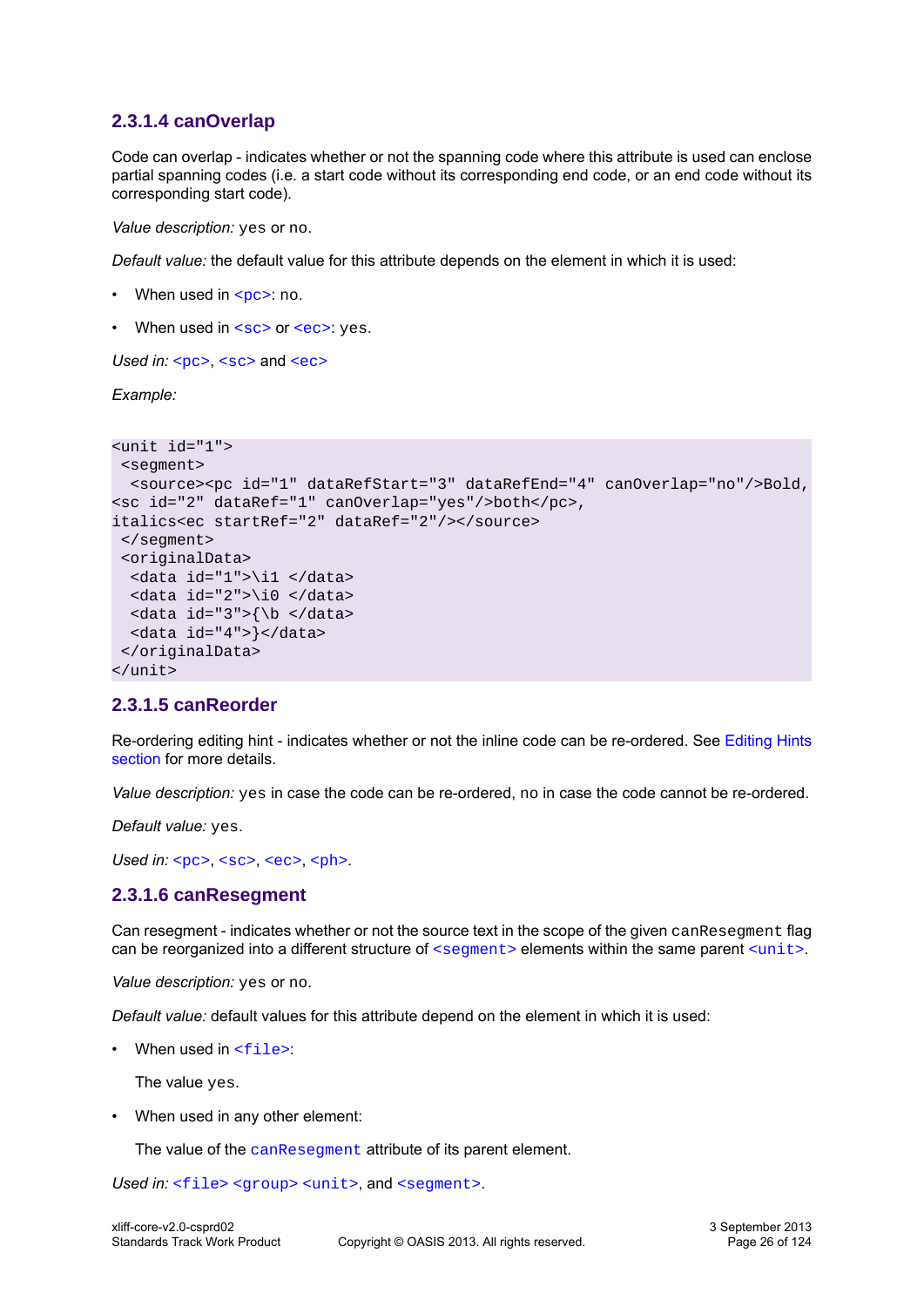### 2.3.1.4 canOverlap

Code can overlap - indicates whether or not the spanning code where this attribute is used can enclose partial spanning codes (i.e. a start code without its corresponding end code, or an end code without its corresponding start code).

*Value description:* `yes` or `no`.

*Default value:* the default value for this attribute depends on the element in which it is used:

- When used in `<pc>`: `no`.
- When used in `<sc>` or `<ec>`: `yes`.

*Used in:* `<pc>`, `<sc>` and `<ec>`

*Example:*

```
<unit id="1">
 <segment>
  <source><pc id="1" dataRefStart="3" dataRefEnd="4" canOverlap="no"/>Bold,
<sc id="2" dataRef="1" canOverlap="yes"/>both</pc>,
italics<ec startRef="2" dataRef="2"/></source>
 </segment>
 <originalData>
  <data id="1">\i1 </data>
  <data id="2">\i0 </data>
  <data id="3">{\b </data>
  <data id="4">}</data>
 </originalData>
</unit>
```

### 2.3.1.5 canReorder

Re-ordering editing hint - indicates whether or not the inline code can be re-ordered. See Editing Hints section for more details.

*Value description:* `yes` in case the code can be re-ordered, `no` in case the code cannot be re-ordered.

*Default value:* `yes`.

*Used in:* `<pc>`, `<sc>`, `<ec>`, `<ph>`.

### 2.3.1.6 canResegment

Can resegment - indicates whether or not the source text in the scope of the given `canResegment` flag can be reorganized into a different structure of `<segment>` elements within the same parent `<unit>`.

*Value description:* `yes` or `no`.

*Default value:* default values for this attribute depend on the element in which it is used:

- When used in `<file>`:

  The value `yes`.

- When used in any other element:

  The value of the `canResegment` attribute of its parent element.

*Used in:* `<file>` `<group>` `<unit>`, and `<segment>`.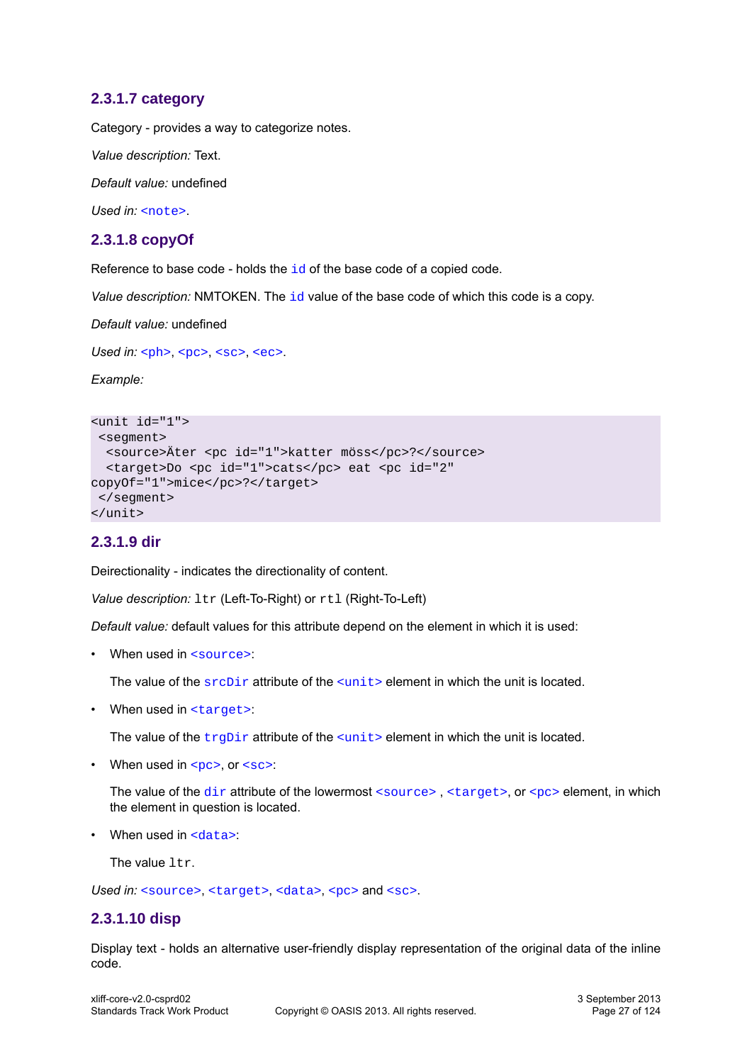#### 2.3.1.7 category

Category - provides a way to categorize notes.

*Value description:* Text.

*Default value:* undefined

*Used in:* `<note>`.

#### 2.3.1.8 copyOf

Reference to base code - holds the `id` of the base code of a copied code.

*Value description:* NMTOKEN. The `id` value of the base code of which this code is a copy.

*Default value:* undefined

*Used in:* `<ph>`, `<pc>`, `<sc>`, `<ec>`.

*Example:*

```
<unit id="1">
 <segment>
  <source>Äter <pc id="1">katter möss</pc>?</source>
  <target>Do <pc id="1">cats</pc> eat <pc id="2"
copyOf="1">mice</pc>?</target>
 </segment>
</unit>
```

#### 2.3.1.9 dir

Deirectionality - indicates the directionality of content.

*Value description:* `ltr` (Left-To-Right) or `rtl` (Right-To-Left)

*Default value:* default values for this attribute depend on the element in which it is used:

- When used in `<source>`:

  The value of the `srcDir` attribute of the `<unit>` element in which the unit is located.

- When used in `<target>`:

  The value of the `trgDir` attribute of the `<unit>` element in which the unit is located.

- When used in `<pc>`, or `<sc>`:

  The value of the `dir` attribute of the lowermost `<source>` , `<target>`, or `<pc>` element, in which the element in question is located.

- When used in `<data>`:

  The value `ltr`.

*Used in:* `<source>`, `<target>`, `<data>`, `<pc>` and `<sc>`.

#### 2.3.1.10 disp

Display text - holds an alternative user-friendly display representation of the original data of the inline code.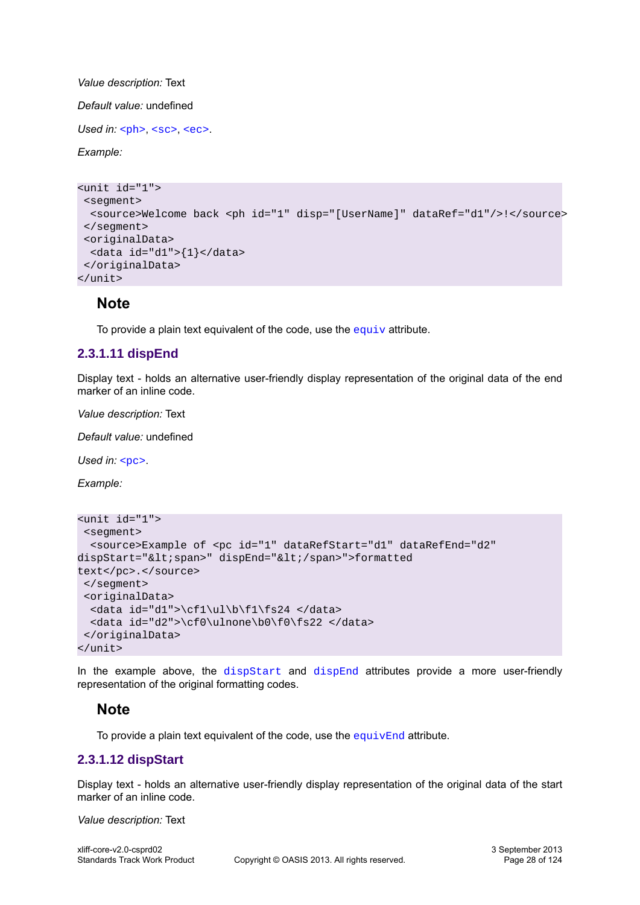*Value description:* Text

*Default value:* undefined

*Used in:* `<ph>`, `<sc>`, `<ec>`.

*Example:*

```
<unit id="1">
 <segment>
  <source>Welcome back <ph id="1" disp="[UserName]" dataRef="d1"/>!</source>
 </segment>
 <originalData>
  <data id="d1">{1}</data>
 </originalData>
</unit>
```

### Note

To provide a plain text equivalent of the code, use the `equiv` attribute.

### 2.3.1.11 dispEnd

Display text - holds an alternative user-friendly display representation of the original data of the end marker of an inline code.

*Value description:* Text

*Default value:* undefined

*Used in:* `<pc>`.

*Example:*

```
<unit id="1">
 <segment>
  <source>Example of <pc id="1" dataRefStart="d1" dataRefEnd="d2"
dispStart="&lt;span>" dispEnd="&lt;/span>">formatted
text</pc>.</source>
 </segment>
 <originalData>
  <data id="d1">\cf1\ul\b\f1\fs24 </data>
  <data id="d2">\cf0\ulnone\b0\f0\fs22 </data>
 </originalData>
</unit>
```

In the example above, the `dispStart` and `dispEnd` attributes provide a more user-friendly representation of the original formatting codes.

### Note

To provide a plain text equivalent of the code, use the `equivEnd` attribute.

### 2.3.1.12 dispStart

Display text - holds an alternative user-friendly display representation of the original data of the start marker of an inline code.

*Value description:* Text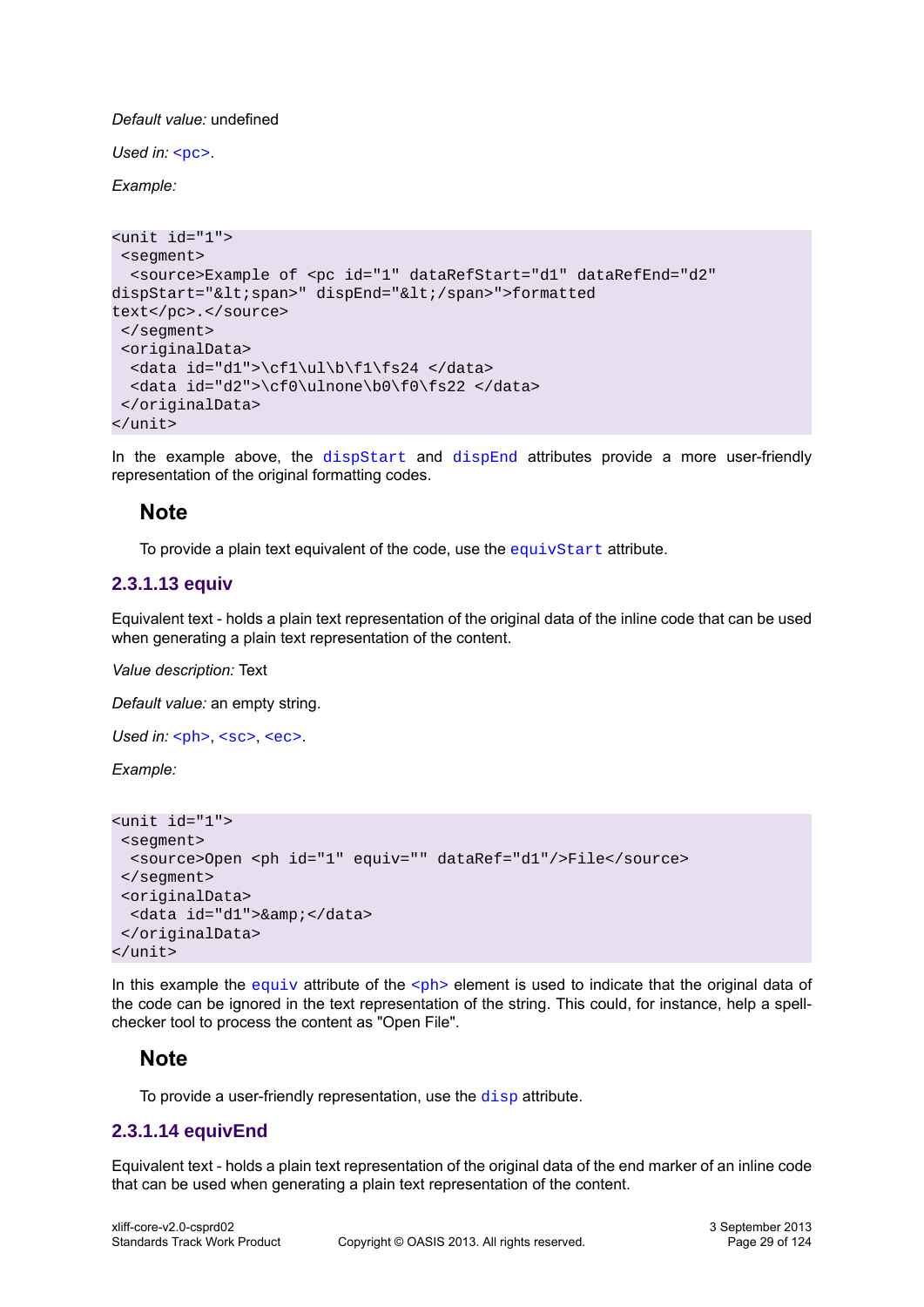*Default value:* undefined

*Used in:* `<pc>`.

*Example:*

```
<unit id="1">
 <segment>
  <source>Example of <pc id="1" dataRefStart="d1" dataRefEnd="d2"
dispStart="&lt;span>" dispEnd="&lt;/span>">formatted
text</pc>.</source>
 </segment>
 <originalData>
  <data id="d1">\cf1\ul\b\f1\fs24 </data>
  <data id="d2">\cf0\ulnone\b0\f0\fs22 </data>
 </originalData>
</unit>
```

In the example above, the `dispStart` and `dispEnd` attributes provide a more user-friendly representation of the original formatting codes.

### Note

To provide a plain text equivalent of the code, use the `equivStart` attribute.

## 2.3.1.13 equiv

Equivalent text - holds a plain text representation of the original data of the inline code that can be used when generating a plain text representation of the content.

*Value description:* Text

*Default value:* an empty string.

*Used in:* `<ph>`, `<sc>`, `<ec>`.

*Example:*

```
<unit id="1">
 <segment>
  <source>Open <ph id="1" equiv="" dataRef="d1"/>File</source>
 </segment>
 <originalData>
  <data id="d1">&amp;</data>
 </originalData>
</unit>
```

In this example the `equiv` attribute of the `<ph>` element is used to indicate that the original data of the code can be ignored in the text representation of the string. This could, for instance, help a spell-checker tool to process the content as "Open File".

### Note

To provide a user-friendly representation, use the `disp` attribute.

## 2.3.1.14 equivEnd

Equivalent text - holds a plain text representation of the original data of the end marker of an inline code that can be used when generating a plain text representation of the content.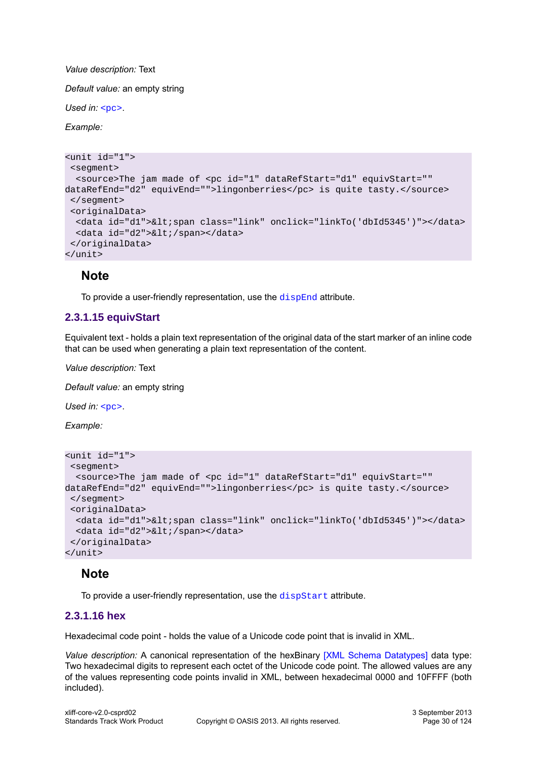*Value description:* Text

*Default value:* an empty string

*Used in:* `<pc>`.

*Example:*

```
<unit id="1">
 <segment>
  <source>The jam made of <pc id="1" dataRefStart="d1" equivStart=""
dataRefEnd="d2" equivEnd="">lingonberries</pc> is quite tasty.</source>
 </segment>
 <originalData>
  <data id="d1">&lt;span class="link" onclick="linkTo('dbId5345')"></data>
  <data id="d2">&lt;/span></data>
 </originalData>
</unit>
```

### Note

To provide a user-friendly representation, use the `dispEnd` attribute.

### 2.3.1.15 equivStart

Equivalent text - holds a plain text representation of the original data of the start marker of an inline code that can be used when generating a plain text representation of the content.

*Value description:* Text

*Default value:* an empty string

*Used in:* `<pc>`.

*Example:*

```
<unit id="1">
 <segment>
  <source>The jam made of <pc id="1" dataRefStart="d1" equivStart=""
dataRefEnd="d2" equivEnd="">lingonberries</pc> is quite tasty.</source>
 </segment>
 <originalData>
  <data id="d1">&lt;span class="link" onclick="linkTo('dbId5345')"></data>
  <data id="d2">&lt;/span></data>
 </originalData>
</unit>
```

### Note

To provide a user-friendly representation, use the `dispStart` attribute.

### 2.3.1.16 hex

Hexadecimal code point - holds the value of a Unicode code point that is invalid in XML.

*Value description:* A canonical representation of the hexBinary [XML Schema Datatypes] data type: Two hexadecimal digits to represent each octet of the Unicode code point. The allowed values are any of the values representing code points invalid in XML, between hexadecimal 0000 and 10FFFF (both included).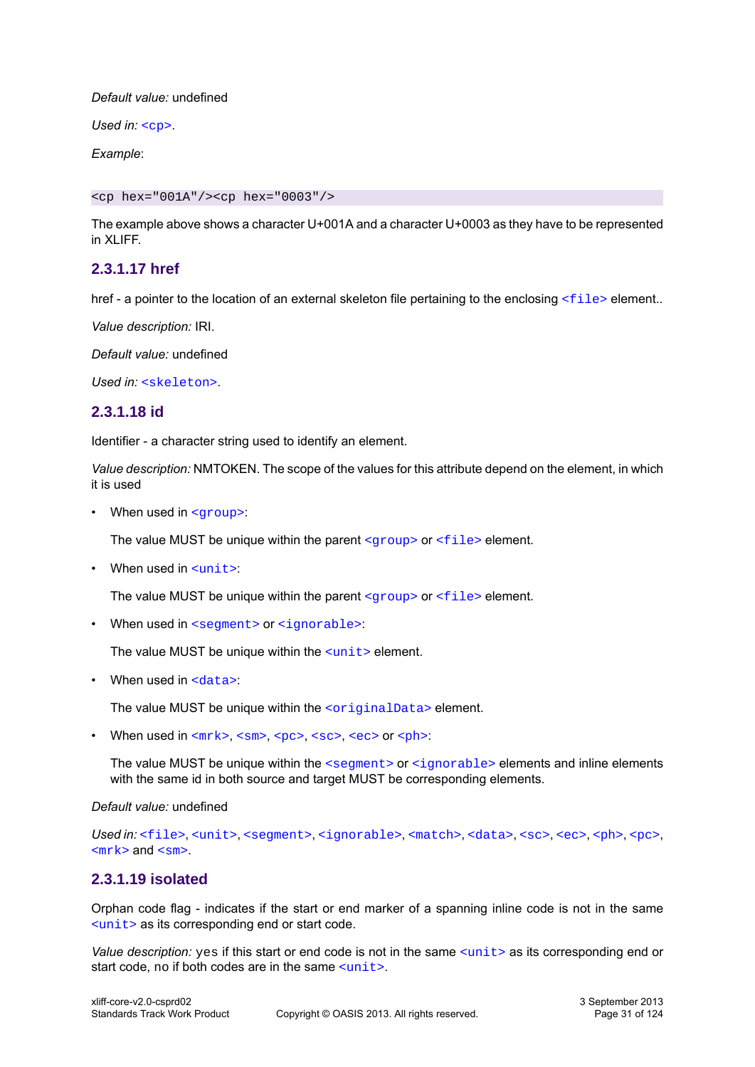*Default value:* undefined

*Used in:* `<cp>`.

*Example*:

```
<cp hex="001A"/><cp hex="0003"/>
```

The example above shows a character U+001A and a character U+0003 as they have to be represented in XLIFF.

#### 2.3.1.17 href

href - a pointer to the location of an external skeleton file pertaining to the enclosing `<file>` element..

*Value description:* IRI.

*Default value:* undefined

*Used in:* `<skeleton>`.

#### 2.3.1.18 id

Identifier - a character string used to identify an element.

*Value description:* NMTOKEN. The scope of the values for this attribute depend on the element, in which it is used

- When used in `<group>`:

  The value MUST be unique within the parent `<group>` or `<file>` element.

- When used in `<unit>`:

  The value MUST be unique within the parent `<group>` or `<file>` element.

- When used in `<segment>` or `<ignorable>`:

  The value MUST be unique within the `<unit>` element.

- When used in `<data>`:

  The value MUST be unique within the `<originalData>` element.

- When used in `<mrk>`, `<sm>`, `<pc>`, `<sc>`, `<ec>` or `<ph>`:

  The value MUST be unique within the `<segment>` or `<ignorable>` elements and inline elements with the same id in both source and target MUST be corresponding elements.

*Default value:* undefined

*Used in:* `<file>`, `<unit>`, `<segment>`, `<ignorable>`, `<match>`, `<data>`, `<sc>`, `<ec>`, `<ph>`, `<pc>`, `<mrk>` and `<sm>`.

#### 2.3.1.19 isolated

Orphan code flag - indicates if the start or end marker of a spanning inline code is not in the same `<unit>` as its corresponding end or start code.

*Value description:* `yes` if this start or end code is not in the same `<unit>` as its corresponding end or start code, no if both codes are in the same `<unit>`.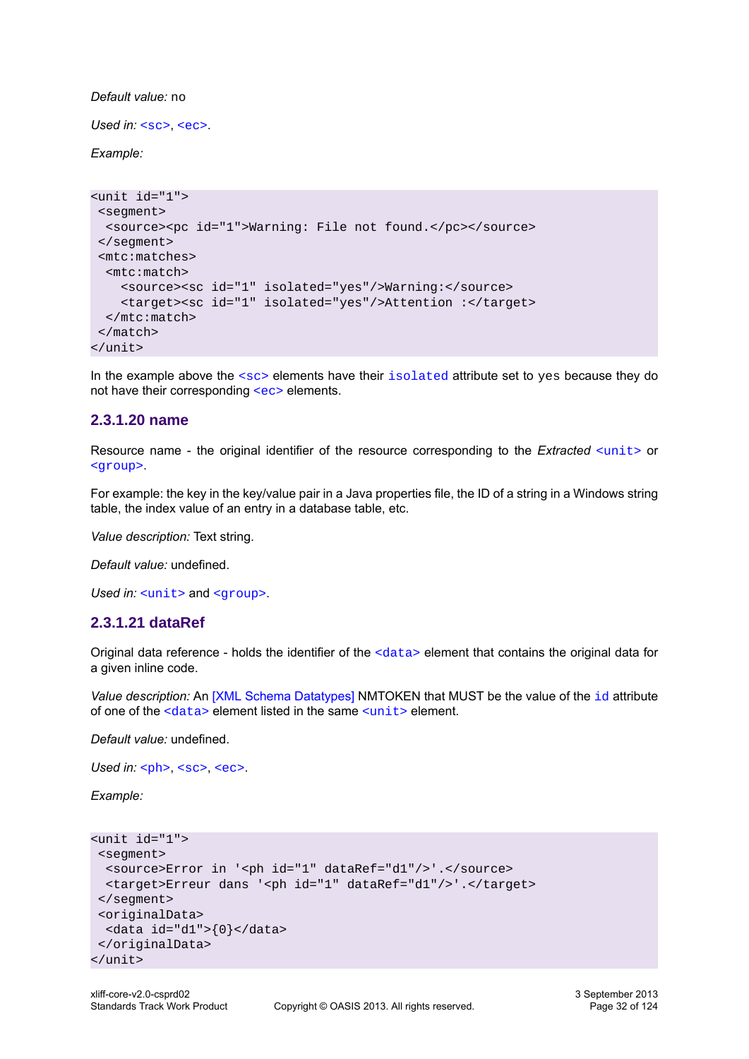*Default value:* no

*Used in:* `<sc>`, `<ec>`.

*Example:*

```
<unit id="1">
 <segment>
  <source><pc id="1">Warning: File not found.</pc></source>
 </segment>
 <mtc:matches>
  <mtc:match>
    <source><sc id="1" isolated="yes"/>Warning:</source>
    <target><sc id="1" isolated="yes"/>Attention :</target>
  </mtc:match>
 </match>
</unit>
```

In the example above the `<sc>` elements have their `isolated` attribute set to `yes` because they do not have their corresponding `<ec>` elements.

### 2.3.1.20 name

Resource name - the original identifier of the resource corresponding to the *Extracted* `<unit>` or `<group>`.

For example: the key in the key/value pair in a Java properties file, the ID of a string in a Windows string table, the index value of an entry in a database table, etc.

*Value description:* Text string.

*Default value:* undefined.

*Used in:* `<unit>` and `<group>`.

### 2.3.1.21 dataRef

Original data reference - holds the identifier of the `<data>` element that contains the original data for a given inline code.

*Value description:* An [XML Schema Datatypes] NMTOKEN that MUST be the value of the `id` attribute of one of the `<data>` element listed in the same `<unit>` element.

*Default value:* undefined.

*Used in:* `<ph>`, `<sc>`, `<ec>`.

*Example:*

```
<unit id="1">
 <segment>
  <source>Error in '<ph id="1" dataRef="d1"/>'.</source>
  <target>Erreur dans '<ph id="1" dataRef="d1"/>'.</target>
 </segment>
 <originalData>
  <data id="d1">{0}</data>
 </originalData>
</unit>
```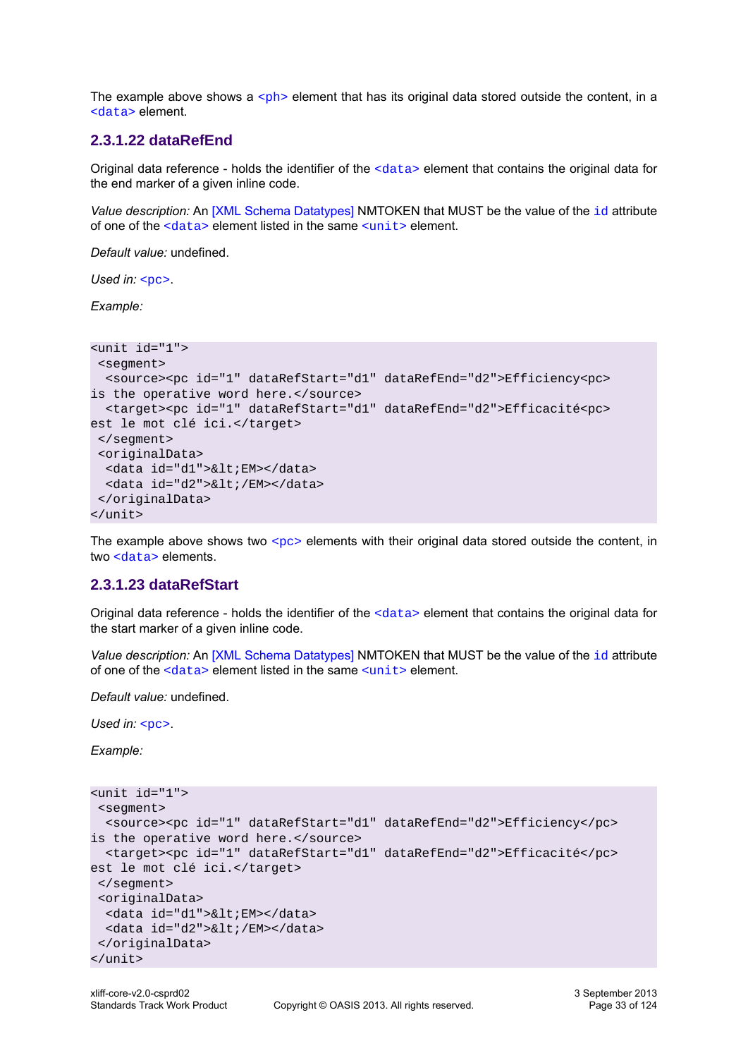The example above shows a `<ph>` element that has its original data stored outside the content, in a `<data>` element.

### 2.3.1.22 dataRefEnd

Original data reference - holds the identifier of the `<data>` element that contains the original data for the end marker of a given inline code.

*Value description:* An [XML Schema Datatypes] NMTOKEN that MUST be the value of the `id` attribute of one of the `<data>` element listed in the same `<unit>` element.

*Default value:* undefined.

*Used in:* `<pc>`.

*Example:*

```
<unit id="1">
 <segment>
  <source><pc id="1" dataRefStart="d1" dataRefEnd="d2">Efficiency<pc>
is the operative word here.</source>
  <target><pc id="1" dataRefStart="d1" dataRefEnd="d2">Efficacité<pc>
est le mot clé ici.</target>
 </segment>
 <originalData>
  <data id="d1">&lt;EM></data>
  <data id="d2">&lt;/EM></data>
 </originalData>
</unit>
```

The example above shows two `<pc>` elements with their original data stored outside the content, in two `<data>` elements.

### 2.3.1.23 dataRefStart

Original data reference - holds the identifier of the `<data>` element that contains the original data for the start marker of a given inline code.

*Value description:* An [XML Schema Datatypes] NMTOKEN that MUST be the value of the `id` attribute of one of the `<data>` element listed in the same `<unit>` element.

*Default value:* undefined.

*Used in:* `<pc>`.

*Example:*

```
<unit id="1">
 <segment>
  <source><pc id="1" dataRefStart="d1" dataRefEnd="d2">Efficiency</pc>
is the operative word here.</source>
  <target><pc id="1" dataRefStart="d1" dataRefEnd="d2">Efficacité</pc>
est le mot clé ici.</target>
 </segment>
 <originalData>
  <data id="d1">&lt;EM></data>
  <data id="d2">&lt;/EM></data>
 </originalData>
</unit>
```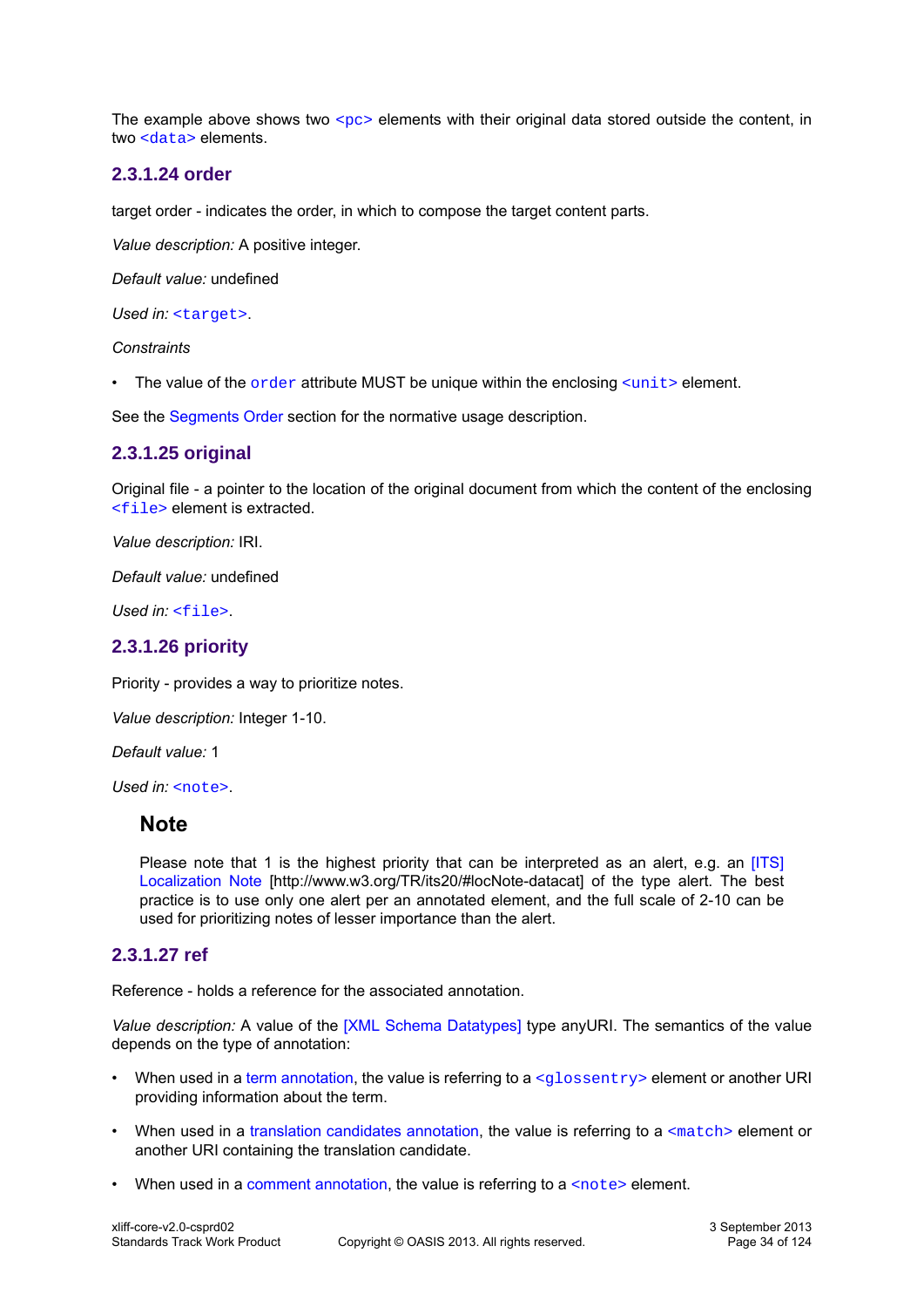The example above shows two `<pc>` elements with their original data stored outside the content, in two `<data>` elements.

#### 2.3.1.24 order

target order - indicates the order, in which to compose the target content parts.

*Value description:* A positive integer.

*Default value:* undefined

*Used in:* `<target>`.

*Constraints*

- The value of the `order` attribute MUST be unique within the enclosing `<unit>` element.

See the Segments Order section for the normative usage description.

#### 2.3.1.25 original

Original file - a pointer to the location of the original document from which the content of the enclosing `<file>` element is extracted.

*Value description:* IRI.

*Default value:* undefined

*Used in:* `<file>`.

#### 2.3.1.26 priority

Priority - provides a way to prioritize notes.

*Value description:* Integer 1-10.

*Default value:* 1

*Used in:* `<note>`.

> **Note**
>
> Please note that 1 is the highest priority that can be interpreted as an alert, e.g. an [ITS] Localization Note [http://www.w3.org/TR/its20/#locNote-datacat] of the type alert. The best practice is to use only one alert per an annotated element, and the full scale of 2-10 can be used for prioritizing notes of lesser importance than the alert.

#### 2.3.1.27 ref

Reference - holds a reference for the associated annotation.

*Value description:* A value of the [XML Schema Datatypes] type anyURI. The semantics of the value depends on the type of annotation:

- When used in a term annotation, the value is referring to a `<glossentry>` element or another URI providing information about the term.
- When used in a translation candidates annotation, the value is referring to a `<match>` element or another URI containing the translation candidate.
- When used in a comment annotation, the value is referring to a `<note>` element.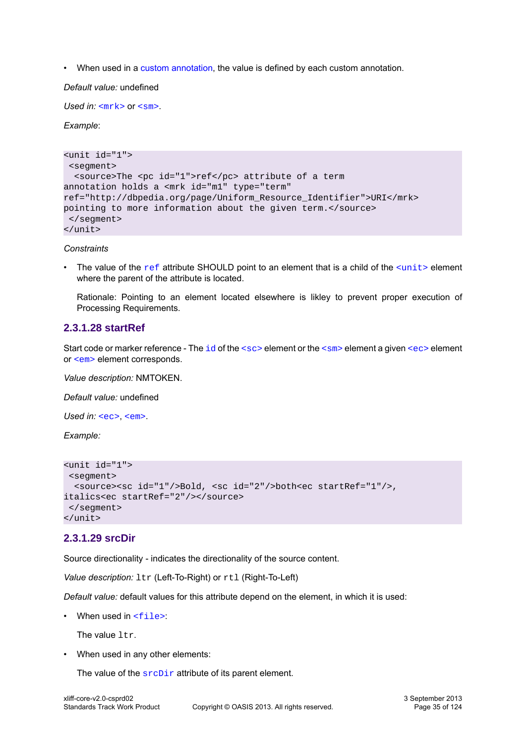- When used in a custom annotation, the value is defined by each custom annotation.

*Default value:* undefined

*Used in:* `<mrk>` or `<sm>`.

*Example*:

```
<unit id="1">
 <segment>
  <source>The <pc id="1">ref</pc> attribute of a term
annotation holds a <mrk id="m1" type="term"
ref="http://dbpedia.org/page/Uniform_Resource_Identifier">URI</mrk>
pointing to more information about the given term.</source>
 </segment>
</unit>
```

*Constraints*

- The value of the `ref` attribute SHOULD point to an element that is a child of the `<unit>` element where the parent of the attribute is located.

  Rationale: Pointing to an element located elsewhere is likley to prevent proper execution of Processing Requirements.

### 2.3.1.28 startRef

Start code or marker reference - The `id` of the `<sc>` element or the `<sm>` element a given `<ec>` element or `<em>` element corresponds.

*Value description:* NMTOKEN.

*Default value:* undefined

*Used in:* `<ec>`, `<em>`.

*Example:*

```
<unit id="1">
 <segment>
  <source><sc id="1"/>Bold, <sc id="2"/>both<ec startRef="1"/>,
italics<ec startRef="2"/></source>
 </segment>
</unit>
```

### 2.3.1.29 srcDir

Source directionality - indicates the directionality of the source content.

*Value description:* `ltr` (Left-To-Right) or `rtl` (Right-To-Left)

*Default value:* default values for this attribute depend on the element, in which it is used:

- When used in `<file>`:

  The value `ltr`.

- When used in any other elements:

  The value of the `srcDir` attribute of its parent element.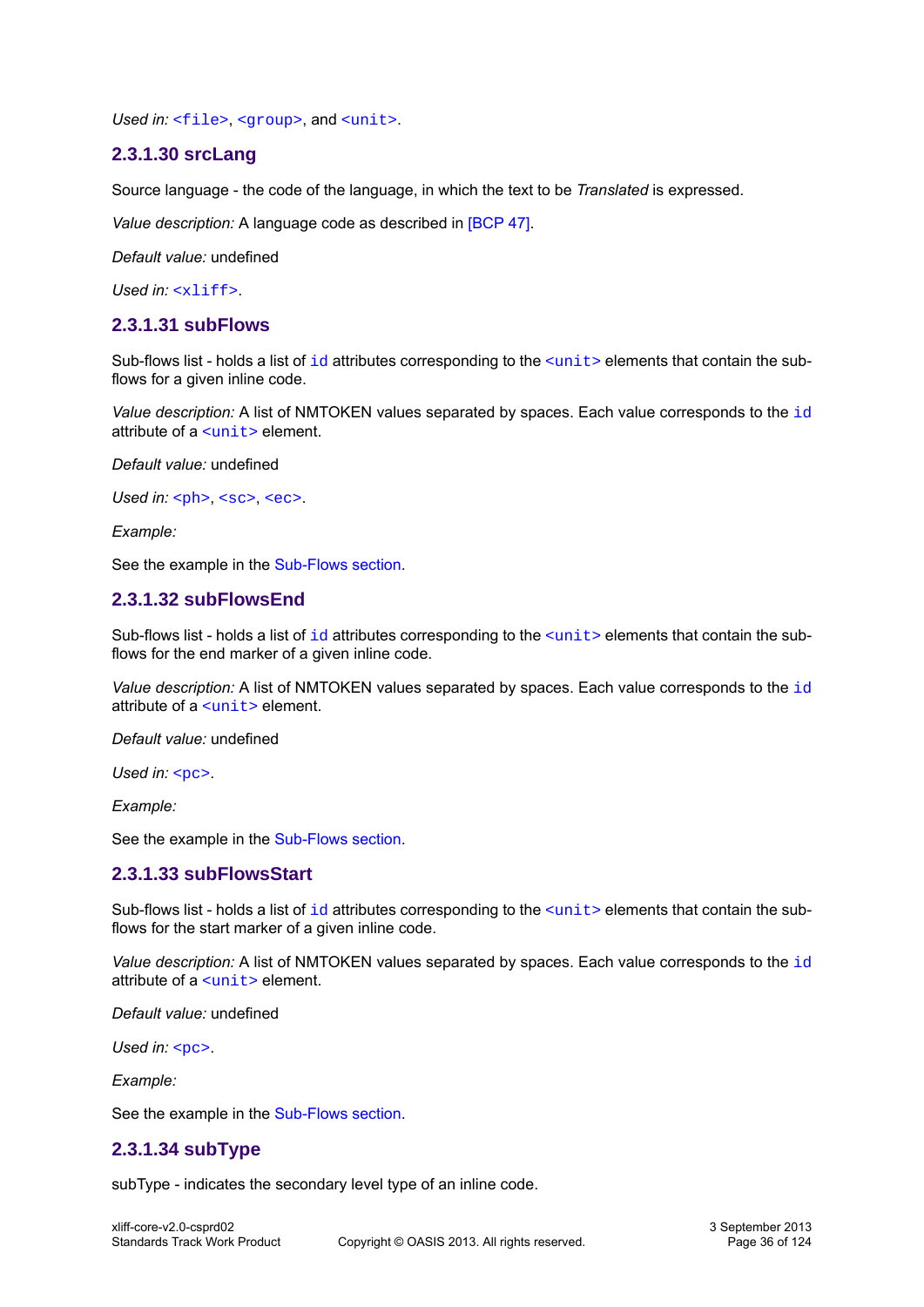*Used in:* `<file>`, `<group>`, and `<unit>`.

#### 2.3.1.30 srcLang

Source language - the code of the language, in which the text to be *Translated* is expressed.

*Value description:* A language code as described in [BCP 47].

*Default value:* undefined

*Used in:* `<xliff>`.

#### 2.3.1.31 subFlows

Sub-flows list - holds a list of `id` attributes corresponding to the `<unit>` elements that contain the sub-flows for a given inline code.

*Value description:* A list of NMTOKEN values separated by spaces. Each value corresponds to the `id` attribute of a `<unit>` element.

*Default value:* undefined

*Used in:* `<ph>`, `<sc>`, `<ec>`.

*Example:*

See the example in the Sub-Flows section.

#### 2.3.1.32 subFlowsEnd

Sub-flows list - holds a list of `id` attributes corresponding to the `<unit>` elements that contain the sub-flows for the end marker of a given inline code.

*Value description:* A list of NMTOKEN values separated by spaces. Each value corresponds to the `id` attribute of a `<unit>` element.

*Default value:* undefined

*Used in:* `<pc>`.

*Example:*

See the example in the Sub-Flows section.

#### 2.3.1.33 subFlowsStart

Sub-flows list - holds a list of `id` attributes corresponding to the `<unit>` elements that contain the sub-flows for the start marker of a given inline code.

*Value description:* A list of NMTOKEN values separated by spaces. Each value corresponds to the `id` attribute of a `<unit>` element.

*Default value:* undefined

*Used in:* `<pc>`.

*Example:*

See the example in the Sub-Flows section.

#### 2.3.1.34 subType

subType - indicates the secondary level type of an inline code.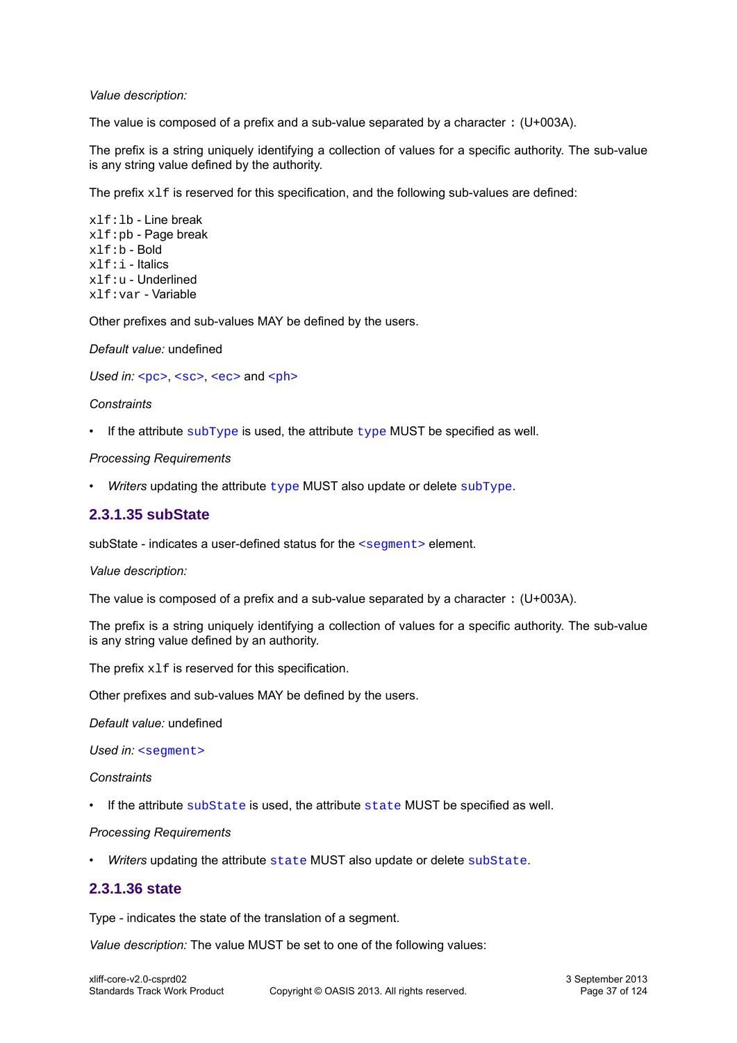*Value description:*

The value is composed of a prefix and a sub-value separated by a character `:` (U+003A).

The prefix is a string uniquely identifying a collection of values for a specific authority. The sub-value is any string value defined by the authority.

The prefix `xlf` is reserved for this specification, and the following sub-values are defined:

`xlf:lb` - Line break
`xlf:pb` - Page break
`xlf:b` - Bold
`xlf:i` - Italics
`xlf:u` - Underlined
`xlf:var` - Variable

Other prefixes and sub-values MAY be defined by the users.

*Default value:* undefined

*Used in:* `<pc>`, `<sc>`, `<ec>` and `<ph>`

*Constraints*

- If the attribute `subType` is used, the attribute `type` MUST be specified as well.

*Processing Requirements*

- *Writers* updating the attribute `type` MUST also update or delete `subType`.

#### 2.3.1.35 subState

subState - indicates a user-defined status for the `<segment>` element.

*Value description:*

The value is composed of a prefix and a sub-value separated by a character `:` (U+003A).

The prefix is a string uniquely identifying a collection of values for a specific authority. The sub-value is any string value defined by an authority.

The prefix `xlf` is reserved for this specification.

Other prefixes and sub-values MAY be defined by the users.

*Default value:* undefined

*Used in:* `<segment>`

*Constraints*

- If the attribute `subState` is used, the attribute `state` MUST be specified as well.

*Processing Requirements*

- *Writers* updating the attribute `state` MUST also update or delete `subState`.

#### 2.3.1.36 state

Type - indicates the state of the translation of a segment.

*Value description:* The value MUST be set to one of the following values: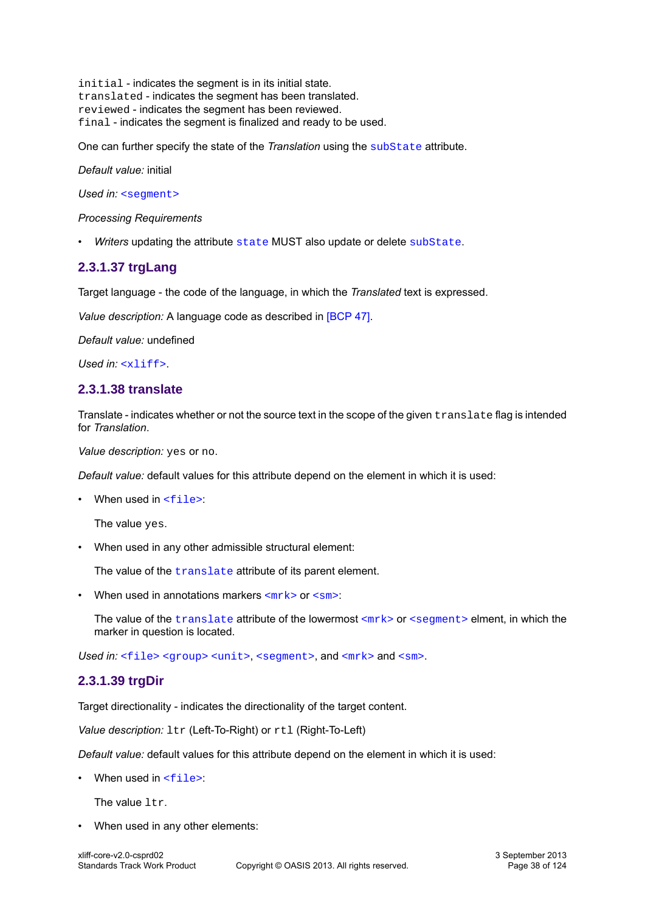`initial` - indicates the segment is in its initial state.
`translated` - indicates the segment has been translated.
`reviewed` - indicates the segment has been reviewed.
`final` - indicates the segment is finalized and ready to be used.

One can further specify the state of the *Translation* using the `subState` attribute.

*Default value:* initial

*Used in:* `<segment>`

*Processing Requirements*

- *Writers* updating the attribute `state` MUST also update or delete `subState`.

#### 2.3.1.37 trgLang

Target language - the code of the language, in which the *Translated* text is expressed.

*Value description:* A language code as described in [BCP 47].

*Default value:* undefined

*Used in:* `<xliff>`.

#### 2.3.1.38 translate

Translate - indicates whether or not the source text in the scope of the given `translate` flag is intended for *Translation*.

*Value description:* `yes` or `no`.

*Default value:* default values for this attribute depend on the element in which it is used:

- When used in `<file>`:

  The value `yes`.

- When used in any other admissible structural element:

  The value of the `translate` attribute of its parent element.

- When used in annotations markers `<mrk>` or `<sm>`:

  The value of the `translate` attribute of the lowermost `<mrk>` or `<segment>` elment, in which the marker in question is located.

*Used in:* `<file>` `<group>` `<unit>`, `<segment>`, and `<mrk>` and `<sm>`.

#### 2.3.1.39 trgDir

Target directionality - indicates the directionality of the target content.

*Value description:* `ltr` (Left-To-Right) or `rtl` (Right-To-Left)

*Default value:* default values for this attribute depend on the element in which it is used:

- When used in `<file>`:

  The value `ltr`.

- When used in any other elements: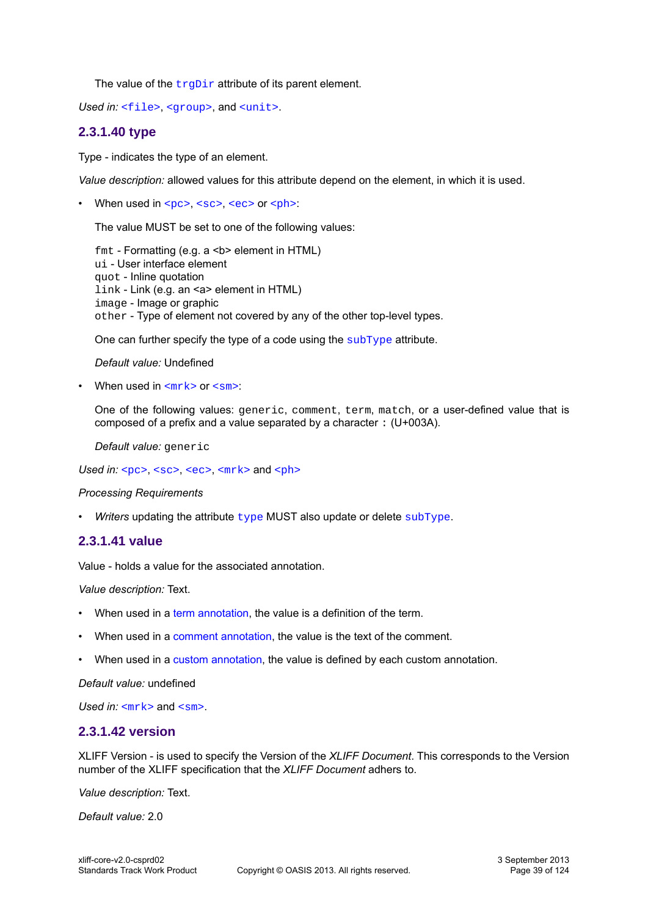The value of the `trgDir` attribute of its parent element.

*Used in:* `<file>`, `<group>`, and `<unit>`.

#### 2.3.1.40 type

Type - indicates the type of an element.

*Value description:* allowed values for this attribute depend on the element, in which it is used.

- When used in `<pc>`, `<sc>`, `<ec>` or `<ph>`:

  The value MUST be set to one of the following values:

  `fmt` - Formatting (e.g. a <b> element in HTML)
  `ui` - User interface element
  `quot` - Inline quotation
  `link` - Link (e.g. an <a> element in HTML)
  `image` - Image or graphic
  `other` - Type of element not covered by any of the other top-level types.

  One can further specify the type of a code using the `subType` attribute.

  *Default value:* Undefined

- When used in `<mrk>` or `<sm>`:

  One of the following values: `generic`, `comment`, `term`, `match`, or a user-defined value that is composed of a prefix and a value separated by a character `:` (U+003A).

  *Default value:* `generic`

*Used in:* `<pc>`, `<sc>`, `<ec>`, `<mrk>` and `<ph>`

*Processing Requirements*

- *Writers* updating the attribute `type` MUST also update or delete `subType`.

#### 2.3.1.41 value

Value - holds a value for the associated annotation.

*Value description:* Text.

- When used in a term annotation, the value is a definition of the term.
- When used in a comment annotation, the value is the text of the comment.
- When used in a custom annotation, the value is defined by each custom annotation.

*Default value:* undefined

*Used in:* `<mrk>` and `<sm>`.

#### 2.3.1.42 version

XLIFF Version - is used to specify the Version of the *XLIFF Document*. This corresponds to the Version number of the XLIFF specification that the *XLIFF Document* adhers to.

*Value description:* Text.

*Default value:* 2.0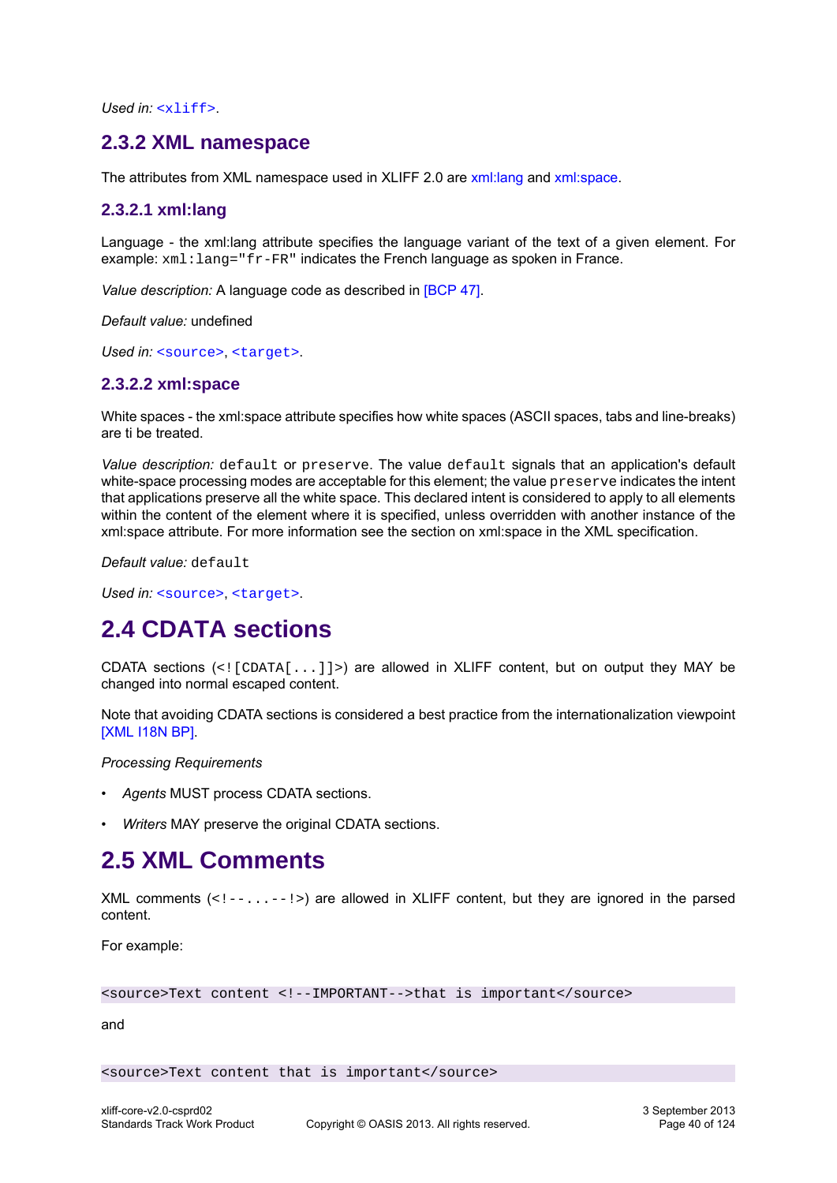*Used in:* `<xliff>`.

### 2.3.2 XML namespace

The attributes from XML namespace used in XLIFF 2.0 are xml:lang and xml:space.

#### 2.3.2.1 xml:lang

Language - the xml:lang attribute specifies the language variant of the text of a given element. For example: `xml:lang="fr-FR"` indicates the French language as spoken in France.

*Value description:* A language code as described in [BCP 47].

*Default value:* undefined

*Used in:* `<source>`, `<target>`.

#### 2.3.2.2 xml:space

White spaces - the xml:space attribute specifies how white spaces (ASCII spaces, tabs and line-breaks) are ti be treated.

*Value description:* `default` or `preserve`. The value `default` signals that an application's default white-space processing modes are acceptable for this element; the value `preserve` indicates the intent that applications preserve all the white space. This declared intent is considered to apply to all elements within the content of the element where it is specified, unless overridden with another instance of the xml:space attribute. For more information see the section on xml:space in the XML specification.

*Default value:* `default`

*Used in:* `<source>`, `<target>`.

## 2.4 CDATA sections

CDATA sections (`<![CDATA[...]]>`) are allowed in XLIFF content, but on output they MAY be changed into normal escaped content.

Note that avoiding CDATA sections is considered a best practice from the internationalization viewpoint [XML I18N BP].

*Processing Requirements*

- *Agents* MUST process CDATA sections.
- *Writers* MAY preserve the original CDATA sections.

## 2.5 XML Comments

XML comments (`<!--...--!>`) are allowed in XLIFF content, but they are ignored in the parsed content.

For example:

```
<source>Text content <!--IMPORTANT-->that is important</source>
```

and

```
<source>Text content that is important</source>
```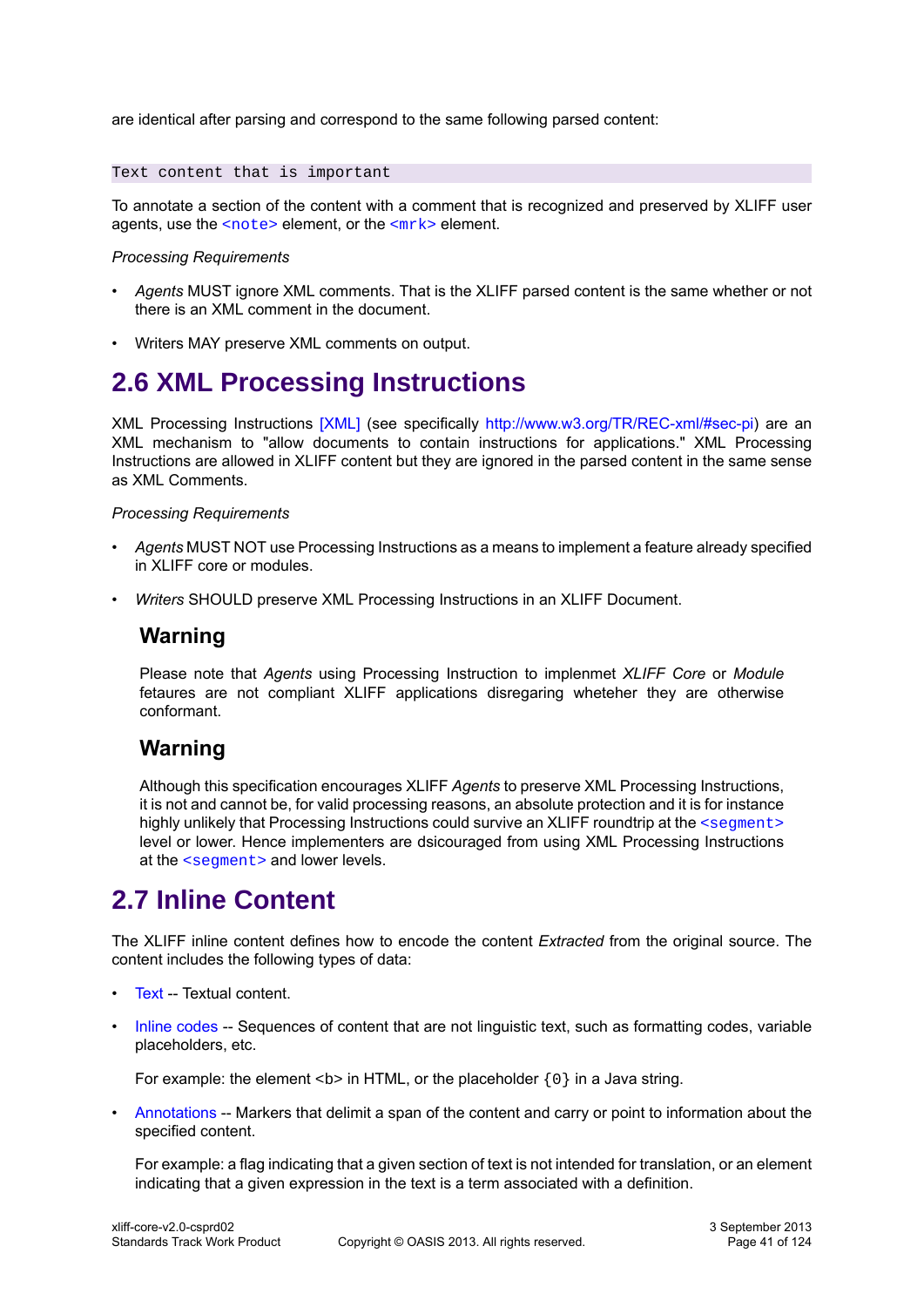are identical after parsing and correspond to the same following parsed content:

```
Text content that is important
```

To annotate a section of the content with a comment that is recognized and preserved by XLIFF user agents, use the `<note>` element, or the `<mrk>` element.

*Processing Requirements*

- *Agents* MUST ignore XML comments. That is the XLIFF parsed content is the same whether or not there is an XML comment in the document.
- Writers MAY preserve XML comments on output.

## 2.6 XML Processing Instructions

XML Processing Instructions [XML] (see specifically http://www.w3.org/TR/REC-xml/#sec-pi) are an XML mechanism to "allow documents to contain instructions for applications." XML Processing Instructions are allowed in XLIFF content but they are ignored in the parsed content in the same sense as XML Comments.

*Processing Requirements*

- *Agents* MUST NOT use Processing Instructions as a means to implement a feature already specified in XLIFF core or modules.
- *Writers* SHOULD preserve XML Processing Instructions in an XLIFF Document.

### Warning

Please note that *Agents* using Processing Instruction to implenmet *XLIFF Core* or *Module* fetaures are not compliant XLIFF applications disregaring wheteher they are otherwise conformant.

### Warning

Although this specification encourages XLIFF *Agents* to preserve XML Processing Instructions, it is not and cannot be, for valid processing reasons, an absolute protection and it is for instance highly unlikely that Processing Instructions could survive an XLIFF roundtrip at the `<segment>` level or lower. Hence implementers are dsicouraged from using XML Processing Instructions at the `<segment>` and lower levels.

## 2.7 Inline Content

The XLIFF inline content defines how to encode the content *Extracted* from the original source. The content includes the following types of data:

- Text -- Textual content.
- Inline codes -- Sequences of content that are not linguistic text, such as formatting codes, variable placeholders, etc.

  For example: the element <b> in HTML, or the placeholder `{0}` in a Java string.
- Annotations -- Markers that delimit a span of the content and carry or point to information about the specified content.

  For example: a flag indicating that a given section of text is not intended for translation, or an element indicating that a given expression in the text is a term associated with a definition.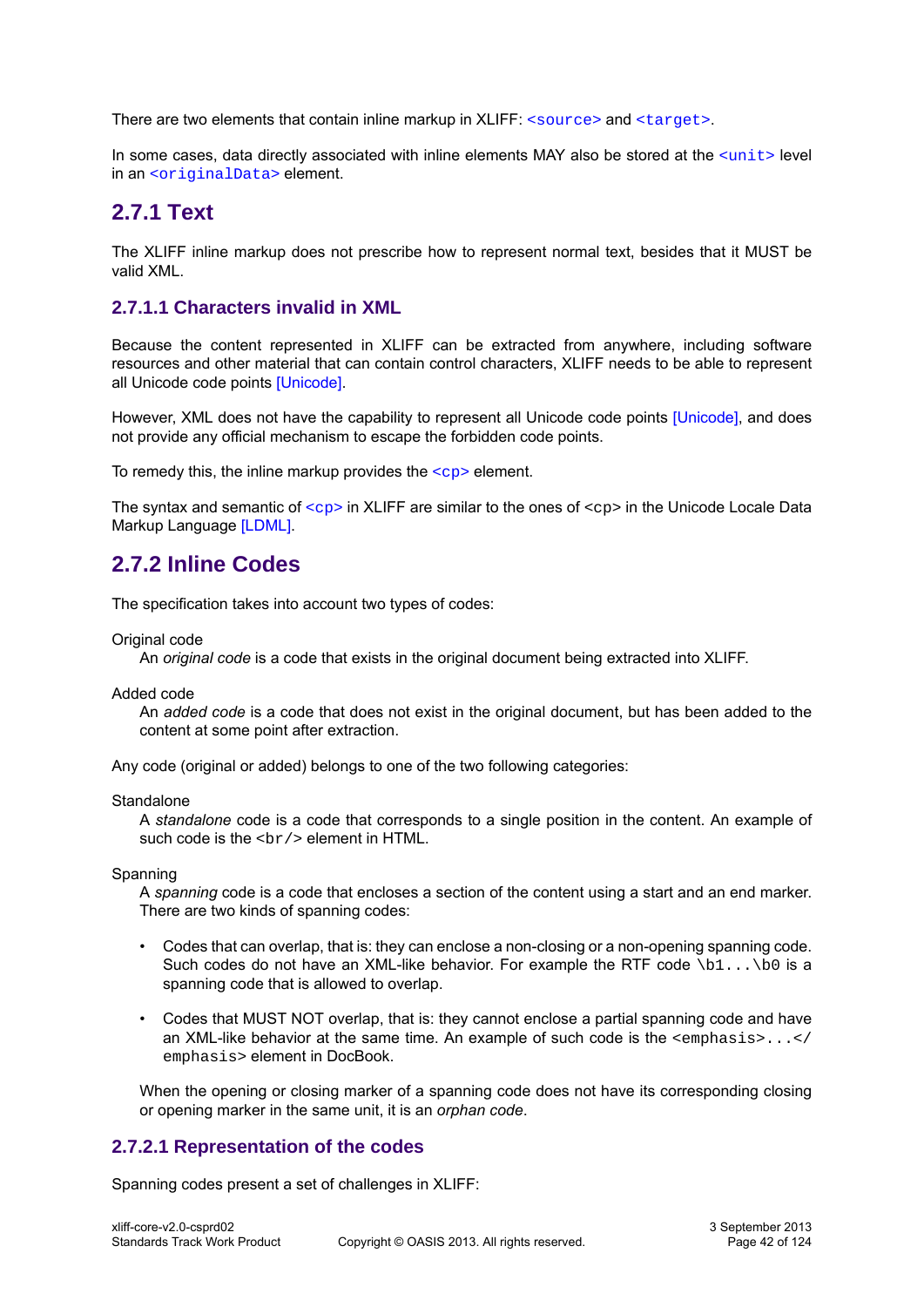There are two elements that contain inline markup in XLIFF: `<source>` and `<target>`.

In some cases, data directly associated with inline elements MAY also be stored at the `<unit>` level in an `<originalData>` element.

## 2.7.1 Text

The XLIFF inline markup does not prescribe how to represent normal text, besides that it MUST be valid XML.

### 2.7.1.1 Characters invalid in XML

Because the content represented in XLIFF can be extracted from anywhere, including software resources and other material that can contain control characters, XLIFF needs to be able to represent all Unicode code points [Unicode].

However, XML does not have the capability to represent all Unicode code points [Unicode], and does not provide any official mechanism to escape the forbidden code points.

To remedy this, the inline markup provides the `<cp>` element.

The syntax and semantic of `<cp>` in XLIFF are similar to the ones of `<cp>` in the Unicode Locale Data Markup Language [LDML].

## 2.7.2 Inline Codes

The specification takes into account two types of codes:

Original code
: An *original code* is a code that exists in the original document being extracted into XLIFF.

Added code
: An *added code* is a code that does not exist in the original document, but has been added to the content at some point after extraction.

Any code (original or added) belongs to one of the two following categories:

Standalone
: A *standalone* code is a code that corresponds to a single position in the content. An example of such code is the `<br/>` element in HTML.

Spanning
: A *spanning* code is a code that encloses a section of the content using a start and an end marker. There are two kinds of spanning codes:

- Codes that can overlap, that is: they can enclose a non-closing or a non-opening spanning code. Such codes do not have an XML-like behavior. For example the RTF code `\b1...\b0` is a spanning code that is allowed to overlap.
- Codes that MUST NOT overlap, that is: they cannot enclose a partial spanning code and have an XML-like behavior at the same time. An example of such code is the `<emphasis>...</emphasis>` element in DocBook.

When the opening or closing marker of a spanning code does not have its corresponding closing or opening marker in the same unit, it is an *orphan code*.

### 2.7.2.1 Representation of the codes

Spanning codes present a set of challenges in XLIFF: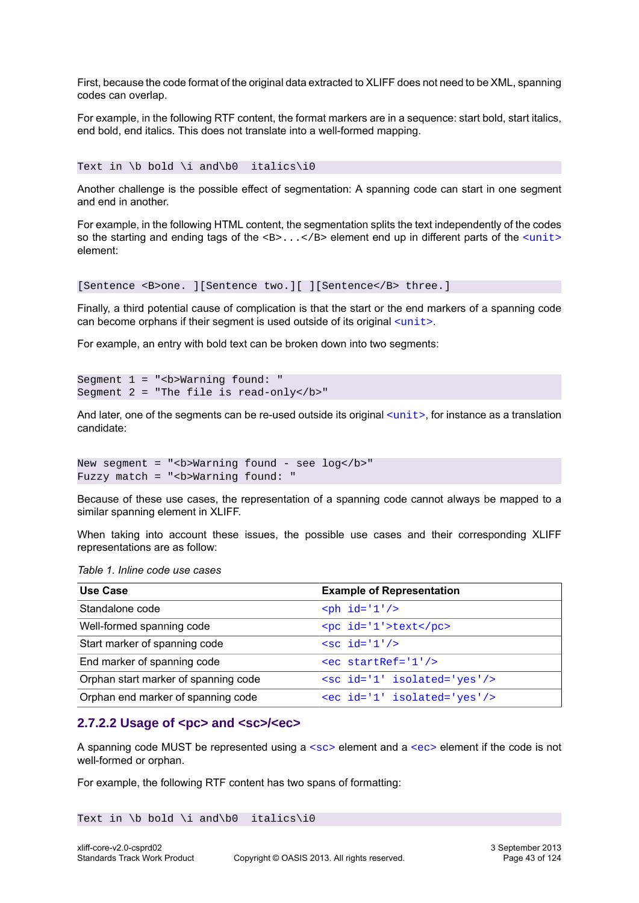First, because the code format of the original data extracted to XLIFF does not need to be XML, spanning codes can overlap.

For example, in the following RTF content, the format markers are in a sequence: start bold, start italics, end bold, end italics. This does not translate into a well-formed mapping.

```
Text in \b bold \i and\b0  italics\i0
```

Another challenge is the possible effect of segmentation: A spanning code can start in one segment and end in another.

For example, in the following HTML content, the segmentation splits the text independently of the codes so the starting and ending tags of the `<B>...</B>` element end up in different parts of the `<unit>` element:

```
[Sentence <B>one. ][Sentence two.][ ][Sentence</B> three.]
```

Finally, a third potential cause of complication is that the start or the end markers of a spanning code can become orphans if their segment is used outside of its original `<unit>`.

For example, an entry with bold text can be broken down into two segments:

```
Segment 1 = "<b>Warning found: "
Segment 2 = "The file is read-only</b>"
```

And later, one of the segments can be re-used outside its original `<unit>`, for instance as a translation candidate:

```
New segment = "<b>Warning found - see log</b>"
Fuzzy match = "<b>Warning found: "
```

Because of these use cases, the representation of a spanning code cannot always be mapped to a similar spanning element in XLIFF.

When taking into account these issues, the possible use cases and their corresponding XLIFF representations are as follow:

*Table 1. Inline code use cases*

| Use Case | Example of Representation |
|---|---|
| Standalone code | `<ph id='1'/>` |
| Well-formed spanning code | `<pc id='1'>text</pc>` |
| Start marker of spanning code | `<sc id='1'/>` |
| End marker of spanning code | `<ec startRef='1'/>` |
| Orphan start marker of spanning code | `<sc id='1' isolated='yes'/>` |
| Orphan end marker of spanning code | `<ec id='1' isolated='yes'/>` |

### 2.7.2.2 Usage of <pc> and <sc>/<ec>

A spanning code MUST be represented using a `<sc>` element and a `<ec>` element if the code is not well-formed or orphan.

For example, the following RTF content has two spans of formatting:

```
Text in \b bold \i and\b0  italics\i0
```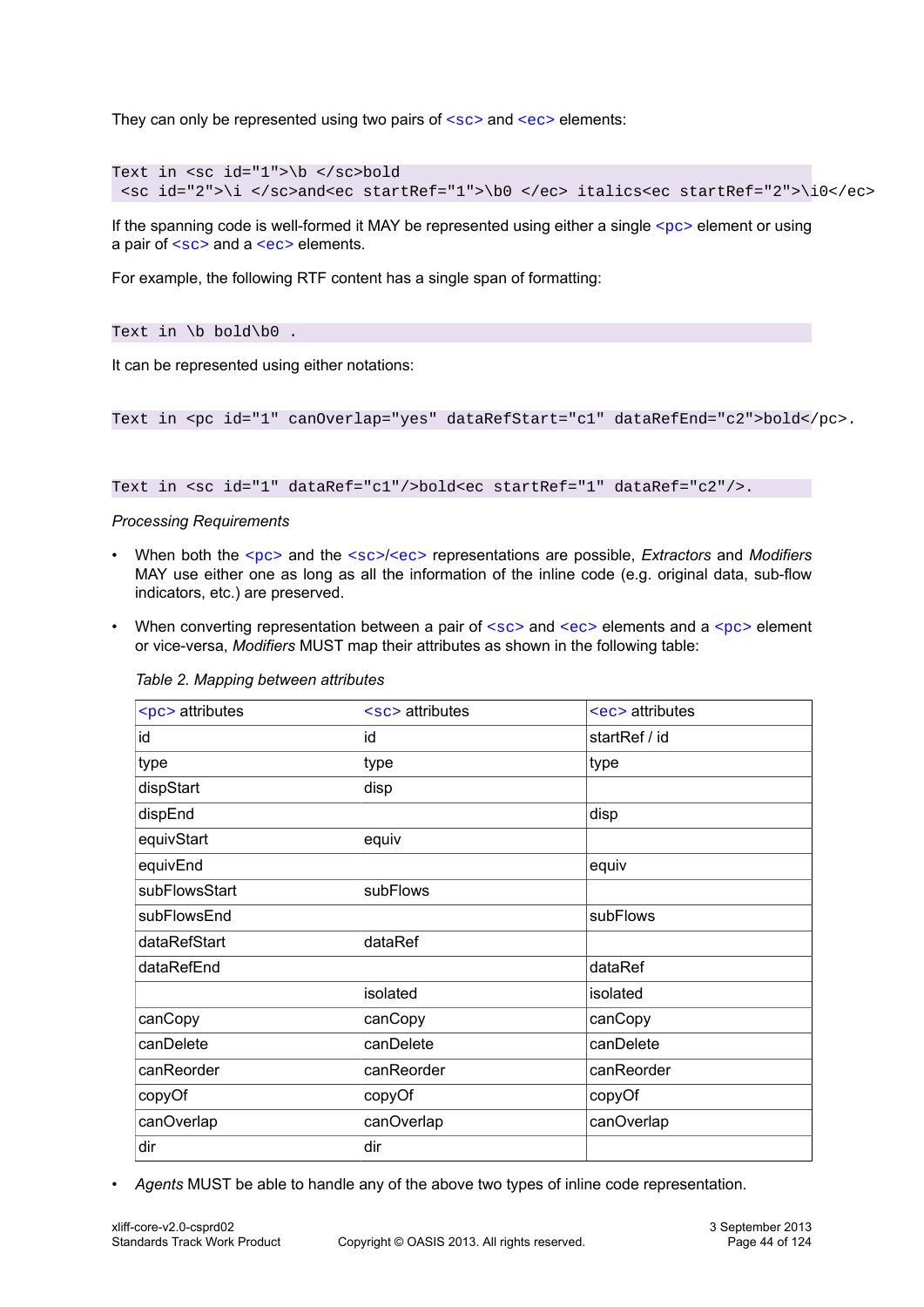They can only be represented using two pairs of `<sc>` and `<ec>` elements:

```
Text in <sc id="1">\b </sc>bold
 <sc id="2">\i </sc>and<ec startRef="1">\b0 </ec> italics<ec startRef="2">\i0</ec>
```

If the spanning code is well-formed it MAY be represented using either a single `<pc>` element or using a pair of `<sc>` and a `<ec>` elements.

For example, the following RTF content has a single span of formatting:

```
Text in \b bold\b0 .
```

It can be represented using either notations:

```
Text in <pc id="1" canOverlap="yes" dataRefStart="c1" dataRefEnd="c2">bold</pc>.
```

```
Text in <sc id="1" dataRef="c1"/>bold<ec startRef="1" dataRef="c2"/>.
```

*Processing Requirements*

- When both the `<pc>` and the `<sc>`/`<ec>` representations are possible, *Extractors* and *Modifiers* MAY use either one as long as all the information of the inline code (e.g. original data, sub-flow indicators, etc.) are preserved.
- When converting representation between a pair of `<sc>` and `<ec>` elements and a `<pc>` element or vice-versa, *Modifiers* MUST map their attributes as shown in the following table:

*Table 2. Mapping between attributes*

| `<pc>` attributes | `<sc>` attributes | `<ec>` attributes |
|---|---|---|
| id | id | startRef / id |
| type | type | type |
| dispStart | disp | |
| dispEnd | | disp |
| equivStart | equiv | |
| equivEnd | | equiv |
| subFlowsStart | subFlows | |
| subFlowsEnd | | subFlows |
| dataRefStart | dataRef | |
| dataRefEnd | | dataRef |
| | isolated | isolated |
| canCopy | canCopy | canCopy |
| canDelete | canDelete | canDelete |
| canReorder | canReorder | canReorder |
| copyOf | copyOf | copyOf |
| canOverlap | canOverlap | canOverlap |
| dir | dir | |

- *Agents* MUST be able to handle any of the above two types of inline code representation.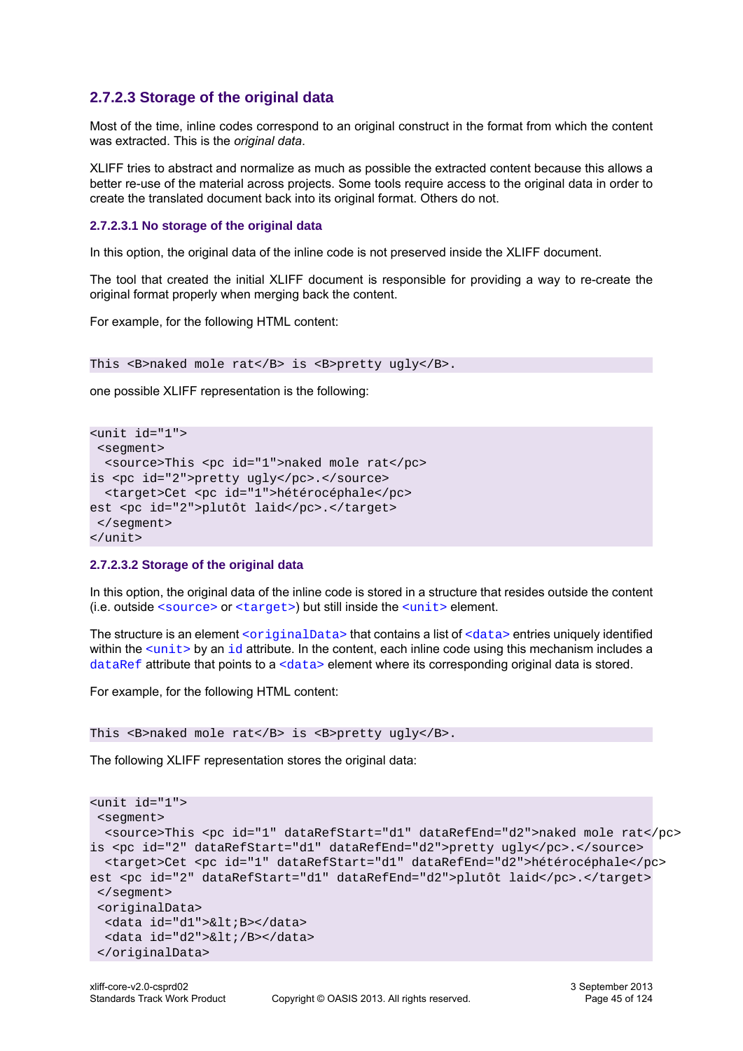### 2.7.2.3 Storage of the original data

Most of the time, inline codes correspond to an original construct in the format from which the content was extracted. This is the *original data*.

XLIFF tries to abstract and normalize as much as possible the extracted content because this allows a better re-use of the material across projects. Some tools require access to the original data in order to create the translated document back into its original format. Others do not.

#### 2.7.2.3.1 No storage of the original data

In this option, the original data of the inline code is not preserved inside the XLIFF document.

The tool that created the initial XLIFF document is responsible for providing a way to re-create the original format properly when merging back the content.

For example, for the following HTML content:

```
This <B>naked mole rat</B> is <B>pretty ugly</B>.
```

one possible XLIFF representation is the following:

```
<unit id="1">
 <segment>
  <source>This <pc id="1">naked mole rat</pc>
is <pc id="2">pretty ugly</pc>.</source>
  <target>Cet <pc id="1">hétérocéphale</pc>
est <pc id="2">plutôt laid</pc>.</target>
 </segment>
</unit>
```

#### 2.7.2.3.2 Storage of the original data

In this option, the original data of the inline code is stored in a structure that resides outside the content (i.e. outside `<source>` or `<target>`) but still inside the `<unit>` element.

The structure is an element `<originalData>` that contains a list of `<data>` entries uniquely identified within the `<unit>` by an `id` attribute. In the content, each inline code using this mechanism includes a `dataRef` attribute that points to a `<data>` element where its corresponding original data is stored.

For example, for the following HTML content:

```
This <B>naked mole rat</B> is <B>pretty ugly</B>.
```

The following XLIFF representation stores the original data:

```
<unit id="1">
 <segment>
  <source>This <pc id="1" dataRefStart="d1" dataRefEnd="d2">naked mole rat</pc>
is <pc id="2" dataRefStart="d1" dataRefEnd="d2">pretty ugly</pc>.</source>
  <target>Cet <pc id="1" dataRefStart="d1" dataRefEnd="d2">hétérocéphale</pc>
est <pc id="2" dataRefStart="d1" dataRefEnd="d2">plutôt laid</pc>.</target>
 </segment>
 <originalData>
  <data id="d1">&lt;B></data>
  <data id="d2">&lt;/B></data>
 </originalData>
```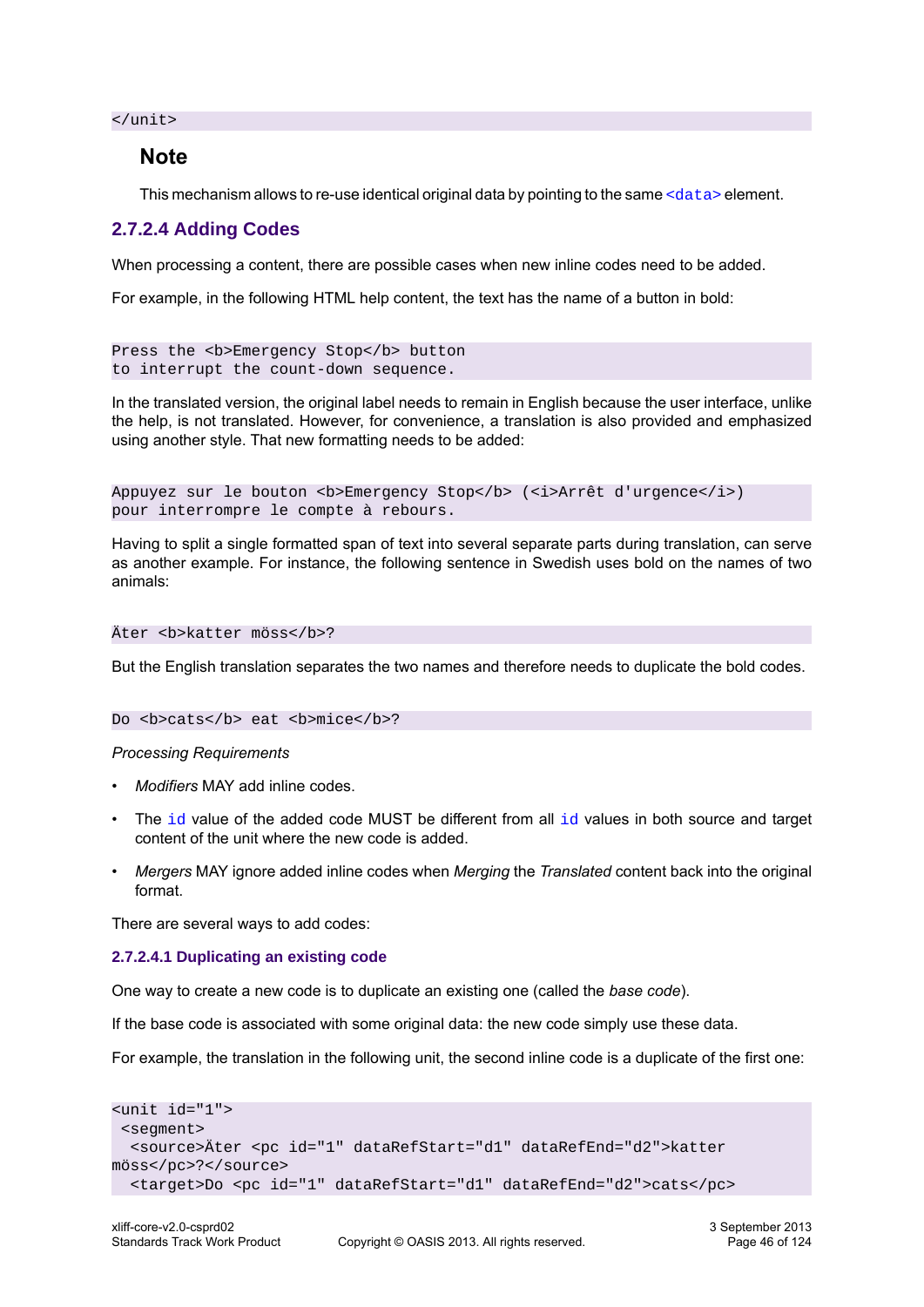```
</unit>
```

### Note

This mechanism allows to re-use identical original data by pointing to the same `<data>` element.

### 2.7.2.4 Adding Codes

When processing a content, there are possible cases when new inline codes need to be added.

For example, in the following HTML help content, the text has the name of a button in bold:

```
Press the <b>Emergency Stop</b> button
to interrupt the count-down sequence.
```

In the translated version, the original label needs to remain in English because the user interface, unlike the help, is not translated. However, for convenience, a translation is also provided and emphasized using another style. That new formatting needs to be added:

```
Appuyez sur le bouton <b>Emergency Stop</b> (<i>Arrêt d'urgence</i>)
pour interrompre le compte à rebours.
```

Having to split a single formatted span of text into several separate parts during translation, can serve as another example. For instance, the following sentence in Swedish uses bold on the names of two animals:

```
Äter <b>katter möss</b>?
```

But the English translation separates the two names and therefore needs to duplicate the bold codes.

```
Do <b>cats</b> eat <b>mice</b>?
```

*Processing Requirements*

- *Modifiers* MAY add inline codes.
- The `id` value of the added code MUST be different from all `id` values in both source and target content of the unit where the new code is added.
- *Mergers* MAY ignore added inline codes when *Merging* the *Translated* content back into the original format.

There are several ways to add codes:

#### 2.7.2.4.1 Duplicating an existing code

One way to create a new code is to duplicate an existing one (called the *base code*).

If the base code is associated with some original data: the new code simply use these data.

For example, the translation in the following unit, the second inline code is a duplicate of the first one:

```
<unit id="1">
 <segment>
  <source>Äter <pc id="1" dataRefStart="d1" dataRefEnd="d2">katter
möss</pc>?</source>
  <target>Do <pc id="1" dataRefStart="d1" dataRefEnd="d2">cats</pc>
```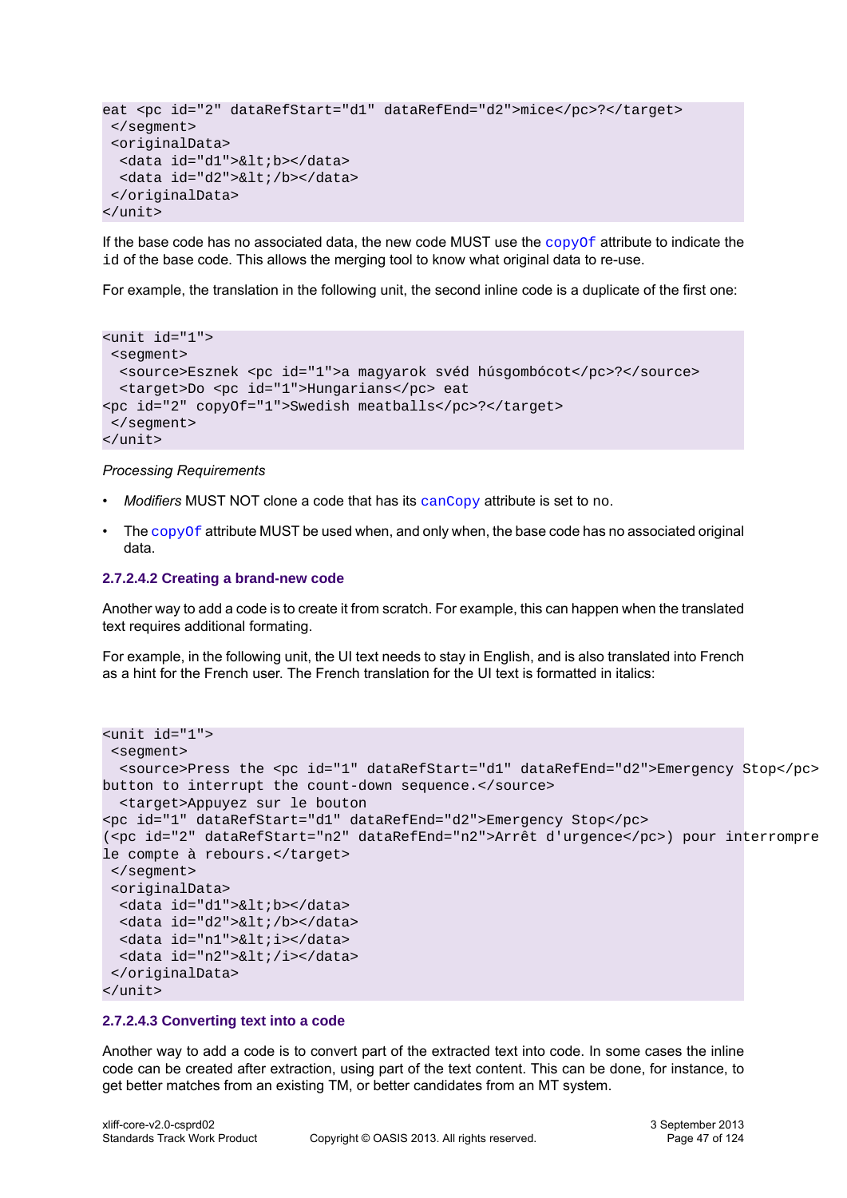```
eat <pc id="2" dataRefStart="d1" dataRefEnd="d2">mice</pc>?</target>
 </segment>
 <originalData>
  <data id="d1">&lt;b></data>
  <data id="d2">&lt;/b></data>
 </originalData>
</unit>
```

If the base code has no associated data, the new code MUST use the `copyOf` attribute to indicate the `id` of the base code. This allows the merging tool to know what original data to re-use.

For example, the translation in the following unit, the second inline code is a duplicate of the first one:

```
<unit id="1">
 <segment>
  <source>Esznek <pc id="1">a magyarok svéd húsgombócot</pc>?</source>
  <target>Do <pc id="1">Hungarians</pc> eat
<pc id="2" copyOf="1">Swedish meatballs</pc>?</target>
 </segment>
</unit>
```

*Processing Requirements*

- *Modifiers* MUST NOT clone a code that has its `canCopy` attribute is set to `no`.
- The `copyOf` attribute MUST be used when, and only when, the base code has no associated original data.

#### 2.7.2.4.2 Creating a brand-new code

Another way to add a code is to create it from scratch. For example, this can happen when the translated text requires additional formating.

For example, in the following unit, the UI text needs to stay in English, and is also translated into French as a hint for the French user. The French translation for the UI text is formatted in italics:

```
<unit id="1">
 <segment>
  <source>Press the <pc id="1" dataRefStart="d1" dataRefEnd="d2">Emergency Stop</pc>
button to interrupt the count-down sequence.</source>
  <target>Appuyez sur le bouton
<pc id="1" dataRefStart="d1" dataRefEnd="d2">Emergency Stop</pc>
(<pc id="2" dataRefStart="n2" dataRefEnd="n2">Arrêt d'urgence</pc>) pour interrompre
le compte à rebours.</target>
 </segment>
 <originalData>
  <data id="d1">&lt;b></data>
  <data id="d2">&lt;/b></data>
  <data id="n1">&lt;i></data>
  <data id="n2">&lt;/i></data>
 </originalData>
</unit>
```

#### 2.7.2.4.3 Converting text into a code

Another way to add a code is to convert part of the extracted text into code. In some cases the inline code can be created after extraction, using part of the text content. This can be done, for instance, to get better matches from an existing TM, or better candidates from an MT system.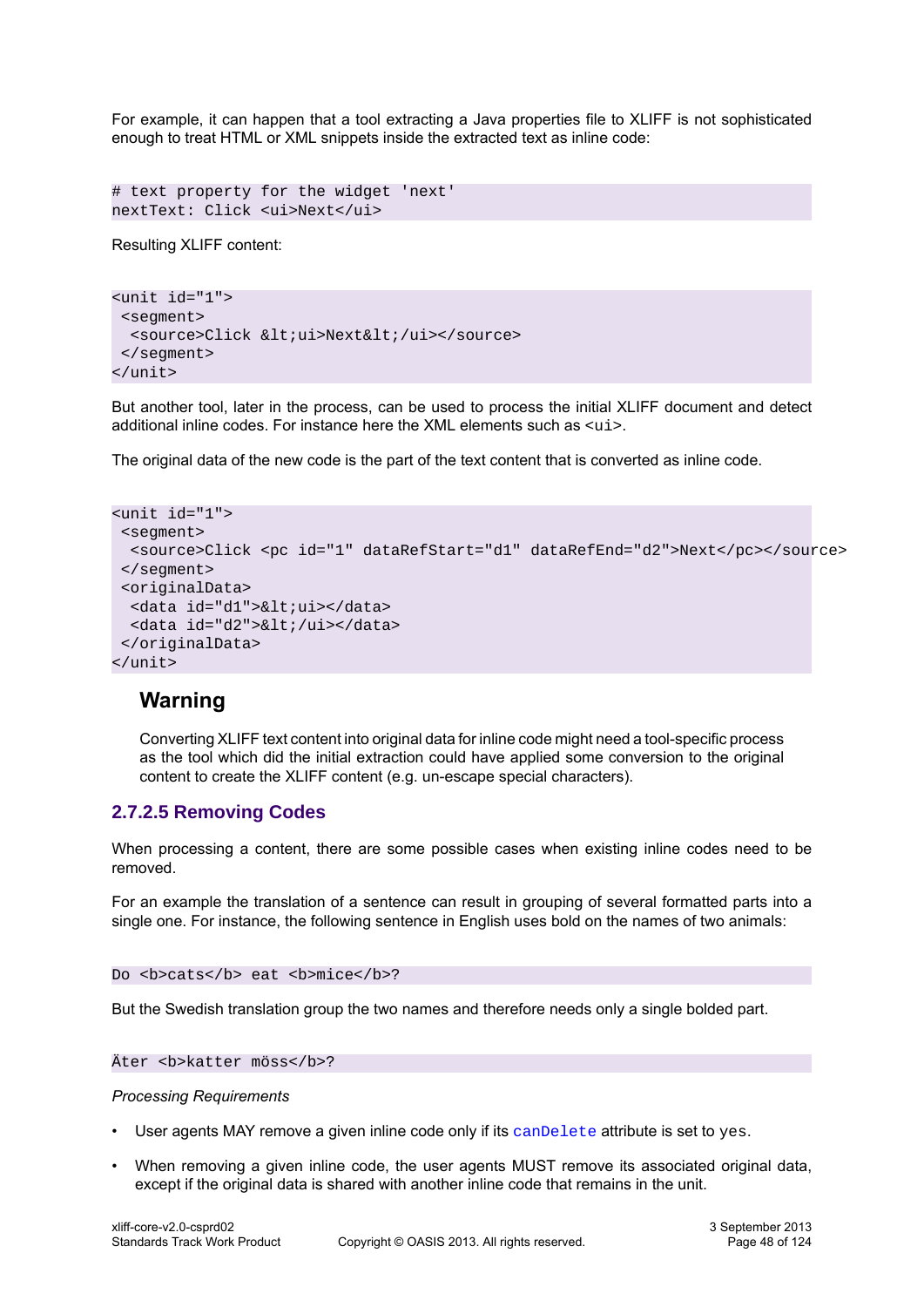For example, it can happen that a tool extracting a Java properties file to XLIFF is not sophisticated enough to treat HTML or XML snippets inside the extracted text as inline code:

```
# text property for the widget 'next'
nextText: Click <ui>Next</ui>
```

Resulting XLIFF content:

```
<unit id="1">
 <segment>
  <source>Click &lt;ui>Next&lt;/ui></source>
 </segment>
</unit>
```

But another tool, later in the process, can be used to process the initial XLIFF document and detect additional inline codes. For instance here the XML elements such as `<ui>`.

The original data of the new code is the part of the text content that is converted as inline code.

```
<unit id="1">
 <segment>
  <source>Click <pc id="1" dataRefStart="d1" dataRefEnd="d2">Next</pc></source>
 </segment>
 <originalData>
  <data id="d1">&lt;ui></data>
  <data id="d2">&lt;/ui></data>
 </originalData>
</unit>
```

> **Warning**
>
> Converting XLIFF text content into original data for inline code might need a tool-specific process as the tool which did the initial extraction could have applied some conversion to the original content to create the XLIFF content (e.g. un-escape special characters).

### 2.7.2.5 Removing Codes

When processing a content, there are some possible cases when existing inline codes need to be removed.

For an example the translation of a sentence can result in grouping of several formatted parts into a single one. For instance, the following sentence in English uses bold on the names of two animals:

```
Do <b>cats</b> eat <b>mice</b>?
```

But the Swedish translation group the two names and therefore needs only a single bolded part.

```
Äter <b>katter möss</b>?
```

*Processing Requirements*

- User agents MAY remove a given inline code only if its `canDelete` attribute is set to `yes`.
- When removing a given inline code, the user agents MUST remove its associated original data, except if the original data is shared with another inline code that remains in the unit.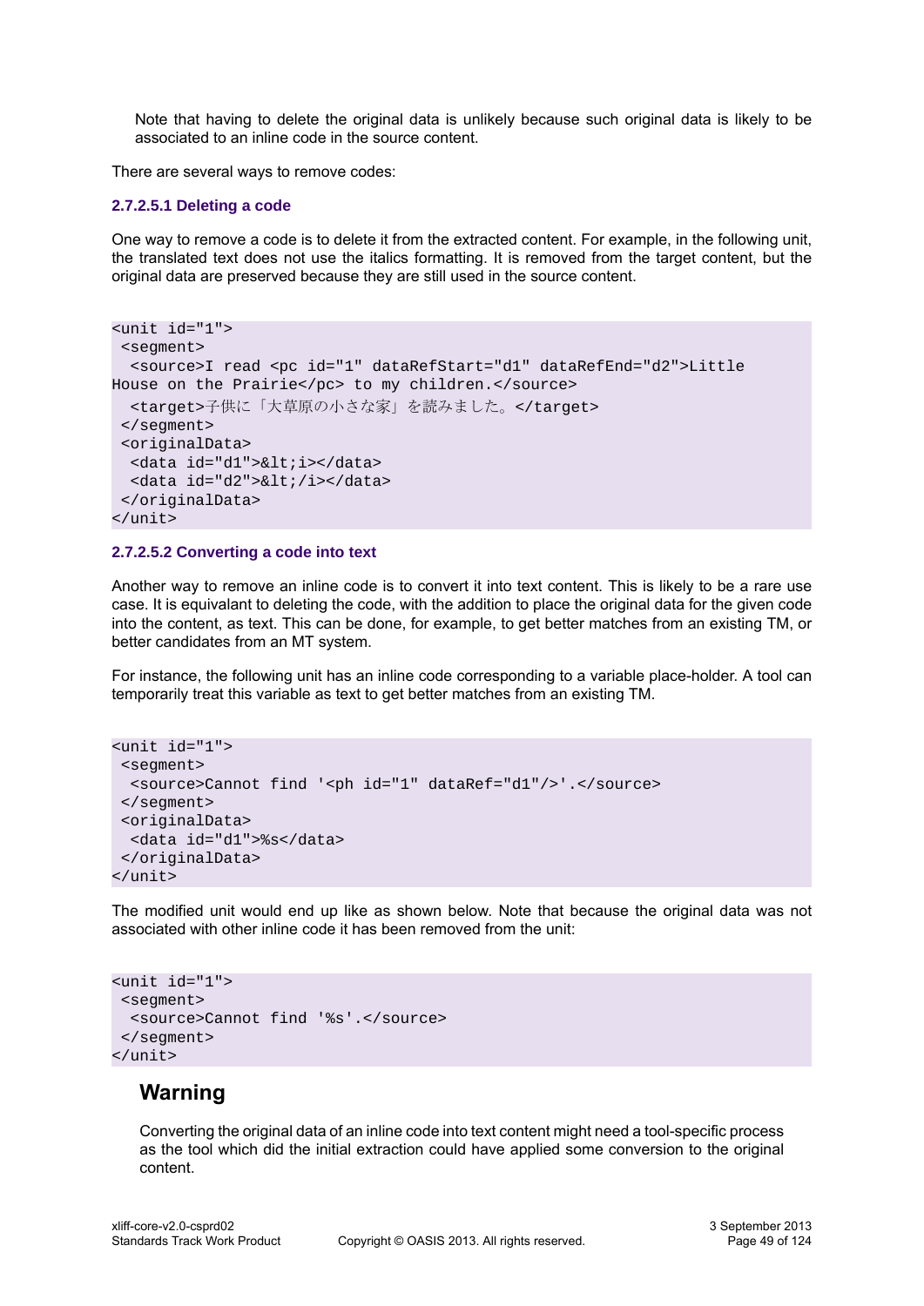Note that having to delete the original data is unlikely because such original data is likely to be associated to an inline code in the source content.

There are several ways to remove codes:

#### 2.7.2.5.1 Deleting a code

One way to remove a code is to delete it from the extracted content. For example, in the following unit, the translated text does not use the italics formatting. It is removed from the target content, but the original data are preserved because they are still used in the source content.

```
<unit id="1">
 <segment>
  <source>I read <pc id="1" dataRefStart="d1" dataRefEnd="d2">Little
House on the Prairie</pc> to my children.</source>
  <target>子供に「大草原の小さな家」を読みました。</target>
 </segment>
 <originalData>
  <data id="d1">&lt;i></data>
  <data id="d2">&lt;/i></data>
 </originalData>
</unit>
```

#### 2.7.2.5.2 Converting a code into text

Another way to remove an inline code is to convert it into text content. This is likely to be a rare use case. It is equivalant to deleting the code, with the addition to place the original data for the given code into the content, as text. This can be done, for example, to get better matches from an existing TM, or better candidates from an MT system.

For instance, the following unit has an inline code corresponding to a variable place-holder. A tool can temporarily treat this variable as text to get better matches from an existing TM.

```
<unit id="1">
 <segment>
  <source>Cannot find '<ph id="1" dataRef="d1"/>'.</source>
 </segment>
 <originalData>
  <data id="d1">%s</data>
 </originalData>
</unit>
```

The modified unit would end up like as shown below. Note that because the original data was not associated with other inline code it has been removed from the unit:

```
<unit id="1">
 <segment>
  <source>Cannot find '%s'.</source>
 </segment>
</unit>
```

### Warning

Converting the original data of an inline code into text content might need a tool-specific process as the tool which did the initial extraction could have applied some conversion to the original content.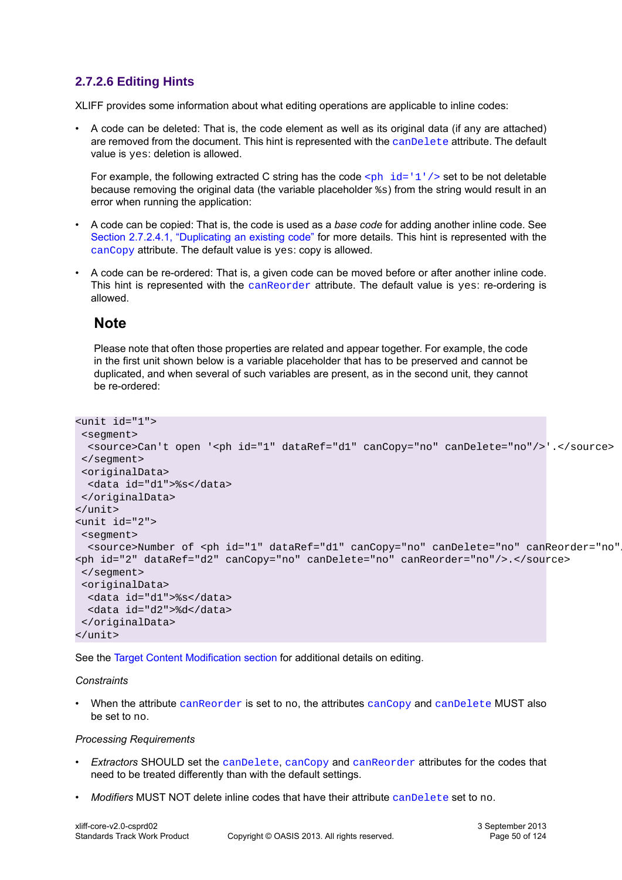### 2.7.2.6 Editing Hints

XLIFF provides some information about what editing operations are applicable to inline codes:

- A code can be deleted: That is, the code element as well as its original data (if any are attached) are removed from the document. This hint is represented with the `canDelete` attribute. The default value is `yes`: deletion is allowed.

  For example, the following extracted C string has the code `<ph id='1'/>` set to be not deletable because removing the original data (the variable placeholder `%s`) from the string would result in an error when running the application:

- A code can be copied: That is, the code is used as a *base code* for adding another inline code. See Section 2.7.2.4.1, "Duplicating an existing code" for more details. This hint is represented with the `canCopy` attribute. The default value is `yes`: copy is allowed.

- A code can be re-ordered: That is, a given code can be moved before or after another inline code. This hint is represented with the `canReorder` attribute. The default value is `yes`: re-ordering is allowed.

  **Note**

  Please note that often those properties are related and appear together. For example, the code in the first unit shown below is a variable placeholder that has to be preserved and cannot be duplicated, and when several of such variables are present, as in the second unit, they cannot be re-ordered:

```
<unit id="1">
 <segment>
  <source>Can't open '<ph id="1" dataRef="d1" canCopy="no" canDelete="no"/>'.</source>
 </segment>
 <originalData>
  <data id="d1">%s</data>
 </originalData>
</unit>
<unit id="2">
 <segment>
  <source>Number of <ph id="1" dataRef="d1" canCopy="no" canDelete="no" canReorder="no"/>:
<ph id="2" dataRef="d2" canCopy="no" canDelete="no" canReorder="no"/>.</source>
 </segment>
 <originalData>
  <data id="d1">%s</data>
  <data id="d2">%d</data>
 </originalData>
</unit>
```

See the Target Content Modification section for additional details on editing.

*Constraints*

- When the attribute `canReorder` is set to no, the attributes `canCopy` and `canDelete` MUST also be set to no.

*Processing Requirements*

- *Extractors* SHOULD set the `canDelete`, `canCopy` and `canReorder` attributes for the codes that need to be treated differently than with the default settings.
- *Modifiers* MUST NOT delete inline codes that have their attribute `canDelete` set to no.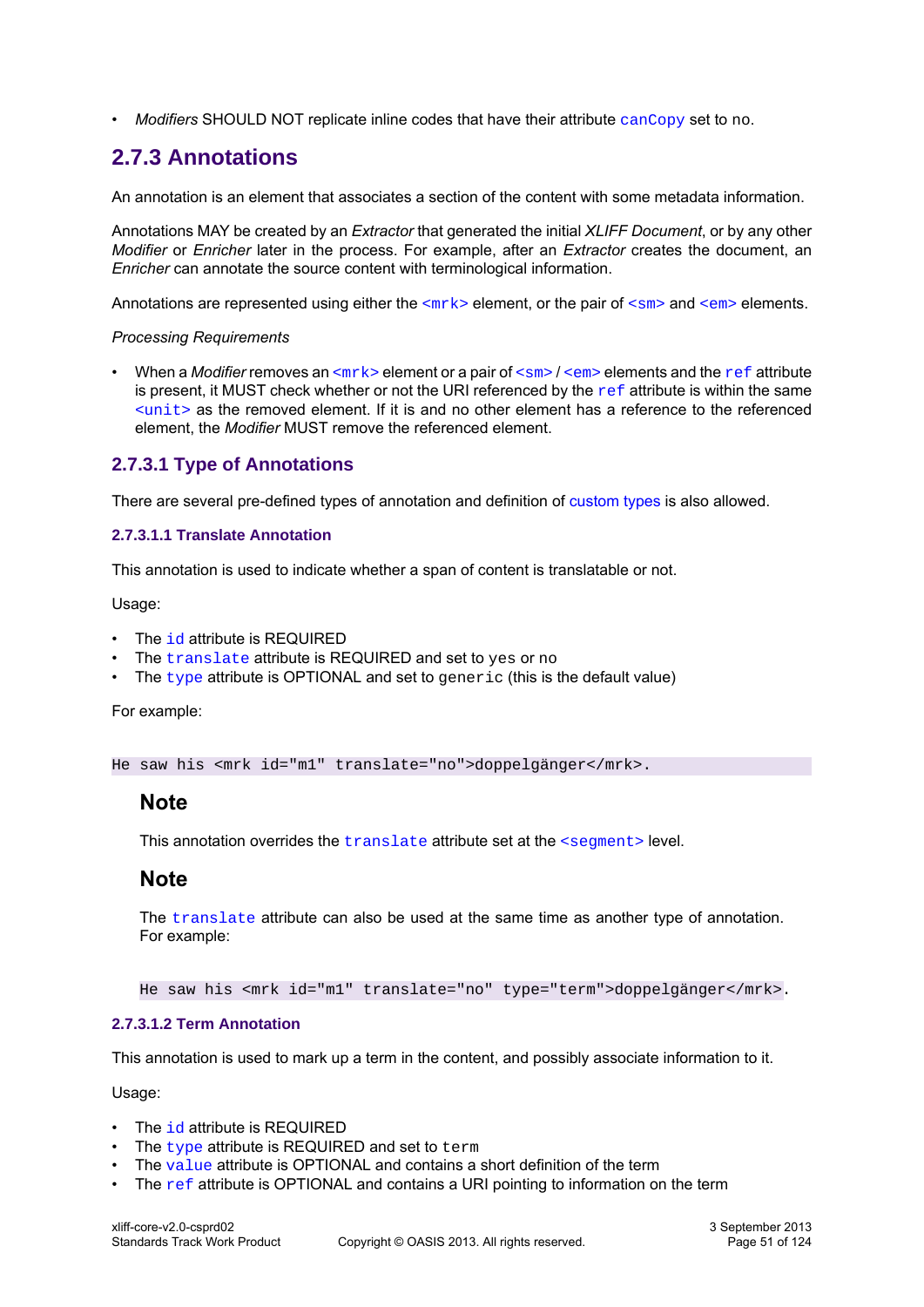- *Modifiers* SHOULD NOT replicate inline codes that have their attribute `canCopy` set to `no`.

## 2.7.3 Annotations

An annotation is an element that associates a section of the content with some metadata information.

Annotations MAY be created by an *Extractor* that generated the initial *XLIFF Document*, or by any other *Modifier* or *Enricher* later in the process. For example, after an *Extractor* creates the document, an *Enricher* can annotate the source content with terminological information.

Annotations are represented using either the `<mrk>` element, or the pair of `<sm>` and `<em>` elements.

*Processing Requirements*

- When a *Modifier* removes an `<mrk>` element or a pair of `<sm>` / `<em>` elements and the `ref` attribute is present, it MUST check whether or not the URI referenced by the `ref` attribute is within the same `<unit>` as the removed element. If it is and no other element has a reference to the referenced element, the *Modifier* MUST remove the referenced element.

### 2.7.3.1 Type of Annotations

There are several pre-defined types of annotation and definition of custom types is also allowed.

#### 2.7.3.1.1 Translate Annotation

This annotation is used to indicate whether a span of content is translatable or not.

Usage:

- The `id` attribute is REQUIRED
- The `translate` attribute is REQUIRED and set to `yes` or `no`
- The `type` attribute is OPTIONAL and set to `generic` (this is the default value)

For example:

```
He saw his <mrk id="m1" translate="no">doppelgänger</mrk>.
```

**Note**

This annotation overrides the `translate` attribute set at the `<segment>` level.

**Note**

The `translate` attribute can also be used at the same time as another type of annotation. For example:

```
He saw his <mrk id="m1" translate="no" type="term">doppelgänger</mrk>.
```

#### 2.7.3.1.2 Term Annotation

This annotation is used to mark up a term in the content, and possibly associate information to it.

Usage:

- The `id` attribute is REQUIRED
- The `type` attribute is REQUIRED and set to `term`
- The `value` attribute is OPTIONAL and contains a short definition of the term
- The `ref` attribute is OPTIONAL and contains a URI pointing to information on the term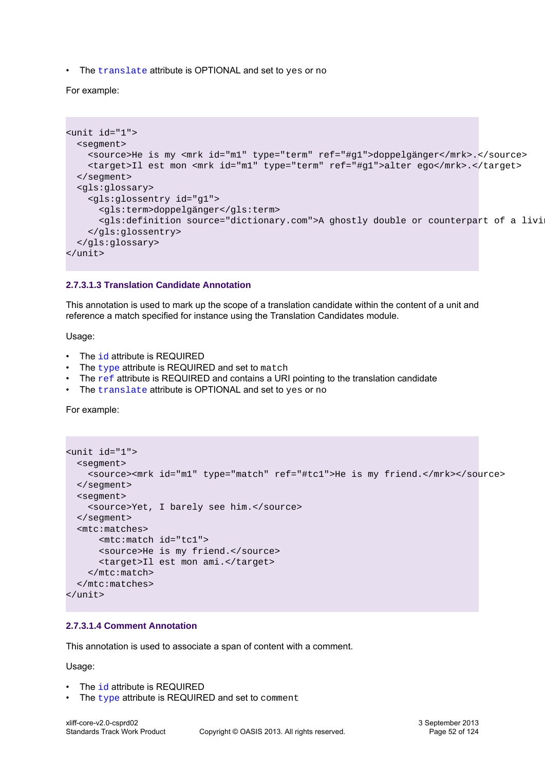- The `translate` attribute is OPTIONAL and set to `yes` or `no`

For example:

```
<unit id="1">
  <segment>
    <source>He is my <mrk id="m1" type="term" ref="#g1">doppelgänger</mrk>.</source>
    <target>Il est mon <mrk id="m1" type="term" ref="#g1">alter ego</mrk>.</target>
  </segment>
  <gls:glossary>
    <gls:glossentry id="g1">
      <gls:term>doppelgänger</gls:term>
      <gls:definition source="dictionary.com">A ghostly double or counterpart of a livi
    </gls:glossentry>
  </gls:glossary>
</unit>
```

#### 2.7.3.1.3 Translation Candidate Annotation

This annotation is used to mark up the scope of a translation candidate within the content of a unit and reference a match specified for instance using the Translation Candidates module.

Usage:

- The `id` attribute is REQUIRED
- The `type` attribute is REQUIRED and set to `match`
- The `ref` attribute is REQUIRED and contains a URI pointing to the translation candidate
- The `translate` attribute is OPTIONAL and set to `yes` or `no`

For example:

```
<unit id="1">
  <segment>
    <source><mrk id="m1" type="match" ref="#tc1">He is my friend.</mrk></source>
  </segment>
  <segment>
    <source>Yet, I barely see him.</source>
  </segment>
  <mtc:matches>
      <mtc:match id="tc1">
      <source>He is my friend.</source>
      <target>Il est mon ami.</target>
    </mtc:match>
  </mtc:matches>
</unit>
```

#### 2.7.3.1.4 Comment Annotation

This annotation is used to associate a span of content with a comment.

Usage:

- The `id` attribute is REQUIRED
- The `type` attribute is REQUIRED and set to `comment`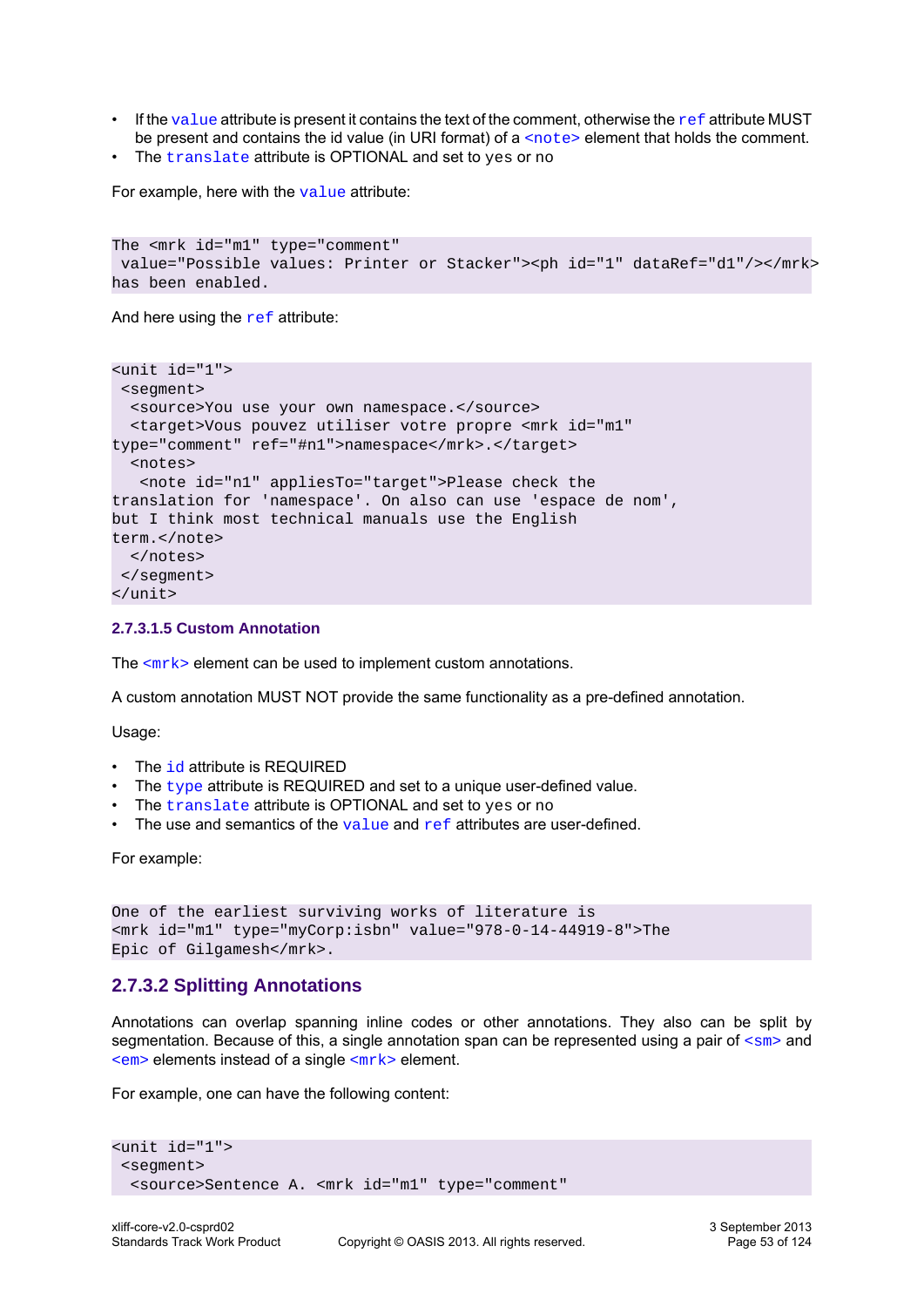- If the `value` attribute is present it contains the text of the comment, otherwise the `ref` attribute MUST be present and contains the id value (in URI format) of a `<note>` element that holds the comment.
- The `translate` attribute is OPTIONAL and set to `yes` or `no`

For example, here with the `value` attribute:

```
The <mrk id="m1" type="comment"
 value="Possible values: Printer or Stacker"><ph id="1" dataRef="d1"/></mrk>
has been enabled.
```

And here using the `ref` attribute:

```
<unit id="1">
 <segment>
  <source>You use your own namespace.</source>
  <target>Vous pouvez utiliser votre propre <mrk id="m1"
type="comment" ref="#n1">namespace</mrk>.</target>
  <notes>
   <note id="n1" appliesTo="target">Please check the
translation for 'namespace'. On also can use 'espace de nom',
but I think most technical manuals use the English
term.</note>
  </notes>
 </segment>
</unit>
```

#### 2.7.3.1.5 Custom Annotation

The `<mrk>` element can be used to implement custom annotations.

A custom annotation MUST NOT provide the same functionality as a pre-defined annotation.

Usage:

- The `id` attribute is REQUIRED
- The `type` attribute is REQUIRED and set to a unique user-defined value.
- The `translate` attribute is OPTIONAL and set to `yes` or `no`
- The use and semantics of the `value` and `ref` attributes are user-defined.

For example:

```
One of the earliest surviving works of literature is
<mrk id="m1" type="myCorp:isbn" value="978-0-14-44919-8">The
Epic of Gilgamesh</mrk>.
```

### 2.7.3.2 Splitting Annotations

Annotations can overlap spanning inline codes or other annotations. They also can be split by segmentation. Because of this, a single annotation span can be represented using a pair of `<sm>` and `<em>` elements instead of a single `<mrk>` element.

For example, one can have the following content:

```
<unit id="1">
 <segment>
  <source>Sentence A. <mrk id="m1" type="comment"
```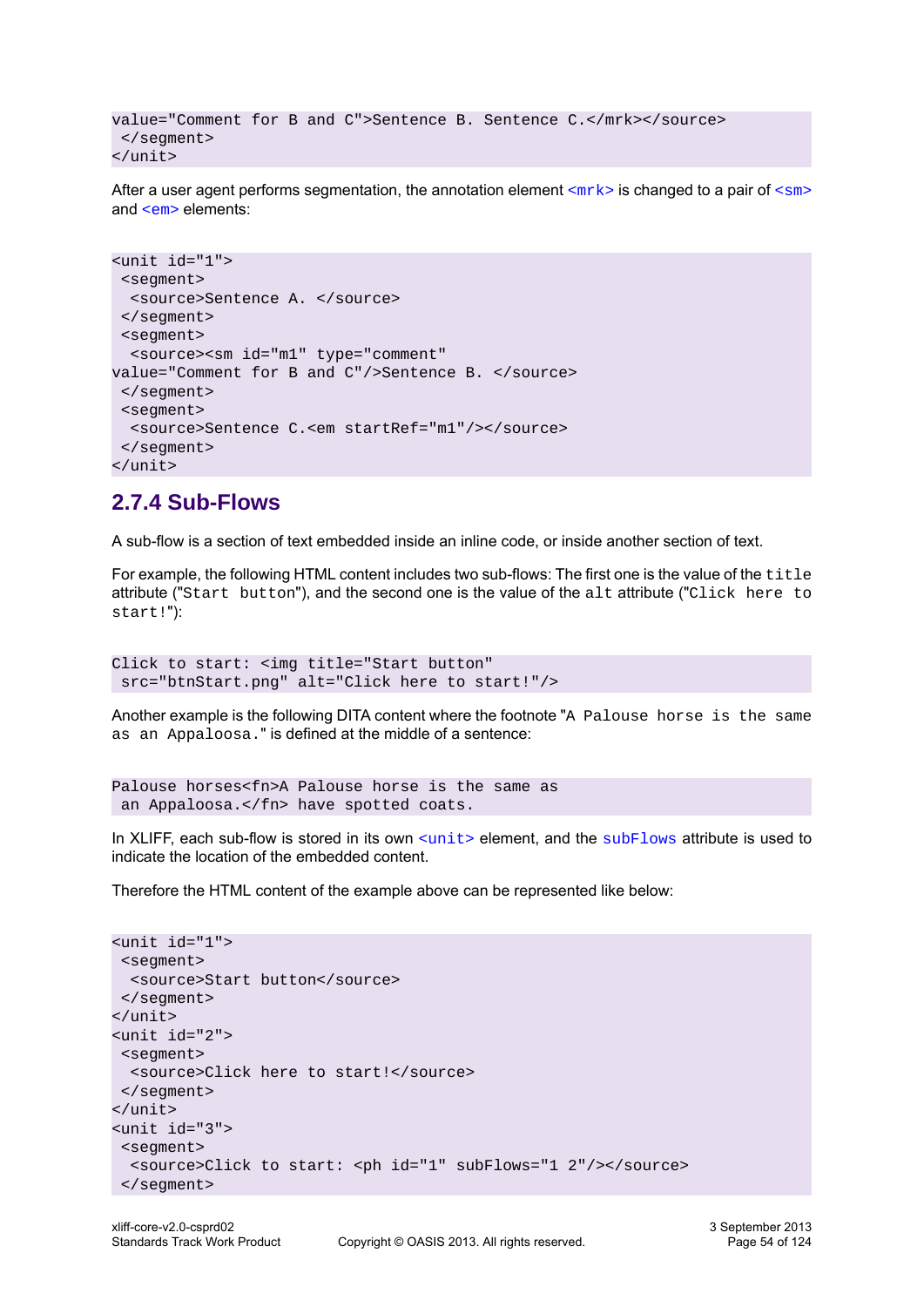```
value="Comment for B and C">Sentence B. Sentence C.</mrk></source>
 </segment>
</unit>
```

After a user agent performs segmentation, the annotation element `<mrk>` is changed to a pair of `<sm>` and `<em>` elements:

```
<unit id="1">
 <segment>
  <source>Sentence A. </source>
 </segment>
 <segment>
  <source><sm id="m1" type="comment"
value="Comment for B and C"/>Sentence B. </source>
 </segment>
 <segment>
  <source>Sentence C.<em startRef="m1"/></source>
 </segment>
</unit>
```

## 2.7.4 Sub-Flows

A sub-flow is a section of text embedded inside an inline code, or inside another section of text.

For example, the following HTML content includes two sub-flows: The first one is the value of the `title` attribute ("`Start button`"), and the second one is the value of the `alt` attribute ("`Click here to start!`"):

```
Click to start: <img title="Start button"
 src="btnStart.png" alt="Click here to start!"/>
```

Another example is the following DITA content where the footnote "`A Palouse horse is the same as an Appaloosa.`" is defined at the middle of a sentence:

```
Palouse horses<fn>A Palouse horse is the same as
 an Appaloosa.</fn> have spotted coats.
```

In XLIFF, each sub-flow is stored in its own `<unit>` element, and the `subFlows` attribute is used to indicate the location of the embedded content.

Therefore the HTML content of the example above can be represented like below:

```
<unit id="1">
 <segment>
  <source>Start button</source>
 </segment>
</unit>
<unit id="2">
 <segment>
  <source>Click here to start!</source>
 </segment>
</unit>
<unit id="3">
 <segment>
  <source>Click to start: <ph id="1" subFlows="1 2"/></source>
 </segment>
```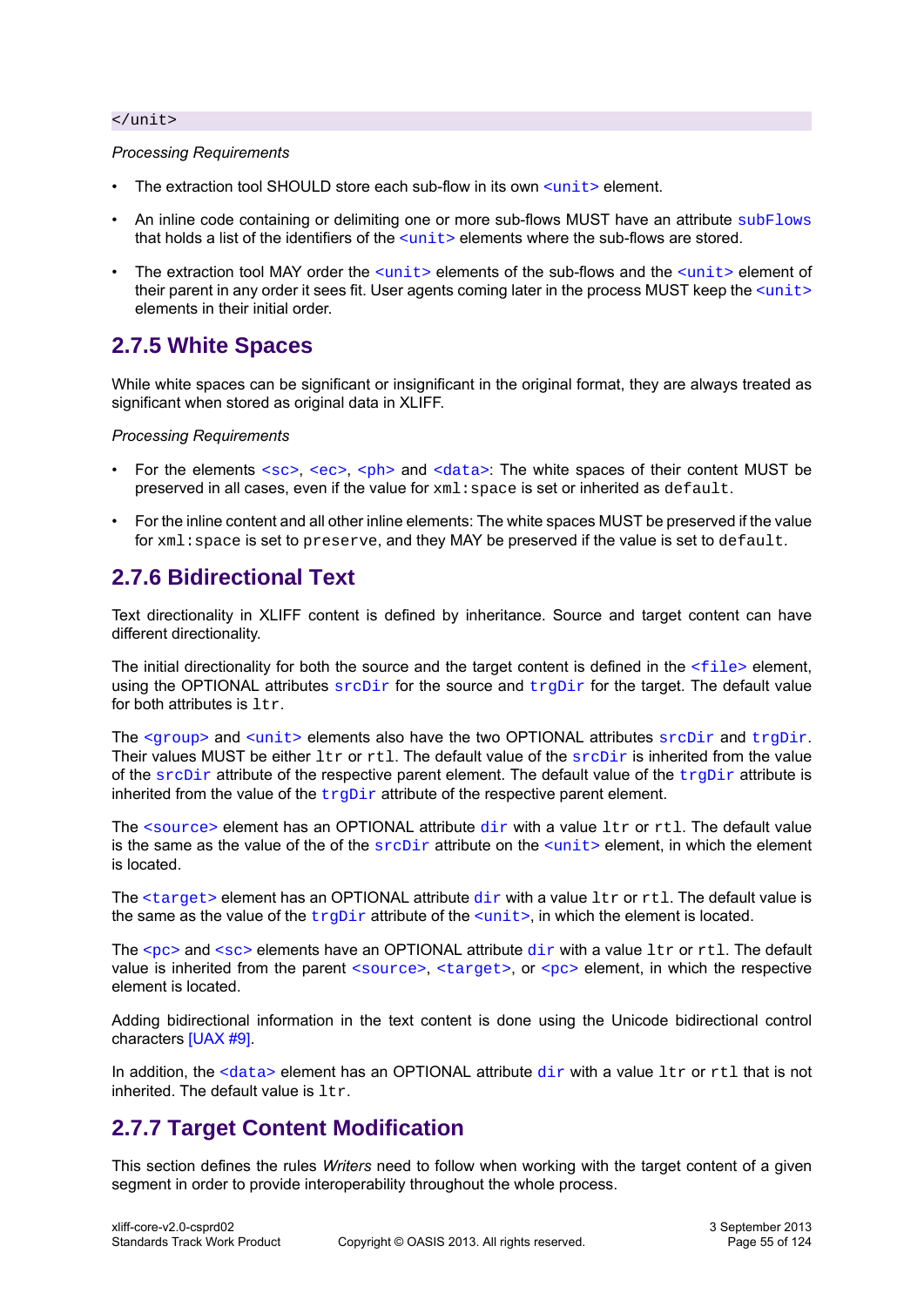```
</unit>
```

*Processing Requirements*

- The extraction tool SHOULD store each sub-flow in its own `<unit>` element.
- An inline code containing or delimiting one or more sub-flows MUST have an attribute `subFlows` that holds a list of the identifiers of the `<unit>` elements where the sub-flows are stored.
- The extraction tool MAY order the `<unit>` elements of the sub-flows and the `<unit>` element of their parent in any order it sees fit. User agents coming later in the process MUST keep the `<unit>` elements in their initial order.

## 2.7.5 White Spaces

While white spaces can be significant or insignificant in the original format, they are always treated as significant when stored as original data in XLIFF.

*Processing Requirements*

- For the elements `<sc>`, `<ec>`, `<ph>` and `<data>`: The white spaces of their content MUST be preserved in all cases, even if the value for `xml:space` is set or inherited as `default`.
- For the inline content and all other inline elements: The white spaces MUST be preserved if the value for `xml:space` is set to `preserve`, and they MAY be preserved if the value is set to `default`.

## 2.7.6 Bidirectional Text

Text directionality in XLIFF content is defined by inheritance. Source and target content can have different directionality.

The initial directionality for both the source and the target content is defined in the `<file>` element, using the OPTIONAL attributes `srcDir` for the source and `trgDir` for the target. The default value for both attributes is `ltr`.

The `<group>` and `<unit>` elements also have the two OPTIONAL attributes `srcDir` and `trgDir`. Their values MUST be either `ltr` or `rtl`. The default value of the `srcDir` is inherited from the value of the `srcDir` attribute of the respective parent element. The default value of the `trgDir` attribute is inherited from the value of the `trgDir` attribute of the respective parent element.

The `<source>` element has an OPTIONAL attribute `dir` with a value `ltr` or `rtl`. The default value is the same as the value of the of the `srcDir` attribute on the `<unit>` element, in which the element is located.

The `<target>` element has an OPTIONAL attribute `dir` with a value `ltr` or `rtl`. The default value is the same as the value of the `trgDir` attribute of the `<unit>`, in which the element is located.

The `<pc>` and `<sc>` elements have an OPTIONAL attribute `dir` with a value `ltr` or `rtl`. The default value is inherited from the parent `<source>`, `<target>`, or `<pc>` element, in which the respective element is located.

Adding bidirectional information in the text content is done using the Unicode bidirectional control characters [UAX #9].

In addition, the `<data>` element has an OPTIONAL attribute `dir` with a value `ltr` or `rtl` that is not inherited. The default value is `ltr`.

## 2.7.7 Target Content Modification

This section defines the rules *Writers* need to follow when working with the target content of a given segment in order to provide interoperability throughout the whole process.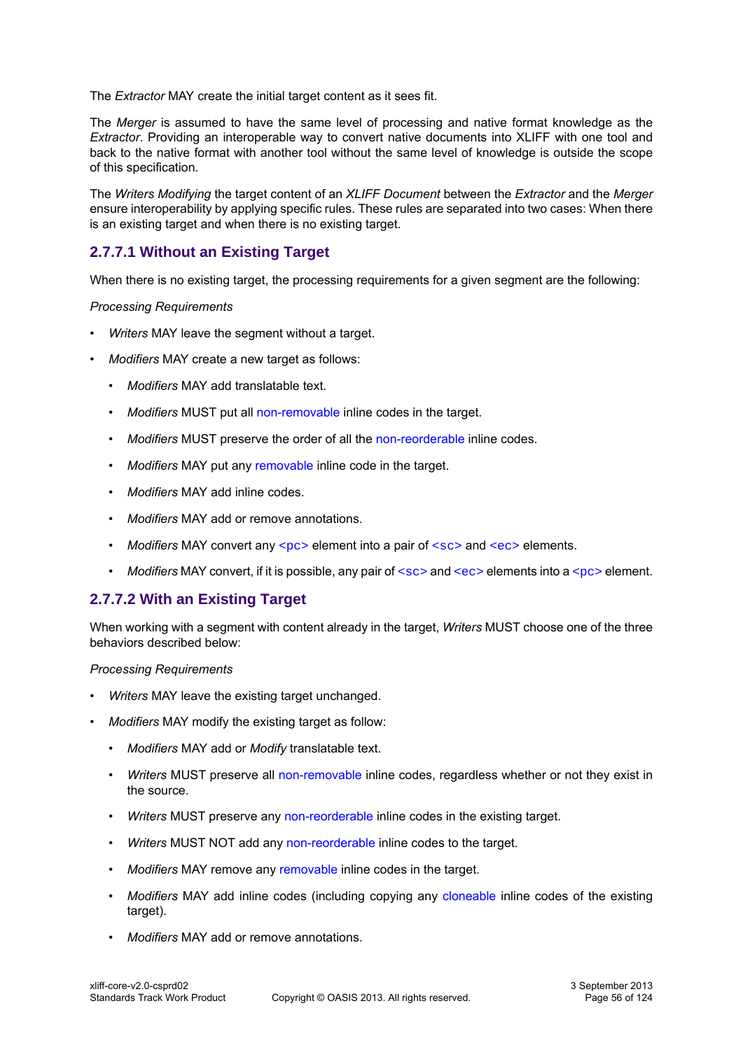The *Extractor* MAY create the initial target content as it sees fit.

The *Merger* is assumed to have the same level of processing and native format knowledge as the *Extractor*. Providing an interoperable way to convert native documents into XLIFF with one tool and back to the native format with another tool without the same level of knowledge is outside the scope of this specification.

The *Writers Modifying* the target content of an *XLIFF Document* between the *Extractor* and the *Merger* ensure interoperability by applying specific rules. These rules are separated into two cases: When there is an existing target and when there is no existing target.

### 2.7.7.1 Without an Existing Target

When there is no existing target, the processing requirements for a given segment are the following:

*Processing Requirements*

- *Writers* MAY leave the segment without a target.
- *Modifiers* MAY create a new target as follows:
  - *Modifiers* MAY add translatable text.
  - *Modifiers* MUST put all non-removable inline codes in the target.
  - *Modifiers* MUST preserve the order of all the non-reorderable inline codes.
  - *Modifiers* MAY put any removable inline code in the target.
  - *Modifiers* MAY add inline codes.
  - *Modifiers* MAY add or remove annotations.
  - *Modifiers* MAY convert any `<pc>` element into a pair of `<sc>` and `<ec>` elements.
  - *Modifiers* MAY convert, if it is possible, any pair of `<sc>` and `<ec>` elements into a `<pc>` element.

### 2.7.7.2 With an Existing Target

When working with a segment with content already in the target, *Writers* MUST choose one of the three behaviors described below:

*Processing Requirements*

- *Writers* MAY leave the existing target unchanged.
- *Modifiers* MAY modify the existing target as follow:
  - *Modifiers* MAY add or *Modify* translatable text.
  - *Writers* MUST preserve all non-removable inline codes, regardless whether or not they exist in the source.
  - *Writers* MUST preserve any non-reorderable inline codes in the existing target.
  - *Writers* MUST NOT add any non-reorderable inline codes to the target.
  - *Modifiers* MAY remove any removable inline codes in the target.
  - *Modifiers* MAY add inline codes (including copying any cloneable inline codes of the existing target).
  - *Modifiers* MAY add or remove annotations.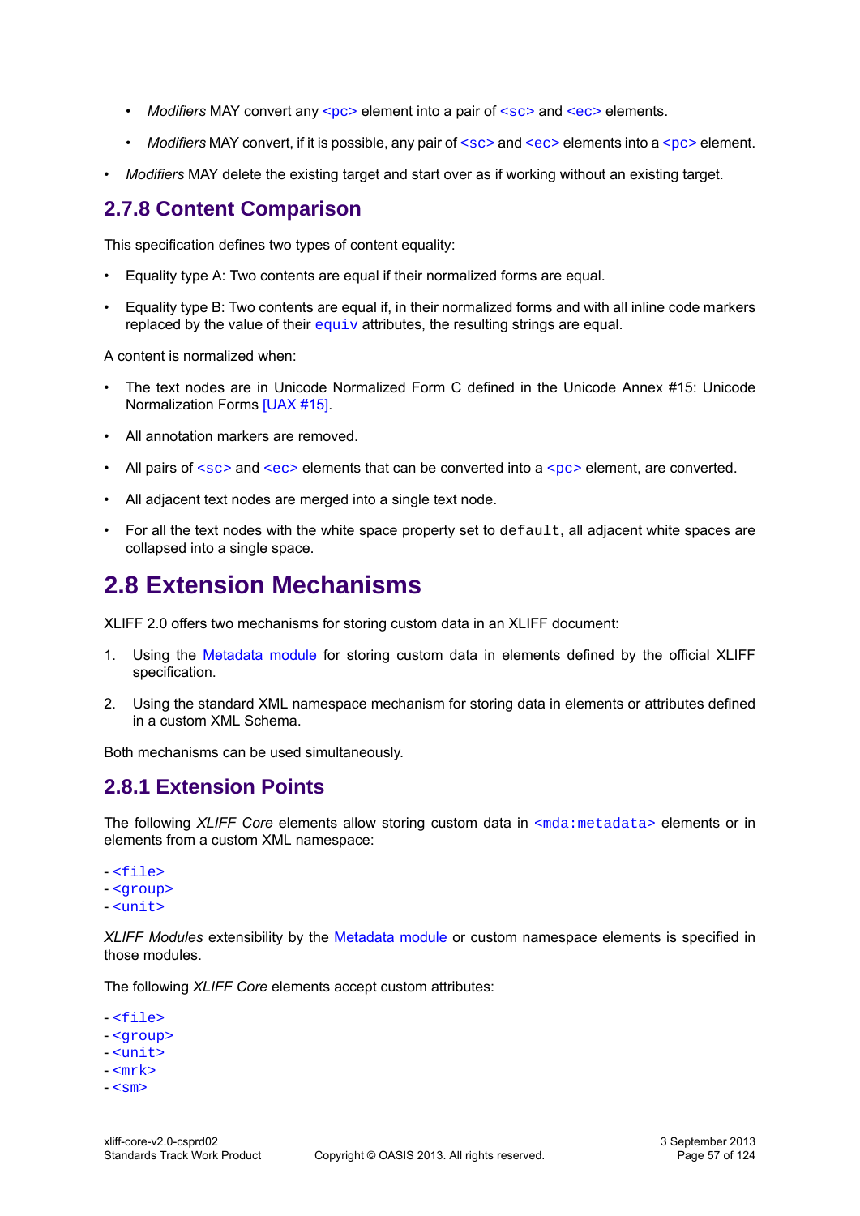- *Modifiers* MAY convert any `<pc>` element into a pair of `<sc>` and `<ec>` elements.
- *Modifiers* MAY convert, if it is possible, any pair of `<sc>` and `<ec>` elements into a `<pc>` element.

- *Modifiers* MAY delete the existing target and start over as if working without an existing target.

### 2.7.8 Content Comparison

This specification defines two types of content equality:

- Equality type A: Two contents are equal if their normalized forms are equal.
- Equality type B: Two contents are equal if, in their normalized forms and with all inline code markers replaced by the value of their `equiv` attributes, the resulting strings are equal.

A content is normalized when:

- The text nodes are in Unicode Normalized Form C defined in the Unicode Annex #15: Unicode Normalization Forms [UAX #15].
- All annotation markers are removed.
- All pairs of `<sc>` and `<ec>` elements that can be converted into a `<pc>` element, are converted.
- All adjacent text nodes are merged into a single text node.
- For all the text nodes with the white space property set to `default`, all adjacent white spaces are collapsed into a single space.

## 2.8 Extension Mechanisms

XLIFF 2.0 offers two mechanisms for storing custom data in an XLIFF document:

1. Using the Metadata module for storing custom data in elements defined by the official XLIFF specification.
2. Using the standard XML namespace mechanism for storing data in elements or attributes defined in a custom XML Schema.

Both mechanisms can be used simultaneously.

### 2.8.1 Extension Points

The following *XLIFF Core* elements allow storing custom data in `<mda:metadata>` elements or in elements from a custom XML namespace:

- `<file>`
- `<group>`
- `<unit>`

*XLIFF Modules* extensibility by the Metadata module or custom namespace elements is specified in those modules.

The following *XLIFF Core* elements accept custom attributes:

- `<file>`
- `<group>`
- `<unit>`
- `<mrk>`
- `<sm>`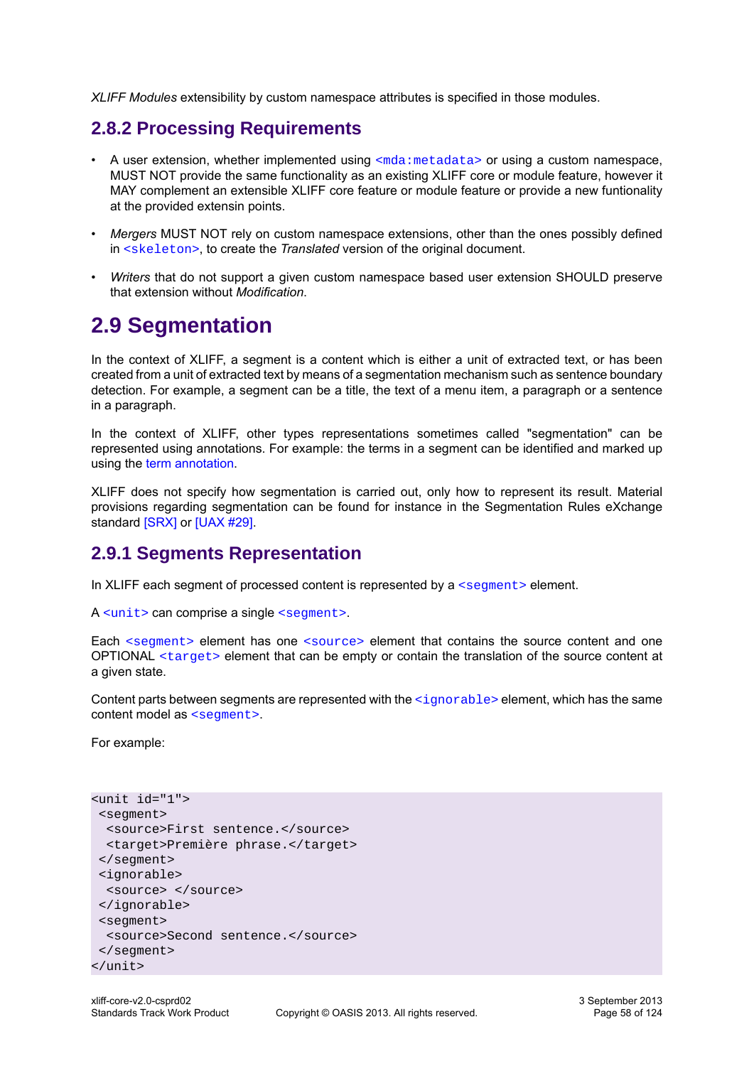*XLIFF Modules* extensibility by custom namespace attributes is specified in those modules.

### 2.8.2 Processing Requirements

- A user extension, whether implemented using `<mda:metadata>` or using a custom namespace, MUST NOT provide the same functionality as an existing XLIFF core or module feature, however it MAY complement an extensible XLIFF core feature or module feature or provide a new funtionality at the provided extensin points.
- *Mergers* MUST NOT rely on custom namespace extensions, other than the ones possibly defined in `<skeleton>`, to create the *Translated* version of the original document.
- *Writers* that do not support a given custom namespace based user extension SHOULD preserve that extension without *Modification*.

## 2.9 Segmentation

In the context of XLIFF, a segment is a content which is either a unit of extracted text, or has been created from a unit of extracted text by means of a segmentation mechanism such as sentence boundary detection. For example, a segment can be a title, the text of a menu item, a paragraph or a sentence in a paragraph.

In the context of XLIFF, other types representations sometimes called "segmentation" can be represented using annotations. For example: the terms in a segment can be identified and marked up using the term annotation.

XLIFF does not specify how segmentation is carried out, only how to represent its result. Material provisions regarding segmentation can be found for instance in the Segmentation Rules eXchange standard [SRX] or [UAX #29].

### 2.9.1 Segments Representation

In XLIFF each segment of processed content is represented by a `<segment>` element.

A `<unit>` can comprise a single `<segment>`.

Each `<segment>` element has one `<source>` element that contains the source content and one OPTIONAL `<target>` element that can be empty or contain the translation of the source content at a given state.

Content parts between segments are represented with the `<ignorable>` element, which has the same content model as `<segment>`.

For example:

```
<unit id="1">
 <segment>
  <source>First sentence.</source>
  <target>Première phrase.</target>
 </segment>
 <ignorable>
  <source> </source>
 </ignorable>
 <segment>
  <source>Second sentence.</source>
 </segment>
</unit>
```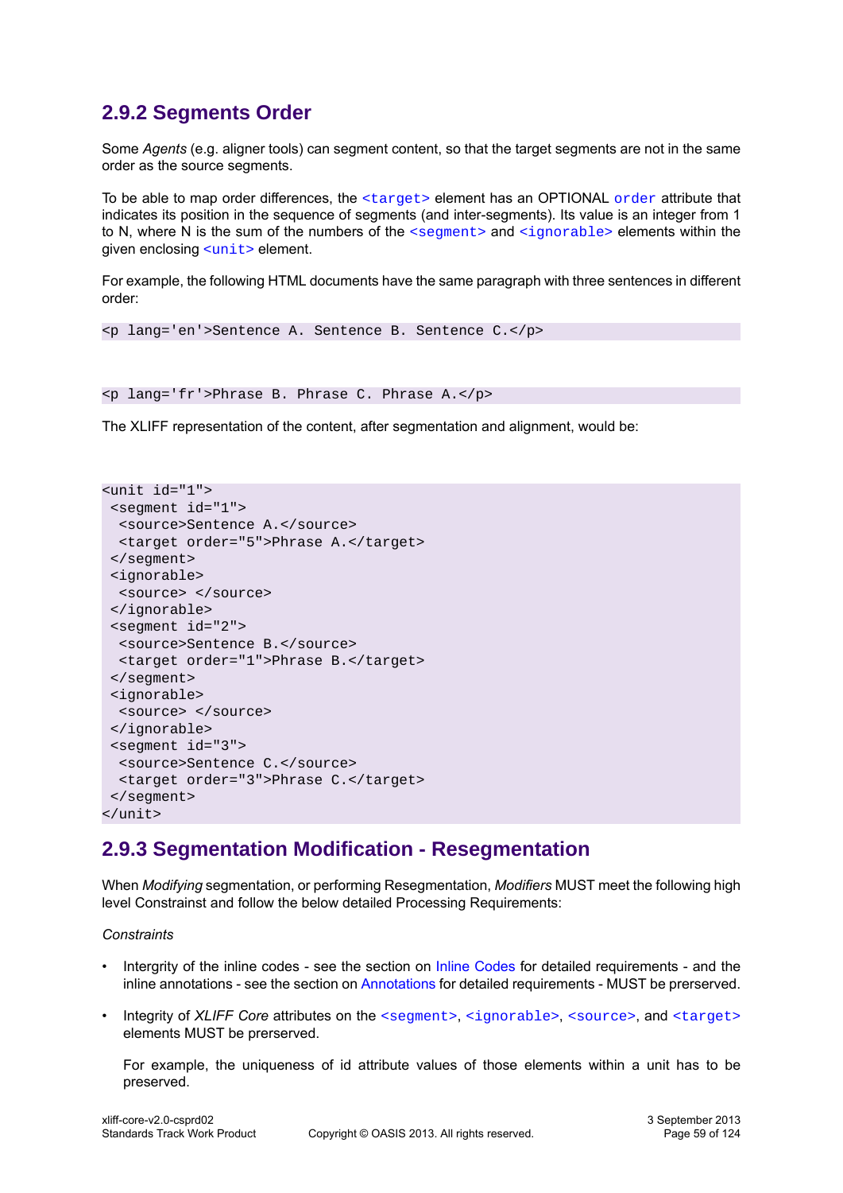### 2.9.2 Segments Order

Some *Agents* (e.g. aligner tools) can segment content, so that the target segments are not in the same order as the source segments.

To be able to map order differences, the `<target>` element has an OPTIONAL `order` attribute that indicates its position in the sequence of segments (and inter-segments). Its value is an integer from 1 to N, where N is the sum of the numbers of the `<segment>` and `<ignorable>` elements within the given enclosing `<unit>` element.

For example, the following HTML documents have the same paragraph with three sentences in different order:

```
<p lang='en'>Sentence A. Sentence B. Sentence C.</p>
```

```
<p lang='fr'>Phrase B. Phrase C. Phrase A.</p>
```

The XLIFF representation of the content, after segmentation and alignment, would be:

```
<unit id="1">
 <segment id="1">
  <source>Sentence A.</source>
  <target order="5">Phrase A.</target>
 </segment>
 <ignorable>
  <source> </source>
 </ignorable>
 <segment id="2">
  <source>Sentence B.</source>
  <target order="1">Phrase B.</target>
 </segment>
 <ignorable>
  <source> </source>
 </ignorable>
 <segment id="3">
  <source>Sentence C.</source>
  <target order="3">Phrase C.</target>
 </segment>
</unit>
```

### 2.9.3 Segmentation Modification - Resegmentation

When *Modifying* segmentation, or performing Resegmentation, *Modifiers* MUST meet the following high level Constrainst and follow the below detailed Processing Requirements:

*Constraints*

- Intergrity of the inline codes - see the section on Inline Codes for detailed requirements - and the inline annotations - see the section on Annotations for detailed requirements - MUST be preserved.
- Integrity of *XLIFF Core* attributes on the `<segment>`, `<ignorable>`, `<source>`, and `<target>` elements MUST be prerserved.

  For example, the uniqueness of id attribute values of those elements within a unit has to be preserved.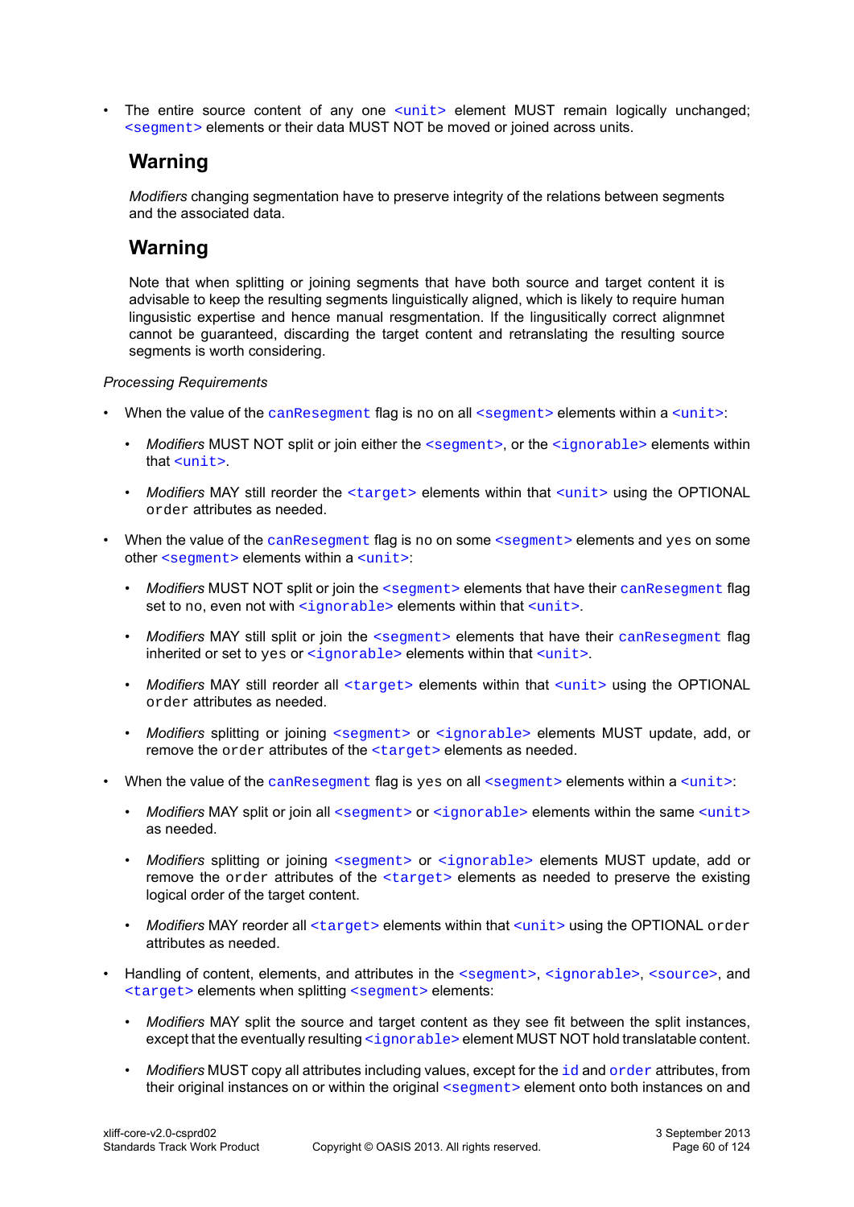- The entire source content of any one `<unit>` element MUST remain logically unchanged; `<segment>` elements or their data MUST NOT be moved or joined across units.

## Warning

*Modifiers* changing segmentation have to preserve integrity of the relations between segments and the associated data.

## Warning

Note that when splitting or joining segments that have both source and target content it is advisable to keep the resulting segments linguistically aligned, which is likely to require human lingusistic expertise and hence manual resgmentation. If the lingustically correct alignmnet cannot be guaranteed, discarding the target content and retranslating the resulting source segments is worth considering.

*Processing Requirements*

- When the value of the `canResegment` flag is no on all `<segment>` elements within a `<unit>`:
  - *Modifiers* MUST NOT split or join either the `<segment>`, or the `<ignorable>` elements within that `<unit>`.
  - *Modifiers* MAY still reorder the `<target>` elements within that `<unit>` using the OPTIONAL `order` attributes as needed.
- When the value of the `canResegment` flag is no on some `<segment>` elements and `yes` on some other `<segment>` elements within a `<unit>`:
  - *Modifiers* MUST NOT split or join the `<segment>` elements that have their `canResegment` flag set to `no`, even not with `<ignorable>` elements within that `<unit>`.
  - *Modifiers* MAY still split or join the `<segment>` elements that have their `canResegment` flag inherited or set to `yes` or `<ignorable>` elements within that `<unit>`.
  - *Modifiers* MAY still reorder all `<target>` elements within that `<unit>` using the OPTIONAL `order` attributes as needed.
  - *Modifiers* splitting or joining `<segment>` or `<ignorable>` elements MUST update, add, or remove the `order` attributes of the `<target>` elements as needed.
- When the value of the `canResegment` flag is `yes` on all `<segment>` elements within a `<unit>`:
  - *Modifiers* MAY split or join all `<segment>` or `<ignorable>` elements within the same `<unit>` as needed.
  - *Modifiers* splitting or joining `<segment>` or `<ignorable>` elements MUST update, add or remove the `order` attributes of the `<target>` elements as needed to preserve the existing logical order of the target content.
  - *Modifiers* MAY reorder all `<target>` elements within that `<unit>` using the OPTIONAL `order` attributes as needed.
- Handling of content, elements, and attributes in the `<segment>`, `<ignorable>`, `<source>`, and `<target>` elements when splitting `<segment>` elements:
  - *Modifiers* MAY split the source and target content as they see fit between the split instances, except that the eventually resulting `<ignorable>` element MUST NOT hold translatable content.
  - *Modifiers* MUST copy all attributes including values, except for the `id` and `order` attributes, from their original instances on or within the original `<segment>` element onto both instances on and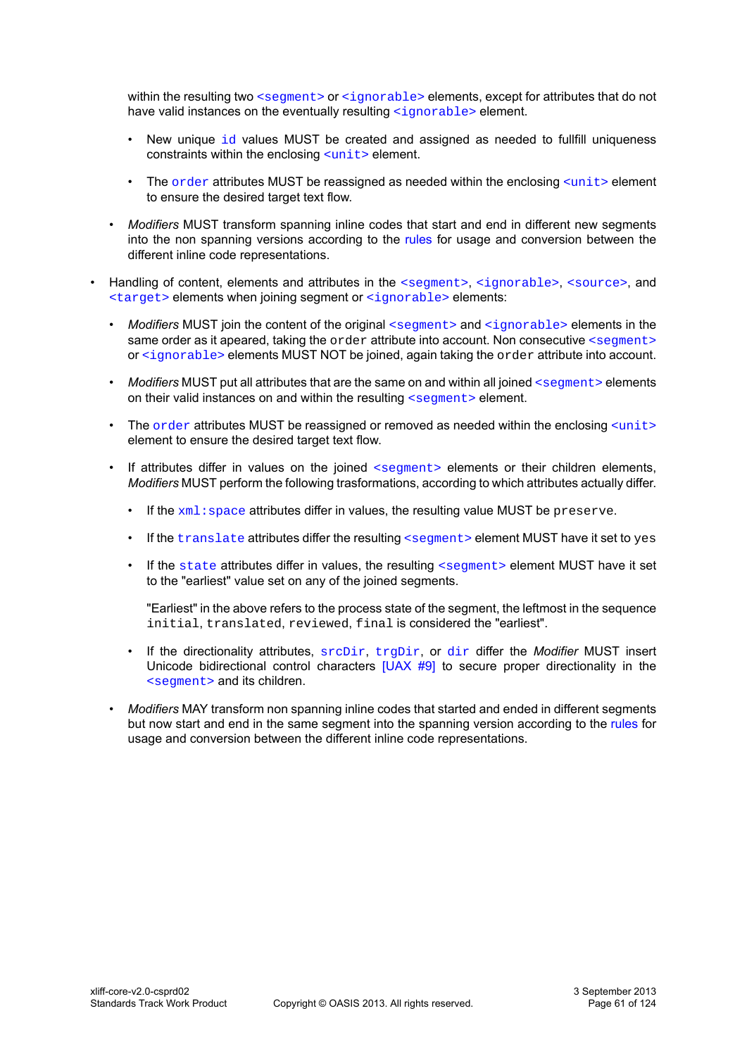within the resulting two `<segment>` or `<ignorable>` elements, except for attributes that do not have valid instances on the eventually resulting `<ignorable>` element.

  - New unique `id` values MUST be created and assigned as needed to fullfill uniqueness constraints within the enclosing `<unit>` element.
  - The `order` attributes MUST be reassigned as needed within the enclosing `<unit>` element to ensure the desired target text flow.

- *Modifiers* MUST transform spanning inline codes that start and end in different new segments into the non spanning versions according to the rules for usage and conversion between the different inline code representations.

- Handling of content, elements and attributes in the `<segment>`, `<ignorable>`, `<source>`, and `<target>` elements when joining segment or `<ignorable>` elements:

  - *Modifiers* MUST join the content of the original `<segment>` and `<ignorable>` elements in the same order as it apeared, taking the `order` attribute into account. Non consecutive `<segment>` or `<ignorable>` elements MUST NOT be joined, again taking the `order` attribute into account.
  - *Modifiers* MUST put all attributes that are the same on and within all joined `<segment>` elements on their valid instances on and within the resulting `<segment>` element.
  - The `order` attributes MUST be reassigned or removed as needed within the enclosing `<unit>` element to ensure the desired target text flow.
  - If attributes differ in values on the joined `<segment>` elements or their children elements, *Modifiers* MUST perform the following trasformations, according to which attributes actually differ.

    - If the `xml:space` attributes differ in values, the resulting value MUST be `preserve`.
    - If the `translate` attributes differ the resulting `<segment>` element MUST have it set to `yes`
    - If the `state` attributes differ in values, the resulting `<segment>` element MUST have it set to the "earliest" value set on any of the joined segments.

      "Earliest" in the above refers to the process state of the segment, the leftmost in the sequence `initial`, `translated`, `reviewed`, `final` is considered the "earliest".

    - If the directionality attributes, `srcDir`, `trgDir`, or `dir` differ the *Modifier* MUST insert Unicode bidirectional control characters [UAX #9] to secure proper directionality in the `<segment>` and its children.

  - *Modifiers* MAY transform non spanning inline codes that started and ended in different segments but now start and end in the same segment into the spanning version according to the rules for usage and conversion between the different inline code representations.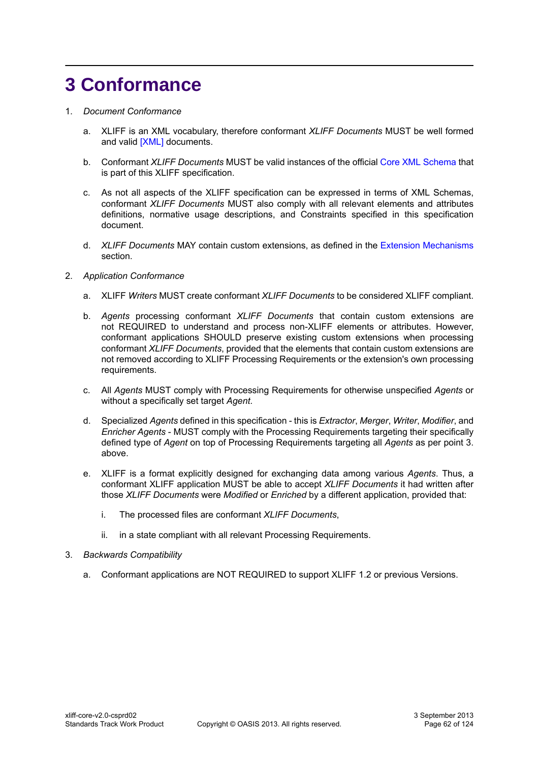# 3 Conformance

1. *Document Conformance*

    a. XLIFF is an XML vocabulary, therefore conformant *XLIFF Documents* MUST be well formed and valid [XML] documents.

    b. Conformant *XLIFF Documents* MUST be valid instances of the official Core XML Schema that is part of this XLIFF specification.

    c. As not all aspects of the XLIFF specification can be expressed in terms of XML Schemas, conformant *XLIFF Documents* MUST also comply with all relevant elements and attributes definitions, normative usage descriptions, and Constraints specified in this specification document.

    d. *XLIFF Documents* MAY contain custom extensions, as defined in the Extension Mechanisms section.

2. *Application Conformance*

    a. XLIFF *Writers* MUST create conformant *XLIFF Documents* to be considered XLIFF compliant.

    b. *Agents* processing conformant *XLIFF Documents* that contain custom extensions are not REQUIRED to understand and process non-XLIFF elements or attributes. However, conformant applications SHOULD preserve existing custom extensions when processing conformant *XLIFF Documents*, provided that the elements that contain custom extensions are not removed according to XLIFF Processing Requirements or the extension's own processing requirements.

    c. All *Agents* MUST comply with Processing Requirements for otherwise unspecified *Agents* or without a specifically set target *Agent*.

    d. Specialized *Agents* defined in this specification - this is *Extractor*, *Merger*, *Writer*, *Modifier*, and *Enricher Agents* - MUST comply with the Processing Requirements targeting their specifically defined type of *Agent* on top of Processing Requirements targeting all *Agents* as per point 3. above.

    e. XLIFF is a format explicitly designed for exchanging data among various *Agents*. Thus, a conformant XLIFF application MUST be able to accept *XLIFF Documents* it had written after those *XLIFF Documents* were *Modified* or *Enriched* by a different application, provided that:

        i. The processed files are conformant *XLIFF Documents*,

        ii. in a state compliant with all relevant Processing Requirements.

3. *Backwards Compatibility*

    a. Conformant applications are NOT REQUIRED to support XLIFF 1.2 or previous Versions.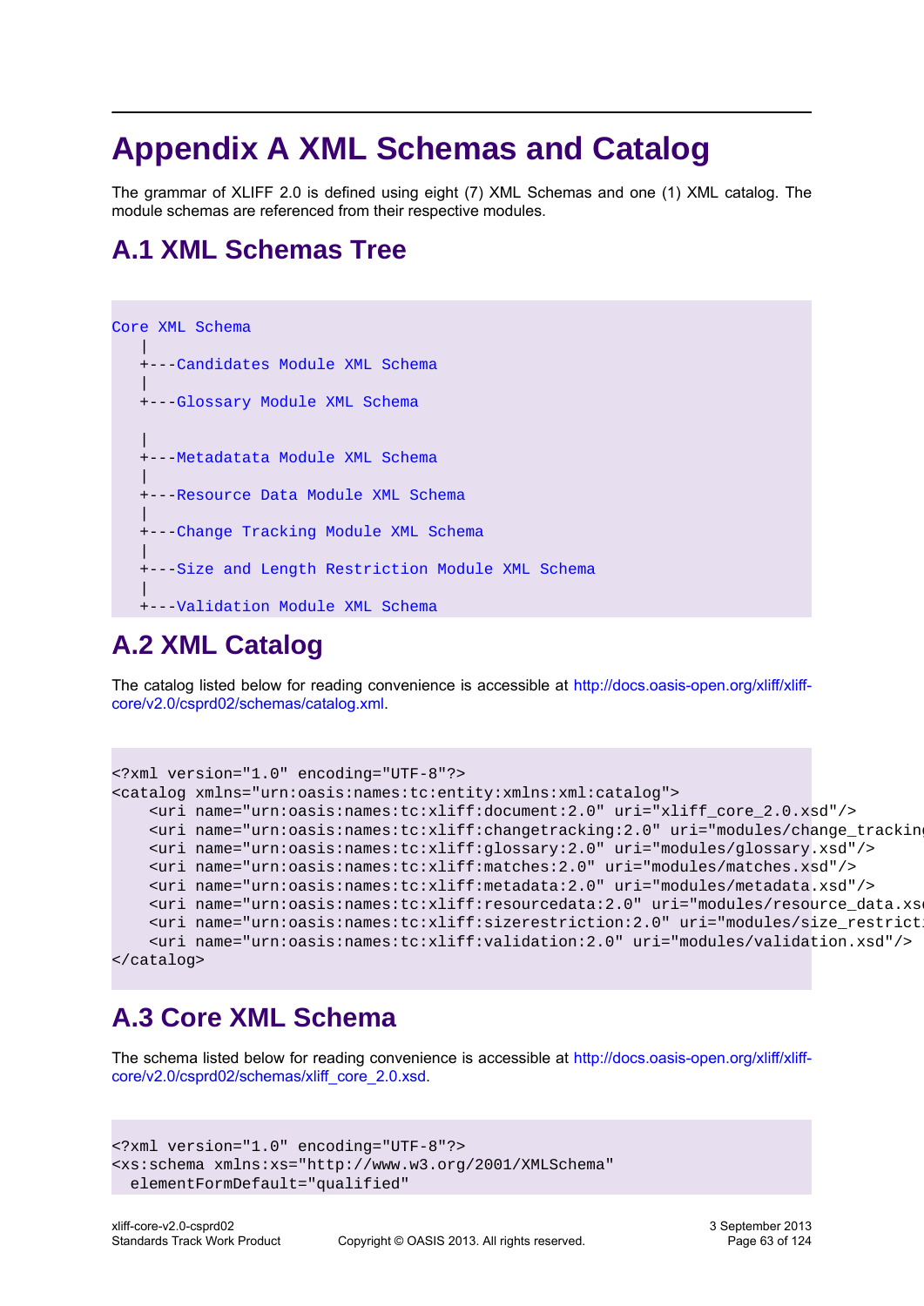# Appendix A XML Schemas and Catalog

The grammar of XLIFF 2.0 is defined using eight (7) XML Schemas and one (1) XML catalog. The module schemas are referenced from their respective modules.

## A.1 XML Schemas Tree

```
Core XML Schema
   |
   +---Candidates Module XML Schema
   |
   +---Glossary Module XML Schema

   |
   +---Metadatata Module XML Schema
   |
   +---Resource Data Module XML Schema
   |
   +---Change Tracking Module XML Schema
   |
   +---Size and Length Restriction Module XML Schema
   |
   +---Validation Module XML Schema
```

## A.2 XML Catalog

The catalog listed below for reading convenience is accessible at http://docs.oasis-open.org/xliff/xliff-core/v2.0/csprd02/schemas/catalog.xml.

```
<?xml version="1.0" encoding="UTF-8"?>
<catalog xmlns="urn:oasis:names:tc:entity:xmlns:xml:catalog">
    <uri name="urn:oasis:names:tc:xliff:document:2.0" uri="xliff_core_2.0.xsd"/>
    <uri name="urn:oasis:names:tc:xliff:changetracking:2.0" uri="modules/change_trackin
    <uri name="urn:oasis:names:tc:xliff:glossary:2.0" uri="modules/glossary.xsd"/>
    <uri name="urn:oasis:names:tc:xliff:matches:2.0" uri="modules/matches.xsd"/>
    <uri name="urn:oasis:names:tc:xliff:metadata:2.0" uri="modules/metadata.xsd"/>
    <uri name="urn:oasis:names:tc:xliff:resourcedata:2.0" uri="modules/resource_data.xs
    <uri name="urn:oasis:names:tc:xliff:sizerestriction:2.0" uri="modules/size_restricti
    <uri name="urn:oasis:names:tc:xliff:validation:2.0" uri="modules/validation.xsd"/>
</catalog>
```

## A.3 Core XML Schema

The schema listed below for reading convenience is accessible at http://docs.oasis-open.org/xliff/xliff-core/v2.0/csprd02/schemas/xliff_core_2.0.xsd.

```
<?xml version="1.0" encoding="UTF-8"?>
<xs:schema xmlns:xs="http://www.w3.org/2001/XMLSchema"
  elementFormDefault="qualified"
```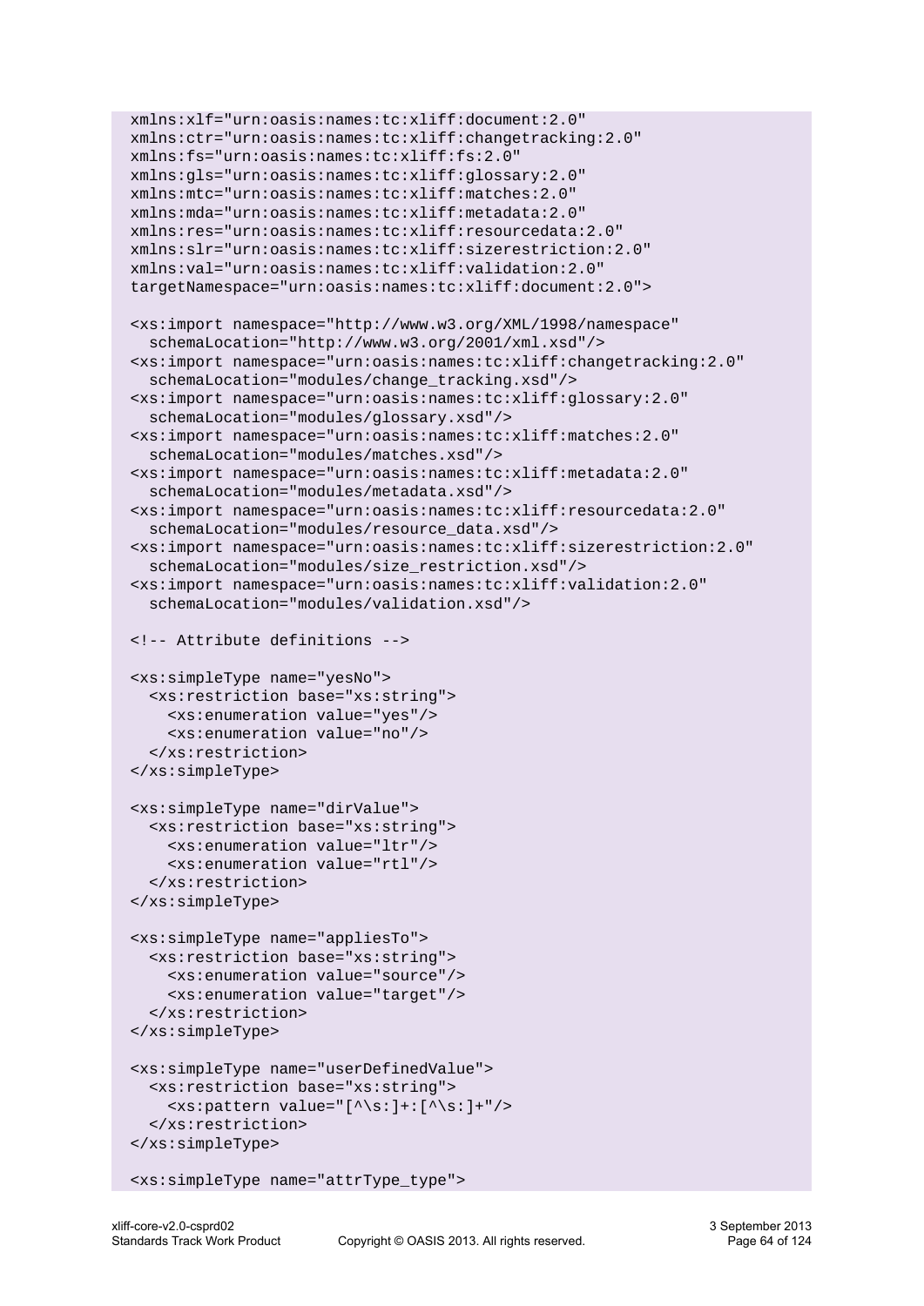```
xmlns:xlf="urn:oasis:names:tc:xliff:document:2.0"
xmlns:ctr="urn:oasis:names:tc:xliff:changetracking:2.0"
xmlns:fs="urn:oasis:names:tc:xliff:fs:2.0"
xmlns:gls="urn:oasis:names:tc:xliff:glossary:2.0"
xmlns:mtc="urn:oasis:names:tc:xliff:matches:2.0"
xmlns:mda="urn:oasis:names:tc:xliff:metadata:2.0"
xmlns:res="urn:oasis:names:tc:xliff:resourcedata:2.0"
xmlns:slr="urn:oasis:names:tc:xliff:sizerestriction:2.0"
xmlns:val="urn:oasis:names:tc:xliff:validation:2.0"
targetNamespace="urn:oasis:names:tc:xliff:document:2.0">

<xs:import namespace="http://www.w3.org/XML/1998/namespace"
  schemaLocation="http://www.w3.org/2001/xml.xsd"/>
<xs:import namespace="urn:oasis:names:tc:xliff:changetracking:2.0"
  schemaLocation="modules/change_tracking.xsd"/>
<xs:import namespace="urn:oasis:names:tc:xliff:glossary:2.0"
  schemaLocation="modules/glossary.xsd"/>
<xs:import namespace="urn:oasis:names:tc:xliff:matches:2.0"
  schemaLocation="modules/matches.xsd"/>
<xs:import namespace="urn:oasis:names:tc:xliff:metadata:2.0"
  schemaLocation="modules/metadata.xsd"/>
<xs:import namespace="urn:oasis:names:tc:xliff:resourcedata:2.0"
  schemaLocation="modules/resource_data.xsd"/>
<xs:import namespace="urn:oasis:names:tc:xliff:sizerestriction:2.0"
  schemaLocation="modules/size_restriction.xsd"/>
<xs:import namespace="urn:oasis:names:tc:xliff:validation:2.0"
  schemaLocation="modules/validation.xsd"/>

<!-- Attribute definitions -->

<xs:simpleType name="yesNo">
  <xs:restriction base="xs:string">
    <xs:enumeration value="yes"/>
    <xs:enumeration value="no"/>
  </xs:restriction>
</xs:simpleType>

<xs:simpleType name="dirValue">
  <xs:restriction base="xs:string">
    <xs:enumeration value="ltr"/>
    <xs:enumeration value="rtl"/>
  </xs:restriction>
</xs:simpleType>

<xs:simpleType name="appliesTo">
  <xs:restriction base="xs:string">
    <xs:enumeration value="source"/>
    <xs:enumeration value="target"/>
  </xs:restriction>
</xs:simpleType>

<xs:simpleType name="userDefinedValue">
  <xs:restriction base="xs:string">
    <xs:pattern value="[^\s:]+:[^\s:]+"/>
  </xs:restriction>
</xs:simpleType>

<xs:simpleType name="attrType_type">
```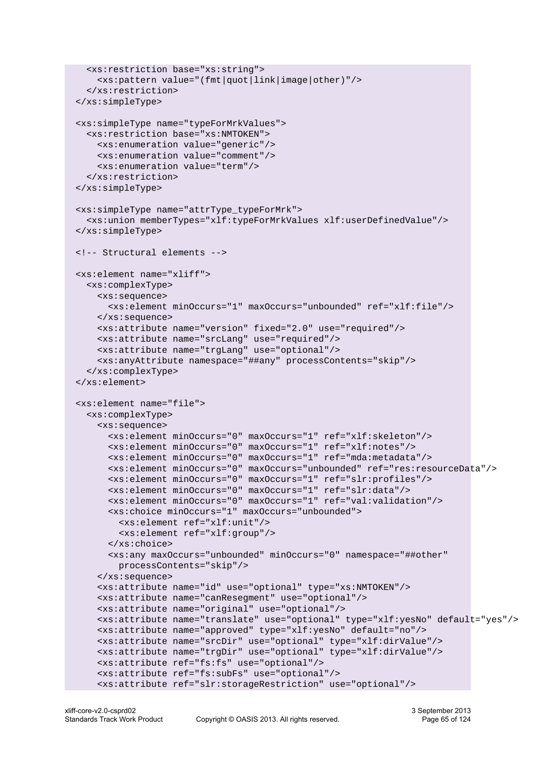```
    <xs:restriction base="xs:string">
      <xs:pattern value="(fmt|quot|link|image|other)"/>
    </xs:restriction>
  </xs:simpleType>

  <xs:simpleType name="typeForMrkValues">
    <xs:restriction base="xs:NMTOKEN">
      <xs:enumeration value="generic"/>
      <xs:enumeration value="comment"/>
      <xs:enumeration value="term"/>
    </xs:restriction>
  </xs:simpleType>

  <xs:simpleType name="attrType_typeForMrk">
    <xs:union memberTypes="xlf:typeForMrkValues xlf:userDefinedValue"/>
  </xs:simpleType>

  <!-- Structural elements -->

  <xs:element name="xliff">
    <xs:complexType>
      <xs:sequence>
        <xs:element minOccurs="1" maxOccurs="unbounded" ref="xlf:file"/>
      </xs:sequence>
      <xs:attribute name="version" fixed="2.0" use="required"/>
      <xs:attribute name="srcLang" use="required"/>
      <xs:attribute name="trgLang" use="optional"/>
      <xs:anyAttribute namespace="##any" processContents="skip"/>
    </xs:complexType>
  </xs:element>

  <xs:element name="file">
    <xs:complexType>
      <xs:sequence>
        <xs:element minOccurs="0" maxOccurs="1" ref="xlf:skeleton"/>
        <xs:element minOccurs="0" maxOccurs="1" ref="xlf:notes"/>
        <xs:element minOccurs="0" maxOccurs="1" ref="mda:metadata"/>
        <xs:element minOccurs="0" maxOccurs="unbounded" ref="res:resourceData"/>
        <xs:element minOccurs="0" maxOccurs="1" ref="slr:profiles"/>
        <xs:element minOccurs="0" maxOccurs="1" ref="slr:data"/>
        <xs:element minOccurs="0" maxOccurs="1" ref="val:validation"/>
        <xs:choice minOccurs="1" maxOccurs="unbounded">
          <xs:element ref="xlf:unit"/>
          <xs:element ref="xlf:group"/>
        </xs:choice>
        <xs:any maxOccurs="unbounded" minOccurs="0" namespace="##other"
          processContents="skip"/>
      </xs:sequence>
      <xs:attribute name="id" use="optional" type="xs:NMTOKEN"/>
      <xs:attribute name="canResegment" use="optional"/>
      <xs:attribute name="original" use="optional"/>
      <xs:attribute name="translate" use="optional" type="xlf:yesNo" default="yes"/>
      <xs:attribute name="approved" type="xlf:yesNo" default="no"/>
      <xs:attribute name="srcDir" use="optional" type="xlf:dirValue"/>
      <xs:attribute name="trgDir" use="optional" type="xlf:dirValue"/>
      <xs:attribute ref="fs:fs" use="optional"/>
      <xs:attribute ref="fs:subFs" use="optional"/>
      <xs:attribute ref="slr:storageRestriction" use="optional"/>
```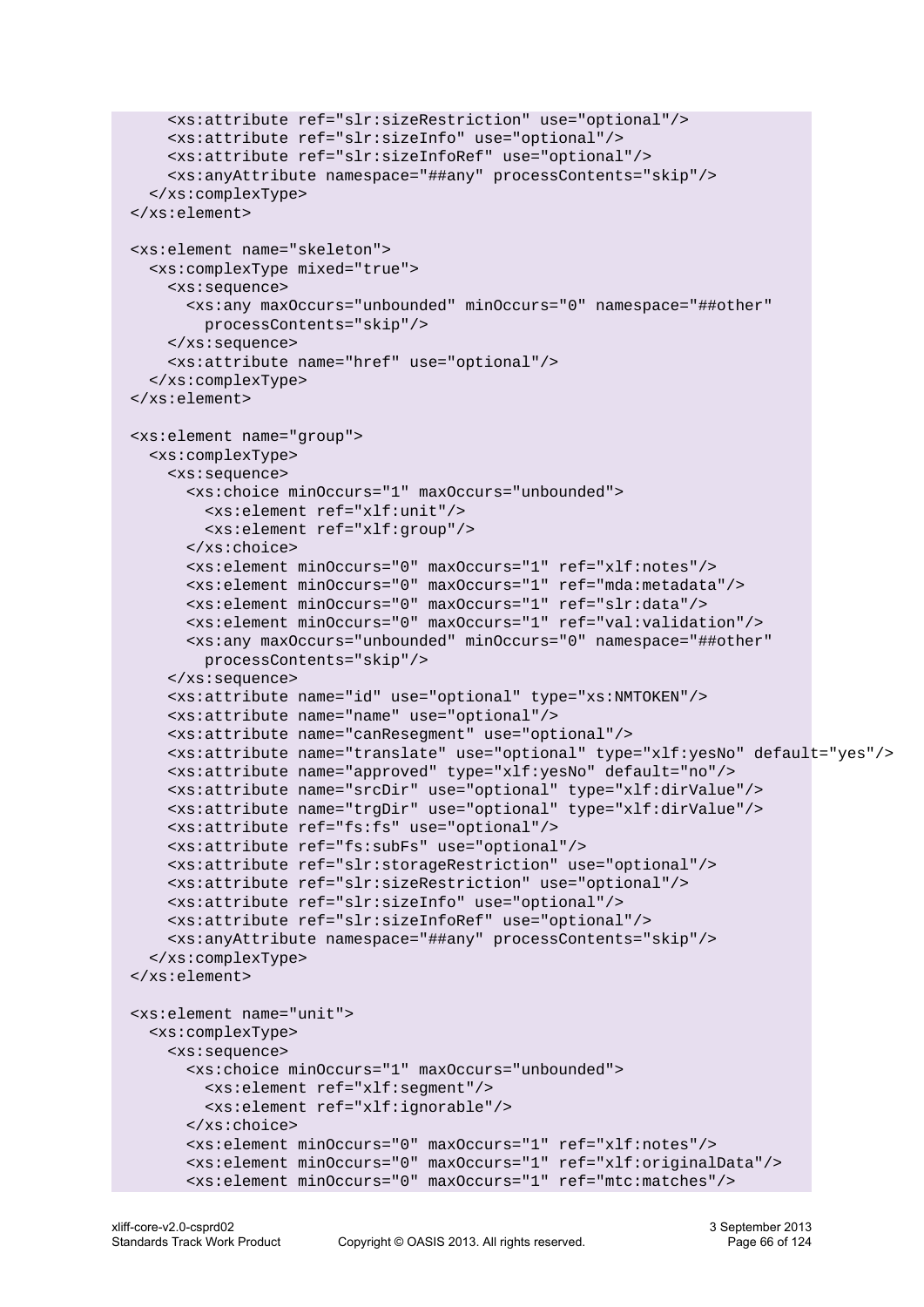```
    <xs:attribute ref="slr:sizeRestriction" use="optional"/>
    <xs:attribute ref="slr:sizeInfo" use="optional"/>
    <xs:attribute ref="slr:sizeInfoRef" use="optional"/>
    <xs:anyAttribute namespace="##any" processContents="skip"/>
  </xs:complexType>
</xs:element>

<xs:element name="skeleton">
  <xs:complexType mixed="true">
    <xs:sequence>
      <xs:any maxOccurs="unbounded" minOccurs="0" namespace="##other"
        processContents="skip"/>
    </xs:sequence>
    <xs:attribute name="href" use="optional"/>
  </xs:complexType>
</xs:element>

<xs:element name="group">
  <xs:complexType>
    <xs:sequence>
      <xs:choice minOccurs="1" maxOccurs="unbounded">
        <xs:element ref="xlf:unit"/>
        <xs:element ref="xlf:group"/>
      </xs:choice>
      <xs:element minOccurs="0" maxOccurs="1" ref="xlf:notes"/>
      <xs:element minOccurs="0" maxOccurs="1" ref="mda:metadata"/>
      <xs:element minOccurs="0" maxOccurs="1" ref="slr:data"/>
      <xs:element minOccurs="0" maxOccurs="1" ref="val:validation"/>
      <xs:any maxOccurs="unbounded" minOccurs="0" namespace="##other"
        processContents="skip"/>
    </xs:sequence>
    <xs:attribute name="id" use="optional" type="xs:NMTOKEN"/>
    <xs:attribute name="name" use="optional"/>
    <xs:attribute name="canResegment" use="optional"/>
    <xs:attribute name="translate" use="optional" type="xlf:yesNo" default="yes"/>
    <xs:attribute name="approved" type="xlf:yesNo" default="no"/>
    <xs:attribute name="srcDir" use="optional" type="xlf:dirValue"/>
    <xs:attribute name="trgDir" use="optional" type="xlf:dirValue"/>
    <xs:attribute ref="fs:fs" use="optional"/>
    <xs:attribute ref="fs:subFs" use="optional"/>
    <xs:attribute ref="slr:storageRestriction" use="optional"/>
    <xs:attribute ref="slr:sizeRestriction" use="optional"/>
    <xs:attribute ref="slr:sizeInfo" use="optional"/>
    <xs:attribute ref="slr:sizeInfoRef" use="optional"/>
    <xs:anyAttribute namespace="##any" processContents="skip"/>
  </xs:complexType>
</xs:element>

<xs:element name="unit">
  <xs:complexType>
    <xs:sequence>
      <xs:choice minOccurs="1" maxOccurs="unbounded">
        <xs:element ref="xlf:segment"/>
        <xs:element ref="xlf:ignorable"/>
      </xs:choice>
      <xs:element minOccurs="0" maxOccurs="1" ref="xlf:notes"/>
      <xs:element minOccurs="0" maxOccurs="1" ref="xlf:originalData"/>
      <xs:element minOccurs="0" maxOccurs="1" ref="mtc:matches"/>
```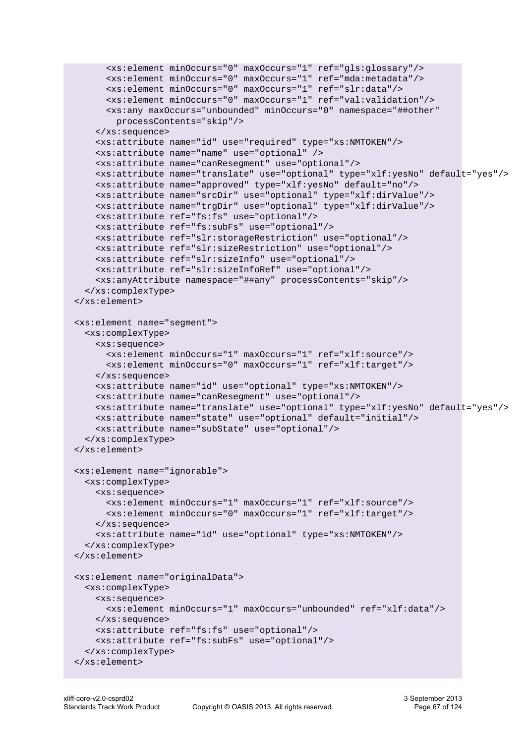```
      <xs:element minOccurs="0" maxOccurs="1" ref="gls:glossary"/>
      <xs:element minOccurs="0" maxOccurs="1" ref="mda:metadata"/>
      <xs:element minOccurs="0" maxOccurs="1" ref="slr:data"/>
      <xs:element minOccurs="0" maxOccurs="1" ref="val:validation"/>
      <xs:any maxOccurs="unbounded" minOccurs="0" namespace="##other"
        processContents="skip"/>
    </xs:sequence>
    <xs:attribute name="id" use="required" type="xs:NMTOKEN"/>
    <xs:attribute name="name" use="optional" />
    <xs:attribute name="canResegment" use="optional"/>
    <xs:attribute name="translate" use="optional" type="xlf:yesNo" default="yes"/>
    <xs:attribute name="approved" type="xlf:yesNo" default="no"/>
    <xs:attribute name="srcDir" use="optional" type="xlf:dirValue"/>
    <xs:attribute name="trgDir" use="optional" type="xlf:dirValue"/>
    <xs:attribute ref="fs:fs" use="optional"/>
    <xs:attribute ref="fs:subFs" use="optional"/>
    <xs:attribute ref="slr:storageRestriction" use="optional"/>
    <xs:attribute ref="slr:sizeRestriction" use="optional"/>
    <xs:attribute ref="slr:sizeInfo" use="optional"/>
    <xs:attribute ref="slr:sizeInfoRef" use="optional"/>
    <xs:anyAttribute namespace="##any" processContents="skip"/>
  </xs:complexType>
</xs:element>

<xs:element name="segment">
  <xs:complexType>
    <xs:sequence>
      <xs:element minOccurs="1" maxOccurs="1" ref="xlf:source"/>
      <xs:element minOccurs="0" maxOccurs="1" ref="xlf:target"/>
    </xs:sequence>
    <xs:attribute name="id" use="optional" type="xs:NMTOKEN"/>
    <xs:attribute name="canResegment" use="optional"/>
    <xs:attribute name="translate" use="optional" type="xlf:yesNo" default="yes"/>
    <xs:attribute name="state" use="optional" default="initial"/>
    <xs:attribute name="subState" use="optional"/>
  </xs:complexType>
</xs:element>

<xs:element name="ignorable">
  <xs:complexType>
    <xs:sequence>
      <xs:element minOccurs="1" maxOccurs="1" ref="xlf:source"/>
      <xs:element minOccurs="0" maxOccurs="1" ref="xlf:target"/>
    </xs:sequence>
    <xs:attribute name="id" use="optional" type="xs:NMTOKEN"/>
  </xs:complexType>
</xs:element>

<xs:element name="originalData">
  <xs:complexType>
    <xs:sequence>
      <xs:element minOccurs="1" maxOccurs="unbounded" ref="xlf:data"/>
    </xs:sequence>
    <xs:attribute ref="fs:fs" use="optional"/>
    <xs:attribute ref="fs:subFs" use="optional"/>
  </xs:complexType>
</xs:element>
```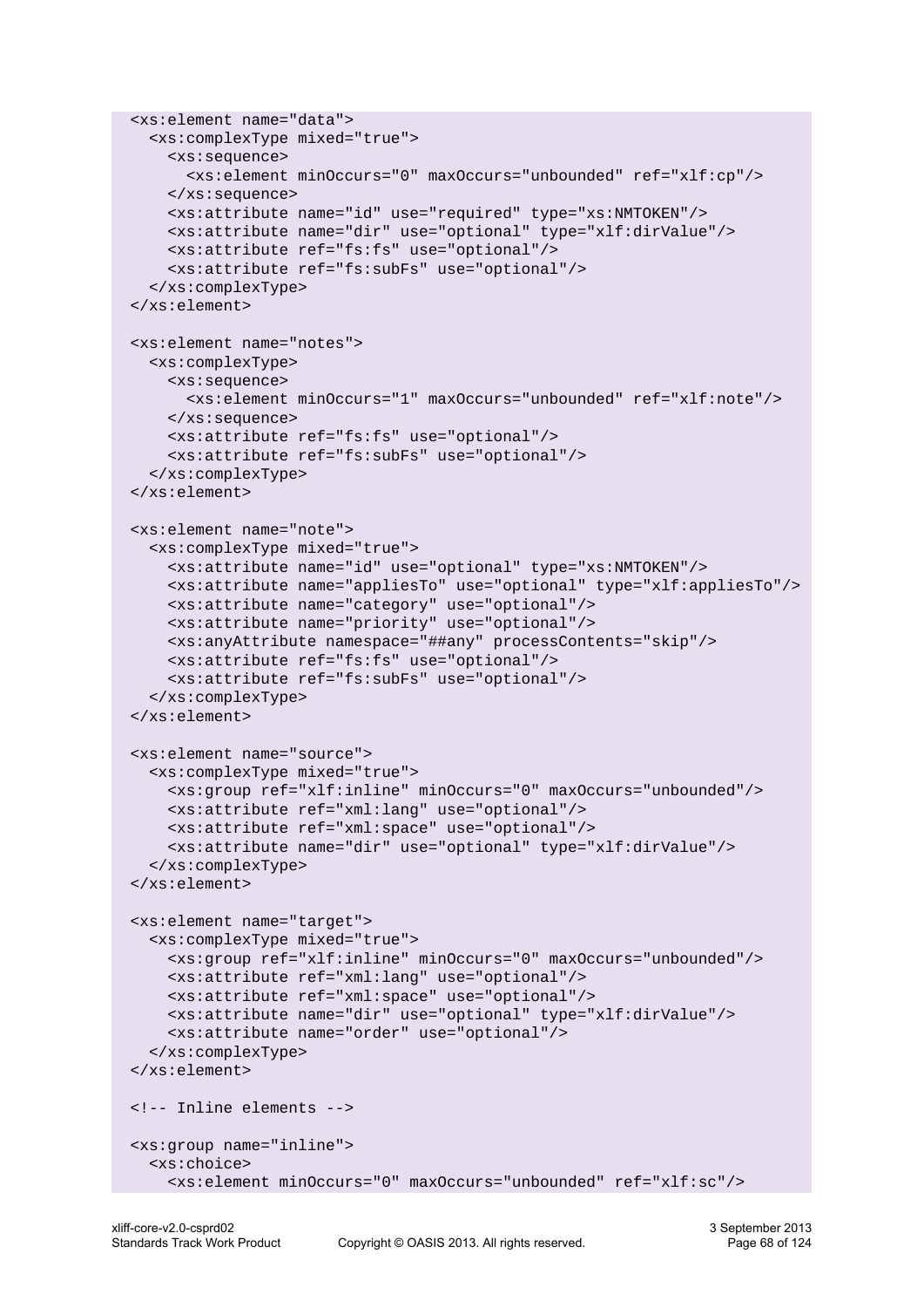```
<xs:element name="data">
  <xs:complexType mixed="true">
    <xs:sequence>
      <xs:element minOccurs="0" maxOccurs="unbounded" ref="xlf:cp"/>
    </xs:sequence>
    <xs:attribute name="id" use="required" type="xs:NMTOKEN"/>
    <xs:attribute name="dir" use="optional" type="xlf:dirValue"/>
    <xs:attribute ref="fs:fs" use="optional"/>
    <xs:attribute ref="fs:subFs" use="optional"/>
  </xs:complexType>
</xs:element>

<xs:element name="notes">
  <xs:complexType>
    <xs:sequence>
      <xs:element minOccurs="1" maxOccurs="unbounded" ref="xlf:note"/>
    </xs:sequence>
    <xs:attribute ref="fs:fs" use="optional"/>
    <xs:attribute ref="fs:subFs" use="optional"/>
  </xs:complexType>
</xs:element>

<xs:element name="note">
  <xs:complexType mixed="true">
    <xs:attribute name="id" use="optional" type="xs:NMTOKEN"/>
    <xs:attribute name="appliesTo" use="optional" type="xlf:appliesTo"/>
    <xs:attribute name="category" use="optional"/>
    <xs:attribute name="priority" use="optional"/>
    <xs:anyAttribute namespace="##any" processContents="skip"/>
    <xs:attribute ref="fs:fs" use="optional"/>
    <xs:attribute ref="fs:subFs" use="optional"/>
  </xs:complexType>
</xs:element>

<xs:element name="source">
  <xs:complexType mixed="true">
    <xs:group ref="xlf:inline" minOccurs="0" maxOccurs="unbounded"/>
    <xs:attribute ref="xml:lang" use="optional"/>
    <xs:attribute ref="xml:space" use="optional"/>
    <xs:attribute name="dir" use="optional" type="xlf:dirValue"/>
  </xs:complexType>
</xs:element>

<xs:element name="target">
  <xs:complexType mixed="true">
    <xs:group ref="xlf:inline" minOccurs="0" maxOccurs="unbounded"/>
    <xs:attribute ref="xml:lang" use="optional"/>
    <xs:attribute ref="xml:space" use="optional"/>
    <xs:attribute name="dir" use="optional" type="xlf:dirValue"/>
    <xs:attribute name="order" use="optional"/>
  </xs:complexType>
</xs:element>

<!-- Inline elements -->

<xs:group name="inline">
  <xs:choice>
    <xs:element minOccurs="0" maxOccurs="unbounded" ref="xlf:sc"/>
```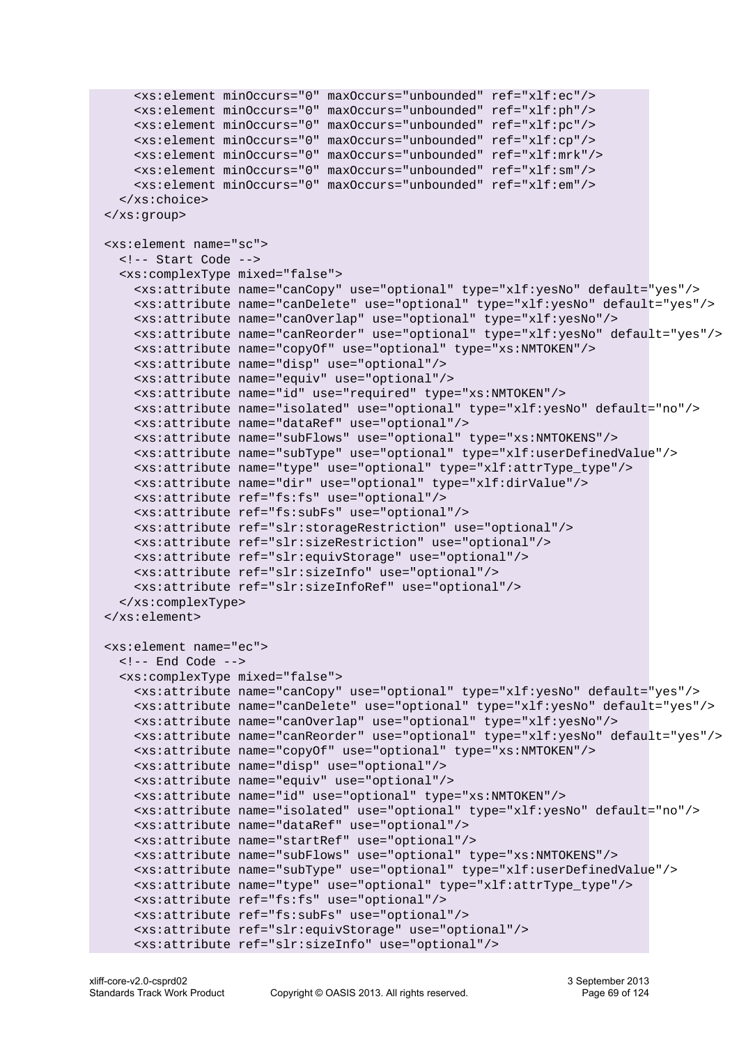```
      <xs:element minOccurs="0" maxOccurs="unbounded" ref="xlf:ec"/>
      <xs:element minOccurs="0" maxOccurs="unbounded" ref="xlf:ph"/>
      <xs:element minOccurs="0" maxOccurs="unbounded" ref="xlf:pc"/>
      <xs:element minOccurs="0" maxOccurs="unbounded" ref="xlf:cp"/>
      <xs:element minOccurs="0" maxOccurs="unbounded" ref="xlf:mrk"/>
      <xs:element minOccurs="0" maxOccurs="unbounded" ref="xlf:sm"/>
      <xs:element minOccurs="0" maxOccurs="unbounded" ref="xlf:em"/>
    </xs:choice>
  </xs:group>

  <xs:element name="sc">
    <!-- Start Code -->
    <xs:complexType mixed="false">
      <xs:attribute name="canCopy" use="optional" type="xlf:yesNo" default="yes"/>
      <xs:attribute name="canDelete" use="optional" type="xlf:yesNo" default="yes"/>
      <xs:attribute name="canOverlap" use="optional" type="xlf:yesNo"/>
      <xs:attribute name="canReorder" use="optional" type="xlf:yesNo" default="yes"/>
      <xs:attribute name="copyOf" use="optional" type="xs:NMTOKEN"/>
      <xs:attribute name="disp" use="optional"/>
      <xs:attribute name="equiv" use="optional"/>
      <xs:attribute name="id" use="required" type="xs:NMTOKEN"/>
      <xs:attribute name="isolated" use="optional" type="xlf:yesNo" default="no"/>
      <xs:attribute name="dataRef" use="optional"/>
      <xs:attribute name="subFlows" use="optional" type="xs:NMTOKENS"/>
      <xs:attribute name="subType" use="optional" type="xlf:userDefinedValue"/>
      <xs:attribute name="type" use="optional" type="xlf:attrType_type"/>
      <xs:attribute name="dir" use="optional" type="xlf:dirValue"/>
      <xs:attribute ref="fs:fs" use="optional"/>
      <xs:attribute ref="fs:subFs" use="optional"/>
      <xs:attribute ref="slr:storageRestriction" use="optional"/>
      <xs:attribute ref="slr:sizeRestriction" use="optional"/>
      <xs:attribute ref="slr:equivStorage" use="optional"/>
      <xs:attribute ref="slr:sizeInfo" use="optional"/>
      <xs:attribute ref="slr:sizeInfoRef" use="optional"/>
    </xs:complexType>
  </xs:element>

  <xs:element name="ec">
    <!-- End Code -->
    <xs:complexType mixed="false">
      <xs:attribute name="canCopy" use="optional" type="xlf:yesNo" default="yes"/>
      <xs:attribute name="canDelete" use="optional" type="xlf:yesNo" default="yes"/>
      <xs:attribute name="canOverlap" use="optional" type="xlf:yesNo"/>
      <xs:attribute name="canReorder" use="optional" type="xlf:yesNo" default="yes"/>
      <xs:attribute name="copyOf" use="optional" type="xs:NMTOKEN"/>
      <xs:attribute name="disp" use="optional"/>
      <xs:attribute name="equiv" use="optional"/>
      <xs:attribute name="id" use="optional" type="xs:NMTOKEN"/>
      <xs:attribute name="isolated" use="optional" type="xlf:yesNo" default="no"/>
      <xs:attribute name="dataRef" use="optional"/>
      <xs:attribute name="startRef" use="optional"/>
      <xs:attribute name="subFlows" use="optional" type="xs:NMTOKENS"/>
      <xs:attribute name="subType" use="optional" type="xlf:userDefinedValue"/>
      <xs:attribute name="type" use="optional" type="xlf:attrType_type"/>
      <xs:attribute ref="fs:fs" use="optional"/>
      <xs:attribute ref="fs:subFs" use="optional"/>
      <xs:attribute ref="slr:equivStorage" use="optional"/>
      <xs:attribute ref="slr:sizeInfo" use="optional"/>
```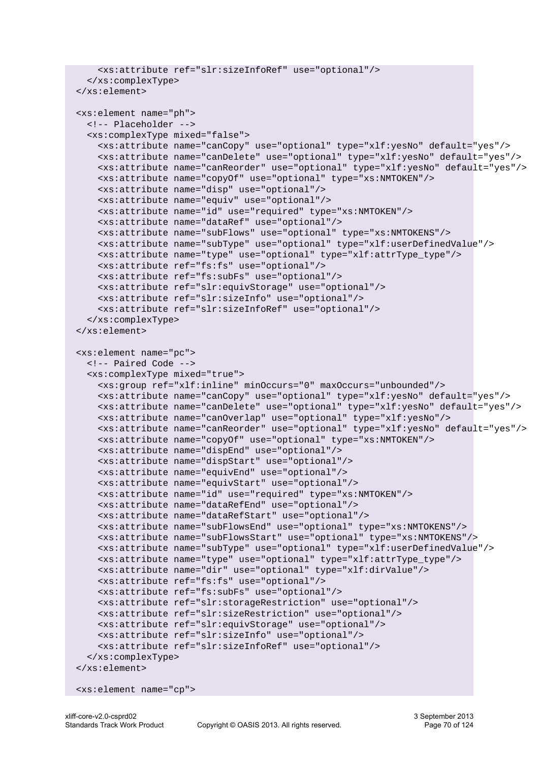```
      <xs:attribute ref="slr:sizeInfoRef" use="optional"/>
    </xs:complexType>
  </xs:element>

  <xs:element name="ph">
    <!-- Placeholder -->
    <xs:complexType mixed="false">
      <xs:attribute name="canCopy" use="optional" type="xlf:yesNo" default="yes"/>
      <xs:attribute name="canDelete" use="optional" type="xlf:yesNo" default="yes"/>
      <xs:attribute name="canReorder" use="optional" type="xlf:yesNo" default="yes"/>
      <xs:attribute name="copyOf" use="optional" type="xs:NMTOKEN"/>
      <xs:attribute name="disp" use="optional"/>
      <xs:attribute name="equiv" use="optional"/>
      <xs:attribute name="id" use="required" type="xs:NMTOKEN"/>
      <xs:attribute name="dataRef" use="optional"/>
      <xs:attribute name="subFlows" use="optional" type="xs:NMTOKENS"/>
      <xs:attribute name="subType" use="optional" type="xlf:userDefinedValue"/>
      <xs:attribute name="type" use="optional" type="xlf:attrType_type"/>
      <xs:attribute ref="fs:fs" use="optional"/>
      <xs:attribute ref="fs:subFs" use="optional"/>
      <xs:attribute ref="slr:equivStorage" use="optional"/>
      <xs:attribute ref="slr:sizeInfo" use="optional"/>
      <xs:attribute ref="slr:sizeInfoRef" use="optional"/>
    </xs:complexType>
  </xs:element>

  <xs:element name="pc">
    <!-- Paired Code -->
    <xs:complexType mixed="true">
      <xs:group ref="xlf:inline" minOccurs="0" maxOccurs="unbounded"/>
      <xs:attribute name="canCopy" use="optional" type="xlf:yesNo" default="yes"/>
      <xs:attribute name="canDelete" use="optional" type="xlf:yesNo" default="yes"/>
      <xs:attribute name="canOverlap" use="optional" type="xlf:yesNo"/>
      <xs:attribute name="canReorder" use="optional" type="xlf:yesNo" default="yes"/>
      <xs:attribute name="copyOf" use="optional" type="xs:NMTOKEN"/>
      <xs:attribute name="dispEnd" use="optional"/>
      <xs:attribute name="dispStart" use="optional"/>
      <xs:attribute name="equivEnd" use="optional"/>
      <xs:attribute name="equivStart" use="optional"/>
      <xs:attribute name="id" use="required" type="xs:NMTOKEN"/>
      <xs:attribute name="dataRefEnd" use="optional"/>
      <xs:attribute name="dataRefStart" use="optional"/>
      <xs:attribute name="subFlowsEnd" use="optional" type="xs:NMTOKENS"/>
      <xs:attribute name="subFlowsStart" use="optional" type="xs:NMTOKENS"/>
      <xs:attribute name="subType" use="optional" type="xlf:userDefinedValue"/>
      <xs:attribute name="type" use="optional" type="xlf:attrType_type"/>
      <xs:attribute name="dir" use="optional" type="xlf:dirValue"/>
      <xs:attribute ref="fs:fs" use="optional"/>
      <xs:attribute ref="fs:subFs" use="optional"/>
      <xs:attribute ref="slr:storageRestriction" use="optional"/>
      <xs:attribute ref="slr:sizeRestriction" use="optional"/>
      <xs:attribute ref="slr:equivStorage" use="optional"/>
      <xs:attribute ref="slr:sizeInfo" use="optional"/>
      <xs:attribute ref="slr:sizeInfoRef" use="optional"/>
    </xs:complexType>
  </xs:element>

  <xs:element name="cp">
```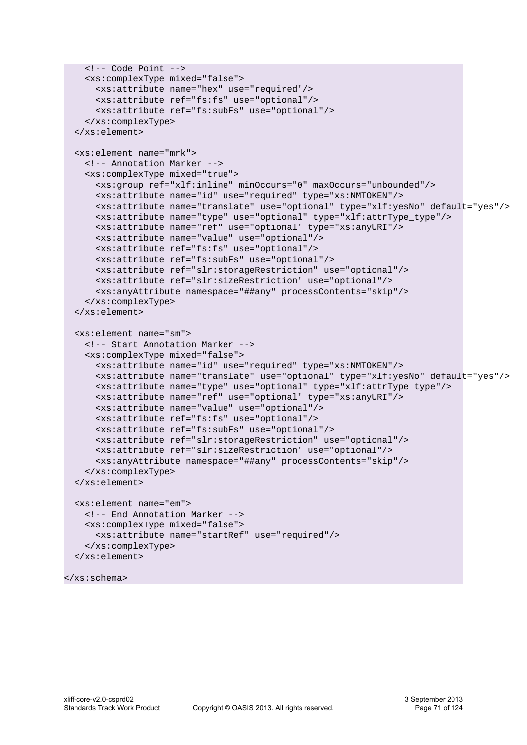```
    <!-- Code Point -->
    <xs:complexType mixed="false">
      <xs:attribute name="hex" use="required"/>
      <xs:attribute ref="fs:fs" use="optional"/>
      <xs:attribute ref="fs:subFs" use="optional"/>
    </xs:complexType>
  </xs:element>

  <xs:element name="mrk">
    <!-- Annotation Marker -->
    <xs:complexType mixed="true">
      <xs:group ref="xlf:inline" minOccurs="0" maxOccurs="unbounded"/>
      <xs:attribute name="id" use="required" type="xs:NMTOKEN"/>
      <xs:attribute name="translate" use="optional" type="xlf:yesNo" default="yes"/>
      <xs:attribute name="type" use="optional" type="xlf:attrType_type"/>
      <xs:attribute name="ref" use="optional" type="xs:anyURI"/>
      <xs:attribute name="value" use="optional"/>
      <xs:attribute ref="fs:fs" use="optional"/>
      <xs:attribute ref="fs:subFs" use="optional"/>
      <xs:attribute ref="slr:storageRestriction" use="optional"/>
      <xs:attribute ref="slr:sizeRestriction" use="optional"/>
      <xs:anyAttribute namespace="##any" processContents="skip"/>
    </xs:complexType>
  </xs:element>

  <xs:element name="sm">
    <!-- Start Annotation Marker -->
    <xs:complexType mixed="false">
      <xs:attribute name="id" use="required" type="xs:NMTOKEN"/>
      <xs:attribute name="translate" use="optional" type="xlf:yesNo" default="yes"/>
      <xs:attribute name="type" use="optional" type="xlf:attrType_type"/>
      <xs:attribute name="ref" use="optional" type="xs:anyURI"/>
      <xs:attribute name="value" use="optional"/>
      <xs:attribute ref="fs:fs" use="optional"/>
      <xs:attribute ref="fs:subFs" use="optional"/>
      <xs:attribute ref="slr:storageRestriction" use="optional"/>
      <xs:attribute ref="slr:sizeRestriction" use="optional"/>
      <xs:anyAttribute namespace="##any" processContents="skip"/>
    </xs:complexType>
  </xs:element>

  <xs:element name="em">
    <!-- End Annotation Marker -->
    <xs:complexType mixed="false">
      <xs:attribute name="startRef" use="required"/>
    </xs:complexType>
  </xs:element>

</xs:schema>
```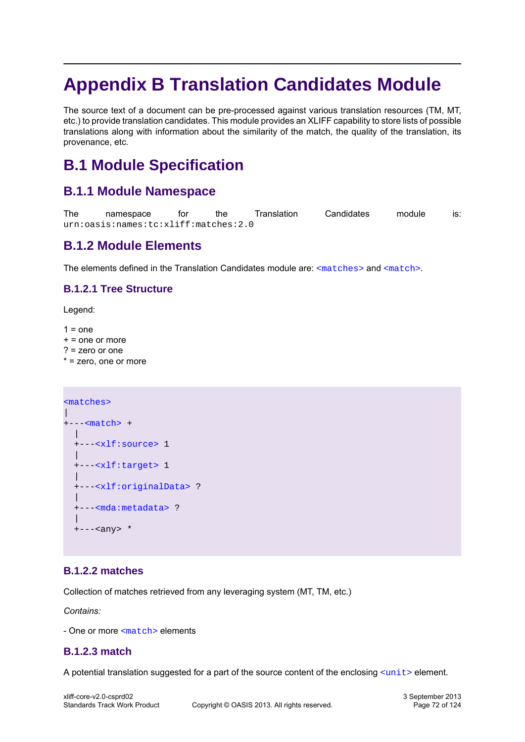# Appendix B Translation Candidates Module

The source text of a document can be pre-processed against various translation resources (TM, MT, etc.) to provide translation candidates. This module provides an XLIFF capability to store lists of possible translations along with information about the similarity of the match, the quality of the translation, its provenance, etc.

## B.1 Module Specification

### B.1.1 Module Namespace

The namespace for the Translation Candidates module is: `urn:oasis:names:tc:xliff:matches:2.0`

### B.1.2 Module Elements

The elements defined in the Translation Candidates module are: `<matches>` and `<match>`.

#### B.1.2.1 Tree Structure

Legend:

1 = one
+ = one or more
? = zero or one
* = zero, one or more

```
<matches>
|
+---<match> +
  |
  +---<xlf:source> 1
  |
  +---<xlf:target> 1
  |
  +---<xlf:originalData> ?
  |
  +---<mda:metadata> ?
  |
  +---<any> *
```

#### B.1.2.2 matches

Collection of matches retrieved from any leveraging system (MT, TM, etc.)

*Contains:*

- One or more `<match>` elements

#### B.1.2.3 match

A potential translation suggested for a part of the source content of the enclosing `<unit>` element.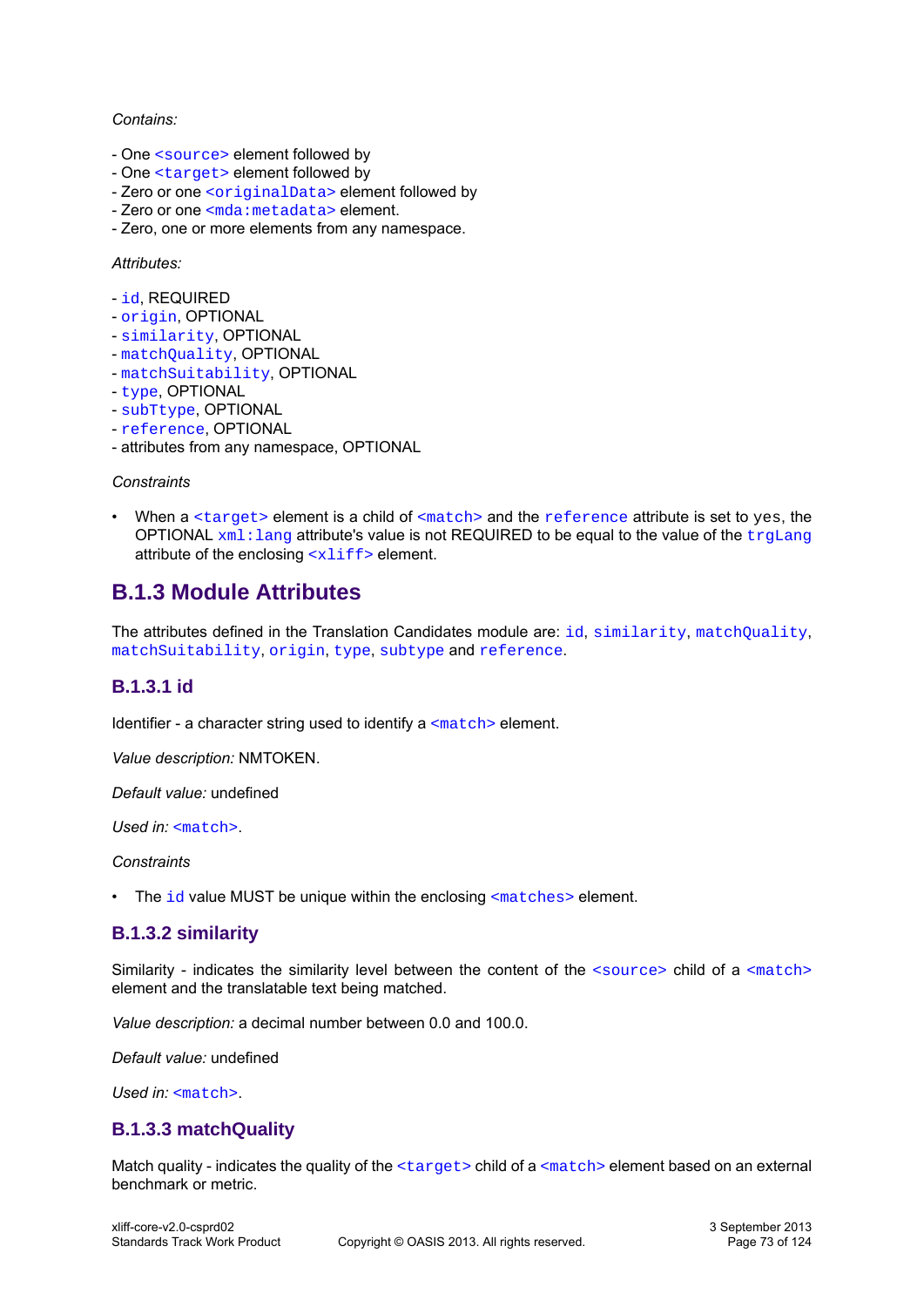*Contains:*

- One `<source>` element followed by
- One `<target>` element followed by
- Zero or one `<originalData>` element followed by
- Zero or one `<mda:metadata>` element.
- Zero, one or more elements from any namespace.

*Attributes:*

- `id`, REQUIRED
- `origin`, OPTIONAL
- `similarity`, OPTIONAL
- `matchQuality`, OPTIONAL
- `matchSuitability`, OPTIONAL
- `type`, OPTIONAL
- `subTtype`, OPTIONAL
- `reference`, OPTIONAL
- attributes from any namespace, OPTIONAL

*Constraints*

- When a `<target>` element is a child of `<match>` and the `reference` attribute is set to `yes`, the OPTIONAL `xml:lang` attribute's value is not REQUIRED to be equal to the value of the `trgLang` attribute of the enclosing `<xliff>` element.

## B.1.3 Module Attributes

The attributes defined in the Translation Candidates module are: `id`, `similarity`, `matchQuality`, `matchSuitability`, `origin`, `type`, `subtype` and `reference`.

### B.1.3.1 id

Identifier - a character string used to identify a `<match>` element.

*Value description:* NMTOKEN.

*Default value:* undefined

*Used in:* `<match>`.

*Constraints*

- The `id` value MUST be unique within the enclosing `<matches>` element.

### B.1.3.2 similarity

Similarity - indicates the similarity level between the content of the `<source>` child of a `<match>` element and the translatable text being matched.

*Value description:* a decimal number between 0.0 and 100.0.

*Default value:* undefined

*Used in:* `<match>`.

### B.1.3.3 matchQuality

Match quality - indicates the quality of the `<target>` child of a `<match>` element based on an external benchmark or metric.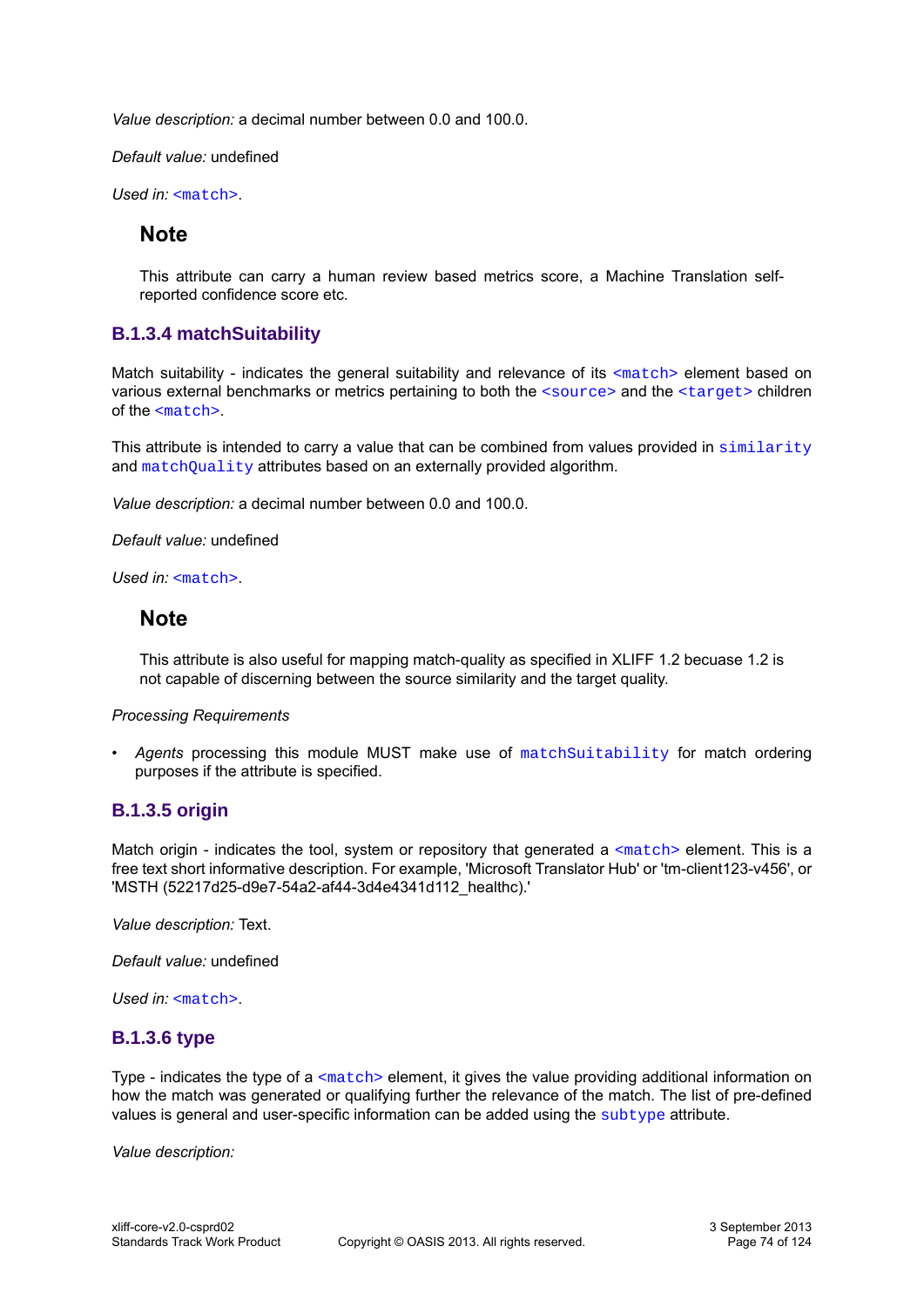*Value description:* a decimal number between 0.0 and 100.0.

*Default value:* undefined

*Used in:* `<match>`.

### Note

This attribute can carry a human review based metrics score, a Machine Translation self-reported confidence score etc.

### B.1.3.4 matchSuitability

Match suitability - indicates the general suitability and relevance of its `<match>` element based on various external benchmarks or metrics pertaining to both the `<source>` and the `<target>` children of the `<match>`.

This attribute is intended to carry a value that can be combined from values provided in `similarity` and `matchQuality` attributes based on an externally provided algorithm.

*Value description:* a decimal number between 0.0 and 100.0.

*Default value:* undefined

*Used in:* `<match>`.

### Note

This attribute is also useful for mapping match-quality as specified in XLIFF 1.2 becuase 1.2 is not capable of discerning between the source similarity and the target quality.

*Processing Requirements*

- *Agents* processing this module MUST make use of `matchSuitability` for match ordering purposes if the attribute is specified.

### B.1.3.5 origin

Match origin - indicates the tool, system or repository that generated a `<match>` element. This is a free text short informative description. For example, 'Microsoft Translator Hub' or 'tm-client123-v456', or 'MSTH (52217d25-d9e7-54a2-af44-3d4e4341d112_healthc).'

*Value description:* Text.

*Default value:* undefined

*Used in:* `<match>`.

### B.1.3.6 type

Type - indicates the type of a `<match>` element, it gives the value providing additional information on how the match was generated or qualifying further the relevance of the match. The list of pre-defined values is general and user-specific information can be added using the `subtype` attribute.

*Value description:*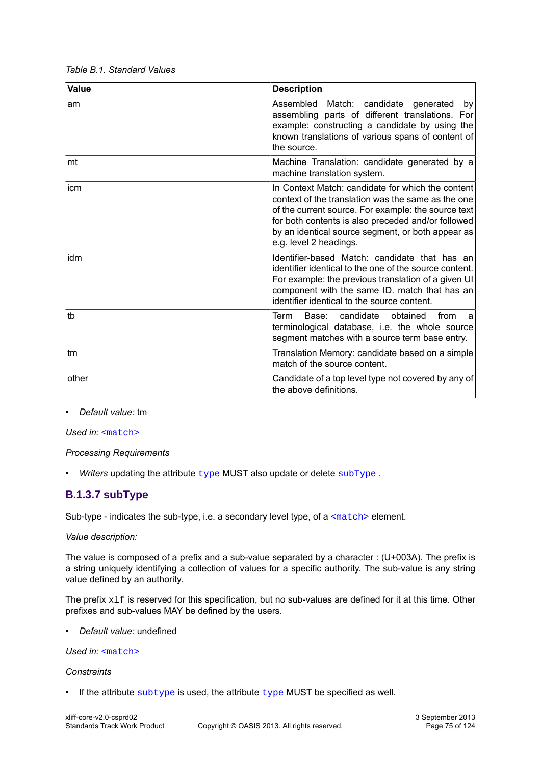*Table B.1. Standard Values*

| Value | Description |
|---|---|
| am | Assembled Match: candidate generated by assembling parts of different translations. For example: constructing a candidate by using the known translations of various spans of content of the source. |
| mt | Machine Translation: candidate generated by a machine translation system. |
| icm | In Context Match: candidate for which the content context of the translation was the same as the one of the current source. For example: the source text for both contents is also preceded and/or followed by an identical source segment, or both appear as e.g. level 2 headings. |
| idm | Identifier-based Match: candidate that has an identifier identical to the one of the source content. For example: the previous translation of a given UI component with the same ID. match that has an identifier identical to the source content. |
| tb | Term Base: candidate obtained from a terminological database, i.e. the whole source segment matches with a source term base entry. |
| tm | Translation Memory: candidate based on a simple match of the source content. |
| other | Candidate of a top level type not covered by any of the above definitions. |

- *Default value:* tm

*Used in:* `<match>`

*Processing Requirements*

- *Writers* updating the attribute `type` MUST also update or delete `subType` .

### B.1.3.7 subType

Sub-type - indicates the sub-type, i.e. a secondary level type, of a `<match>` element.

*Value description:*

The value is composed of a prefix and a sub-value separated by a character : (U+003A). The prefix is a string uniquely identifying a collection of values for a specific authority. The sub-value is any string value defined by an authority.

The prefix `xlf` is reserved for this specification, but no sub-values are defined for it at this time. Other prefixes and sub-values MAY be defined by the users.

- *Default value:* undefined

*Used in:* `<match>`

*Constraints*

- If the attribute `subtype` is used, the attribute `type` MUST be specified as well.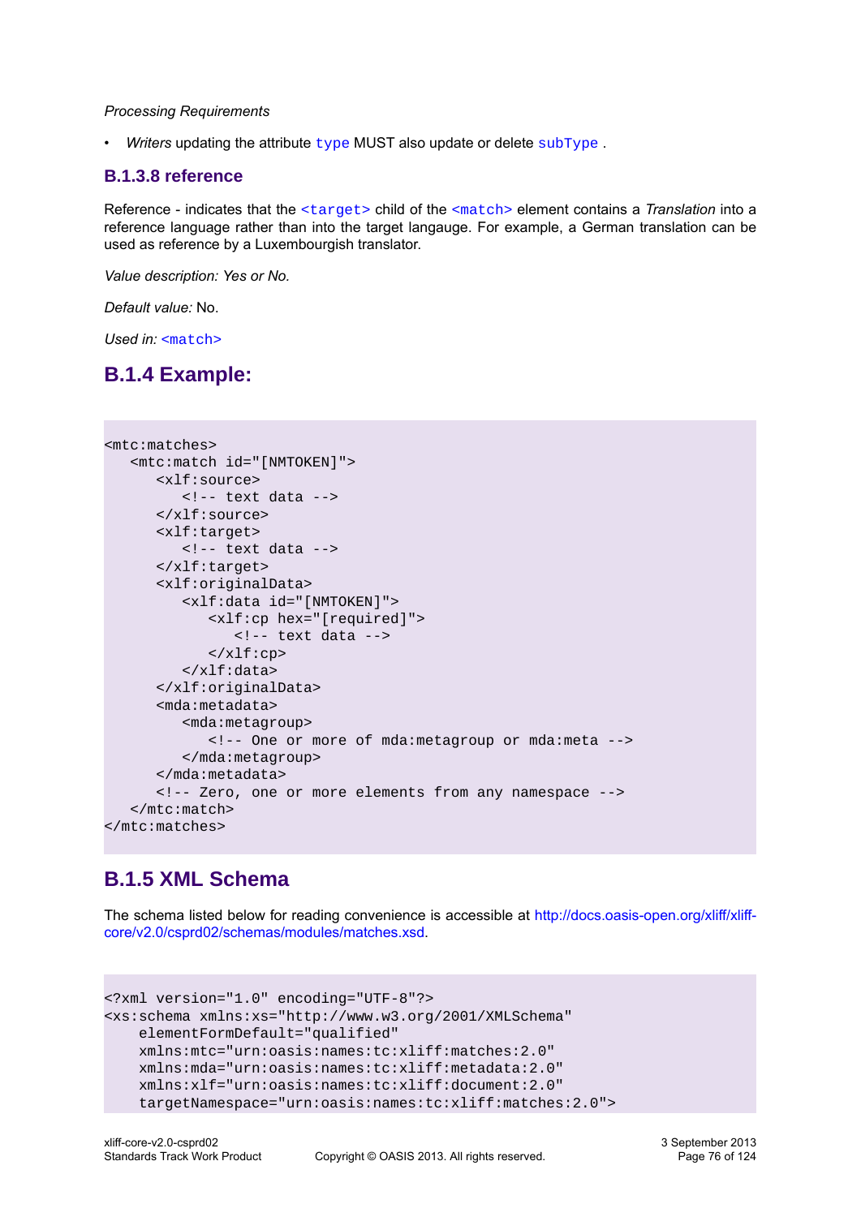*Processing Requirements*

- *Writers* updating the attribute `type` MUST also update or delete `subType` .

### B.1.3.8 reference

Reference - indicates that the `<target>` child of the `<match>` element contains a *Translation* into a reference language rather than into the target langauge. For example, a German translation can be used as reference by a Luxembourgish translator.

*Value description:* Yes or No.

*Default value:* No.

*Used in:* `<match>`

## B.1.4 Example:

```
<mtc:matches>
   <mtc:match id="[NMTOKEN]">
      <xlf:source>
         <!-- text data -->
      </xlf:source>
      <xlf:target>
         <!-- text data -->
      </xlf:target>
      <xlf:originalData>
         <xlf:data id="[NMTOKEN]">
            <xlf:cp hex="[required]">
               <!-- text data -->
            </xlf:cp>
         </xlf:data>
      </xlf:originalData>
      <mda:metadata>
         <mda:metagroup>
            <!-- One or more of mda:metagroup or mda:meta -->
         </mda:metagroup>
      </mda:metadata>
      <!-- Zero, one or more elements from any namespace -->
   </mtc:match>
</mtc:matches>
```

## B.1.5 XML Schema

The schema listed below for reading convenience is accessible at http://docs.oasis-open.org/xliff/xliff-core/v2.0/csprd02/schemas/modules/matches.xsd.

```
<?xml version="1.0" encoding="UTF-8"?>
<xs:schema xmlns:xs="http://www.w3.org/2001/XMLSchema"
    elementFormDefault="qualified"
    xmlns:mtc="urn:oasis:names:tc:xliff:matches:2.0"
    xmlns:mda="urn:oasis:names:tc:xliff:metadata:2.0"
    xmlns:xlf="urn:oasis:names:tc:xliff:document:2.0"
    targetNamespace="urn:oasis:names:tc:xliff:matches:2.0">
```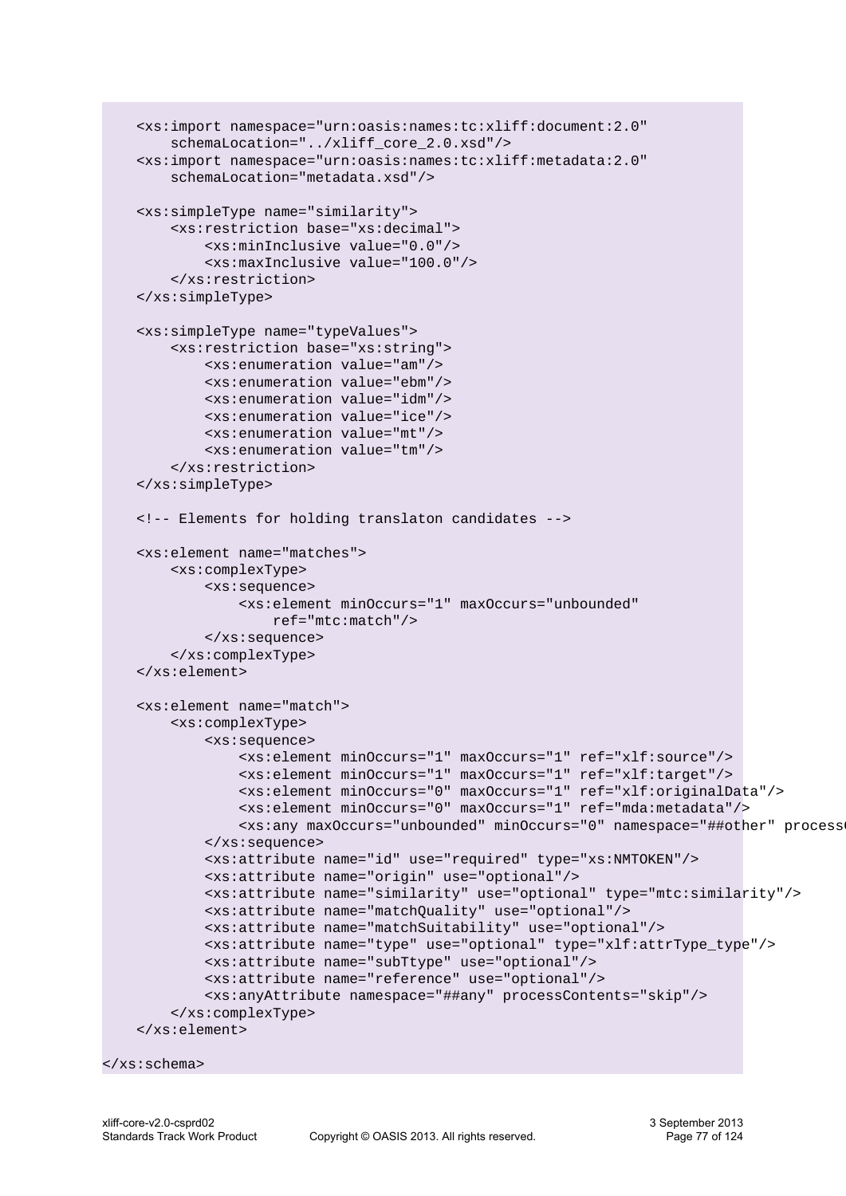```
    <xs:import namespace="urn:oasis:names:tc:xliff:document:2.0"
        schemaLocation="../xliff_core_2.0.xsd"/>
    <xs:import namespace="urn:oasis:names:tc:xliff:metadata:2.0"
        schemaLocation="metadata.xsd"/>

    <xs:simpleType name="similarity">
        <xs:restriction base="xs:decimal">
            <xs:minInclusive value="0.0"/>
            <xs:maxInclusive value="100.0"/>
        </xs:restriction>
    </xs:simpleType>

    <xs:simpleType name="typeValues">
        <xs:restriction base="xs:string">
            <xs:enumeration value="am"/>
            <xs:enumeration value="ebm"/>
            <xs:enumeration value="idm"/>
            <xs:enumeration value="ice"/>
            <xs:enumeration value="mt"/>
            <xs:enumeration value="tm"/>
        </xs:restriction>
    </xs:simpleType>

    <!-- Elements for holding translaton candidates -->

    <xs:element name="matches">
        <xs:complexType>
            <xs:sequence>
                <xs:element minOccurs="1" maxOccurs="unbounded"
                    ref="mtc:match"/>
            </xs:sequence>
        </xs:complexType>
    </xs:element>

    <xs:element name="match">
        <xs:complexType>
            <xs:sequence>
                <xs:element minOccurs="1" maxOccurs="1" ref="xlf:source"/>
                <xs:element minOccurs="1" maxOccurs="1" ref="xlf:target"/>
                <xs:element minOccurs="0" maxOccurs="1" ref="xlf:originalData"/>
                <xs:element minOccurs="0" maxOccurs="1" ref="mda:metadata"/>
                <xs:any maxOccurs="unbounded" minOccurs="0" namespace="##other" process
            </xs:sequence>
            <xs:attribute name="id" use="required" type="xs:NMTOKEN"/>
            <xs:attribute name="origin" use="optional"/>
            <xs:attribute name="similarity" use="optional" type="mtc:similarity"/>
            <xs:attribute name="matchQuality" use="optional"/>
            <xs:attribute name="matchSuitability" use="optional"/>
            <xs:attribute name="type" use="optional" type="xlf:attrType_type"/>
            <xs:attribute name="subType" use="optional"/>
            <xs:attribute name="reference" use="optional"/>
            <xs:anyAttribute namespace="##any" processContents="skip"/>
        </xs:complexType>
    </xs:element>

</xs:schema>
```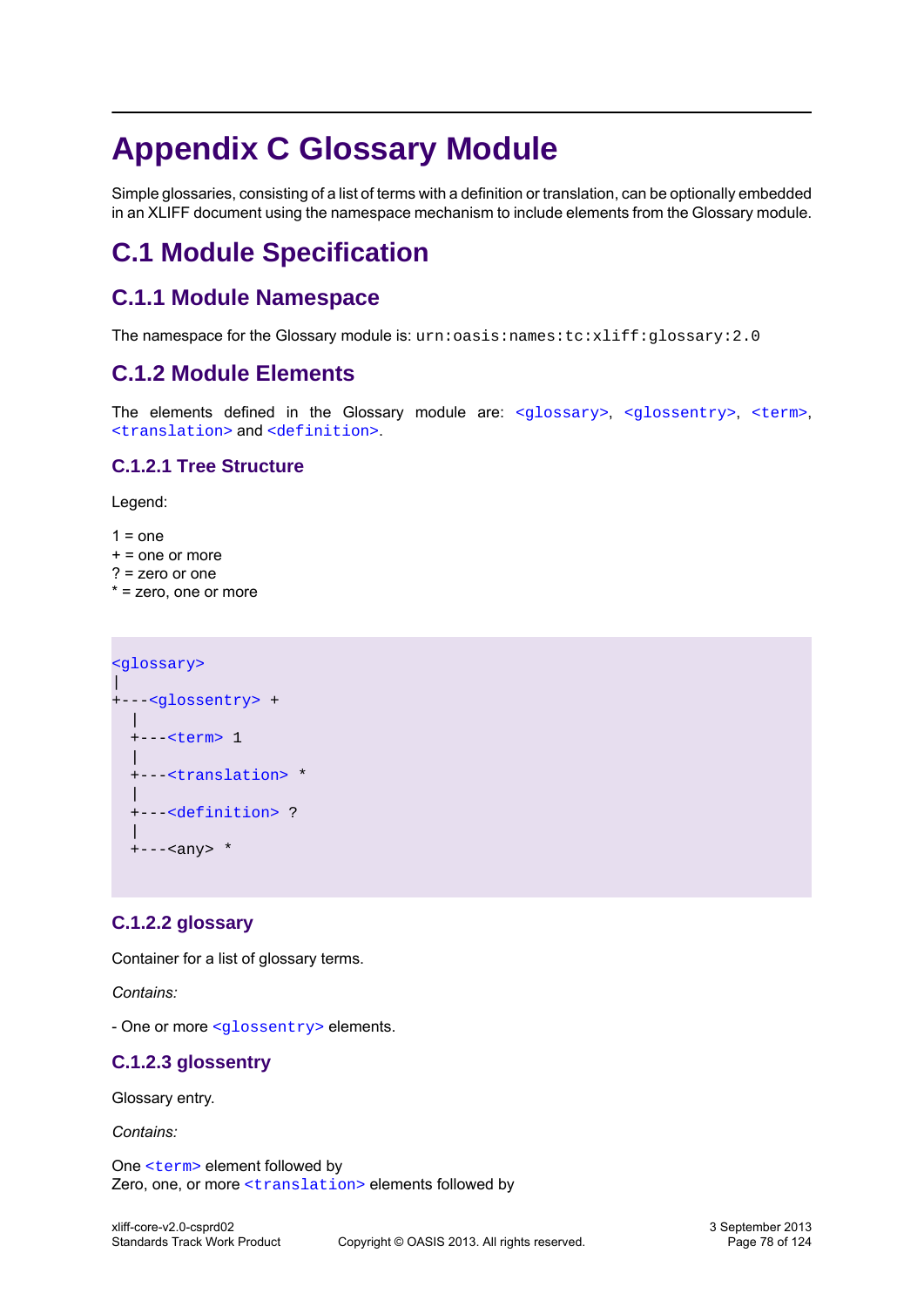# Appendix C Glossary Module

Simple glossaries, consisting of a list of terms with a definition or translation, can be optionally embedded in an XLIFF document using the namespace mechanism to include elements from the Glossary module.

## C.1 Module Specification

### C.1.1 Module Namespace

The namespace for the Glossary module is: `urn:oasis:names:tc:xliff:glossary:2.0`

### C.1.2 Module Elements

The elements defined in the Glossary module are: `<glossary>`, `<glossentry>`, `<term>`, `<translation>` and `<definition>`.

#### C.1.2.1 Tree Structure

Legend:

1 = one
+ = one or more
? = zero or one
* = zero, one or more

```
<glossary>
|
+---<glossentry> +
  |
  +---<term> 1
  |
  +---<translation> *
  |
  +---<definition> ?
  |
  +---<any> *
```

#### C.1.2.2 glossary

Container for a list of glossary terms.

*Contains:*

- One or more `<glossentry>` elements.

#### C.1.2.3 glossentry

Glossary entry.

*Contains:*

One `<term>` element followed by
Zero, one, or more `<translation>` elements followed by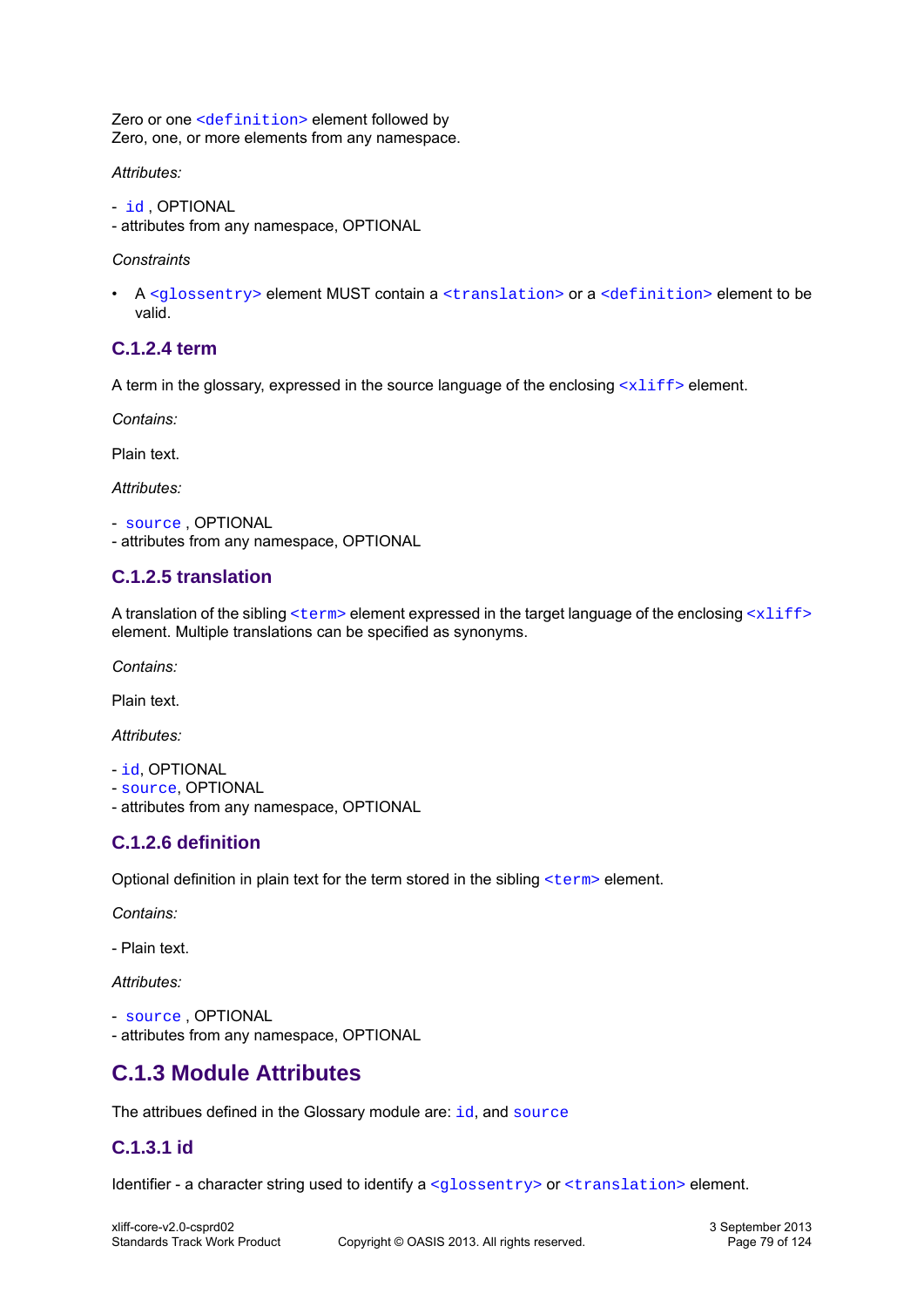Zero or one `<definition>` element followed by
Zero, one, or more elements from any namespace.

*Attributes:*

- `id` , OPTIONAL
- attributes from any namespace, OPTIONAL

*Constraints*

- A `<glossentry>` element MUST contain a `<translation>` or a `<definition>` element to be valid.

### C.1.2.4 term

A term in the glossary, expressed in the source language of the enclosing `<xliff>` element.

*Contains:*

Plain text.

*Attributes:*

- `source` , OPTIONAL
- attributes from any namespace, OPTIONAL

### C.1.2.5 translation

A translation of the sibling `<term>` element expressed in the target language of the enclosing `<xliff>` element. Multiple translations can be specified as synonyms.

*Contains:*

Plain text.

*Attributes:*

- `id`, OPTIONAL
- `source`, OPTIONAL
- attributes from any namespace, OPTIONAL

### C.1.2.6 definition

Optional definition in plain text for the term stored in the sibling `<term>` element.

*Contains:*

- Plain text.

*Attributes:*

- `source` , OPTIONAL
- attributes from any namespace, OPTIONAL

## C.1.3 Module Attributes

The attribues defined in the Glossary module are: `id`, and `source`

### C.1.3.1 id

Identifier - a character string used to identify a `<glossentry>` or `<translation>` element.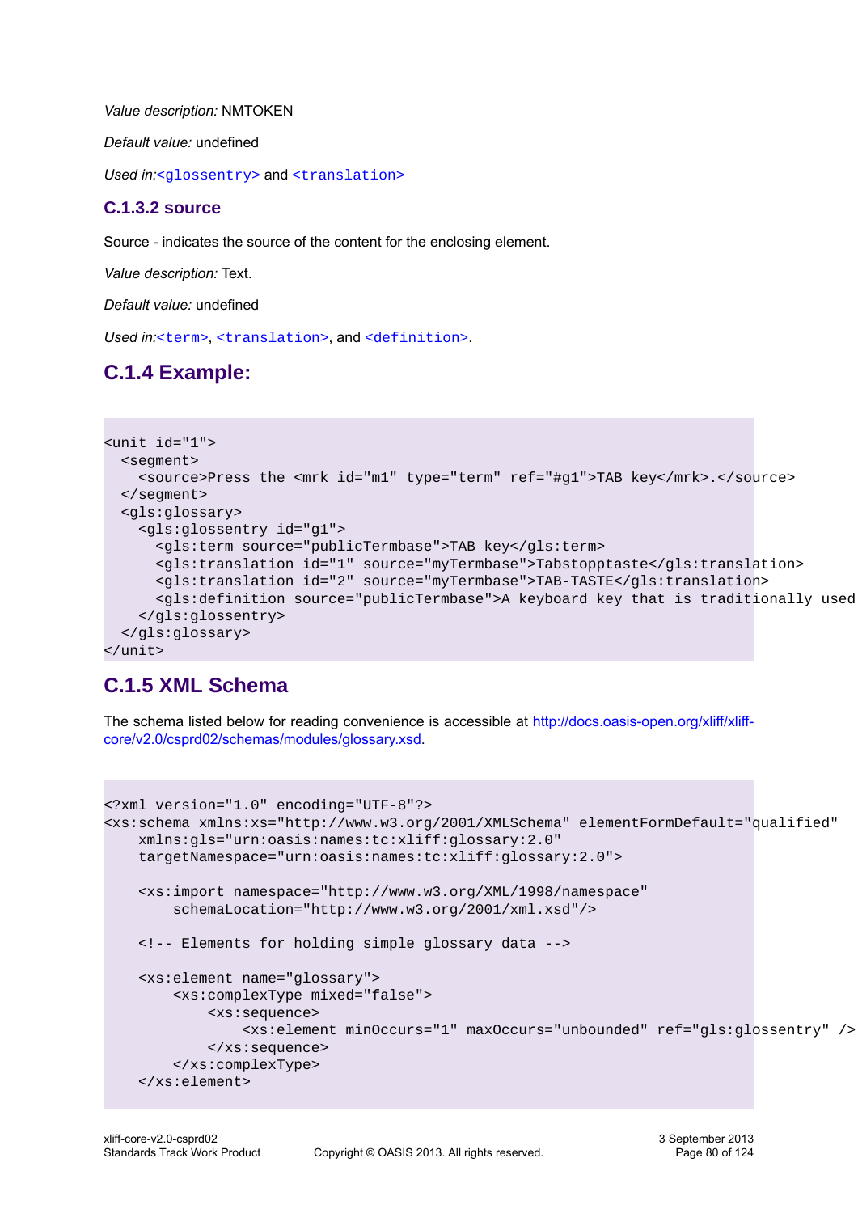*Value description:* NMTOKEN

*Default value:* undefined

*Used in:*`<glossentry>` and `<translation>`

### C.1.3.2 source

Source - indicates the source of the content for the enclosing element.

*Value description:* Text.

*Default value:* undefined

*Used in:*`<term>`, `<translation>`, and `<definition>`.

## C.1.4 Example:

```
<unit id="1">
  <segment>
    <source>Press the <mrk id="m1" type="term" ref="#g1">TAB key</mrk>.</source>
  </segment>
  <gls:glossary>
    <gls:glossentry id="g1">
      <gls:term source="publicTermbase">TAB key</gls:term>
      <gls:translation id="1" source="myTermbase">Tabstopptaste</gls:translation>
      <gls:translation id="2" source="myTermbase">TAB-TASTE</gls:translation>
      <gls:definition source="publicTermbase">A keyboard key that is traditionally used
    </gls:glossentry>
  </gls:glossary>
</unit>
```

## C.1.5 XML Schema

The schema listed below for reading convenience is accessible at http://docs.oasis-open.org/xliff/xliff-core/v2.0/csprd02/schemas/modules/glossary.xsd.

```
<?xml version="1.0" encoding="UTF-8"?>
<xs:schema xmlns:xs="http://www.w3.org/2001/XMLSchema" elementFormDefault="qualified"
    xmlns:gls="urn:oasis:names:tc:xliff:glossary:2.0"
    targetNamespace="urn:oasis:names:tc:xliff:glossary:2.0">

    <xs:import namespace="http://www.w3.org/XML/1998/namespace"
        schemaLocation="http://www.w3.org/2001/xml.xsd"/>

    <!-- Elements for holding simple glossary data -->

    <xs:element name="glossary">
        <xs:complexType mixed="false">
            <xs:sequence>
                <xs:element minOccurs="1" maxOccurs="unbounded" ref="gls:glossentry" />
            </xs:sequence>
        </xs:complexType>
    </xs:element>
```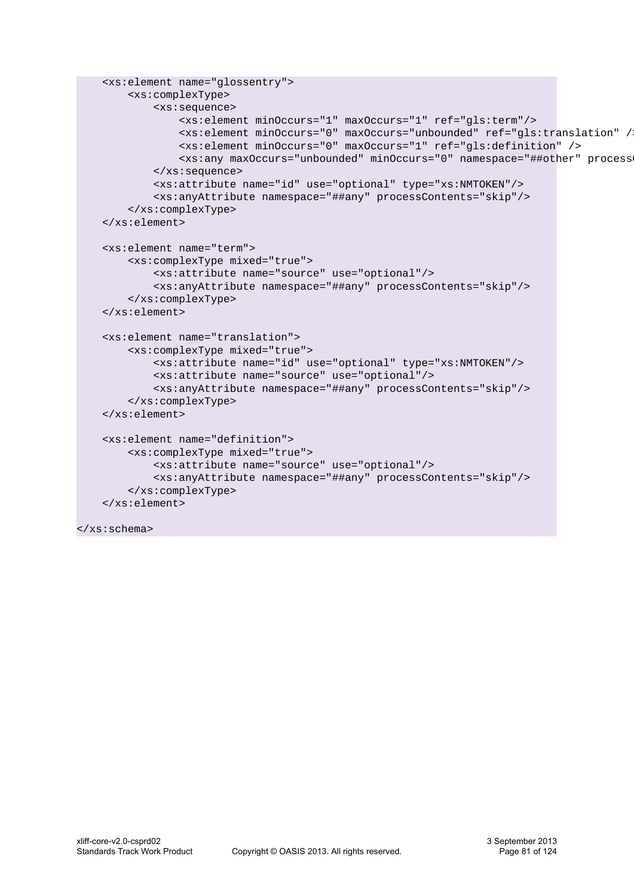```
    <xs:element name="glossentry">
        <xs:complexType>
            <xs:sequence>
                <xs:element minOccurs="1" maxOccurs="1" ref="gls:term"/>
                <xs:element minOccurs="0" maxOccurs="unbounded" ref="gls:translation" /
                <xs:element minOccurs="0" maxOccurs="1" ref="gls:definition" />
                <xs:any maxOccurs="unbounded" minOccurs="0" namespace="##other" process
            </xs:sequence>
            <xs:attribute name="id" use="optional" type="xs:NMTOKEN"/>
            <xs:anyAttribute namespace="##any" processContents="skip"/>
        </xs:complexType>
    </xs:element>

    <xs:element name="term">
        <xs:complexType mixed="true">
            <xs:attribute name="source" use="optional"/>
            <xs:anyAttribute namespace="##any" processContents="skip"/>
        </xs:complexType>
    </xs:element>

    <xs:element name="translation">
        <xs:complexType mixed="true">
            <xs:attribute name="id" use="optional" type="xs:NMTOKEN"/>
            <xs:attribute name="source" use="optional"/>
            <xs:anyAttribute namespace="##any" processContents="skip"/>
        </xs:complexType>
    </xs:element>

    <xs:element name="definition">
        <xs:complexType mixed="true">
            <xs:attribute name="source" use="optional"/>
            <xs:anyAttribute namespace="##any" processContents="skip"/>
        </xs:complexType>
    </xs:element>

</xs:schema>
```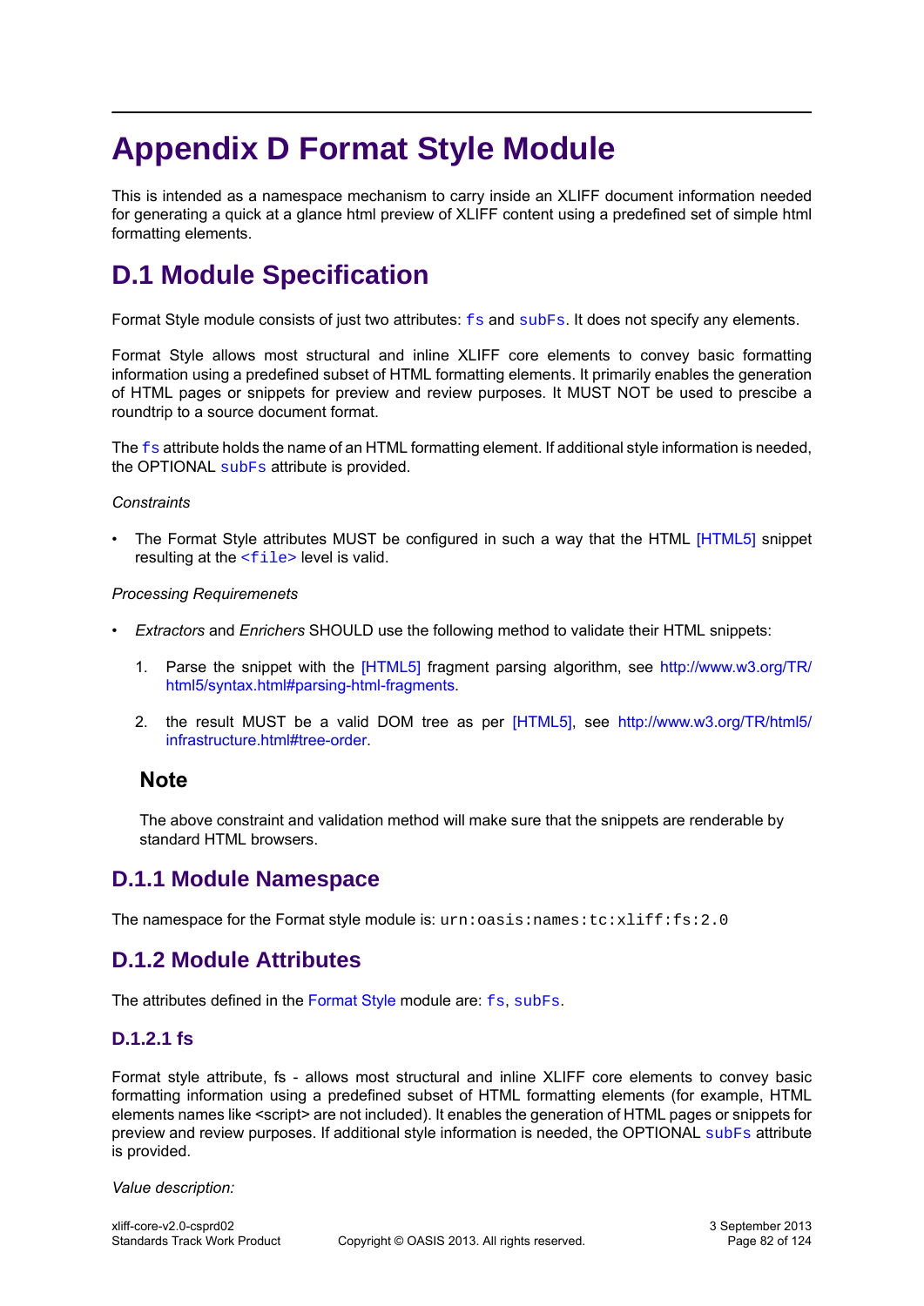# Appendix D Format Style Module

This is intended as a namespace mechanism to carry inside an XLIFF document information needed for generating a quick at a glance html preview of XLIFF content using a predefined set of simple html formatting elements.

## D.1 Module Specification

Format Style module consists of just two attributes: `fs` and `subFs`. It does not specify any elements.

Format Style allows most structural and inline XLIFF core elements to convey basic formatting information using a predefined subset of HTML formatting elements. It primarily enables the generation of HTML pages or snippets for preview and review purposes. It MUST NOT be used to prescibe a roundtrip to a source document format.

The `fs` attribute holds the name of an HTML formatting element. If additional style information is needed, the OPTIONAL `subFs` attribute is provided.

*Constraints*

- The Format Style attributes MUST be configured in such a way that the HTML [HTML5] snippet resulting at the `<file>` level is valid.

*Processing Requirements*

- *Extractors* and *Enrichers* SHOULD use the following method to validate their HTML snippets:

  1. Parse the snippet with the [HTML5] fragment parsing algorithm, see http://www.w3.org/TR/html5/syntax.html#parsing-html-fragments.

  2. the result MUST be a valid DOM tree as per [HTML5], see http://www.w3.org/TR/html5/infrastructure.html#tree-order.

### Note

The above constraint and validation method will make sure that the snippets are renderable by standard HTML browsers.

### D.1.1 Module Namespace

The namespace for the Format style module is: `urn:oasis:names:tc:xliff:fs:2.0`

### D.1.2 Module Attributes

The attributes defined in the Format Style module are: `fs`, `subFs`.

#### D.1.2.1 fs

Format style attribute, fs - allows most structural and inline XLIFF core elements to convey basic formatting information using a predefined subset of HTML formatting elements (for example, HTML elements names like <script> are not included). It enables the generation of HTML pages or snippets for preview and review purposes. If additional style information is needed, the OPTIONAL `subFs` attribute is provided.

*Value description:*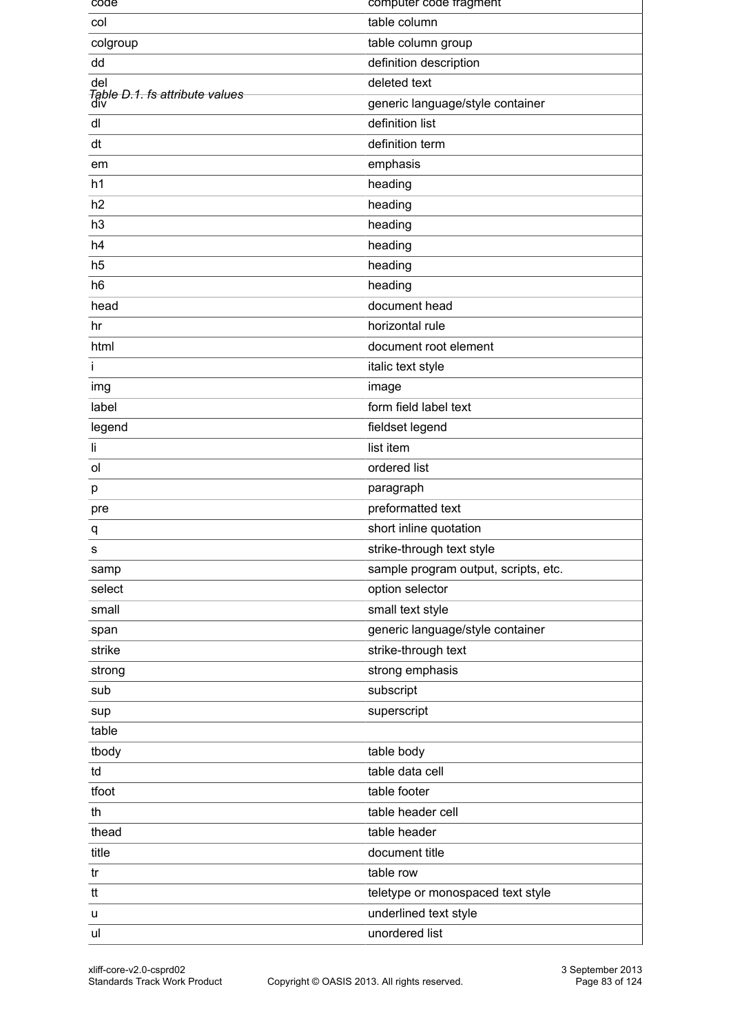*Table D.1. fs attribute values*

| | |
|---|---|
| code | computer code fragment |
| col | table column |
| colgroup | table column group |
| dd | definition description |
| del | deleted text |
| div | generic language/style container |
| dl | definition list |
| dt | definition term |
| em | emphasis |
| h1 | heading |
| h2 | heading |
| h3 | heading |
| h4 | heading |
| h5 | heading |
| h6 | heading |
| head | document head |
| hr | horizontal rule |
| html | document root element |
| i | italic text style |
| img | image |
| label | form field label text |
| legend | fieldset legend |
| li | list item |
| ol | ordered list |
| p | paragraph |
| pre | preformatted text |
| q | short inline quotation |
| s | strike-through text style |
| samp | sample program output, scripts, etc. |
| select | option selector |
| small | small text style |
| span | generic language/style container |
| strike | strike-through text |
| strong | strong emphasis |
| sub | subscript |
| sup | superscript |
| table | |
| tbody | table body |
| td | table data cell |
| tfoot | table footer |
| th | table header cell |
| thead | table header |
| title | document title |
| tr | table row |
| tt | teletype or monospaced text style |
| u | underlined text style |
| ul | unordered list |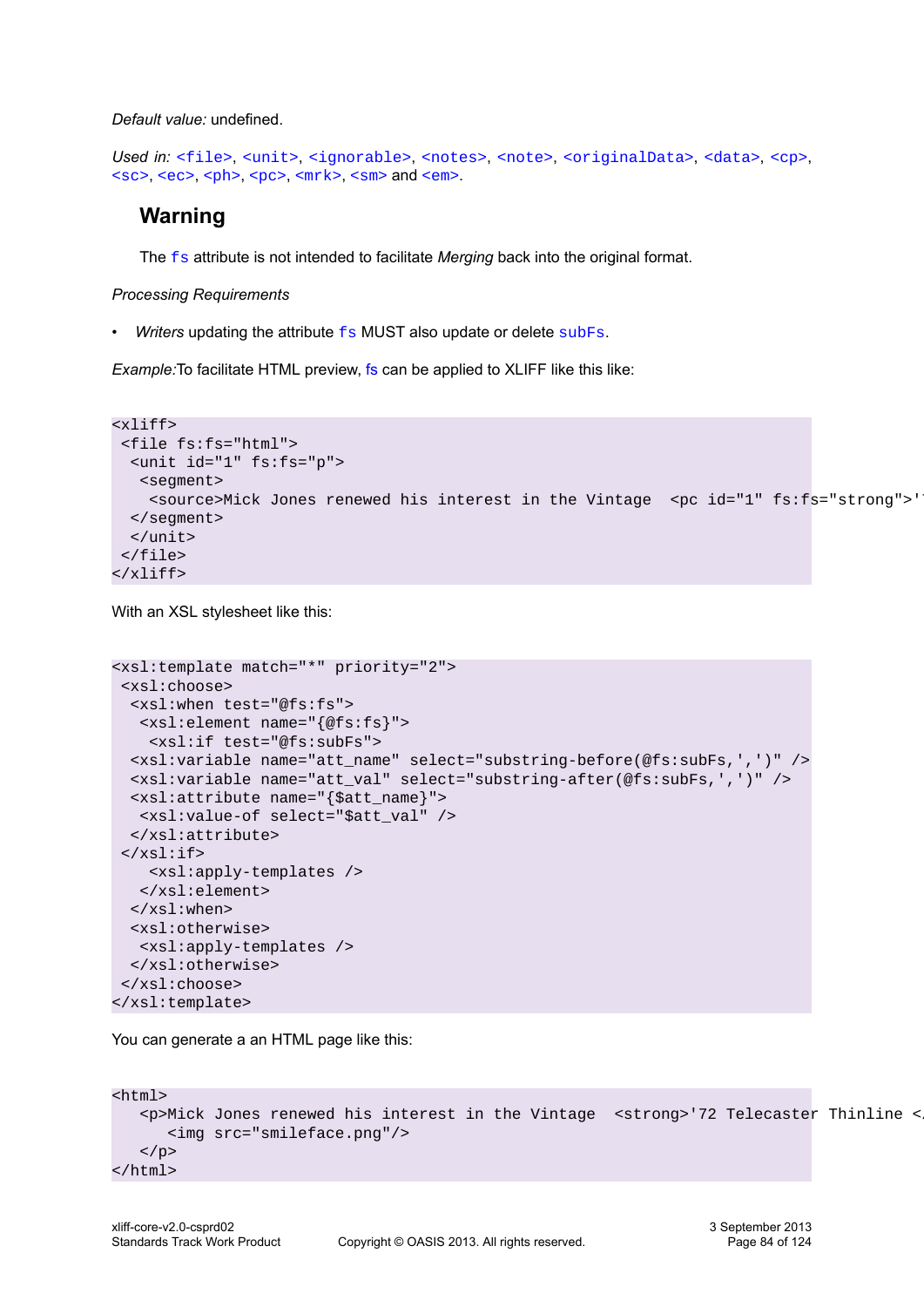*Default value:* undefined.

*Used in:* `<file>`, `<unit>`, `<ignorable>`, `<notes>`, `<note>`, `<originalData>`, `<data>`, `<cp>`, `<sc>`, `<ec>`, `<ph>`, `<pc>`, `<mrk>`, `<sm>` and `<em>`.

## Warning

The `fs` attribute is not intended to facilitate *Merging* back into the original format.

*Processing Requirements*

- *Writers* updating the attribute `fs` MUST also update or delete `subFs`.

*Example:*To facilitate HTML preview, fs can be applied to XLIFF like this like:

```
<xliff>
 <file fs:fs="html">
  <unit id="1" fs:fs="p">
   <segment>
    <source>Mick Jones renewed his interest in the Vintage  <pc id="1" fs:fs="strong">'
  </segment>
  </unit>
 </file>
</xliff>
```

With an XSL stylesheet like this:

```
<xsl:template match="*" priority="2">
 <xsl:choose>
  <xsl:when test="@fs:fs">
   <xsl:element name="{@fs:fs}">
    <xsl:if test="@fs:subFs">
  <xsl:variable name="att_name" select="substring-before(@fs:subFs,',')" />
  <xsl:variable name="att_val" select="substring-after(@fs:subFs,',')" />
  <xsl:attribute name="{$att_name}">
   <xsl:value-of select="$att_val" />
  </xsl:attribute>
 </xsl:if>
    <xsl:apply-templates />
   </xsl:element>
  </xsl:when>
  <xsl:otherwise>
   <xsl:apply-templates />
  </xsl:otherwise>
 </xsl:choose>
</xsl:template>
```

You can generate a an HTML page like this:

```
<html>
   <p>Mick Jones renewed his interest in the Vintage  <strong>'72 Telecaster Thinline <
      <img src="smileface.png"/>
   </p>
</html>
```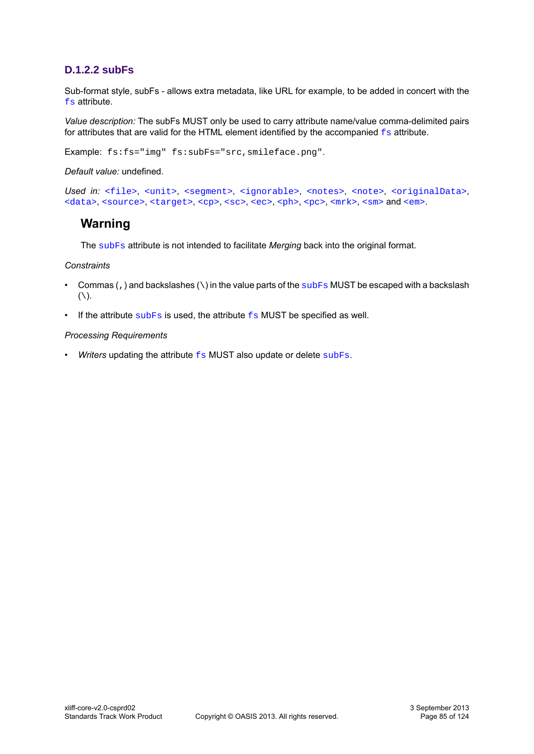#### D.1.2.2 subFs

Sub-format style, subFs - allows extra metadata, like URL for example, to be added in concert with the `fs` attribute.

*Value description:* The subFs MUST only be used to carry attribute name/value comma-delimited pairs for attributes that are valid for the HTML element identified by the accompanied `fs` attribute.

Example: `fs:fs="img" fs:subFs="src,smileface.png"`.

*Default value:* undefined.

*Used in:* `<file>`, `<unit>`, `<segment>`, `<ignorable>`, `<notes>`, `<note>`, `<originalData>`, `<data>`, `<source>`, `<target>`, `<cp>`, `<sc>`, `<ec>`, `<ph>`, `<pc>`, `<mrk>`, `<sm>` and `<em>`.

**Warning**

The `subFs` attribute is not intended to facilitate *Merging* back into the original format.

*Constraints*

- Commas (`,`) and backslashes (`\`) in the value parts of the `subFs` MUST be escaped with a backslash (`\`).
- If the attribute `subFs` is used, the attribute `fs` MUST be specified as well.

*Processing Requirements*

- *Writers* updating the attribute `fs` MUST also update or delete `subFs`.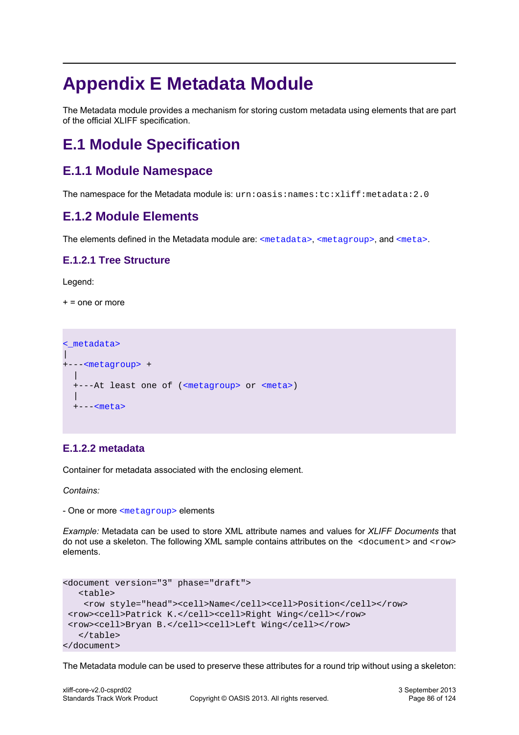# Appendix E Metadata Module

The Metadata module provides a mechanism for storing custom metadata using elements that are part of the official XLIFF specification.

## E.1 Module Specification

### E.1.1 Module Namespace

The namespace for the Metadata module is: `urn:oasis:names:tc:xliff:metadata:2.0`

### E.1.2 Module Elements

The elements defined in the Metadata module are: `<metadata>`, `<metagroup>`, and `<meta>`.

#### E.1.2.1 Tree Structure

Legend:

+ = one or more

```
<_metadata>
|
+---<metagroup> +
  |
  +---At least one of (<metagroup> or <meta>)
  |
  +---<meta>
```

#### E.1.2.2 metadata

Container for metadata associated with the enclosing element.

*Contains:*

- One or more `<metagroup>` elements

*Example:* Metadata can be used to store XML attribute names and values for *XLIFF Documents* that do not use a skeleton. The following XML sample contains attributes on the `<document>` and `<row>` elements.

```
<document version="3" phase="draft">
   <table>
    <row style="head"><cell>Name</cell><cell>Position</cell></row>
 <row><cell>Patrick K.</cell><cell>Right Wing</cell></row>
 <row><cell>Bryan B.</cell><cell>Left Wing</cell></row>
   </table>
</document>
```

The Metadata module can be used to preserve these attributes for a round trip without using a skeleton: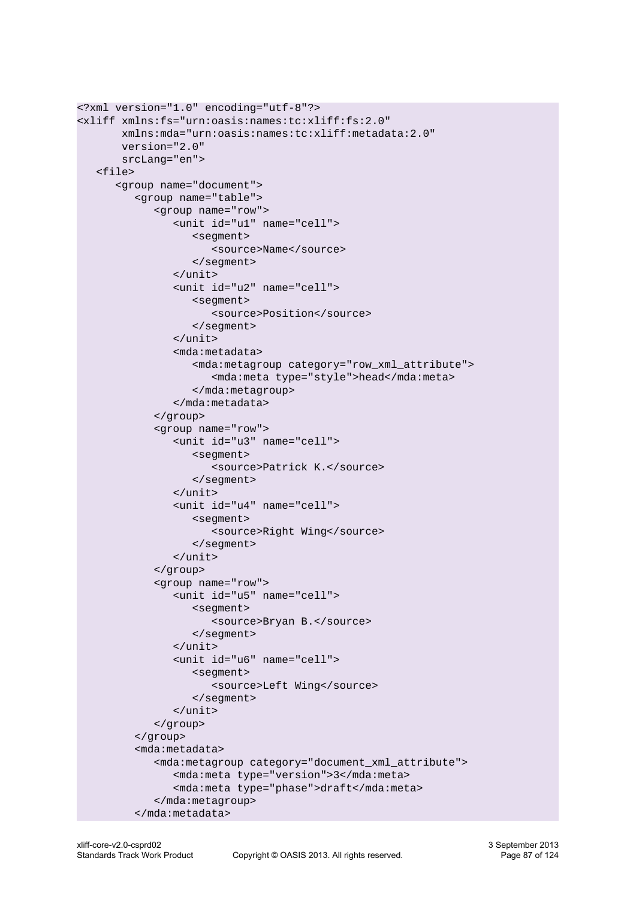```
<?xml version="1.0" encoding="utf-8"?>
<xliff xmlns:fs="urn:oasis:names:tc:xliff:fs:2.0"
       xmlns:mda="urn:oasis:names:tc:xliff:metadata:2.0"
       version="2.0"
       srcLang="en">
   <file>
      <group name="document">
         <group name="table">
            <group name="row">
               <unit id="u1" name="cell">
                  <segment>
                     <source>Name</source>
                  </segment>
               </unit>
               <unit id="u2" name="cell">
                  <segment>
                     <source>Position</source>
                  </segment>
               </unit>
               <mda:metadata>
                  <mda:metagroup category="row_xml_attribute">
                     <mda:meta type="style">head</mda:meta>
                  </mda:metagroup>
               </mda:metadata>
            </group>
            <group name="row">
               <unit id="u3" name="cell">
                  <segment>
                     <source>Patrick K.</source>
                  </segment>
               </unit>
               <unit id="u4" name="cell">
                  <segment>
                     <source>Right Wing</source>
                  </segment>
               </unit>
            </group>
            <group name="row">
               <unit id="u5" name="cell">
                  <segment>
                     <source>Bryan B.</source>
                  </segment>
               </unit>
               <unit id="u6" name="cell">
                  <segment>
                     <source>Left Wing</source>
                  </segment>
               </unit>
            </group>
         </group>
         <mda:metadata>
            <mda:metagroup category="document_xml_attribute">
               <mda:meta type="version">3</mda:meta>
               <mda:meta type="phase">draft</mda:meta>
            </mda:metagroup>
         </mda:metadata>
```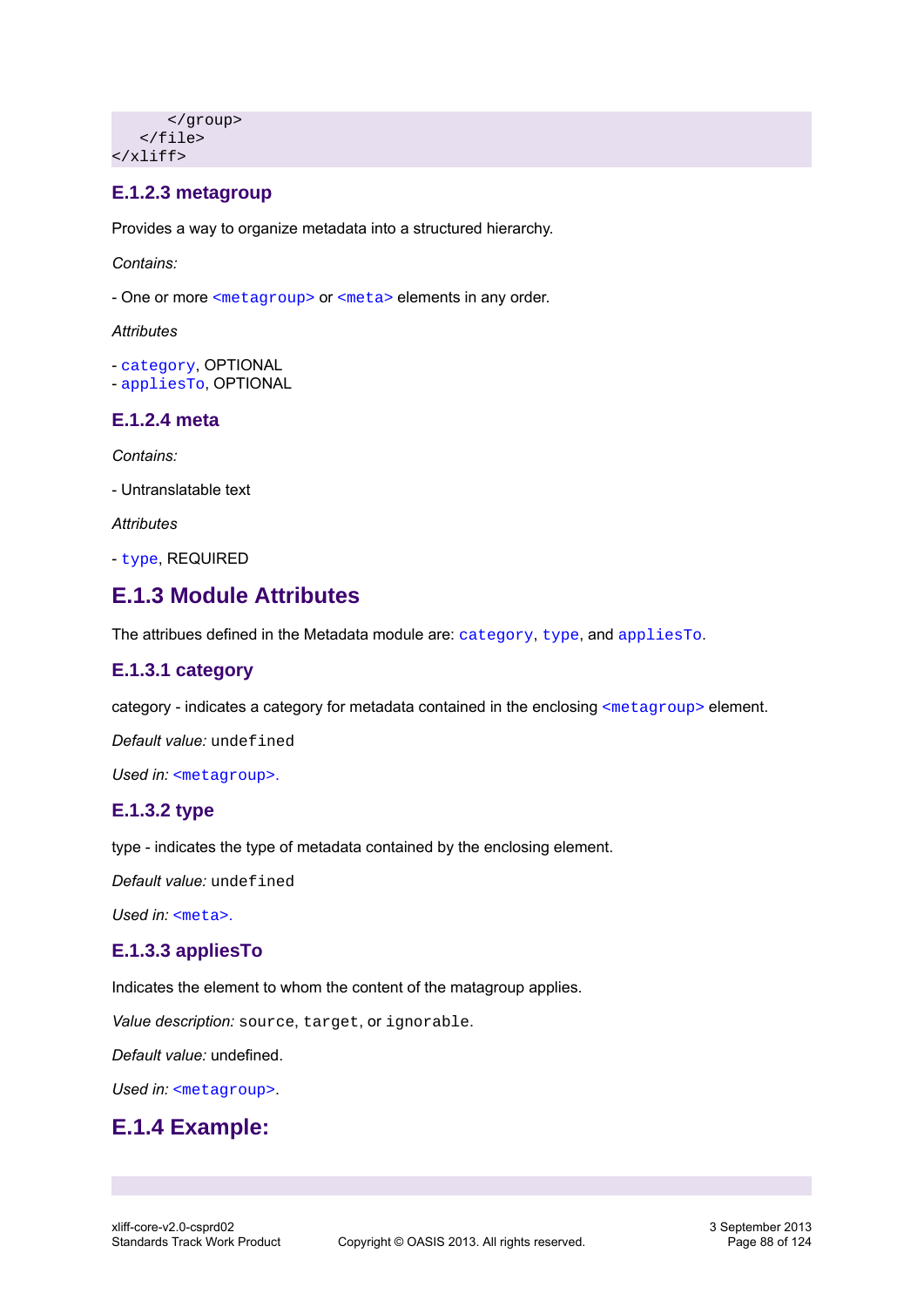```
      </group>
   </file>
</xliff>
```

### E.1.2.3 metagroup

Provides a way to organize metadata into a structured hierarchy.

*Contains:*

- One or more `<metagroup>` or `<meta>` elements in any order.

*Attributes*

- `category`, OPTIONAL
- `appliesTo`, OPTIONAL

### E.1.2.4 meta

*Contains:*

- Untranslatable text

*Attributes*

- `type`, REQUIRED

## E.1.3 Module Attributes

The attribues defined in the Metadata module are: `category`, `type`, and `appliesTo`.

### E.1.3.1 category

category - indicates a category for metadata contained in the enclosing `<metagroup>` element.

*Default value:* `undefined`

*Used in:* `<metagroup>`.

### E.1.3.2 type

type - indicates the type of metadata contained by the enclosing element.

*Default value:* `undefined`

*Used in:* `<meta>`.

### E.1.3.3 appliesTo

Indicates the element to whom the content of the matagroup applies.

*Value description:* `source`, `target`, or `ignorable`.

*Default value:* undefined.

*Used in:* `<metagroup>`.

## E.1.4 Example: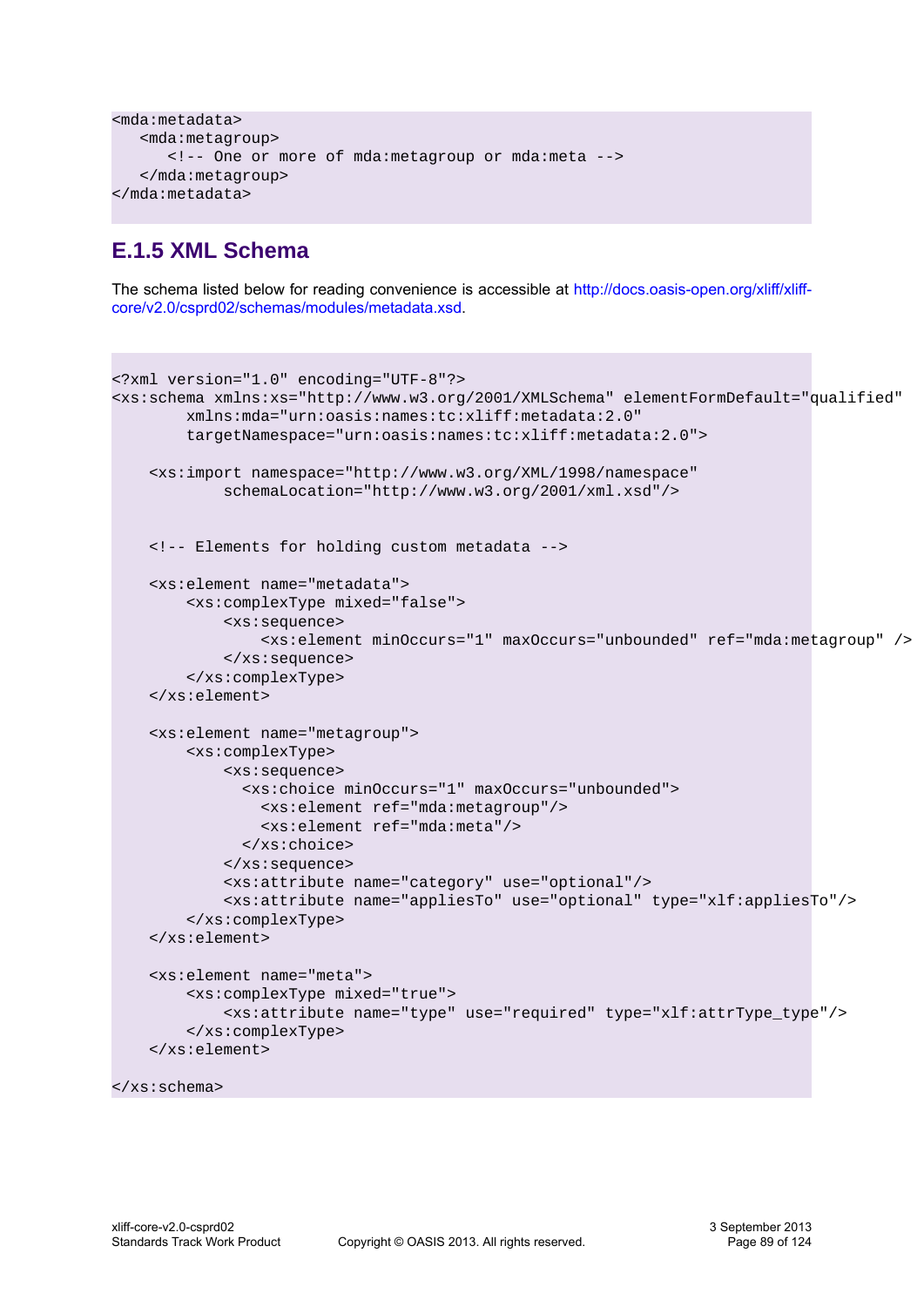```
<mda:metadata>
   <mda:metagroup>
      <!-- One or more of mda:metagroup or mda:meta -->
   </mda:metagroup>
</mda:metadata>
```

### E.1.5 XML Schema

The schema listed below for reading convenience is accessible at http://docs.oasis-open.org/xliff/xliff-core/v2.0/csprd02/schemas/modules/metadata.xsd.

```
<?xml version="1.0" encoding="UTF-8"?>
<xs:schema xmlns:xs="http://www.w3.org/2001/XMLSchema" elementFormDefault="qualified"
        xmlns:mda="urn:oasis:names:tc:xliff:metadata:2.0"
        targetNamespace="urn:oasis:names:tc:xliff:metadata:2.0">

    <xs:import namespace="http://www.w3.org/XML/1998/namespace"
            schemaLocation="http://www.w3.org/2001/xml.xsd"/>


    <!-- Elements for holding custom metadata -->

    <xs:element name="metadata">
        <xs:complexType mixed="false">
            <xs:sequence>
                <xs:element minOccurs="1" maxOccurs="unbounded" ref="mda:metagroup" />
            </xs:sequence>
        </xs:complexType>
    </xs:element>

    <xs:element name="metagroup">
        <xs:complexType>
            <xs:sequence>
              <xs:choice minOccurs="1" maxOccurs="unbounded">
                <xs:element ref="mda:metagroup"/>
                <xs:element ref="mda:meta"/>
              </xs:choice>
            </xs:sequence>
            <xs:attribute name="category" use="optional"/>
            <xs:attribute name="appliesTo" use="optional" type="xlf:appliesTo"/>
        </xs:complexType>
    </xs:element>

    <xs:element name="meta">
        <xs:complexType mixed="true">
            <xs:attribute name="type" use="required" type="xlf:attrType_type"/>
        </xs:complexType>
    </xs:element>

</xs:schema>
```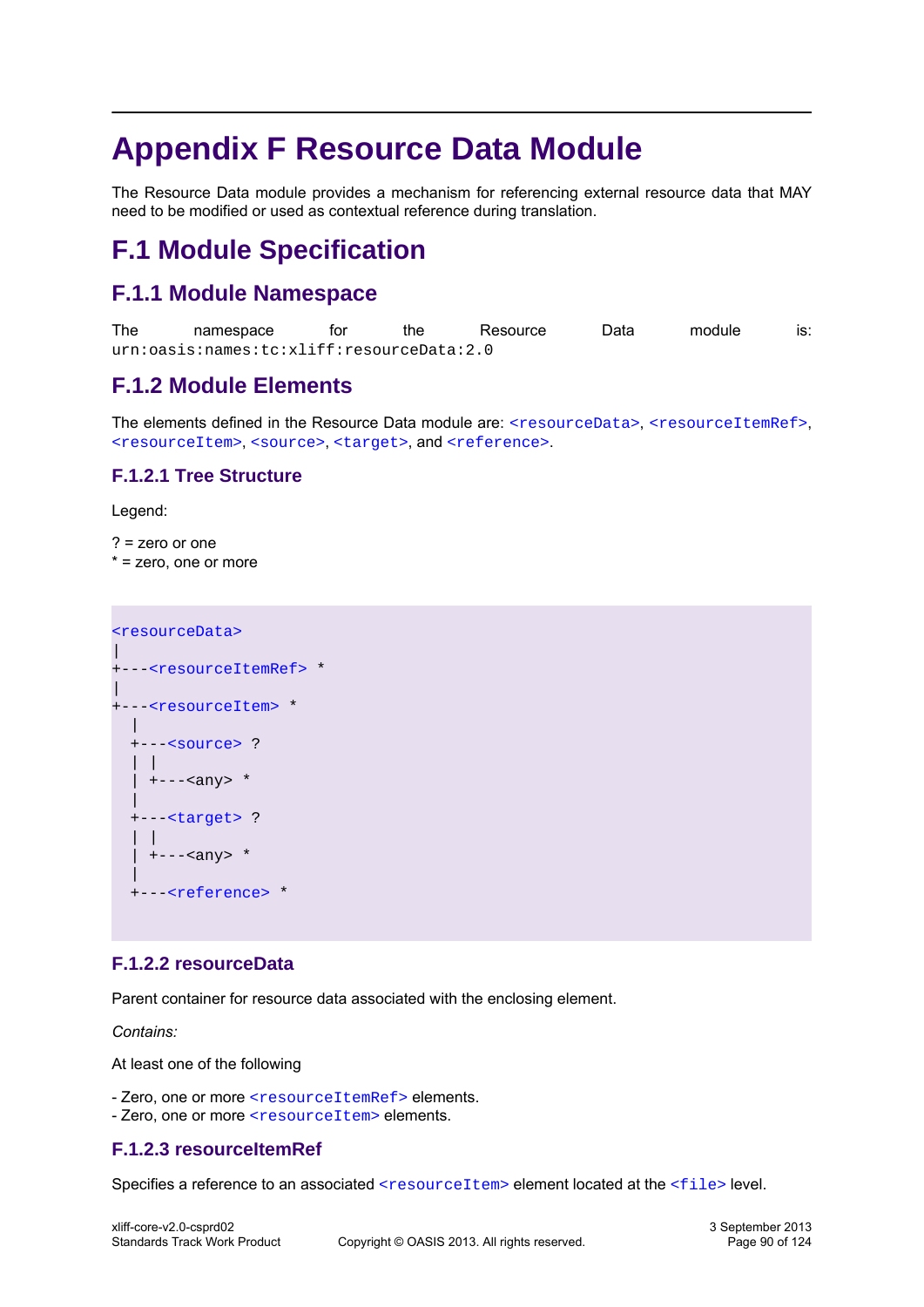# Appendix F Resource Data Module

The Resource Data module provides a mechanism for referencing external resource data that MAY need to be modified or used as contextual reference during translation.

## F.1 Module Specification

### F.1.1 Module Namespace

The namespace for the Resource Data module is: `urn:oasis:names:tc:xliff:resourceData:2.0`

### F.1.2 Module Elements

The elements defined in the Resource Data module are: `<resourceData>`, `<resourceItemRef>`, `<resourceItem>`, `<source>`, `<target>`, and `<reference>`.

#### F.1.2.1 Tree Structure

Legend:

? = zero or one
* = zero, one or more

```
<resourceData>
|
+---<resourceItemRef> *
|
+---<resourceItem> *
  |
  +---<source> ?
  | |
  | +---<any> *
  |
  +---<target> ?
  | |
  | +---<any> *
  |
  +---<reference> *
```

#### F.1.2.2 resourceData

Parent container for resource data associated with the enclosing element.

*Contains:*

At least one of the following

- Zero, one or more `<resourceItemRef>` elements.
- Zero, one or more `<resourceItem>` elements.

#### F.1.2.3 resourceItemRef

Specifies a reference to an associated `<resourceItem>` element located at the `<file>` level.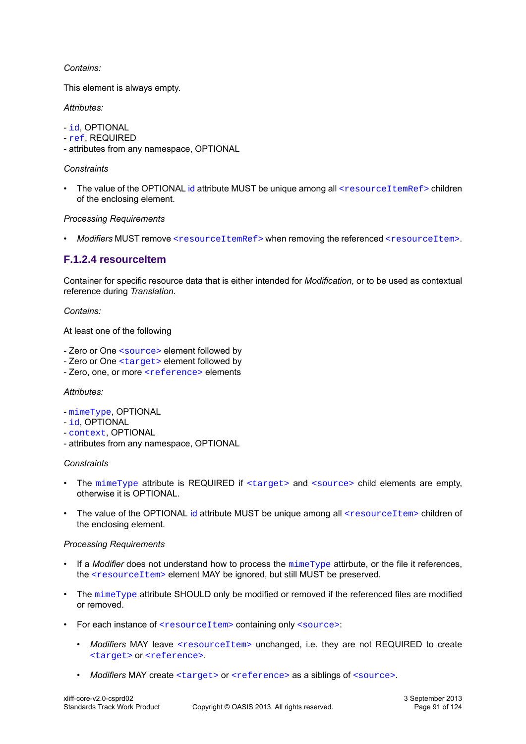*Contains:*

This element is always empty.

*Attributes:*

- `id`, OPTIONAL
- `ref`, REQUIRED
- attributes from any namespace, OPTIONAL

*Constraints*

- The value of the OPTIONAL id attribute MUST be unique among all `<resourceItemRef>` children of the enclosing element.

*Processing Requirements*

- *Modifiers* MUST remove `<resourceItemRef>` when removing the referenced `<resourceItem>`.

### F.1.2.4 resourceItem

Container for specific resource data that is either intended for *Modification*, or to be used as contextual reference during *Translation*.

*Contains:*

At least one of the following

- Zero or One `<source>` element followed by
- Zero or One `<target>` element followed by
- Zero, one, or more `<reference>` elements

*Attributes:*

- `mimeType`, OPTIONAL
- `id`, OPTIONAL
- `context`, OPTIONAL
- attributes from any namespace, OPTIONAL

*Constraints*

- The `mimeType` attribute is REQUIRED if `<target>` and `<source>` child elements are empty, otherwise it is OPTIONAL.
- The value of the OPTIONAL id attribute MUST be unique among all `<resourceItem>` children of the enclosing element.

*Processing Requirements*

- If a *Modifier* does not understand how to process the `mimeType` attribute, or the file it references, the `<resourceItem>` element MAY be ignored, but still MUST be preserved.
- The `mimeType` attribute SHOULD only be modified or removed if the referenced files are modified or removed.
- For each instance of `<resourceItem>` containing only `<source>`:
    - *Modifiers* MAY leave `<resourceItem>` unchanged, i.e. they are not REQUIRED to create `<target>` or `<reference>`.
    - *Modifiers* MAY create `<target>` or `<reference>` as a siblings of `<source>`.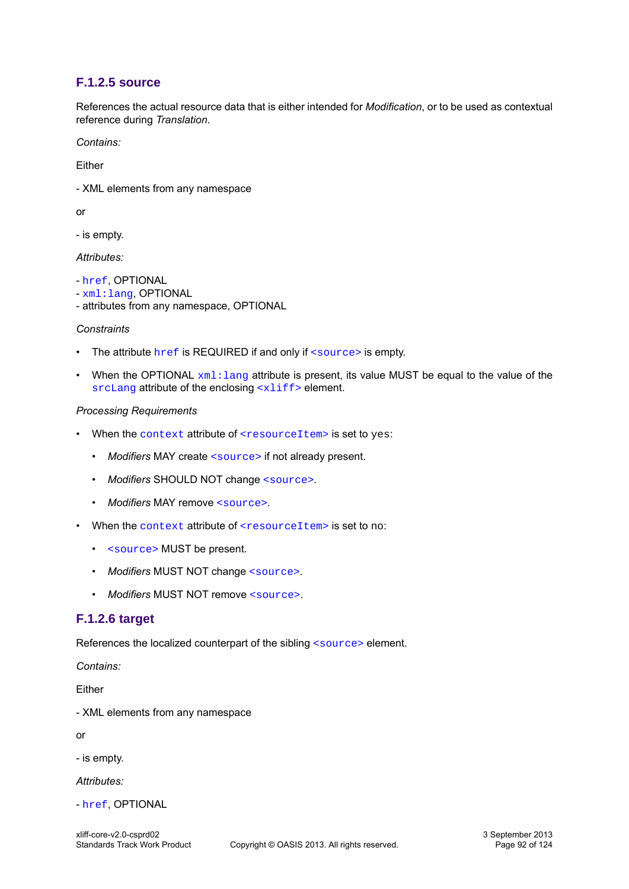### F.1.2.5 source

References the actual resource data that is either intended for *Modification*, or to be used as contextual reference during *Translation*.

*Contains:*

Either

- XML elements from any namespace

or

- is empty.

*Attributes:*

- `href`, OPTIONAL
- `xml:lang`, OPTIONAL
- attributes from any namespace, OPTIONAL

*Constraints*

- The attribute `href` is REQUIRED if and only if `<source>` is empty.
- When the OPTIONAL `xml:lang` attribute is present, its value MUST be equal to the value of the `srcLang` attribute of the enclosing `<xliff>` element.

*Processing Requirements*

- When the `context` attribute of `<resourceItem>` is set to `yes`:
  - *Modifiers* MAY create `<source>` if not already present.
  - *Modifiers* SHOULD NOT change `<source>`.
  - *Modifiers* MAY remove `<source>`.
- When the `context` attribute of `<resourceItem>` is set to no:
  - `<source>` MUST be present.
  - *Modifiers* MUST NOT change `<source>`.
  - *Modifiers* MUST NOT remove `<source>`.

### F.1.2.6 target

References the localized counterpart of the sibling `<source>` element.

*Contains:*

Either

- XML elements from any namespace

or

- is empty.

*Attributes:*

- `href`, OPTIONAL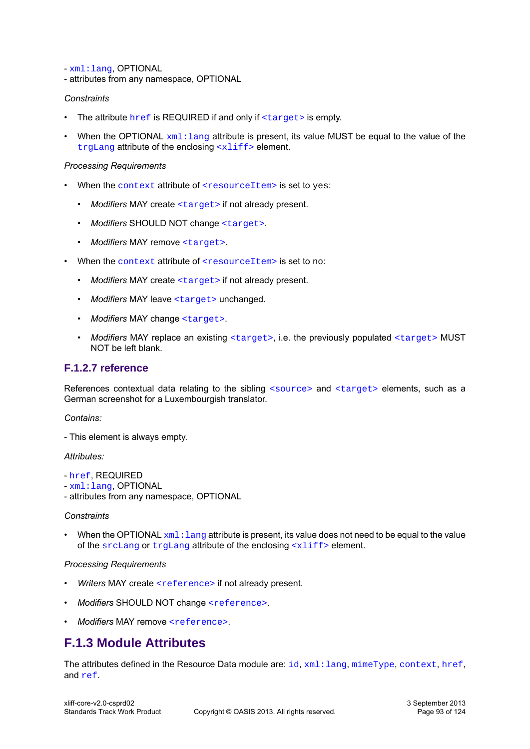- `xml:lang`, OPTIONAL
- attributes from any namespace, OPTIONAL

*Constraints*

- The attribute `href` is REQUIRED if and only if `<target>` is empty.
- When the OPTIONAL `xml:lang` attribute is present, its value MUST be equal to the value of the `trgLang` attribute of the enclosing `<xliff>` element.

*Processing Requirements*

- When the `context` attribute of `<resourceItem>` is set to `yes`:
  - *Modifiers* MAY create `<target>` if not already present.
  - *Modifiers* SHOULD NOT change `<target>`.
  - *Modifiers* MAY remove `<target>`.
- When the `context` attribute of `<resourceItem>` is set to no:
  - *Modifiers* MAY create `<target>` if not already present.
  - *Modifiers* MAY leave `<target>` unchanged.
  - *Modifiers* MAY change `<target>`.
  - *Modifiers* MAY replace an existing `<target>`, i.e. the previously populated `<target>` MUST NOT be left blank.

### F.1.2.7 reference

References contextual data relating to the sibling `<source>` and `<target>` elements, such as a German screenshot for a Luxembourgish translator.

*Contains:*

- This element is always empty.

*Attributes:*

- `href`, REQUIRED
- `xml:lang`, OPTIONAL
- attributes from any namespace, OPTIONAL

*Constraints*

- When the OPTIONAL `xml:lang` attribute is present, its value does not need to be equal to the value of the `srcLang` or `trgLang` attribute of the enclosing `<xliff>` element.

*Processing Requirements*

- *Writers* MAY create `<reference>` if not already present.
- *Modifiers* SHOULD NOT change `<reference>`.
- *Modifiers* MAY remove `<reference>`.

## F.1.3 Module Attributes

The attributes defined in the Resource Data module are: `id`, `xml:lang`, `mimeType`, `context`, `href`, and `ref`.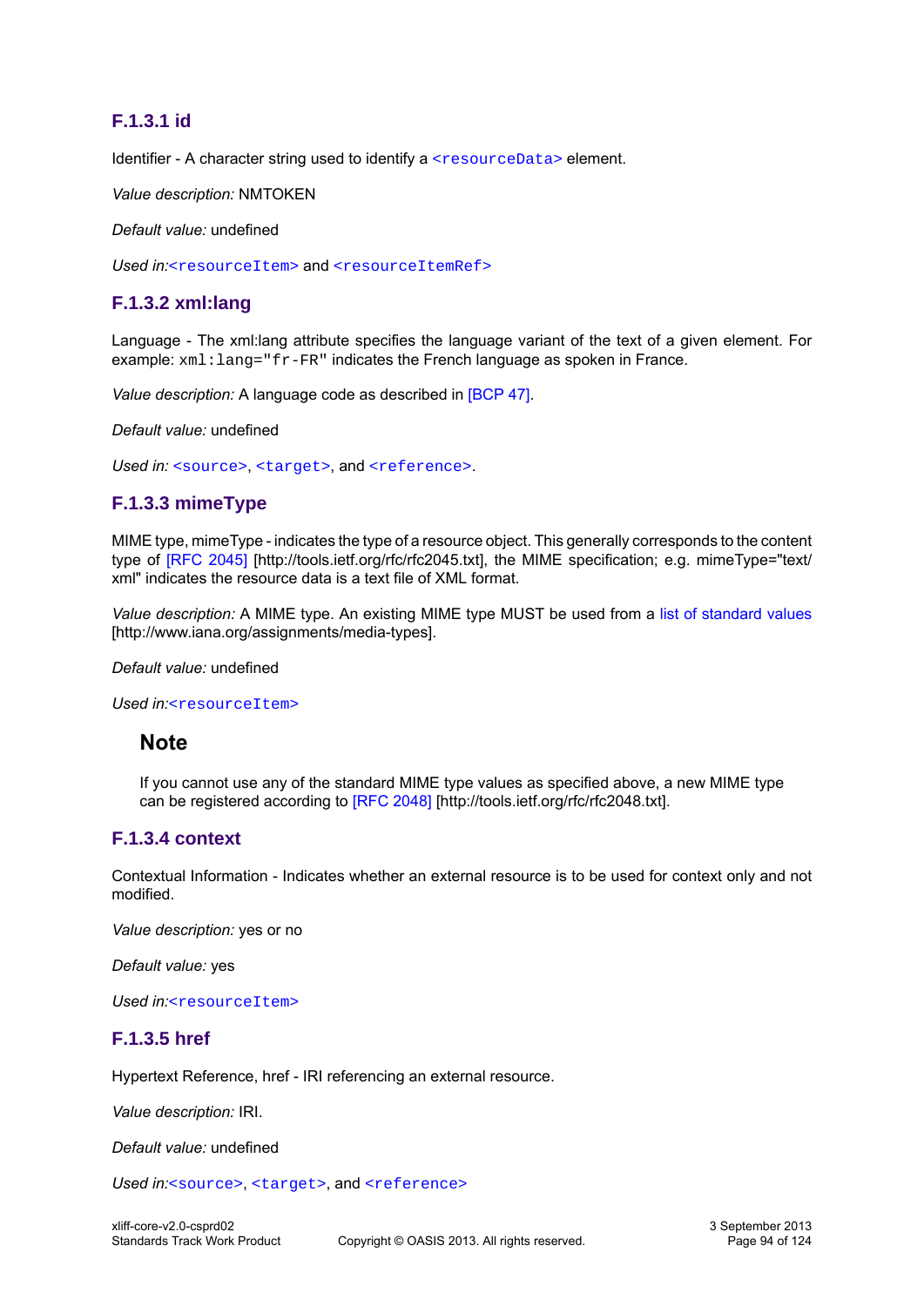#### F.1.3.1 id

Identifier - A character string used to identify a `<resourceData>` element.

*Value description:* NMTOKEN

*Default value:* undefined

*Used in:*`<resourceItem>` and `<resourceItemRef>`

#### F.1.3.2 xml:lang

Language - The xml:lang attribute specifies the language variant of the text of a given element. For example: `xml:lang="fr-FR"` indicates the French language as spoken in France.

*Value description:* A language code as described in [BCP 47].

*Default value:* undefined

*Used in:* `<source>`, `<target>`, and `<reference>`.

#### F.1.3.3 mimeType

MIME type, mimeType - indicates the type of a resource object. This generally corresponds to the content type of [RFC 2045] [http://tools.ietf.org/rfc/rfc2045.txt], the MIME specification; e.g. mimeType="text/xml" indicates the resource data is a text file of XML format.

*Value description:* A MIME type. An existing MIME type MUST be used from a list of standard values [http://www.iana.org/assignments/media-types].

*Default value:* undefined

*Used in:*`<resourceItem>`

> **Note**
>
> If you cannot use any of the standard MIME type values as specified above, a new MIME type can be registered according to [RFC 2048] [http://tools.ietf.org/rfc/rfc2048.txt].

#### F.1.3.4 context

Contextual Information - Indicates whether an external resource is to be used for context only and not modified.

*Value description:* yes or no

*Default value:* yes

*Used in:*`<resourceItem>`

#### F.1.3.5 href

Hypertext Reference, href - IRI referencing an external resource.

*Value description:* IRI.

*Default value:* undefined

*Used in:*`<source>`, `<target>`, and `<reference>`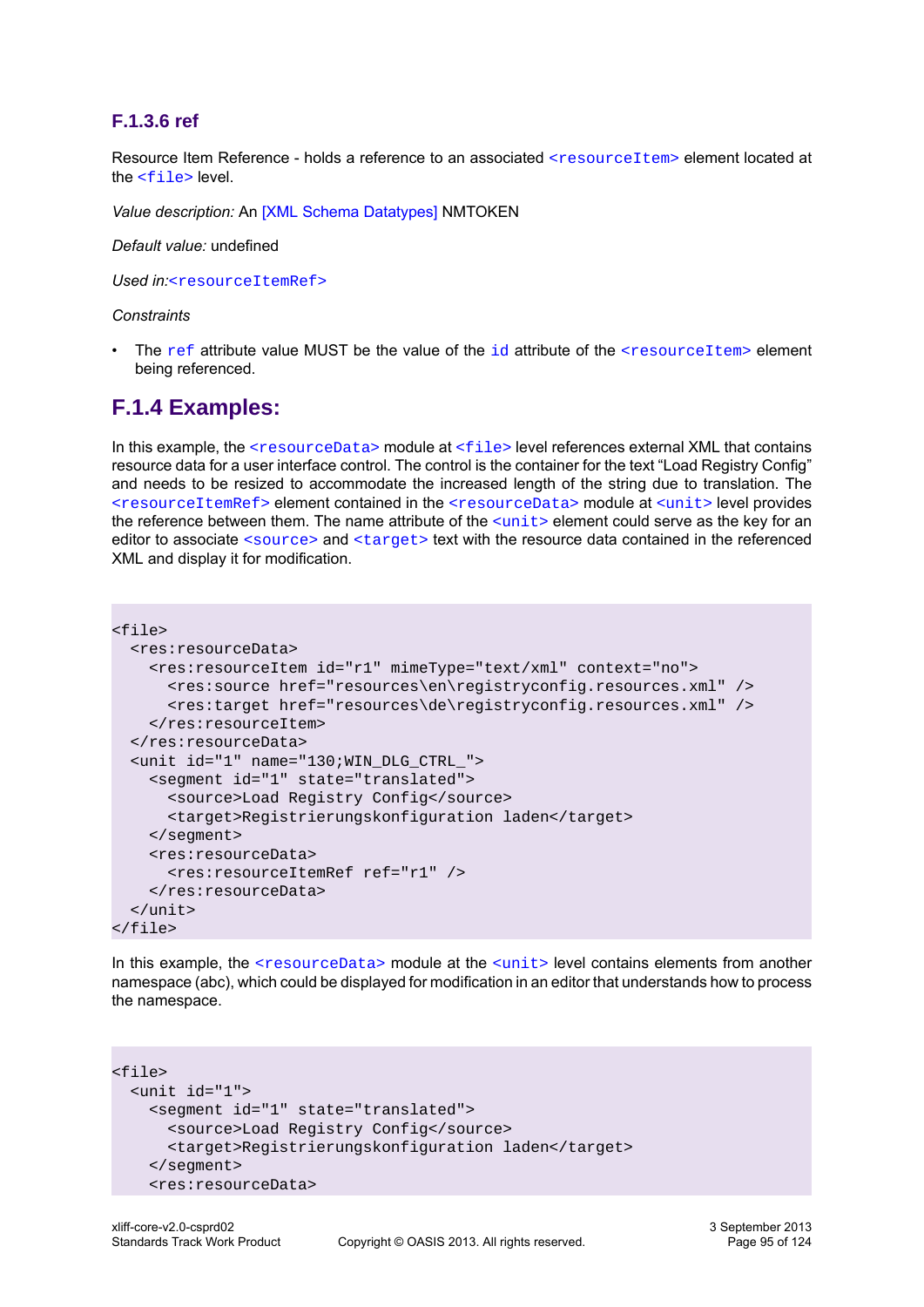#### F.1.3.6 ref

Resource Item Reference - holds a reference to an associated `<resourceItem>` element located at the `<file>` level.

*Value description:* An [XML Schema Datatypes] NMTOKEN

*Default value:* undefined

*Used in:*`<resourceItemRef>`

*Constraints*

- The `ref` attribute value MUST be the value of the `id` attribute of the `<resourceItem>` element being referenced.

### F.1.4 Examples:

In this example, the `<resourceData>` module at `<file>` level references external XML that contains resource data for a user interface control. The control is the container for the text “Load Registry Config” and needs to be resized to accommodate the increased length of the string due to translation. The `<resourceItemRef>` element contained in the `<resourceData>` module at `<unit>` level provides the reference between them. The name attribute of the `<unit>` element could serve as the key for an editor to associate `<source>` and `<target>` text with the resource data contained in the referenced XML and display it for modification.

```
<file>
  <res:resourceData>
    <res:resourceItem id="r1" mimeType="text/xml" context="no">
      <res:source href="resources\en\registryconfig.resources.xml" />
      <res:target href="resources\de\registryconfig.resources.xml" />
    </res:resourceItem>
  </res:resourceData>
  <unit id="1" name="130;WIN_DLG_CTRL_">
    <segment id="1" state="translated">
      <source>Load Registry Config</source>
      <target>Registrierungskonfiguration laden</target>
    </segment>
    <res:resourceData>
      <res:resourceItemRef ref="r1" />
    </res:resourceData>
  </unit>
</file>
```

In this example, the `<resourceData>` module at the `<unit>` level contains elements from another namespace (abc), which could be displayed for modification in an editor that understands how to process the namespace.

```
<file>
  <unit id="1">
    <segment id="1" state="translated">
      <source>Load Registry Config</source>
      <target>Registrierungskonfiguration laden</target>
    </segment>
    <res:resourceData>
```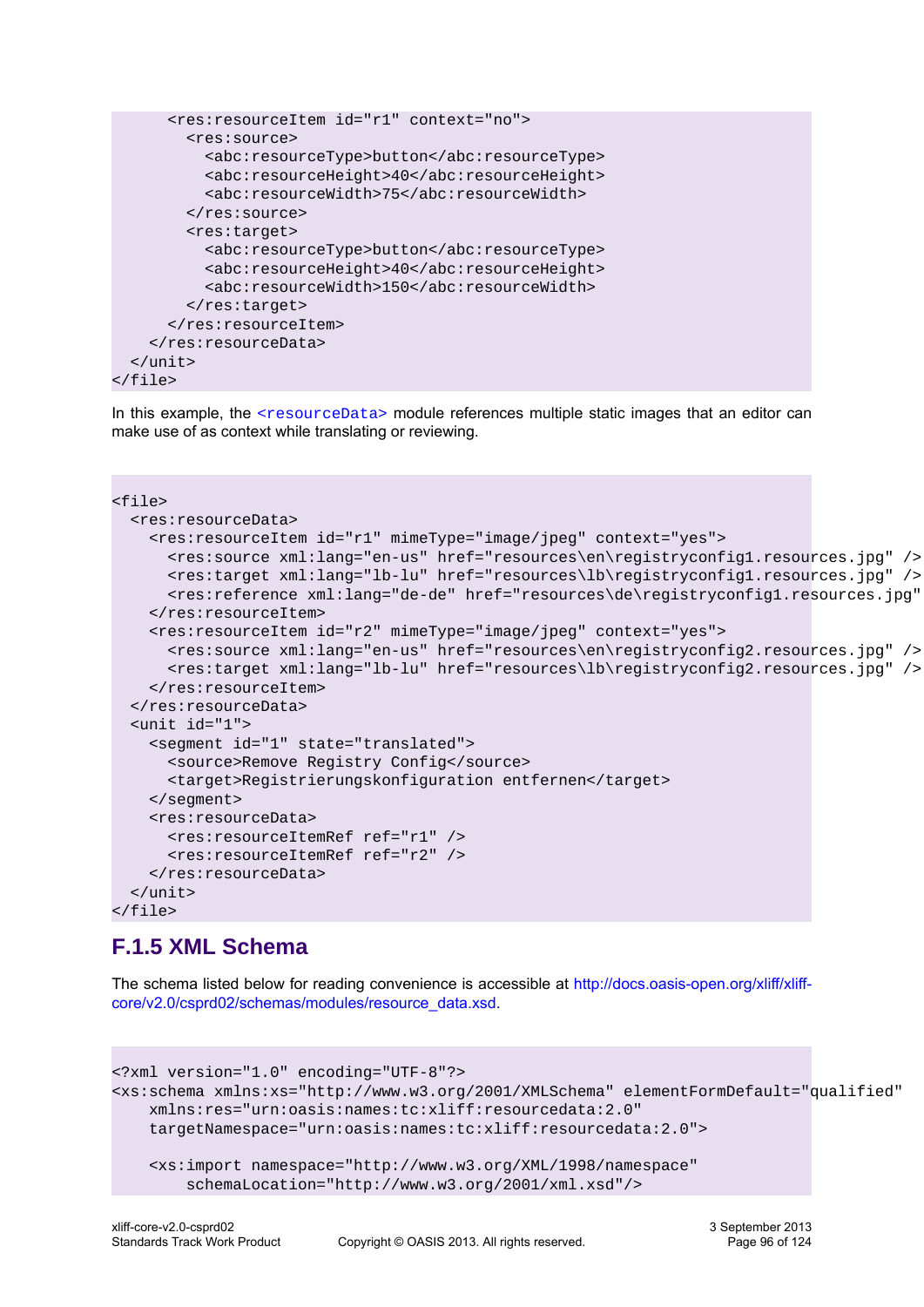```
      <res:resourceItem id="r1" context="no">
        <res:source>
          <abc:resourceType>button</abc:resourceType>
          <abc:resourceHeight>40</abc:resourceHeight>
          <abc:resourceWidth>75</abc:resourceWidth>
        </res:source>
        <res:target>
          <abc:resourceType>button</abc:resourceType>
          <abc:resourceHeight>40</abc:resourceHeight>
          <abc:resourceWidth>150</abc:resourceWidth>
        </res:target>
      </res:resourceItem>
    </res:resourceData>
  </unit>
</file>
```

In this example, the `<resourceData>` module references multiple static images that an editor can make use of as context while translating or reviewing.

```
<file>
  <res:resourceData>
    <res:resourceItem id="r1" mimeType="image/jpeg" context="yes">
      <res:source xml:lang="en-us" href="resources\en\registryconfig1.resources.jpg" />
      <res:target xml:lang="lb-lu" href="resources\lb\registryconfig1.resources.jpg" />
      <res:reference xml:lang="de-de" href="resources\de\registryconfig1.resources.jpg"
    </res:resourceItem>
    <res:resourceItem id="r2" mimeType="image/jpeg" context="yes">
      <res:source xml:lang="en-us" href="resources\en\registryconfig2.resources.jpg" />
      <res:target xml:lang="lb-lu" href="resources\lb\registryconfig2.resources.jpg" />
    </res:resourceItem>
  </res:resourceData>
  <unit id="1">
    <segment id="1" state="translated">
      <source>Remove Registry Config</source>
      <target>Registrierungskonfiguration entfernen</target>
    </segment>
    <res:resourceData>
      <res:resourceItemRef ref="r1" />
      <res:resourceItemRef ref="r2" />
    </res:resourceData>
  </unit>
</file>
```

### F.1.5 XML Schema

The schema listed below for reading convenience is accessible at http://docs.oasis-open.org/xliff/xliff-core/v2.0/csprd02/schemas/modules/resource_data.xsd.

```
<?xml version="1.0" encoding="UTF-8"?>
<xs:schema xmlns:xs="http://www.w3.org/2001/XMLSchema" elementFormDefault="qualified"
    xmlns:res="urn:oasis:names:tc:xliff:resourcedata:2.0"
    targetNamespace="urn:oasis:names:tc:xliff:resourcedata:2.0">

    <xs:import namespace="http://www.w3.org/XML/1998/namespace"
        schemaLocation="http://www.w3.org/2001/xml.xsd"/>
```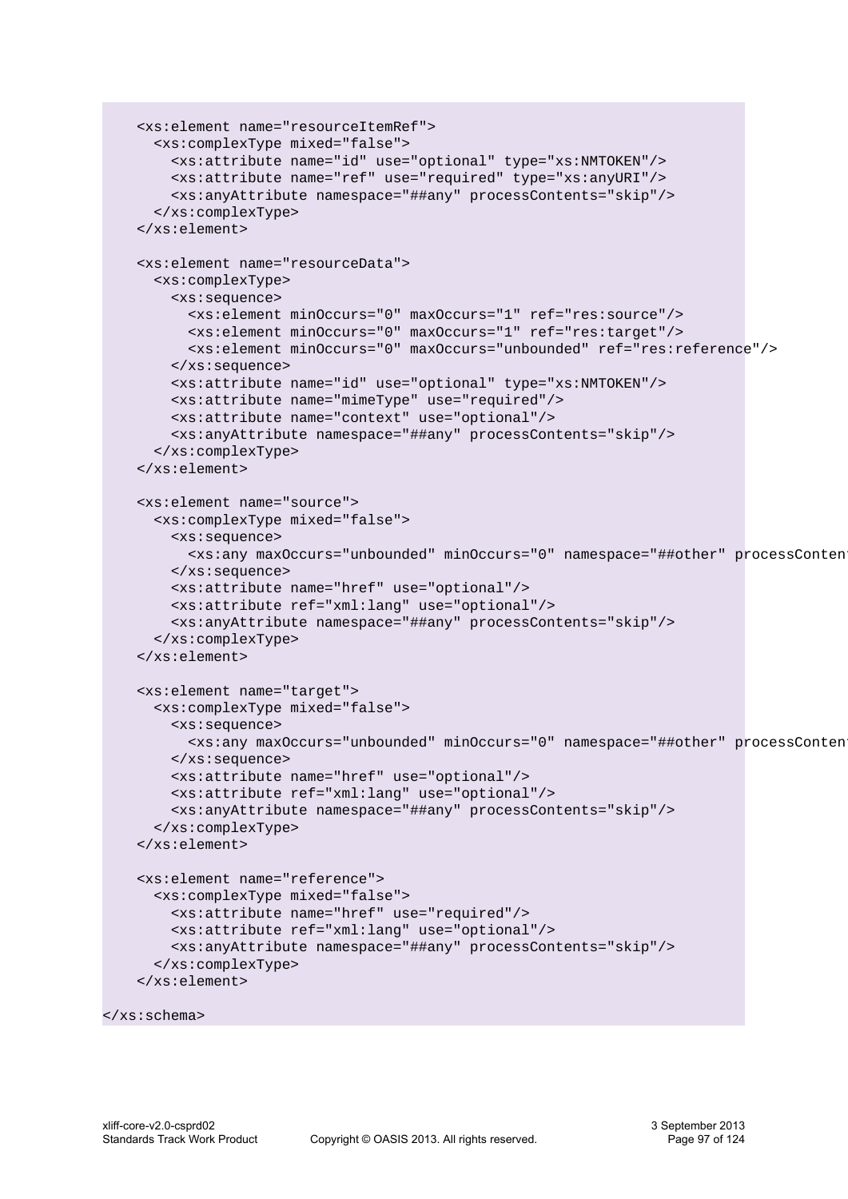```
    <xs:element name="resourceItemRef">
      <xs:complexType mixed="false">
        <xs:attribute name="id" use="optional" type="xs:NMTOKEN"/>
        <xs:attribute name="ref" use="required" type="xs:anyURI"/>
        <xs:anyAttribute namespace="##any" processContents="skip"/>
      </xs:complexType>
    </xs:element>

    <xs:element name="resourceData">
      <xs:complexType>
        <xs:sequence>
          <xs:element minOccurs="0" maxOccurs="1" ref="res:source"/>
          <xs:element minOccurs="0" maxOccurs="1" ref="res:target"/>
          <xs:element minOccurs="0" maxOccurs="unbounded" ref="res:reference"/>
        </xs:sequence>
        <xs:attribute name="id" use="optional" type="xs:NMTOKEN"/>
        <xs:attribute name="mimeType" use="required"/>
        <xs:attribute name="context" use="optional"/>
        <xs:anyAttribute namespace="##any" processContents="skip"/>
      </xs:complexType>
    </xs:element>

    <xs:element name="source">
      <xs:complexType mixed="false">
        <xs:sequence>
          <xs:any maxOccurs="unbounded" minOccurs="0" namespace="##other" processConten
        </xs:sequence>
        <xs:attribute name="href" use="optional"/>
        <xs:attribute ref="xml:lang" use="optional"/>
        <xs:anyAttribute namespace="##any" processContents="skip"/>
      </xs:complexType>
    </xs:element>

    <xs:element name="target">
      <xs:complexType mixed="false">
        <xs:sequence>
          <xs:any maxOccurs="unbounded" minOccurs="0" namespace="##other" processConten
        </xs:sequence>
        <xs:attribute name="href" use="optional"/>
        <xs:attribute ref="xml:lang" use="optional"/>
        <xs:anyAttribute namespace="##any" processContents="skip"/>
      </xs:complexType>
    </xs:element>

    <xs:element name="reference">
      <xs:complexType mixed="false">
        <xs:attribute name="href" use="required"/>
        <xs:attribute ref="xml:lang" use="optional"/>
        <xs:anyAttribute namespace="##any" processContents="skip"/>
      </xs:complexType>
    </xs:element>

</xs:schema>
```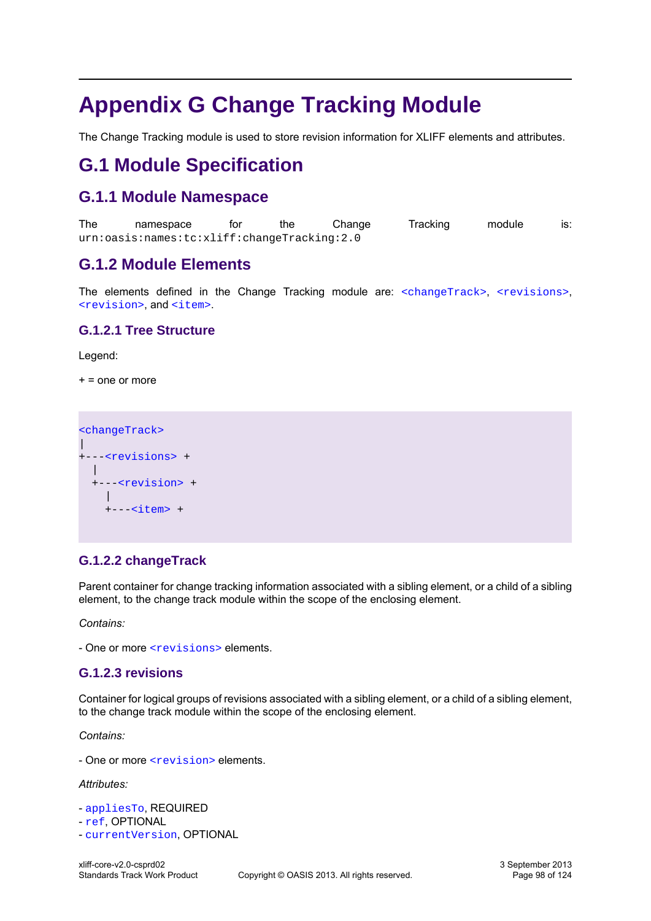# Appendix G Change Tracking Module

The Change Tracking module is used to store revision information for XLIFF elements and attributes.

## G.1 Module Specification

### G.1.1 Module Namespace

The namespace for the Change Tracking module is: `urn:oasis:names:tc:xliff:changeTracking:2.0`

### G.1.2 Module Elements

The elements defined in the Change Tracking module are: `<changeTrack>`, `<revisions>`, `<revision>`, and `<item>`.

#### G.1.2.1 Tree Structure

Legend:

+ = one or more

```
<changeTrack>
|
+---<revisions> +
  |
  +---<revision> +
    |
    +---<item> +
```

#### G.1.2.2 changeTrack

Parent container for change tracking information associated with a sibling element, or a child of a sibling element, to the change track module within the scope of the enclosing element.

*Contains:*

- One or more `<revisions>` elements.

#### G.1.2.3 revisions

Container for logical groups of revisions associated with a sibling element, or a child of a sibling element, to the change track module within the scope of the enclosing element.

*Contains:*

- One or more `<revision>` elements.

*Attributes:*

- `appliesTo`, REQUIRED
- `ref`, OPTIONAL
- `currentVersion`, OPTIONAL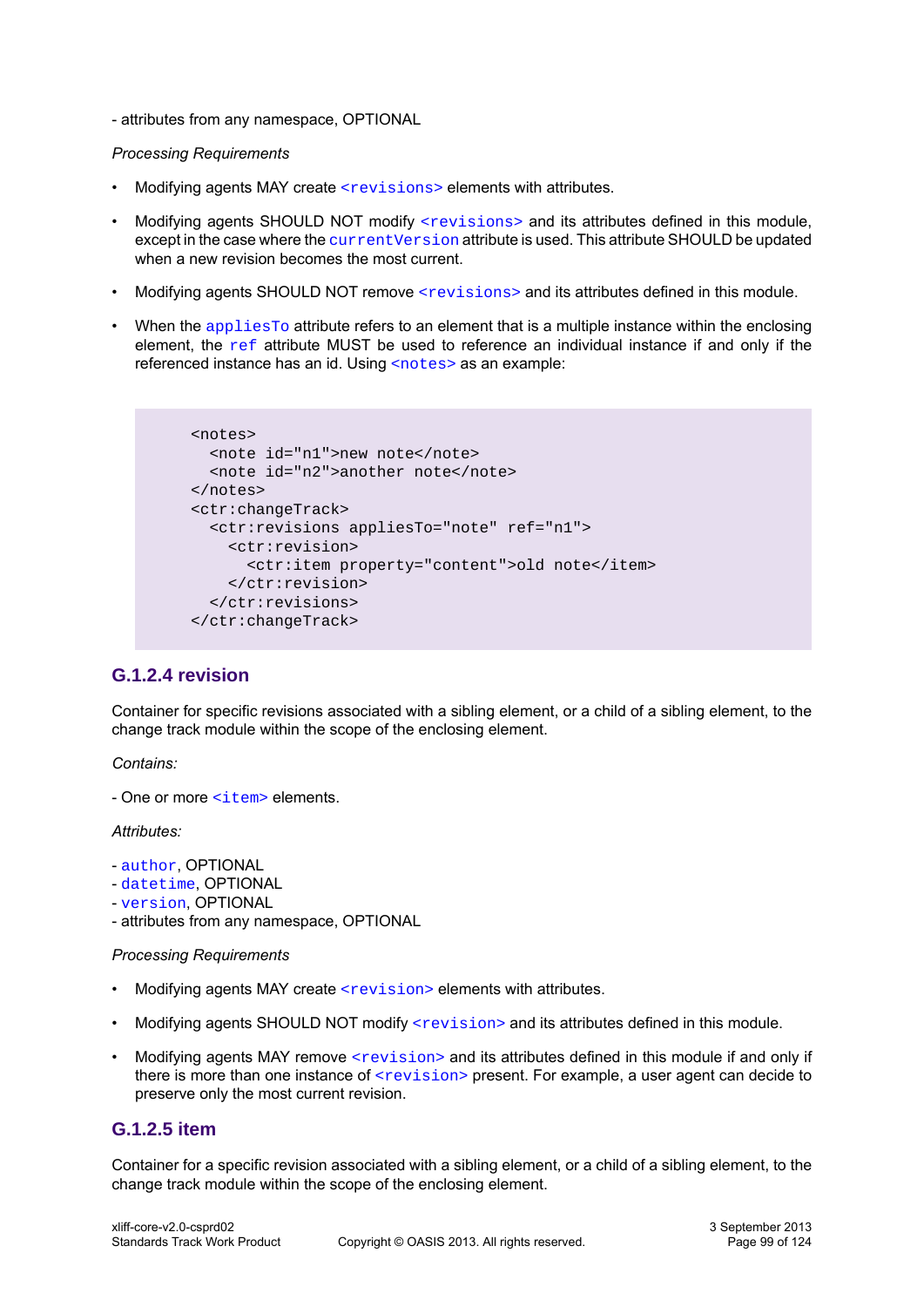- attributes from any namespace, OPTIONAL

*Processing Requirements*

- Modifying agents MAY create `<revisions>` elements with attributes.
- Modifying agents SHOULD NOT modify `<revisions>` and its attributes defined in this module, except in the case where the `currentVersion` attribute is used. This attribute SHOULD be updated when a new revision becomes the most current.
- Modifying agents SHOULD NOT remove `<revisions>` and its attributes defined in this module.
- When the `appliesTo` attribute refers to an element that is a multiple instance within the enclosing element, the `ref` attribute MUST be used to reference an individual instance if and only if the referenced instance has an id. Using `<notes>` as an example:

```
<notes>
  <note id="n1">new note</note>
  <note id="n2">another note</note>
</notes>
<ctr:changeTrack>
  <ctr:revisions appliesTo="note" ref="n1">
    <ctr:revision>
      <ctr:item property="content">old note</item>
    </ctr:revision>
  </ctr:revisions>
</ctr:changeTrack>
```

### G.1.2.4 revision

Container for specific revisions associated with a sibling element, or a child of a sibling element, to the change track module within the scope of the enclosing element.

*Contains:*

- One or more `<item>` elements.

*Attributes:*

- `author`, OPTIONAL
- `datetime`, OPTIONAL
- `version`, OPTIONAL
- attributes from any namespace, OPTIONAL

*Processing Requirements*

- Modifying agents MAY create `<revision>` elements with attributes.
- Modifying agents SHOULD NOT modify `<revision>` and its attributes defined in this module.
- Modifying agents MAY remove `<revision>` and its attributes defined in this module if and only if there is more than one instance of `<revision>` present. For example, a user agent can decide to preserve only the most current revision.

### G.1.2.5 item

Container for a specific revision associated with a sibling element, or a child of a sibling element, to the change track module within the scope of the enclosing element.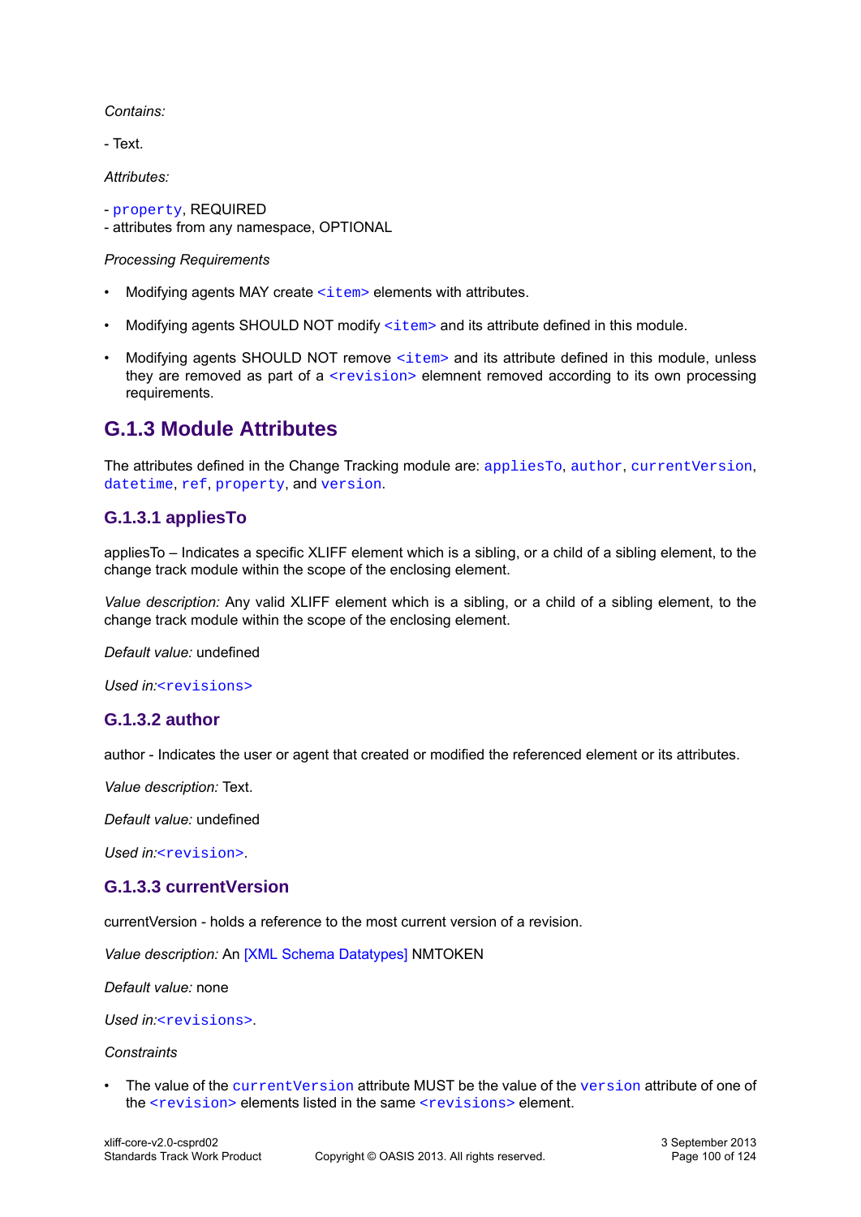*Contains:*

- Text.

*Attributes:*

- `property`, REQUIRED
- attributes from any namespace, OPTIONAL

*Processing Requirements*

- Modifying agents MAY create `<item>` elements with attributes.
- Modifying agents SHOULD NOT modify `<item>` and its attribute defined in this module.
- Modifying agents SHOULD NOT remove `<item>` and its attribute defined in this module, unless they are removed as part of a `<revision>` elemnent removed according to its own processing requirements.

## G.1.3 Module Attributes

The attributes defined in the Change Tracking module are: `appliesTo`, `author`, `currentVersion`, `datetime`, `ref`, `property`, and `version`.

### G.1.3.1 appliesTo

appliesTo – Indicates a specific XLIFF element which is a sibling, or a child of a sibling element, to the change track module within the scope of the enclosing element.

*Value description:* Any valid XLIFF element which is a sibling, or a child of a sibling element, to the change track module within the scope of the enclosing element.

*Default value:* undefined

*Used in:*`<revisions>`

### G.1.3.2 author

author - Indicates the user or agent that created or modified the referenced element or its attributes.

*Value description:* Text.

*Default value:* undefined

*Used in:*`<revision>`.

### G.1.3.3 currentVersion

currentVersion - holds a reference to the most current version of a revision.

*Value description:* An [XML Schema Datatypes] NMTOKEN

*Default value:* none

*Used in:*`<revisions>`.

*Constraints*

- The value of the `currentVersion` attribute MUST be the value of the `version` attribute of one of the `<revision>` elements listed in the same `<revisions>` element.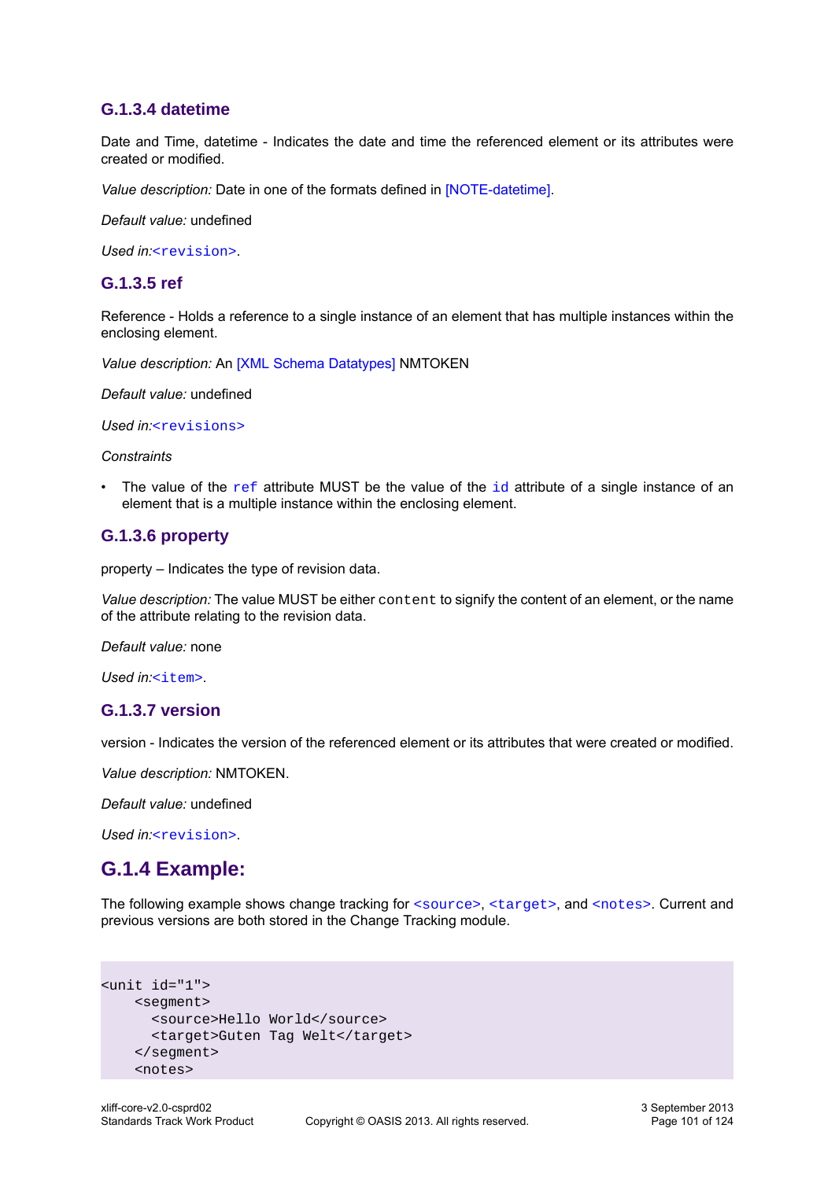#### G.1.3.4 datetime

Date and Time, datetime - Indicates the date and time the referenced element or its attributes were created or modified.

*Value description:* Date in one of the formats defined in [NOTE-datetime].

*Default value:* undefined

*Used in:*`<revision>`.

#### G.1.3.5 ref

Reference - Holds a reference to a single instance of an element that has multiple instances within the enclosing element.

*Value description:* An [XML Schema Datatypes] NMTOKEN

*Default value:* undefined

*Used in:*`<revisions>`

*Constraints*

- The value of the `ref` attribute MUST be the value of the `id` attribute of a single instance of an element that is a multiple instance within the enclosing element.

#### G.1.3.6 property

property – Indicates the type of revision data.

*Value description:* The value MUST be either `content` to signify the content of an element, or the name of the attribute relating to the revision data.

*Default value:* none

*Used in:*`<item>`.

#### G.1.3.7 version

version - Indicates the version of the referenced element or its attributes that were created or modified.

*Value description:* NMTOKEN.

*Default value:* undefined

*Used in:*`<revision>`.

### G.1.4 Example:

The following example shows change tracking for `<source>`, `<target>`, and `<notes>`. Current and previous versions are both stored in the Change Tracking module.

```
<unit id="1">
    <segment>
      <source>Hello World</source>
      <target>Guten Tag Welt</target>
    </segment>
    <notes>
```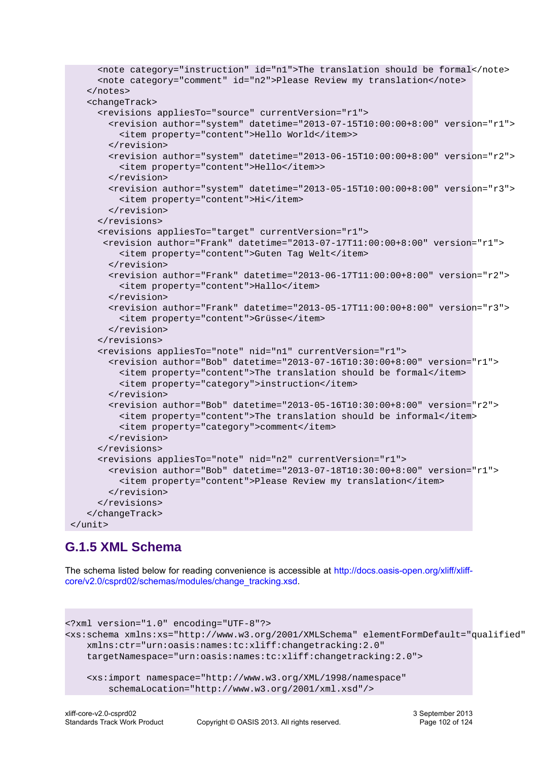```
      <note category="instruction" id="n1">The translation should be formal</note>
      <note category="comment" id="n2">Please Review my translation</note>
    </notes>
    <changeTrack>
      <revisions appliesTo="source" currentVersion="r1">
        <revision author="system" datetime="2013-07-15T10:00:00+8:00" version="r1">
          <item property="content">Hello World</item>>
        </revision>
        <revision author="system" datetime="2013-06-15T10:00:00+8:00" version="r2">
          <item property="content">Hello</item>>
        </revision>
        <revision author="system" datetime="2013-05-15T10:00:00+8:00" version="r3">
          <item property="content">Hi</item>
        </revision>
      </revisions>
      <revisions appliesTo="target" currentVersion="r1">
       <revision author="Frank" datetime="2013-07-17T11:00:00+8:00" version="r1">
          <item property="content">Guten Tag Welt</item>
        </revision>
        <revision author="Frank" datetime="2013-06-17T11:00:00+8:00" version="r2">
          <item property="content">Hallo</item>
        </revision>
        <revision author="Frank" datetime="2013-05-17T11:00:00+8:00" version="r3">
          <item property="content">Grüsse</item>
        </revision>
      </revisions>
      <revisions appliesTo="note" nid="n1" currentVersion="r1">
        <revision author="Bob" datetime="2013-07-16T10:30:00+8:00" version="r1">
          <item property="content">The translation should be formal</item>
          <item property="category">instruction</item>
        </revision>
        <revision author="Bob" datetime="2013-05-16T10:30:00+8:00" version="r2">
          <item property="content">The translation should be informal</item>
          <item property="category">comment</item>
        </revision>
      </revisions>
      <revisions appliesTo="note" nid="n2" currentVersion="r1">
        <revision author="Bob" datetime="2013-07-18T10:30:00+8:00" version="r1">
          <item property="content">Please Review my translation</item>
        </revision>
      </revisions>
    </changeTrack>
 </unit>
```

### G.1.5 XML Schema

The schema listed below for reading convenience is accessible at http://docs.oasis-open.org/xliff/xliff-core/v2.0/csprd02/schemas/modules/change_tracking.xsd.

```
<?xml version="1.0" encoding="UTF-8"?>
<xs:schema xmlns:xs="http://www.w3.org/2001/XMLSchema" elementFormDefault="qualified"
    xmlns:ctr="urn:oasis:names:tc:xliff:changetracking:2.0"
    targetNamespace="urn:oasis:names:tc:xliff:changetracking:2.0">

    <xs:import namespace="http://www.w3.org/XML/1998/namespace"
        schemaLocation="http://www.w3.org/2001/xml.xsd"/>
```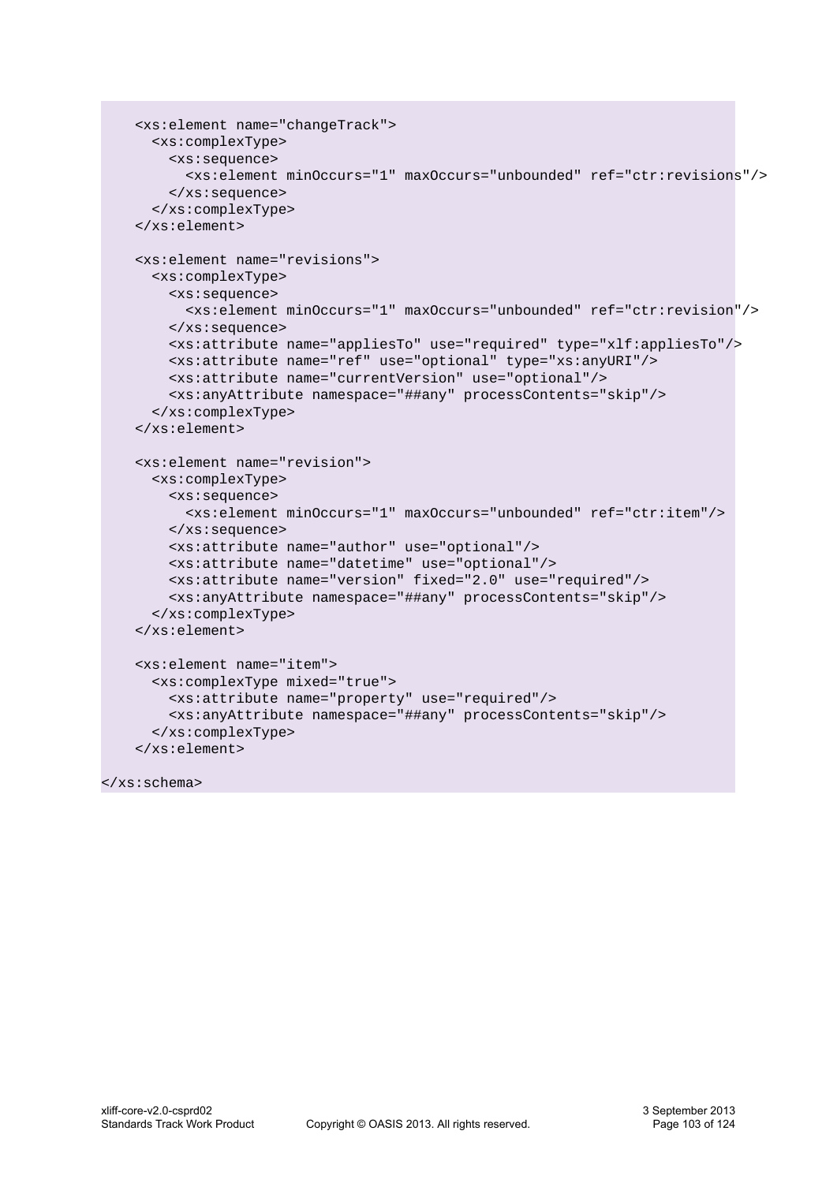```
    <xs:element name="changeTrack">
      <xs:complexType>
        <xs:sequence>
          <xs:element minOccurs="1" maxOccurs="unbounded" ref="ctr:revisions"/>
        </xs:sequence>
      </xs:complexType>
    </xs:element>

    <xs:element name="revisions">
      <xs:complexType>
        <xs:sequence>
          <xs:element minOccurs="1" maxOccurs="unbounded" ref="ctr:revision"/>
        </xs:sequence>
        <xs:attribute name="appliesTo" use="required" type="xlf:appliesTo"/>
        <xs:attribute name="ref" use="optional" type="xs:anyURI"/>
        <xs:attribute name="currentVersion" use="optional"/>
        <xs:anyAttribute namespace="##any" processContents="skip"/>
      </xs:complexType>
    </xs:element>

    <xs:element name="revision">
      <xs:complexType>
        <xs:sequence>
          <xs:element minOccurs="1" maxOccurs="unbounded" ref="ctr:item"/>
        </xs:sequence>
        <xs:attribute name="author" use="optional"/>
        <xs:attribute name="datetime" use="optional"/>
        <xs:attribute name="version" fixed="2.0" use="required"/>
        <xs:anyAttribute namespace="##any" processContents="skip"/>
      </xs:complexType>
    </xs:element>

    <xs:element name="item">
      <xs:complexType mixed="true">
        <xs:attribute name="property" use="required"/>
        <xs:anyAttribute namespace="##any" processContents="skip"/>
      </xs:complexType>
    </xs:element>

</xs:schema>
```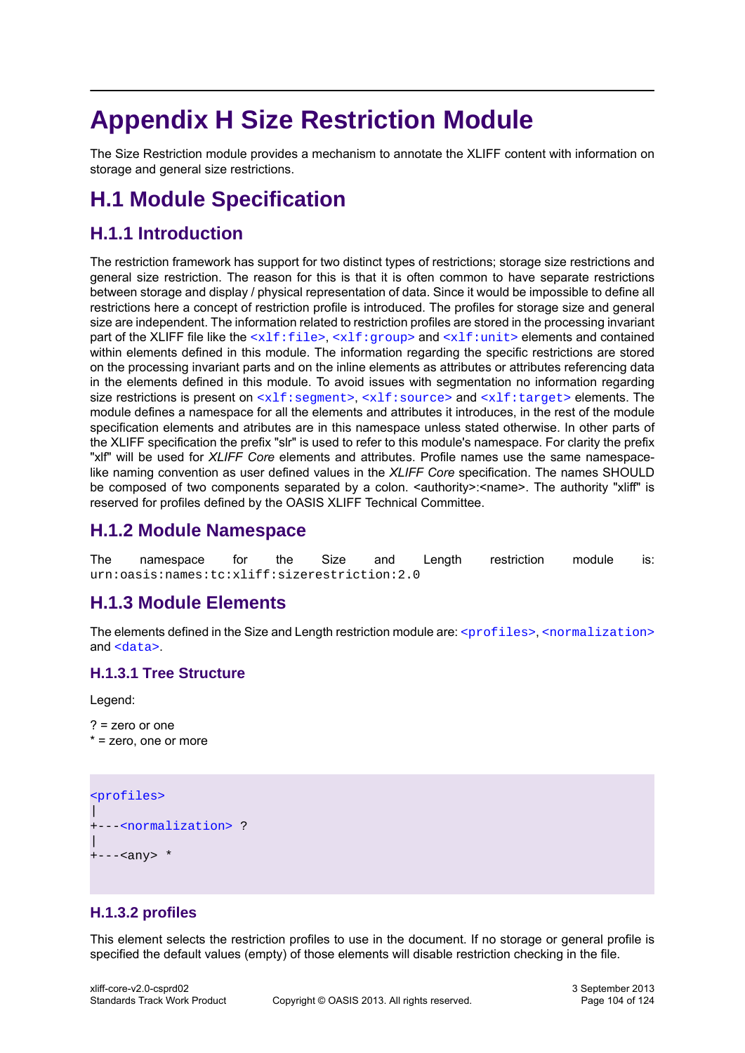# Appendix H Size Restriction Module

The Size Restriction module provides a mechanism to annotate the XLIFF content with information on storage and general size restrictions.

## H.1 Module Specification

### H.1.1 Introduction

The restriction framework has support for two distinct types of restrictions; storage size restrictions and general size restriction. The reason for this is that it is often common to have separate restrictions between storage and display / physical representation of data. Since it would be impossible to define all restrictions here a concept of restriction profile is introduced. The profiles for storage size and general size are independent. The information related to restriction profiles are stored in the processing invariant part of the XLIFF file like the `<xlf:file>`, `<xlf:group>` and `<xlf:unit>` elements and contained within elements defined in this module. The information regarding the specific restrictions are stored on the processing invariant parts and on the inline elements as attributes or attributes referencing data in the elements defined in this module. To avoid issues with segmentation no information regarding size restrictions is present on `<xlf:segment>`, `<xlf:source>` and `<xlf:target>` elements. The module defines a namespace for all the elements and attributes it introduces, in the rest of the module specification elements and atributes are in this namespace unless stated otherwise. In other parts of the XLIFF specification the prefix "slr" is used to refer to this module's namespace. For clarity the prefix "xlf" will be used for *XLIFF Core* elements and attributes. Profile names use the same namespace-like naming convention as user defined values in the *XLIFF Core* specification. The names SHOULD be composed of two components separated by a colon. <authority>:<name>. The authority "xliff" is reserved for profiles defined by the OASIS XLIFF Technical Committee.

### H.1.2 Module Namespace

The namespace for the Size and Length restriction module is: `urn:oasis:names:tc:xliff:sizerestriction:2.0`

### H.1.3 Module Elements

The elements defined in the Size and Length restriction module are: `<profiles>`, `<normalization>` and `<data>`.

#### H.1.3.1 Tree Structure

Legend:

? = zero or one
* = zero, one or more

```
<profiles>
|
+---<normalization> ?
|
+---<any> *
```

#### H.1.3.2 profiles

This element selects the restriction profiles to use in the document. If no storage or general profile is specified the default values (empty) of those elements will disable restriction checking in the file.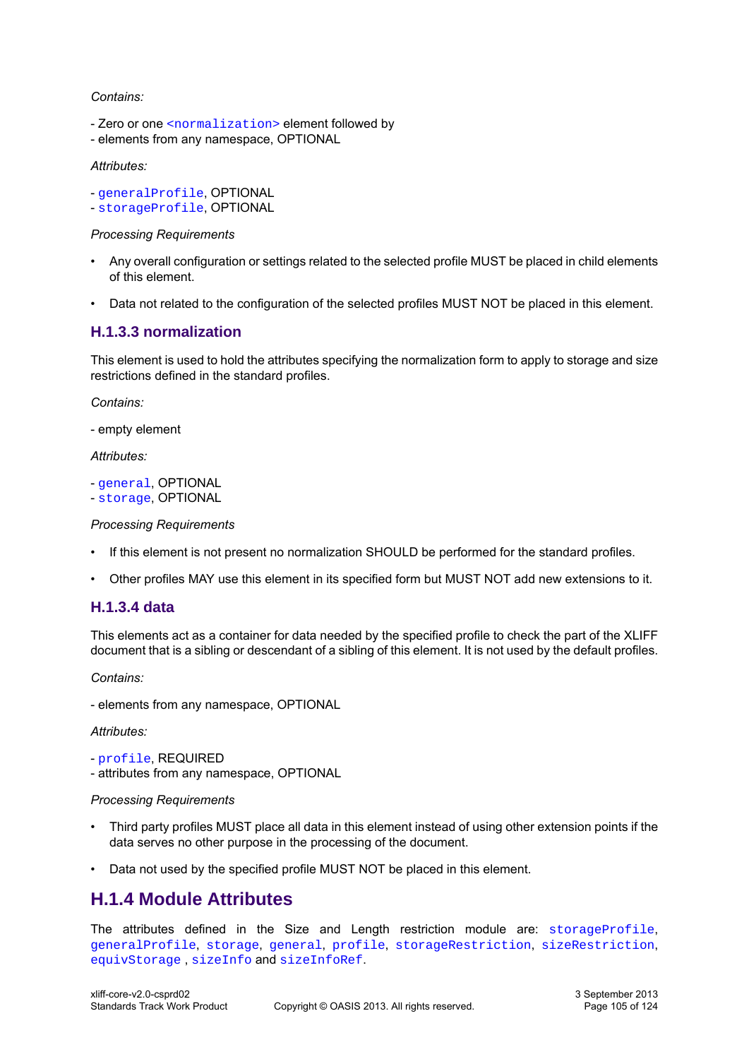*Contains:*

- Zero or one `<normalization>` element followed by
- elements from any namespace, OPTIONAL

*Attributes:*

- `generalProfile`, OPTIONAL
- `storageProfile`, OPTIONAL

*Processing Requirements*

- Any overall configuration or settings related to the selected profile MUST be placed in child elements of this element.
- Data not related to the configuration of the selected profiles MUST NOT be placed in this element.

### H.1.3.3 normalization

This element is used to hold the attributes specifying the normalization form to apply to storage and size restrictions defined in the standard profiles.

*Contains:*

- empty element

*Attributes:*

- `general`, OPTIONAL
- `storage`, OPTIONAL

*Processing Requirements*

- If this element is not present no normalization SHOULD be performed for the standard profiles.
- Other profiles MAY use this element in its specified form but MUST NOT add new extensions to it.

### H.1.3.4 data

This elements act as a container for data needed by the specified profile to check the part of the XLIFF document that is a sibling or descendant of a sibling of this element. It is not used by the default profiles.

*Contains:*

- elements from any namespace, OPTIONAL

*Attributes:*

- `profile`, REQUIRED
- attributes from any namespace, OPTIONAL

*Processing Requirements*

- Third party profiles MUST place all data in this element instead of using other extension points if the data serves no other purpose in the processing of the document.
- Data not used by the specified profile MUST NOT be placed in this element.

## H.1.4 Module Attributes

The attributes defined in the Size and Length restriction module are: `storageProfile`, `generalProfile`, `storage`, `general`, `profile`, `storageRestriction`, `sizeRestriction`, `equivStorage` , `sizeInfo` and `sizeInfoRef`.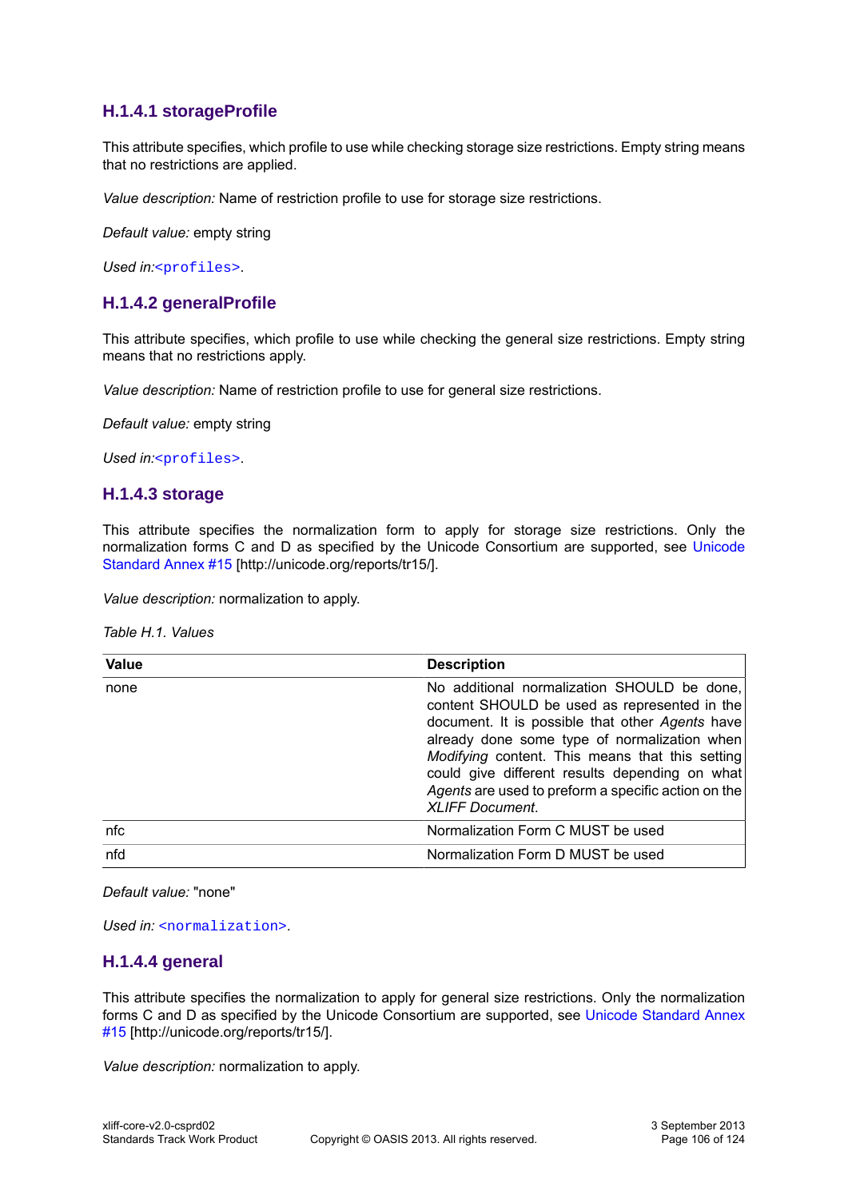### H.1.4.1 storageProfile

This attribute specifies, which profile to use while checking storage size restrictions. Empty string means that no restrictions are applied.

*Value description:* Name of restriction profile to use for storage size restrictions.

*Default value:* empty string

*Used in:*`<profiles>`.

### H.1.4.2 generalProfile

This attribute specifies, which profile to use while checking the general size restrictions. Empty string means that no restrictions apply.

*Value description:* Name of restriction profile to use for general size restrictions.

*Default value:* empty string

*Used in:*`<profiles>`.

### H.1.4.3 storage

This attribute specifies the normalization form to apply for storage size restrictions. Only the normalization forms C and D as specified by the Unicode Consortium are supported, see Unicode Standard Annex #15 [http://unicode.org/reports/tr15/].

*Value description:* normalization to apply.

*Table H.1. Values*

| Value | Description |
|---|---|
| none | No additional normalization SHOULD be done, content SHOULD be used as represented in the document. It is possible that other *Agents* have already done some type of normalization when *Modifying* content. This means that this setting could give different results depending on what *Agents* are used to preform a specific action on the *XLIFF Document*. |
| nfc | Normalization Form C MUST be used |
| nfd | Normalization Form D MUST be used |

*Default value:* "none"

*Used in:* `<normalization>`.

### H.1.4.4 general

This attribute specifies the normalization to apply for general size restrictions. Only the normalization forms C and D as specified by the Unicode Consortium are supported, see Unicode Standard Annex #15 [http://unicode.org/reports/tr15/].

*Value description:* normalization to apply.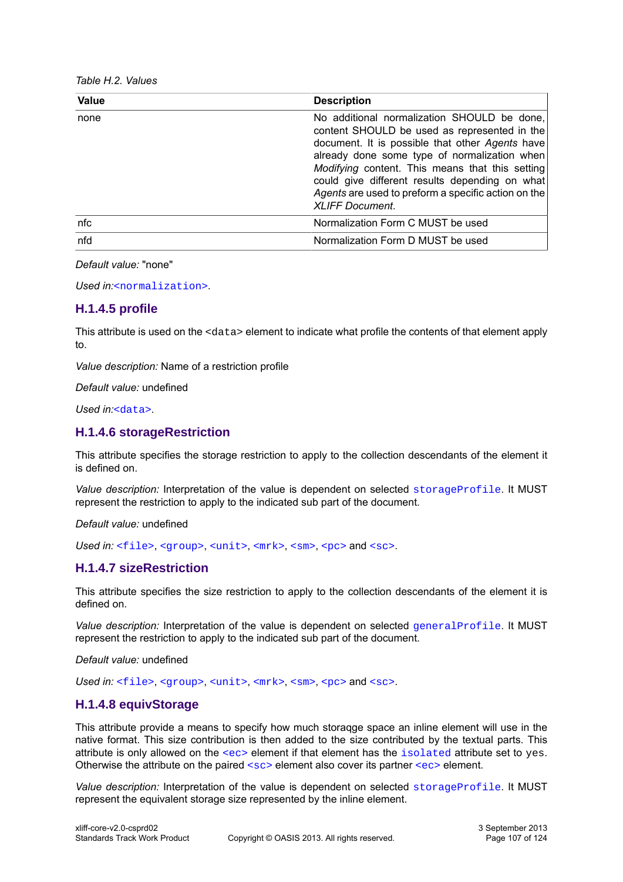*Table H.2. Values*

| Value | Description |
|---|---|
| none | No additional normalization SHOULD be done, content SHOULD be used as represented in the document. It is possible that other *Agents* have already done some type of normalization when *Modifying* content. This means that this setting could give different results depending on what *Agents* are used to preform a specific action on the *XLIFF Document*. |
| nfc | Normalization Form C MUST be used |
| nfd | Normalization Form D MUST be used |

*Default value:* "none"

*Used in:*`<normalization>`.

### H.1.4.5 profile

This attribute is used on the `<data>` element to indicate what profile the contents of that element apply to.

*Value description:* Name of a restriction profile

*Default value:* undefined

*Used in:*`<data>`.

### H.1.4.6 storageRestriction

This attribute specifies the storage restriction to apply to the collection descendants of the element it is defined on.

*Value description:* Interpretation of the value is dependent on selected `storageProfile`. It MUST represent the restriction to apply to the indicated sub part of the document.

*Default value:* undefined

*Used in:* `<file>`, `<group>`, `<unit>`, `<mrk>`, `<sm>`, `<pc>` and `<sc>`.

### H.1.4.7 sizeRestriction

This attribute specifies the size restriction to apply to the collection descendants of the element it is defined on.

*Value description:* Interpretation of the value is dependent on selected `generalProfile`. It MUST represent the restriction to apply to the indicated sub part of the document.

*Default value:* undefined

*Used in:* `<file>`, `<group>`, `<unit>`, `<mrk>`, `<sm>`, `<pc>` and `<sc>`.

### H.1.4.8 equivStorage

This attribute provide a means to specify how much storaqge space an inline element will use in the native format. This size contribution is then added to the size contributed by the textual parts. This attribute is only allowed on the `<ec>` element if that element has the `isolated` attribute set to `yes`. Otherwise the attribute on the paired `<sc>` element also cover its partner `<ec>` element.

*Value description:* Interpretation of the value is dependent on selected `storageProfile`. It MUST represent the equivalent storage size represented by the inline element.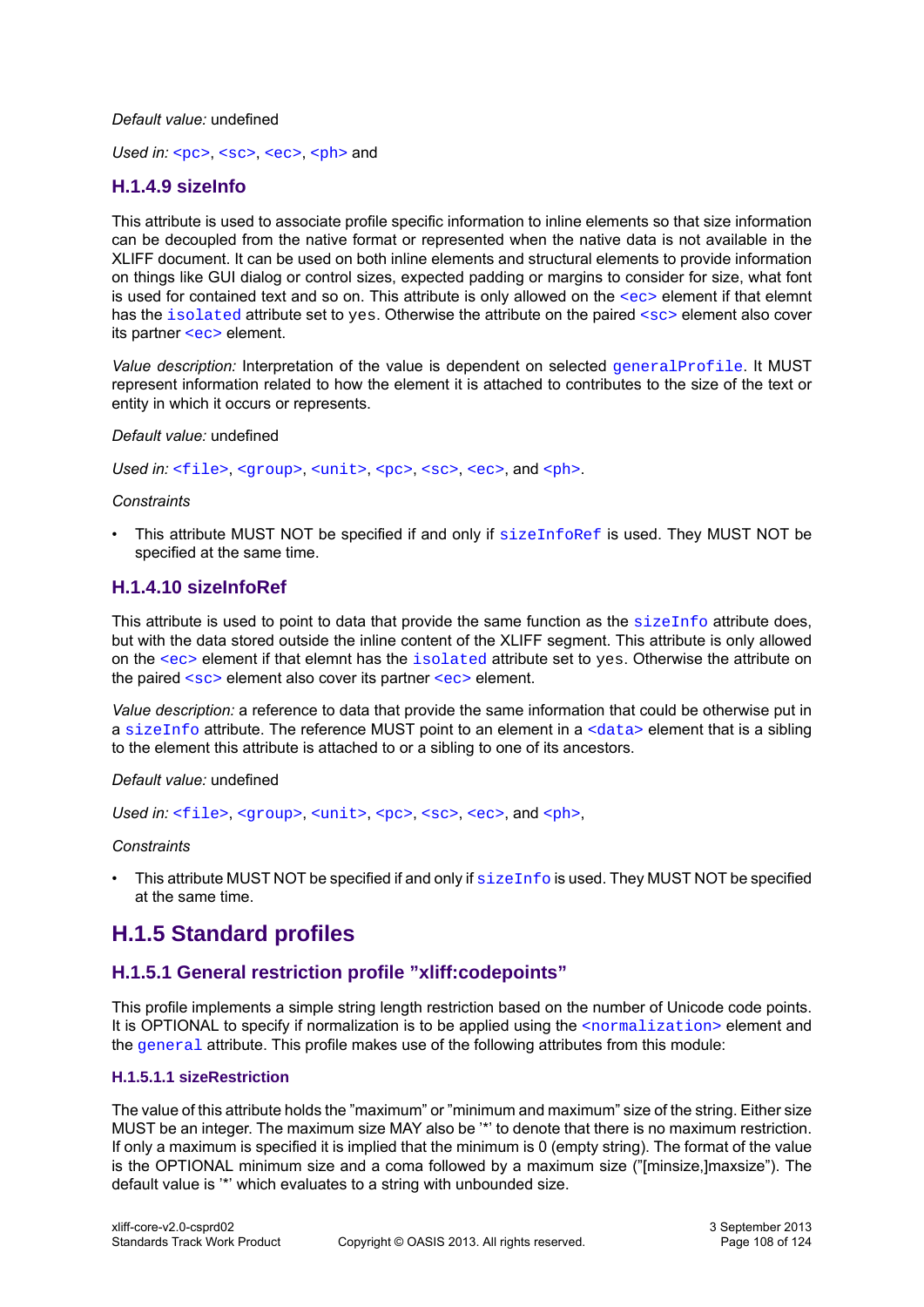*Default value:* undefined

*Used in:* `<pc>`, `<sc>`, `<ec>`, `<ph>` and

### H.1.4.9 sizeInfo

This attribute is used to associate profile specific information to inline elements so that size information can be decoupled from the native format or represented when the native data is not available in the XLIFF document. It can be used on both inline elements and structural elements to provide information on things like GUI dialog or control sizes, expected padding or margins to consider for size, what font is used for contained text and so on. This attribute is only allowed on the `<ec>` element if that elemnt has the `isolated` attribute set to `yes`. Otherwise the attribute on the paired `<sc>` element also cover its partner `<ec>` element.

*Value description:* Interpretation of the value is dependent on selected `generalProfile`. It MUST represent information related to how the element it is attached to contributes to the size of the text or entity in which it occurs or represents.

*Default value:* undefined

*Used in:* `<file>`, `<group>`, `<unit>`, `<pc>`, `<sc>`, `<ec>`, and `<ph>`.

*Constraints*

- This attribute MUST NOT be specified if and only if `sizeInfoRef` is used. They MUST NOT be specified at the same time.

### H.1.4.10 sizeInfoRef

This attribute is used to point to data that provide the same function as the `sizeInfo` attribute does, but with the data stored outside the inline content of the XLIFF segment. This attribute is only allowed on the `<ec>` element if that elemnt has the `isolated` attribute set to `yes`. Otherwise the attribute on the paired `<sc>` element also cover its partner `<ec>` element.

*Value description:* a reference to data that provide the same information that could be otherwise put in a `sizeInfo` attribute. The reference MUST point to an element in a `<data>` element that is a sibling to the element this attribute is attached to or a sibling to one of its ancestors.

*Default value:* undefined

*Used in:* `<file>`, `<group>`, `<unit>`, `<pc>`, `<sc>`, `<ec>`, and `<ph>`,

*Constraints*

- This attribute MUST NOT be specified if and only if `sizeInfo` is used. They MUST NOT be specified at the same time.

## H.1.5 Standard profiles

### H.1.5.1 General restriction profile ”xliff:codepoints”

This profile implements a simple string length restriction based on the number of Unicode code points. It is OPTIONAL to specify if normalization is to be applied using the `<normalization>` element and the `general` attribute. This profile makes use of the following attributes from this module:

#### H.1.5.1.1 sizeRestriction

The value of this attribute holds the ”maximum” or ”minimum and maximum” size of the string. Either size MUST be an integer. The maximum size MAY also be '*' to denote that there is no maximum restriction. If only a maximum is specified it is implied that the minimum is 0 (empty string). The format of the value is the OPTIONAL minimum size and a coma followed by a maximum size (”[minsize,]maxsize”). The default value is '*' which evaluates to a string with unbounded size.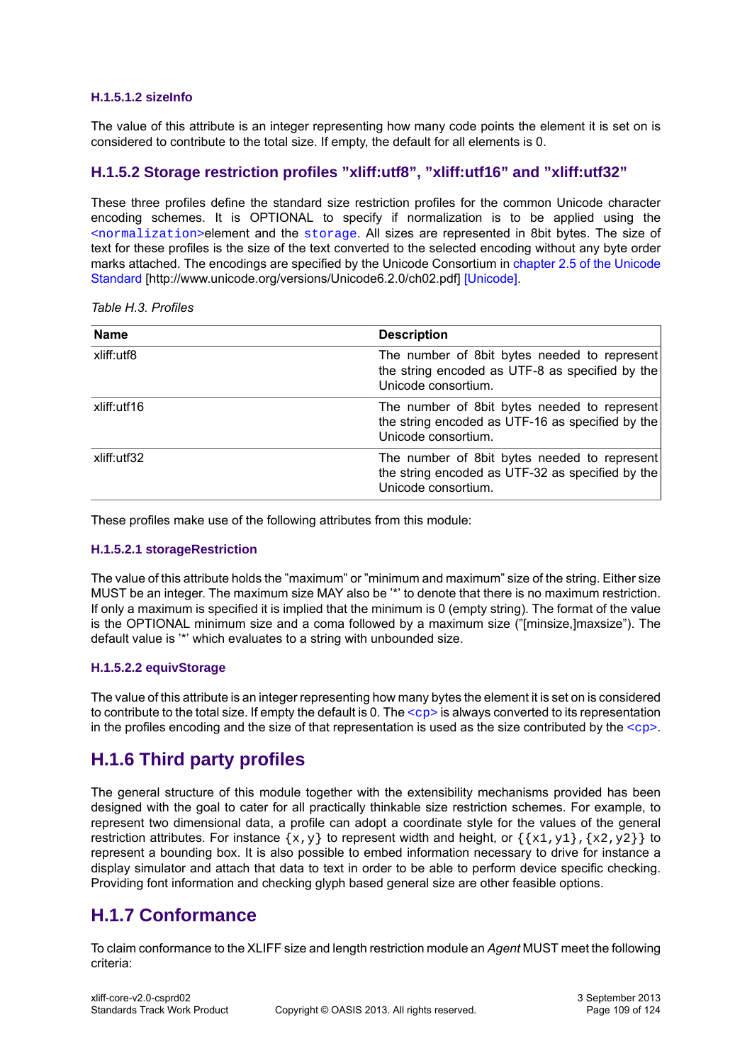#### H.1.5.1.2 sizeInfo

The value of this attribute is an integer representing how many code points the element it is set on is considered to contribute to the total size. If empty, the default for all elements is 0.

### H.1.5.2 Storage restriction profiles "xliff:utf8", "xliff:utf16" and "xliff:utf32"

These three profiles define the standard size restriction profiles for the common Unicode character encoding schemes. It is OPTIONAL to specify if normalization is to be applied using the `<normalization>`element and the `storage`. All sizes are represented in 8bit bytes. The size of text for these profiles is the size of the text converted to the selected encoding without any byte order marks attached. The encodings are specified by the Unicode Consortium in chapter 2.5 of the Unicode Standard [http://www.unicode.org/versions/Unicode6.2.0/ch02.pdf] [Unicode].

*Table H.3. Profiles*

| Name | Description |
|---|---|
| xliff:utf8 | The number of 8bit bytes needed to represent the string encoded as UTF-8 as specified by the Unicode consortium. |
| xliff:utf16 | The number of 8bit bytes needed to represent the string encoded as UTF-16 as specified by the Unicode consortium. |
| xliff:utf32 | The number of 8bit bytes needed to represent the string encoded as UTF-32 as specified by the Unicode consortium. |

These profiles make use of the following attributes from this module:

#### H.1.5.2.1 storageRestriction

The value of this attribute holds the "maximum" or "minimum and maximum" size of the string. Either size MUST be an integer. The maximum size MAY also be '*' to denote that there is no maximum restriction. If only a maximum is specified it is implied that the minimum is 0 (empty string). The format of the value is the OPTIONAL minimum size and a coma followed by a maximum size ("[minsize,]maxsize"). The default value is '*' which evaluates to a string with unbounded size.

#### H.1.5.2.2 equivStorage

The value of this attribute is an integer representing how many bytes the element it is set on is considered to contribute to the total size. If empty the default is 0. The `<cp>` is always converted to its representation in the profiles encoding and the size of that representation is used as the size contributed by the `<cp>`.

## H.1.6 Third party profiles

The general structure of this module together with the extensibility mechanisms provided has been designed with the goal to cater for all practically thinkable size restriction schemes. For example, to represent two dimensional data, a profile can adopt a coordinate style for the values of the general restriction attributes. For instance `{x,y}` to represent width and height, or `{{x1,y1},{x2,y2}}` to represent a bounding box. It is also possible to embed information necessary to drive for instance a display simulator and attach that data to text in order to be able to perform device specific checking. Providing font information and checking glyph based general size are other feasible options.

## H.1.7 Conformance

To claim conformance to the XLIFF size and length restriction module an *Agent* MUST meet the following criteria: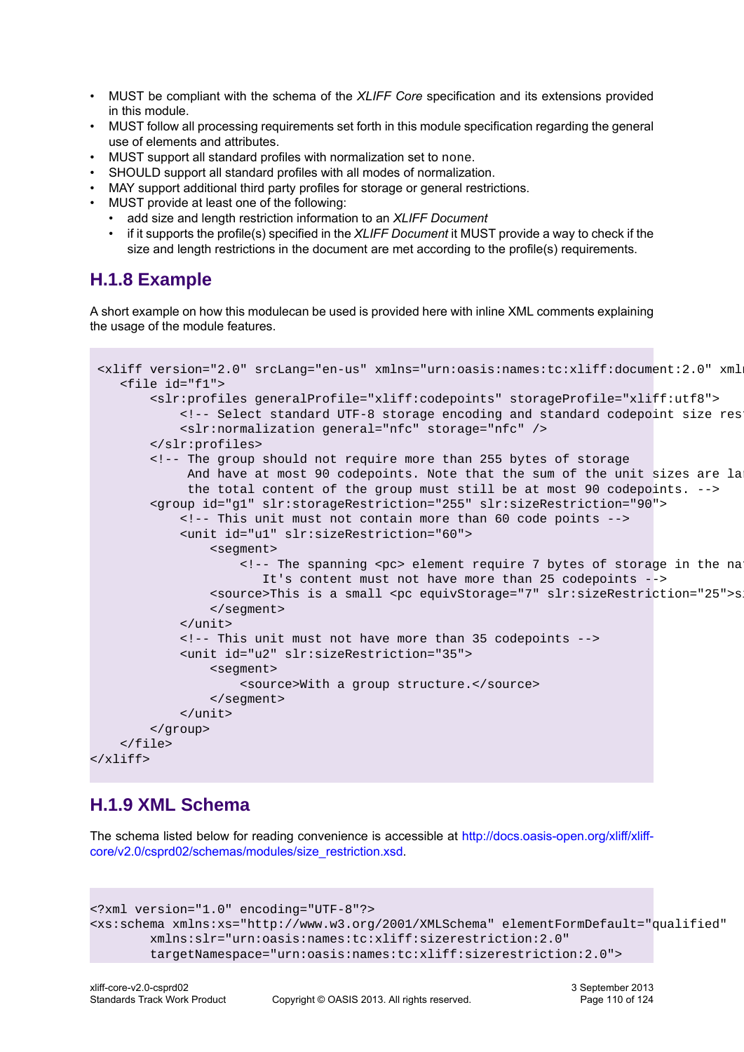- MUST be compliant with the schema of the *XLIFF Core* specification and its extensions provided in this module.
- MUST follow all processing requirements set forth in this module specification regarding the general use of elements and attributes.
- MUST support all standard profiles with normalization set to none.
- SHOULD support all standard profiles with all modes of normalization.
- MAY support additional third party profiles for storage or general restrictions.
- MUST provide at least one of the following:
  - add size and length restriction information to an *XLIFF Document*
  - if it supports the profile(s) specified in the *XLIFF Document* it MUST provide a way to check if the size and length restrictions in the document are met according to the profile(s) requirements.

## H.1.8 Example

A short example on how this modulecan be used is provided here with inline XML comments explaining the usage of the module features.

```
 <xliff version="2.0" srcLang="en-us" xmlns="urn:oasis:names:tc:xliff:document:2.0" xmlı
    <file id="f1">
        <slr:profiles generalProfile="xliff:codepoints" storageProfile="xliff:utf8">
            <!-- Select standard UTF-8 storage encoding and standard codepoint size res
            <slr:normalization general="nfc" storage="nfc" />
        </slr:profiles>
        <!-- The group should not require more than 255 bytes of storage
             And have at most 90 codepoints. Note that the sum of the unit sizes are la
             the total content of the group must still be at most 90 codepoints. -->
        <group id="g1" slr:storageRestriction="255" slr:sizeRestriction="90">
            <!-- This unit must not contain more than 60 code points -->
            <unit id="u1" slr:sizeRestriction="60">
                <segment>
                    <!-- The spanning <pc> element require 7 bytes of storage in the na
                       It's content must not have more than 25 codepoints -->
                <source>This is a small <pc equivStorage="7" slr:sizeRestriction="25">s
                </segment>
            </unit>
            <!-- This unit must not have more than 35 codepoints -->
            <unit id="u2" slr:sizeRestriction="35">
                <segment>
                    <source>With a group structure.</source>
                </segment>
            </unit>
        </group>
    </file>
</xliff>
```

## H.1.9 XML Schema

The schema listed below for reading convenience is accessible at http://docs.oasis-open.org/xliff/xliff-core/v2.0/csprd02/schemas/modules/size_restriction.xsd.

```
<?xml version="1.0" encoding="UTF-8"?>
<xs:schema xmlns:xs="http://www.w3.org/2001/XMLSchema" elementFormDefault="qualified"
        xmlns:slr="urn:oasis:names:tc:xliff:sizerestriction:2.0"
        targetNamespace="urn:oasis:names:tc:xliff:sizerestriction:2.0">
```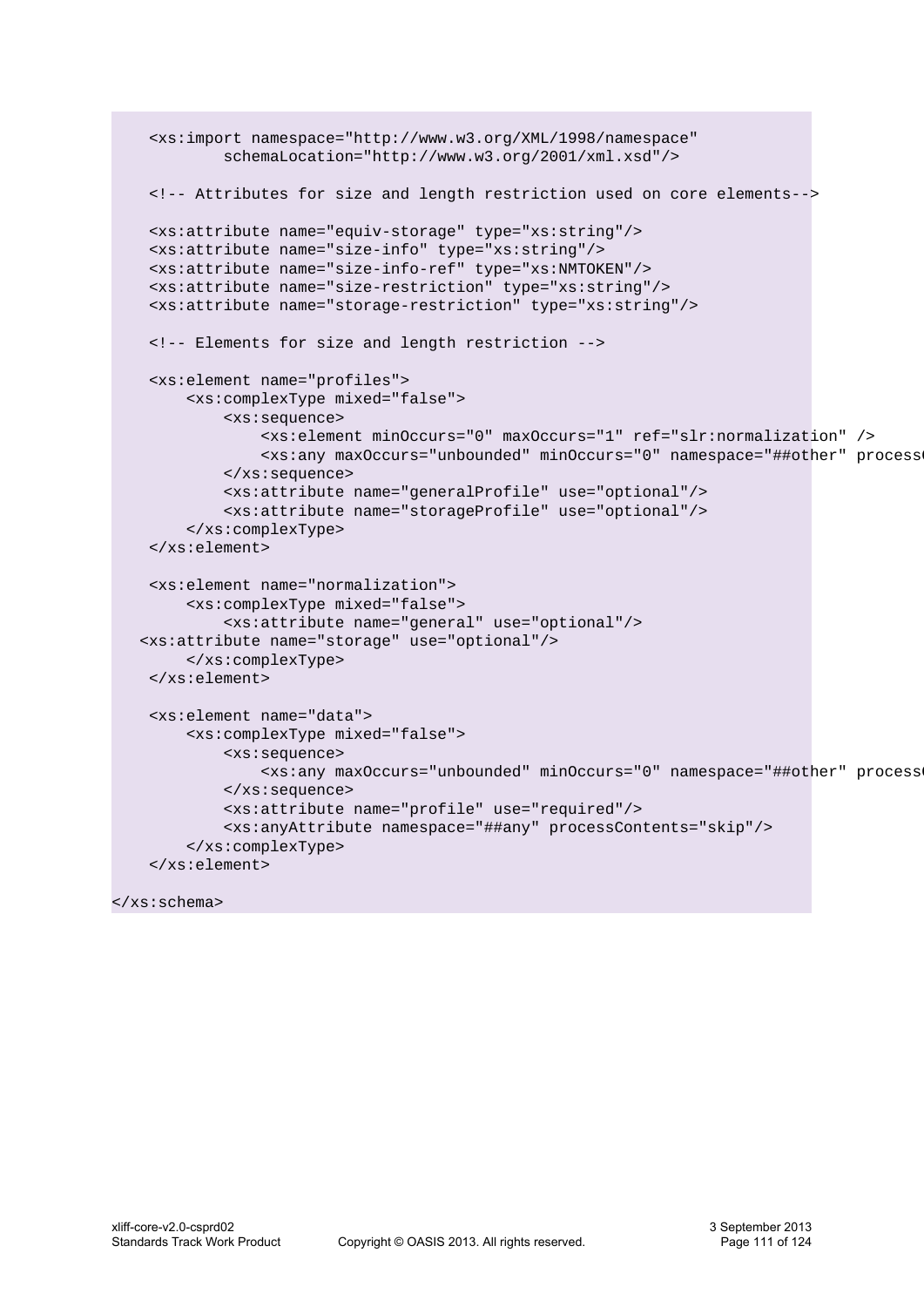```
    <xs:import namespace="http://www.w3.org/XML/1998/namespace"
            schemaLocation="http://www.w3.org/2001/xml.xsd"/>

    <!-- Attributes for size and length restriction used on core elements-->

    <xs:attribute name="equiv-storage" type="xs:string"/>
    <xs:attribute name="size-info" type="xs:string"/>
    <xs:attribute name="size-info-ref" type="xs:NMTOKEN"/>
    <xs:attribute name="size-restriction" type="xs:string"/>
    <xs:attribute name="storage-restriction" type="xs:string"/>

    <!-- Elements for size and length restriction -->

    <xs:element name="profiles">
        <xs:complexType mixed="false">
            <xs:sequence>
                <xs:element minOccurs="0" maxOccurs="1" ref="slr:normalization" />
                <xs:any maxOccurs="unbounded" minOccurs="0" namespace="##other" process
            </xs:sequence>
            <xs:attribute name="generalProfile" use="optional"/>
            <xs:attribute name="storageProfile" use="optional"/>
        </xs:complexType>
    </xs:element>

    <xs:element name="normalization">
        <xs:complexType mixed="false">
            <xs:attribute name="general" use="optional"/>
   <xs:attribute name="storage" use="optional"/>
        </xs:complexType>
    </xs:element>

    <xs:element name="data">
        <xs:complexType mixed="false">
            <xs:sequence>
                <xs:any maxOccurs="unbounded" minOccurs="0" namespace="##other" process
            </xs:sequence>
            <xs:attribute name="profile" use="required"/>
            <xs:anyAttribute namespace="##any" processContents="skip"/>
        </xs:complexType>
    </xs:element>

</xs:schema>
```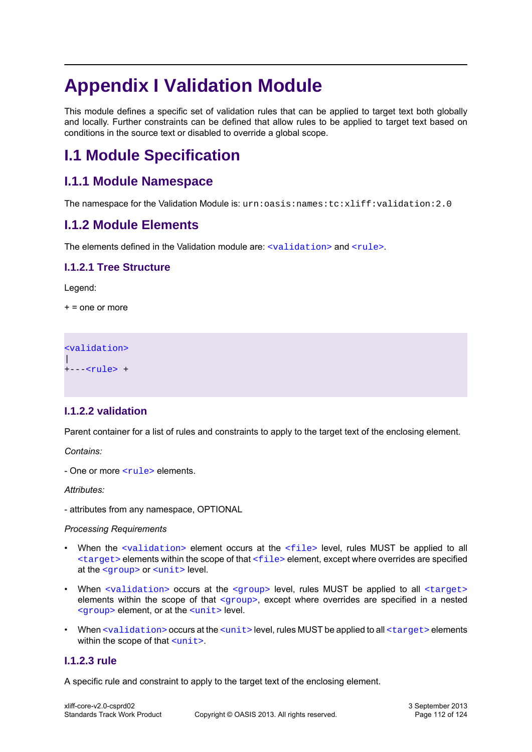# Appendix I Validation Module

This module defines a specific set of validation rules that can be applied to target text both globally and locally. Further constraints can be defined that allow rules to be applied to target text based on conditions in the source text or disabled to override a global scope.

## I.1 Module Specification

### I.1.1 Module Namespace

The namespace for the Validation Module is: `urn:oasis:names:tc:xliff:validation:2.0`

### I.1.2 Module Elements

The elements defined in the Validation module are: `<validation>` and `<rule>`.

#### I.1.2.1 Tree Structure

Legend:

+ = one or more

```
<validation>
|
+---<rule> +
```

#### I.1.2.2 validation

Parent container for a list of rules and constraints to apply to the target text of the enclosing element.

*Contains:*

- One or more `<rule>` elements.

*Attributes:*

- attributes from any namespace, OPTIONAL

*Processing Requirements*

- When the `<validation>` element occurs at the `<file>` level, rules MUST be applied to all `<target>` elements within the scope of that `<file>` element, except where overrides are specified at the `<group>` or `<unit>` level.
- When `<validation>` occurs at the `<group>` level, rules MUST be applied to all `<target>` elements within the scope of that `<group>`, except where overrides are specified in a nested `<group>` element, or at the `<unit>` level.
- When `<validation>` occurs at the `<unit>` level, rules MUST be applied to all `<target>` elements within the scope of that `<unit>`.

#### I.1.2.3 rule

A specific rule and constraint to apply to the target text of the enclosing element.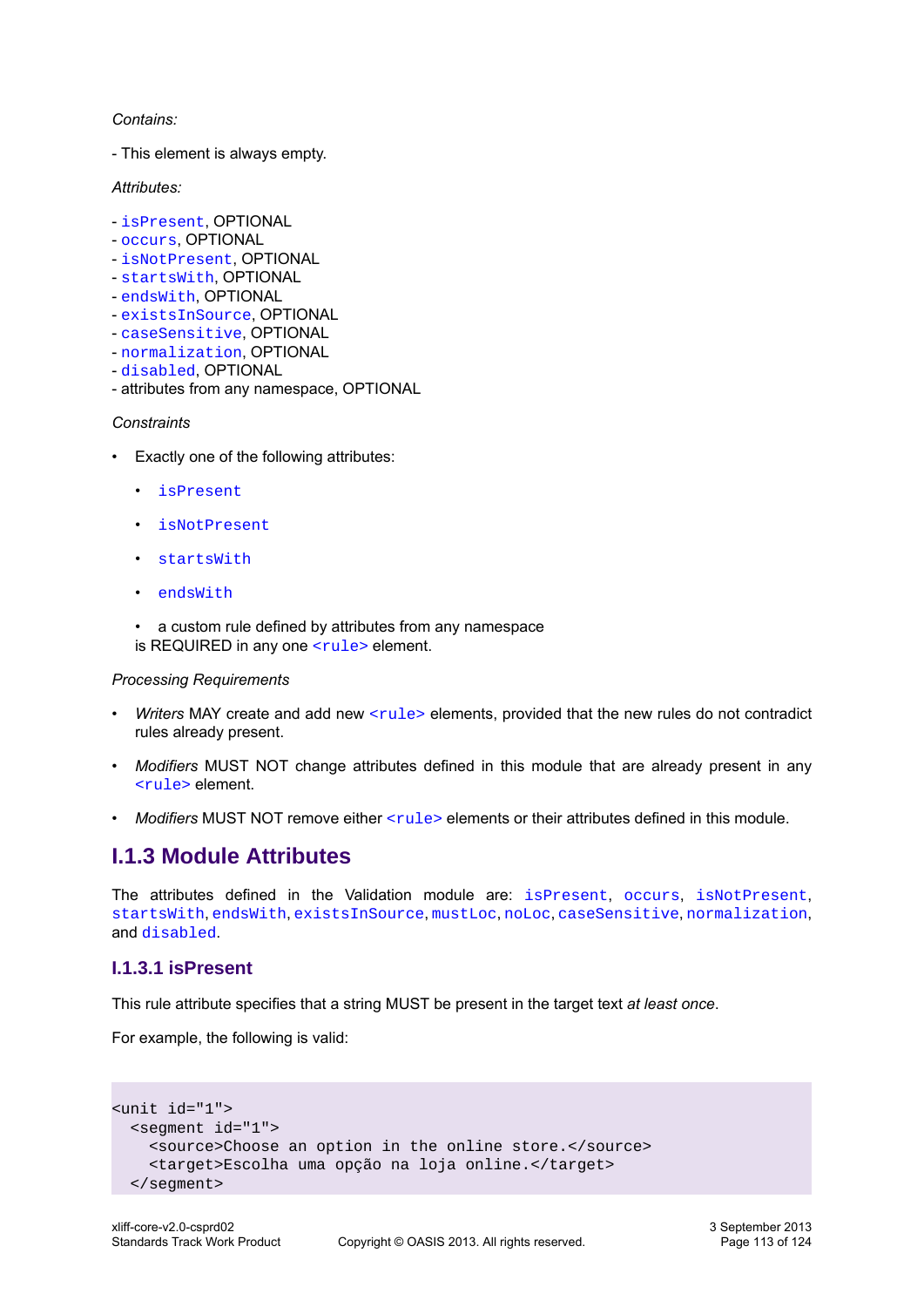*Contains:*

- This element is always empty.

*Attributes:*

- `isPresent`, OPTIONAL
- `occurs`, OPTIONAL
- `isNotPresent`, OPTIONAL
- `startsWith`, OPTIONAL
- `endsWith`, OPTIONAL
- `existsInSource`, OPTIONAL
- `caseSensitive`, OPTIONAL
- `normalization`, OPTIONAL
- `disabled`, OPTIONAL
- attributes from any namespace, OPTIONAL

*Constraints*

- Exactly one of the following attributes:
  - `isPresent`
  - `isNotPresent`
  - `startsWith`
  - `endsWith`
  - a custom rule defined by attributes from any namespace

  is REQUIRED in any one `<rule>` element.

*Processing Requirements*

- *Writers* MAY create and add new `<rule>` elements, provided that the new rules do not contradict rules already present.
- *Modifiers* MUST NOT change attributes defined in this module that are already present in any `<rule>` element.
- *Modifiers* MUST NOT remove either `<rule>` elements or their attributes defined in this module.

## I.1.3 Module Attributes

The attributes defined in the Validation module are: `isPresent`, `occurs`, `isNotPresent`, `startsWith`, `endsWith`, `existsInSource`, `mustLoc`, `noLoc`, `caseSensitive`, `normalization`, and `disabled`.

### I.1.3.1 isPresent

This rule attribute specifies that a string MUST be present in the target text *at least once*.

For example, the following is valid:

```
<unit id="1">
  <segment id="1">
    <source>Choose an option in the online store.</source>
    <target>Escolha uma opção na loja online.</target>
  </segment>
```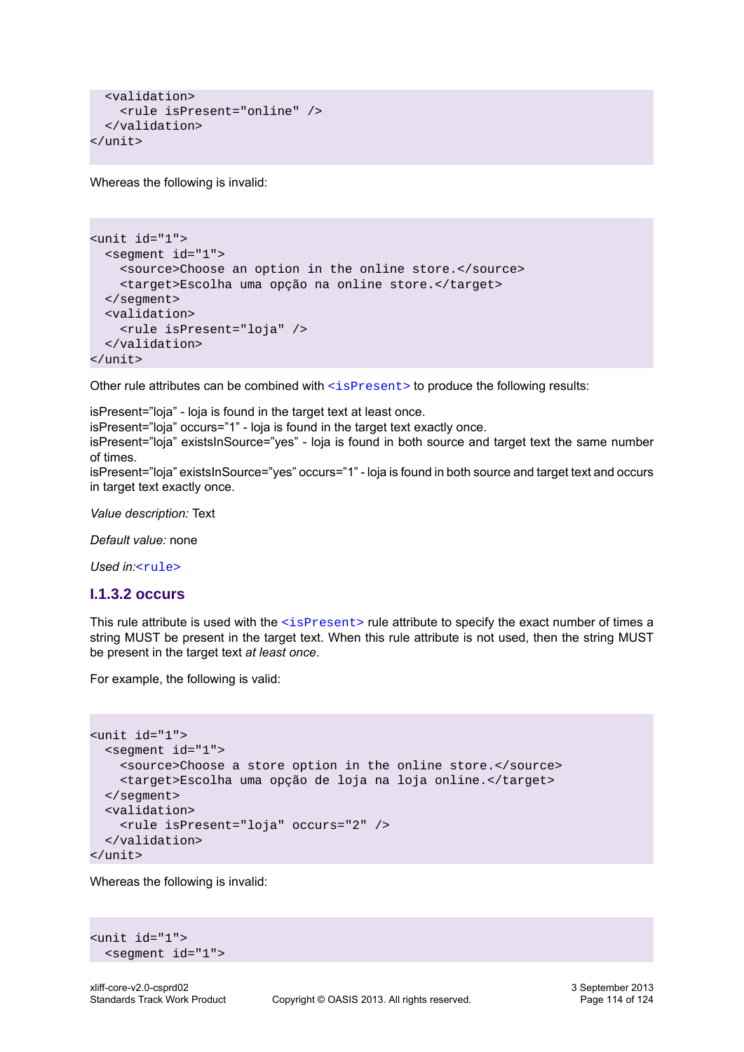```
  <validation>
    <rule isPresent="online" />
  </validation>
</unit>
```

Whereas the following is invalid:

```
<unit id="1">
  <segment id="1">
    <source>Choose an option in the online store.</source>
    <target>Escolha uma opção na online store.</target>
  </segment>
  <validation>
    <rule isPresent="loja" />
  </validation>
</unit>
```

Other rule attributes can be combined with `<isPresent>` to produce the following results:

isPresent="loja" - loja is found in the target text at least once.
isPresent="loja" occurs="1" - loja is found in the target text exactly once.
isPresent="loja" existsInSource="yes" - loja is found in both source and target text the same number of times.
isPresent="loja" existsInSource="yes" occurs="1" - loja is found in both source and target text and occurs in target text exactly once.

*Value description:* Text

*Default value:* none

*Used in:*`<rule>`

### I.1.3.2 occurs

This rule attribute is used with the `<isPresent>` rule attribute to specify the exact number of times a string MUST be present in the target text. When this rule attribute is not used, then the string MUST be present in the target text *at least once*.

For example, the following is valid:

```
<unit id="1">
  <segment id="1">
    <source>Choose a store option in the online store.</source>
    <target>Escolha uma opção de loja na loja online.</target>
  </segment>
  <validation>
    <rule isPresent="loja" occurs="2" />
  </validation>
</unit>
```

Whereas the following is invalid:

```
<unit id="1">
  <segment id="1">
```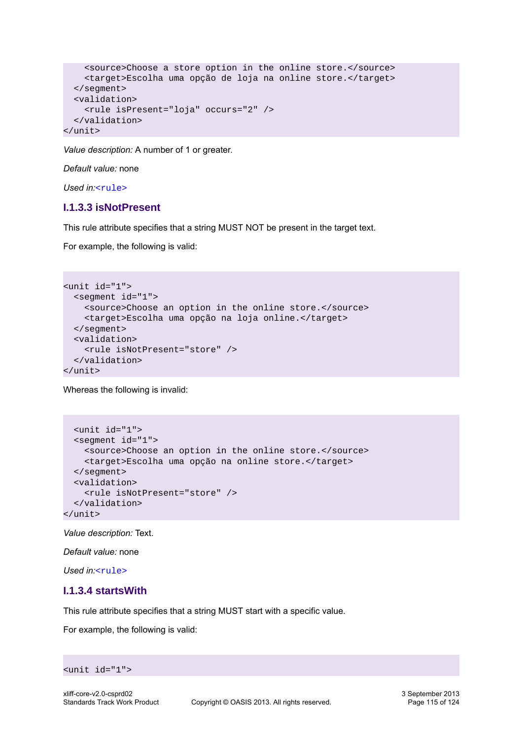```
    <source>Choose a store option in the online store.</source>
    <target>Escolha uma opção de loja na online store.</target>
  </segment>
  <validation>
    <rule isPresent="loja" occurs="2" />
  </validation>
</unit>
```

*Value description:* A number of 1 or greater.

*Default value:* none

*Used in:* `<rule>`

### I.1.3.3 isNotPresent

This rule attribute specifies that a string MUST NOT be present in the target text.

For example, the following is valid:

```
<unit id="1">
  <segment id="1">
    <source>Choose an option in the online store.</source>
    <target>Escolha uma opção na loja online.</target>
  </segment>
  <validation>
    <rule isNotPresent="store" />
  </validation>
</unit>
```

Whereas the following is invalid:

```
  <unit id="1">
  <segment id="1">
    <source>Choose an option in the online store.</source>
    <target>Escolha uma opção na online store.</target>
  </segment>
  <validation>
    <rule isNotPresent="store" />
  </validation>
</unit>
```

*Value description:* Text.

*Default value:* none

*Used in:* `<rule>`

### I.1.3.4 startsWith

This rule attribute specifies that a string MUST start with a specific value.

For example, the following is valid:

```
<unit id="1">
```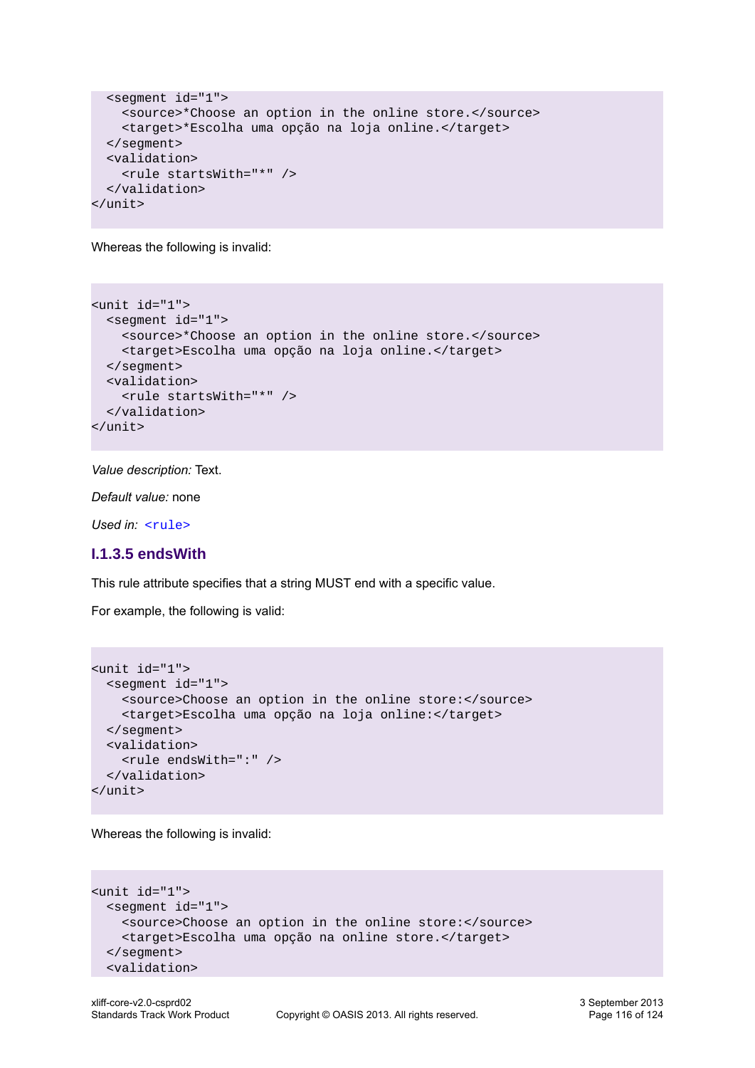```
  <segment id="1">
    <source>*Choose an option in the online store.</source>
    <target>*Escolha uma opção na loja online.</target>
  </segment>
  <validation>
    <rule startsWith="*" />
  </validation>
</unit>
```

Whereas the following is invalid:

```
<unit id="1">
  <segment id="1">
    <source>*Choose an option in the online store.</source>
    <target>Escolha uma opção na loja online.</target>
  </segment>
  <validation>
    <rule startsWith="*" />
  </validation>
</unit>
```

*Value description:* Text.

*Default value:* none

*Used in:* `<rule>`

### I.1.3.5 endsWith

This rule attribute specifies that a string MUST end with a specific value.

For example, the following is valid:

```
<unit id="1">
  <segment id="1">
    <source>Choose an option in the online store:</source>
    <target>Escolha uma opção na loja online:</target>
  </segment>
  <validation>
    <rule endsWith=":" />
  </validation>
</unit>
```

Whereas the following is invalid:

```
<unit id="1">
  <segment id="1">
    <source>Choose an option in the online store:</source>
    <target>Escolha uma opção na online store.</target>
  </segment>
  <validation>
```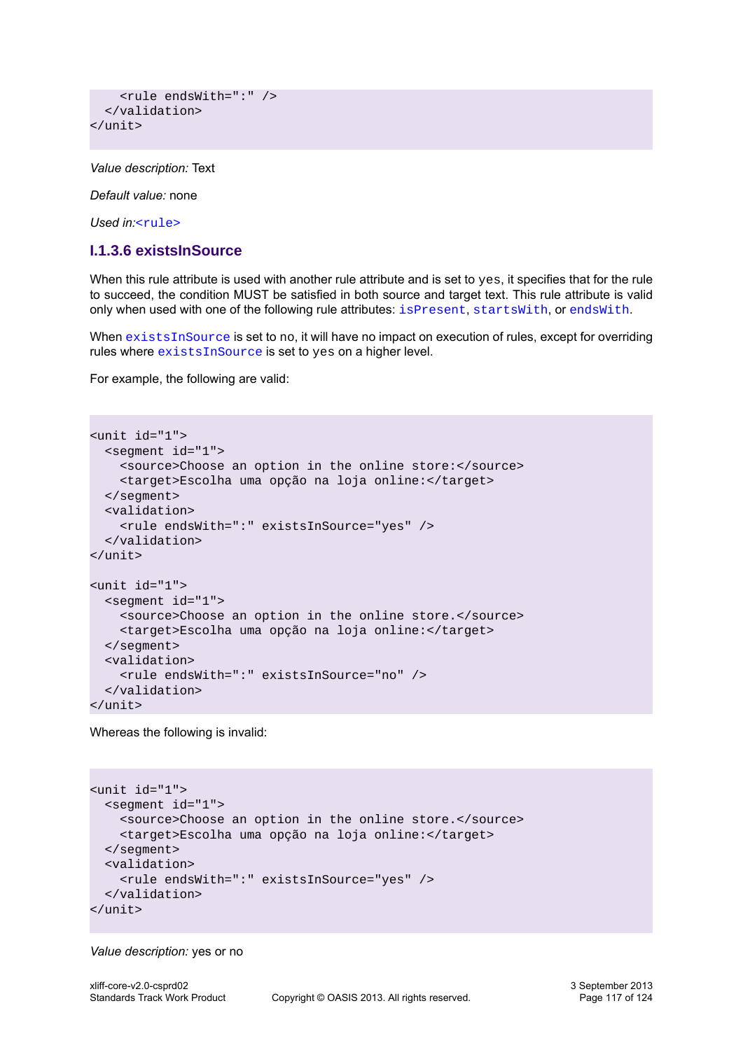```
    <rule endsWith=":" />
  </validation>
</unit>
```

*Value description:* Text

*Default value:* none

*Used in:*`<rule>`

### I.1.3.6 existsInSource

When this rule attribute is used with another rule attribute and is set to `yes`, it specifies that for the rule to succeed, the condition MUST be satisfied in both source and target text. This rule attribute is valid only when used with one of the following rule attributes: `isPresent`, `startsWith`, or `endsWith`.

When `existsInSource` is set to no, it will have no impact on execution of rules, except for overriding rules where `existsInSource` is set to `yes` on a higher level.

For example, the following are valid:

```
<unit id="1">
  <segment id="1">
    <source>Choose an option in the online store:</source>
    <target>Escolha uma opção na loja online:</target>
  </segment>
  <validation>
    <rule endsWith=":" existsInSource="yes" />
  </validation>
</unit>

<unit id="1">
  <segment id="1">
    <source>Choose an option in the online store.</source>
    <target>Escolha uma opção na loja online:</target>
  </segment>
  <validation>
    <rule endsWith=":" existsInSource="no" />
  </validation>
</unit>
```

Whereas the following is invalid:

```
<unit id="1">
  <segment id="1">
    <source>Choose an option in the online store.</source>
    <target>Escolha uma opção na loja online:</target>
  </segment>
  <validation>
    <rule endsWith=":" existsInSource="yes" />
  </validation>
</unit>
```

*Value description:* yes or no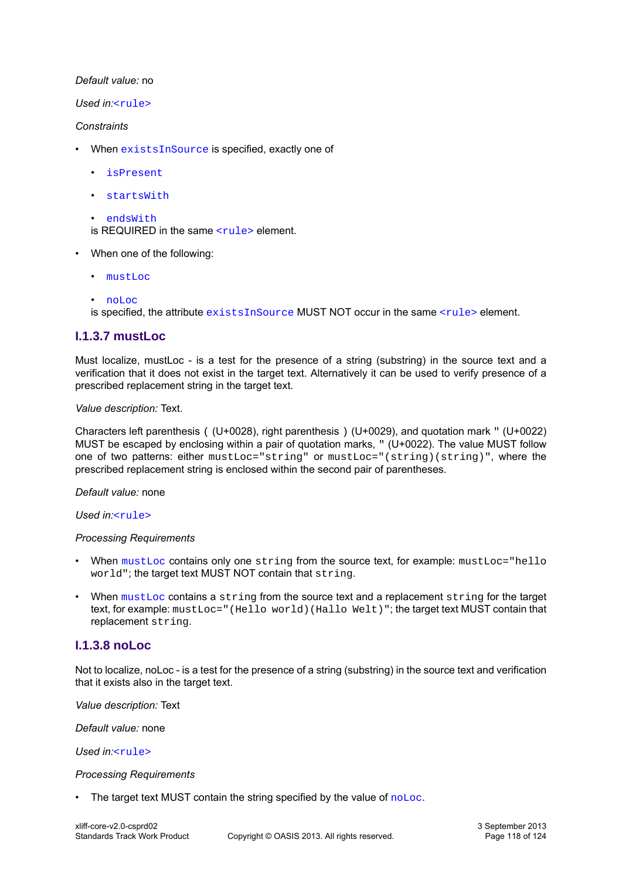*Default value:* no

*Used in:*`<rule>`

*Constraints*

- When `existsInSource` is specified, exactly one of
  - `isPresent`
  - `startsWith`
  - `endsWith`

  is REQUIRED in the same `<rule>` element.
- When one of the following:
  - `mustLoc`
  - `noLoc`

  is specified, the attribute `existsInSource` MUST NOT occur in the same `<rule>` element.

### I.1.3.7 mustLoc

Must localize, mustLoc - is a test for the presence of a string (substring) in the source text and a verification that it does not exist in the target text. Alternatively it can be used to verify presence of a prescribed replacement string in the target text.

*Value description:* Text.

Characters left parenthesis ( (U+0028), right parenthesis ) (U+0029), and quotation mark " (U+0022) MUST be escaped by enclosing within a pair of quotation marks, " (U+0022). The value MUST follow one of two patterns: either `mustLoc="string"` or `mustLoc="(string)(string)"`, where the prescribed replacement string is enclosed within the second pair of parentheses.

*Default value:* none

*Used in:*`<rule>`

*Processing Requirements*

- When `mustLoc` contains only one `string` from the source text, for example: `mustLoc="hello world"`; the target text MUST NOT contain that `string`.
- When `mustLoc` contains a `string` from the source text and a replacement `string` for the target text, for example: `mustLoc="(Hello world)(Hallo Welt)"`; the target text MUST contain that replacement `string`.

### I.1.3.8 noLoc

Not to localize, noLoc - is a test for the presence of a string (substring) in the source text and verification that it exists also in the target text.

*Value description:* Text

*Default value:* none

*Used in:*`<rule>`

*Processing Requirements*

- The target text MUST contain the string specified by the value of `noLoc`.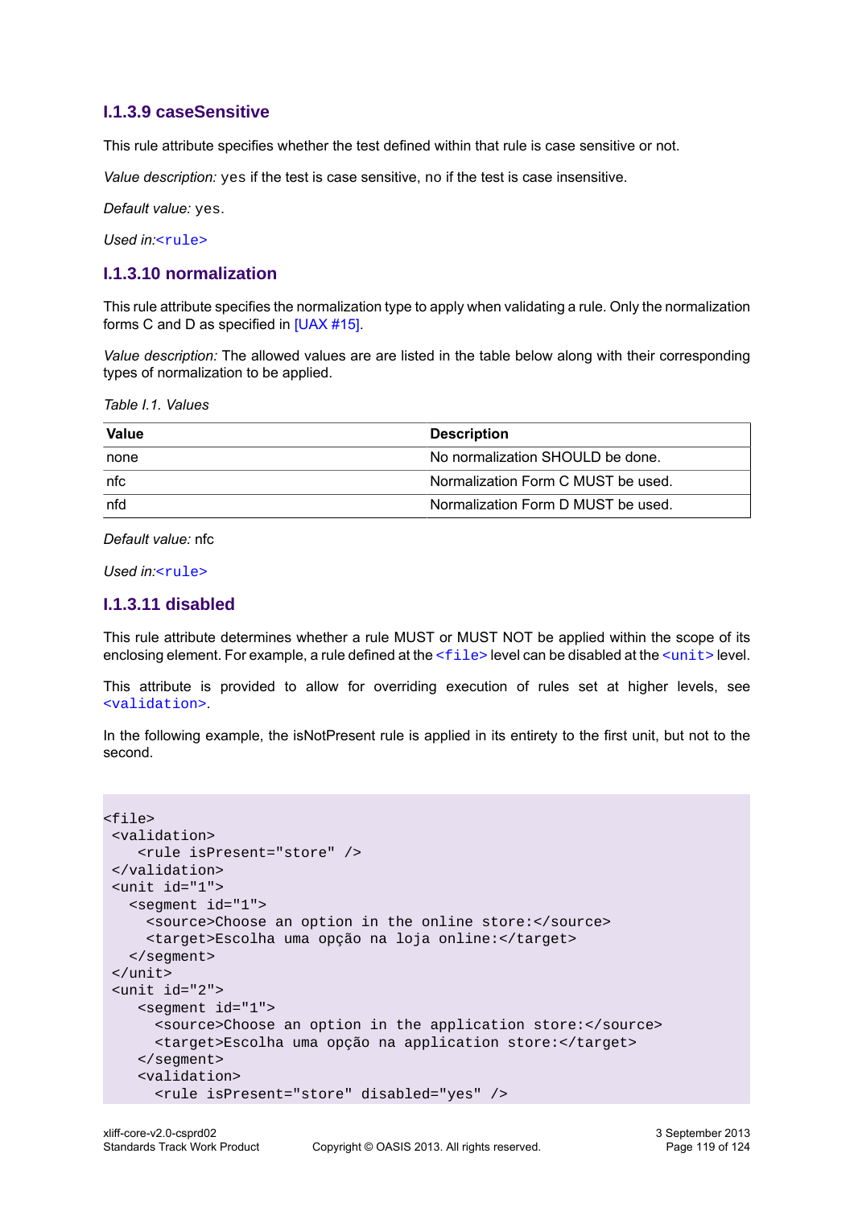#### I.1.3.9 caseSensitive

This rule attribute specifies whether the test defined within that rule is case sensitive or not.

*Value description:* `yes` if the test is case sensitive, `no` if the test is case insensitive.

*Default value:* `yes`.

*Used in:*`<rule>`

#### I.1.3.10 normalization

This rule attribute specifies the normalization type to apply when validating a rule. Only the normalization forms C and D as specified in [UAX #15].

*Value description:* The allowed values are are listed in the table below along with their corresponding types of normalization to be applied.

*Table I.1. Values*

| Value | Description |
|---|---|
| none | No normalization SHOULD be done. |
| nfc | Normalization Form C MUST be used. |
| nfd | Normalization Form D MUST be used. |

*Default value:* nfc

*Used in:*`<rule>`

#### I.1.3.11 disabled

This rule attribute determines whether a rule MUST or MUST NOT be applied within the scope of its enclosing element. For example, a rule defined at the `<file>` level can be disabled at the `<unit>` level.

This attribute is provided to allow for overriding execution of rules set at higher levels, see `<validation>`.

In the following example, the isNotPresent rule is applied in its entirety to the first unit, but not to the second.

```
<file>
 <validation>
    <rule isPresent="store" />
 </validation>
 <unit id="1">
   <segment id="1">
     <source>Choose an option in the online store:</source>
     <target>Escolha uma opção na loja online:</target>
   </segment>
 </unit>
 <unit id="2">
    <segment id="1">
      <source>Choose an option in the application store:</source>
      <target>Escolha uma opção na application store:</target>
    </segment>
    <validation>
      <rule isPresent="store" disabled="yes" />
```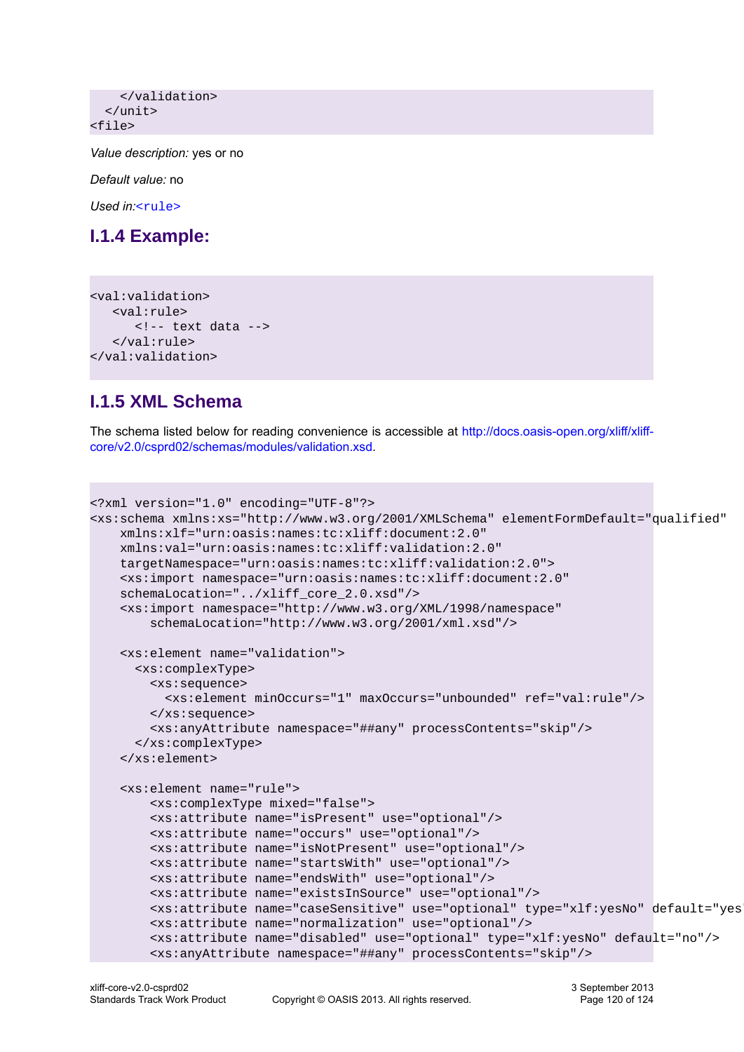```
    </validation>
  </unit>
<file>
```

*Value description:* yes or no

*Default value:* no

*Used in:*`<rule>`

### I.1.4 Example:

```
<val:validation>
   <val:rule>
      <!-- text data -->
   </val:rule>
</val:validation>
```

### I.1.5 XML Schema

The schema listed below for reading convenience is accessible at http://docs.oasis-open.org/xliff/xliff-core/v2.0/csprd02/schemas/modules/validation.xsd.

```
<?xml version="1.0" encoding="UTF-8"?>
<xs:schema xmlns:xs="http://www.w3.org/2001/XMLSchema" elementFormDefault="qualified"
    xmlns:xlf="urn:oasis:names:tc:xliff:document:2.0"
    xmlns:val="urn:oasis:names:tc:xliff:validation:2.0"
    targetNamespace="urn:oasis:names:tc:xliff:validation:2.0">
    <xs:import namespace="urn:oasis:names:tc:xliff:document:2.0"
    schemaLocation="../xliff_core_2.0.xsd"/>
    <xs:import namespace="http://www.w3.org/XML/1998/namespace"
        schemaLocation="http://www.w3.org/2001/xml.xsd"/>

    <xs:element name="validation">
      <xs:complexType>
        <xs:sequence>
          <xs:element minOccurs="1" maxOccurs="unbounded" ref="val:rule"/>
        </xs:sequence>
        <xs:anyAttribute namespace="##any" processContents="skip"/>
      </xs:complexType>
    </xs:element>

    <xs:element name="rule">
        <xs:complexType mixed="false">
        <xs:attribute name="isPresent" use="optional"/>
        <xs:attribute name="occurs" use="optional"/>
        <xs:attribute name="isNotPresent" use="optional"/>
        <xs:attribute name="startsWith" use="optional"/>
        <xs:attribute name="endsWith" use="optional"/>
        <xs:attribute name="existsInSource" use="optional"/>
        <xs:attribute name="caseSensitive" use="optional" type="xlf:yesNo" default="yes
        <xs:attribute name="normalization" use="optional"/>
        <xs:attribute name="disabled" use="optional" type="xlf:yesNo" default="no"/>
        <xs:anyAttribute namespace="##any" processContents="skip"/>
```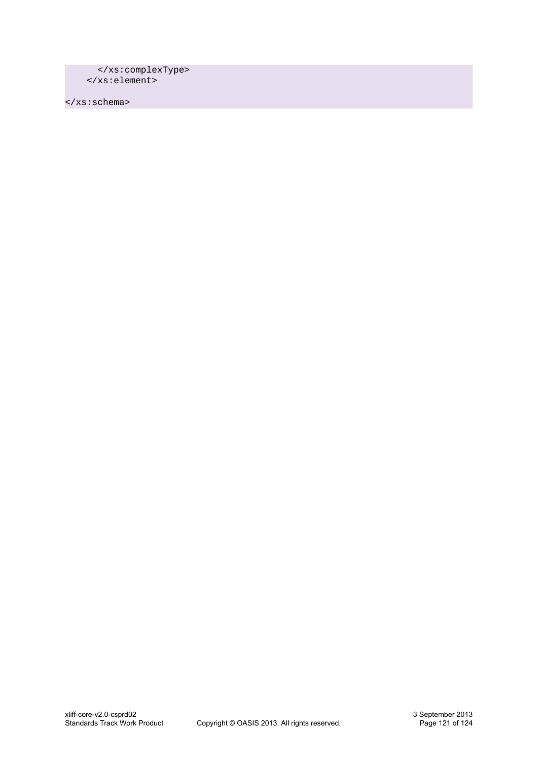```
      </xs:complexType>
    </xs:element>

</xs:schema>
```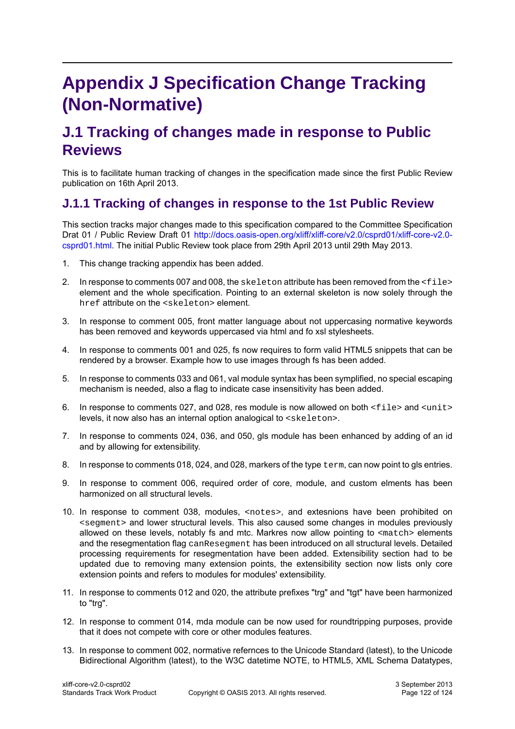# Appendix J Specification Change Tracking (Non-Normative)

## J.1 Tracking of changes made in response to Public Reviews

This is to facilitate human tracking of changes in the specification made since the first Public Review publication on 16th April 2013.

### J.1.1 Tracking of changes in response to the 1st Public Review

This section tracks major changes made to this specification compared to the Committee Specification Drat 01 / Public Review Draft 01 http://docs.oasis-open.org/xliff/xliff-core/v2.0/csprd01/xliff-core-v2.0-csprd01.html. The initial Public Review took place from 29th April 2013 until 29th May 2013.

1. This change tracking appendix has been added.
2. In response to comments 007 and 008, the `skeleton` attribute has been removed from the `<file>` element and the whole specification. Pointing to an external skeleton is now solely through the `href` attribute on the `<skeleton>` element.
3. In response to comment 005, front matter language about not uppercasing normative keywords has been removed and keywords uppercased via html and fo xsl stylesheets.
4. In response to comments 001 and 025, fs now requires to form valid HTML5 snippets that can be rendered by a browser. Example how to use images through fs has been added.
5. In response to comments 033 and 061, val module syntax has been symplified, no special escaping mechanism is needed, also a flag to indicate case insensitivity has been added.
6. In response to comments 027, and 028, res module is now allowed on both `<file>` and `<unit>` levels, it now also has an internal option analogical to `<skeleton>`.
7. In response to comments 024, 036, and 050, gls module has been enhanced by adding of an id and by allowing for extensibility.
8. In response to comments 018, 024, and 028, markers of the type `term`, can now point to gls entries.
9. In response to comment 006, required order of core, module, and custom elments has been harmonized on all structural levels.
10. In response to comment 038, modules, `<notes>`, and extesnions have been prohibited on `<segment>` and lower structural levels. This also caused some changes in modules previously allowed on these levels, notably fs and mtc. Markres now allow pointing to `<match>` elements and the resegmentation flag `canResegment` has been introduced on all structural levels. Detailed processing requirements for resegmentation have been added. Extensibility section had to be updated due to removing many extension points, the extensibility section now lists only core extension points and refers to modules for modules' extensibility.
11. In response to comments 012 and 020, the attribute prefixes "trg" and "tgt" have been harmonized to "trg".
12. In response to comment 014, mda module can be now used for roundtripping purposes, provide that it does not compete with core or other modules features.
13. In response to comment 002, normative refernces to the Unicode Standard (latest), to the Unicode Bidirectional Algorithm (latest), to the W3C datetime NOTE, to HTML5, XML Schema Datatypes,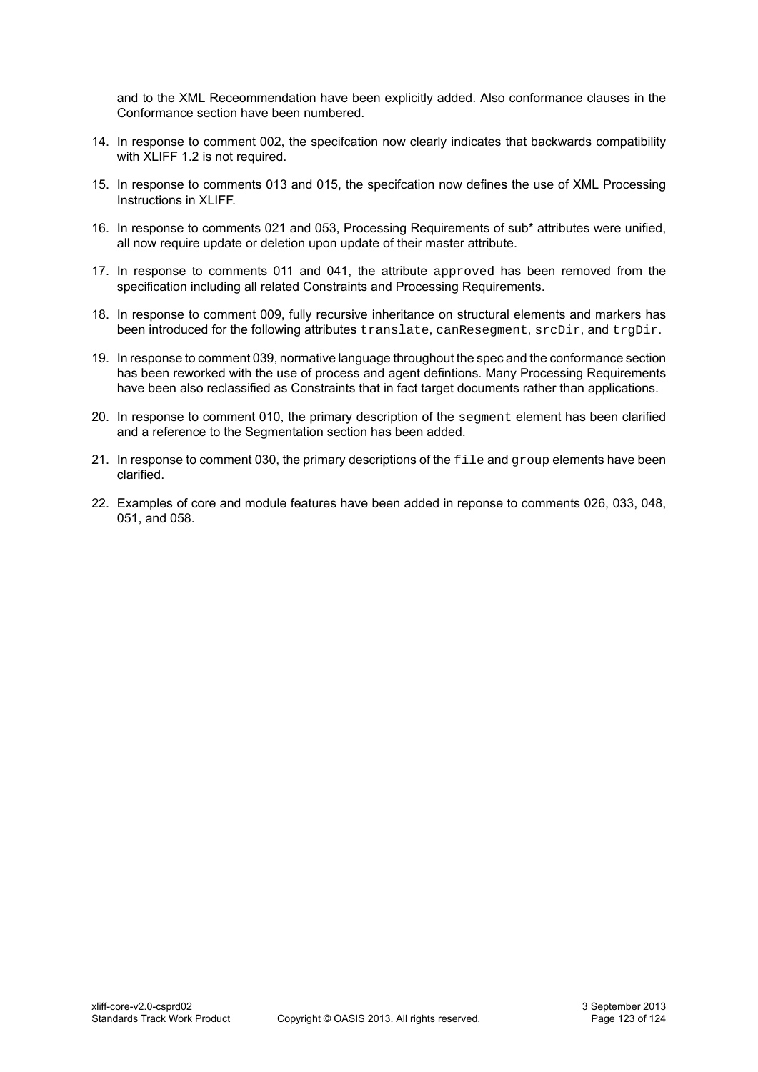and to the XML Receommendation have been explicitly added. Also conformance clauses in the Conformance section have been numbered.

14. In response to comment 002, the specifcation now clearly indicates that backwards compatibility with XLIFF 1.2 is not required.
15. In response to comments 013 and 015, the specifcation now defines the use of XML Processing Instructions in XLIFF.
16. In response to comments 021 and 053, Processing Requirements of sub* attributes were unified, all now require update or deletion upon update of their master attribute.
17. In response to comments 011 and 041, the attribute `approved` has been removed from the specification including all related Constraints and Processing Requirements.
18. In response to comment 009, fully recursive inheritance on structural elements and markers has been introduced for the following attributes `translate`, `canResegment`, `srcDir`, and `trgDir`.
19. In response to comment 039, normative language throughout the spec and the conformance section has been reworked with the use of process and agent defintions. Many Processing Requirements have been also reclassified as Constraints that in fact target documents rather than applications.
20. In response to comment 010, the primary description of the `segment` element has been clarified and a reference to the Segmentation section has been added.
21. In response to comment 030, the primary descriptions of the `file` and `group` elements have been clarified.
22. Examples of core and module features have been added in reponse to comments 026, 033, 048, 051, and 058.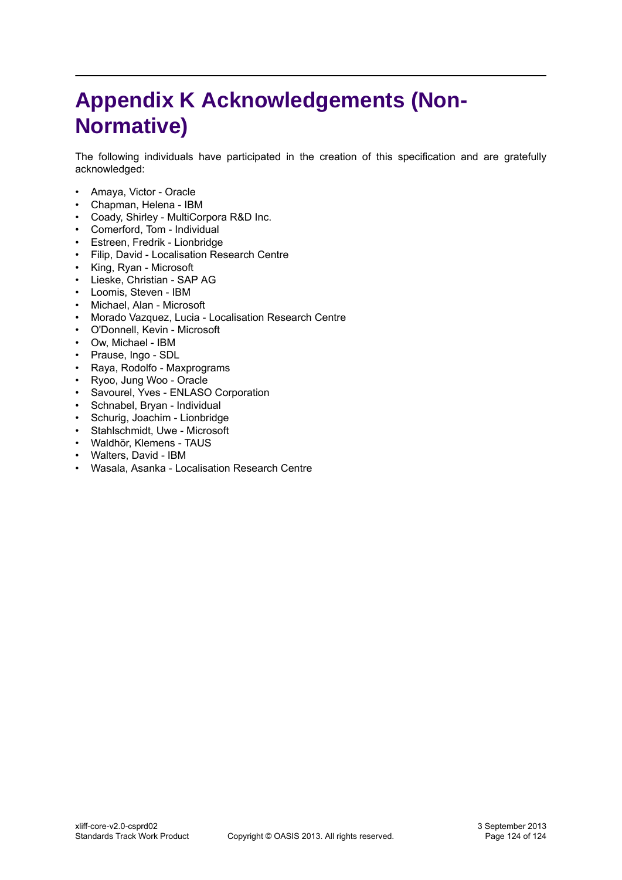# Appendix K Acknowledgements (Non-Normative)

The following individuals have participated in the creation of this specification and are gratefully acknowledged:

- Amaya, Victor - Oracle
- Chapman, Helena - IBM
- Coady, Shirley - MultiCorpora R&D Inc.
- Comerford, Tom - Individual
- Estreen, Fredrik - Lionbridge
- Filip, David - Localisation Research Centre
- King, Ryan - Microsoft
- Lieske, Christian - SAP AG
- Loomis, Steven - IBM
- Michael, Alan - Microsoft
- Morado Vazquez, Lucia - Localisation Research Centre
- O'Donnell, Kevin - Microsoft
- Ow, Michael - IBM
- Prause, Ingo - SDL
- Raya, Rodolfo - Maxprograms
- Ryoo, Jung Woo - Oracle
- Savourel, Yves - ENLASO Corporation
- Schnabel, Bryan - Individual
- Schurig, Joachim - Lionbridge
- Stahlschmidt, Uwe - Microsoft
- Waldhör, Klemens - TAUS
- Walters, David - IBM
- Wasala, Asanka - Localisation Research Centre